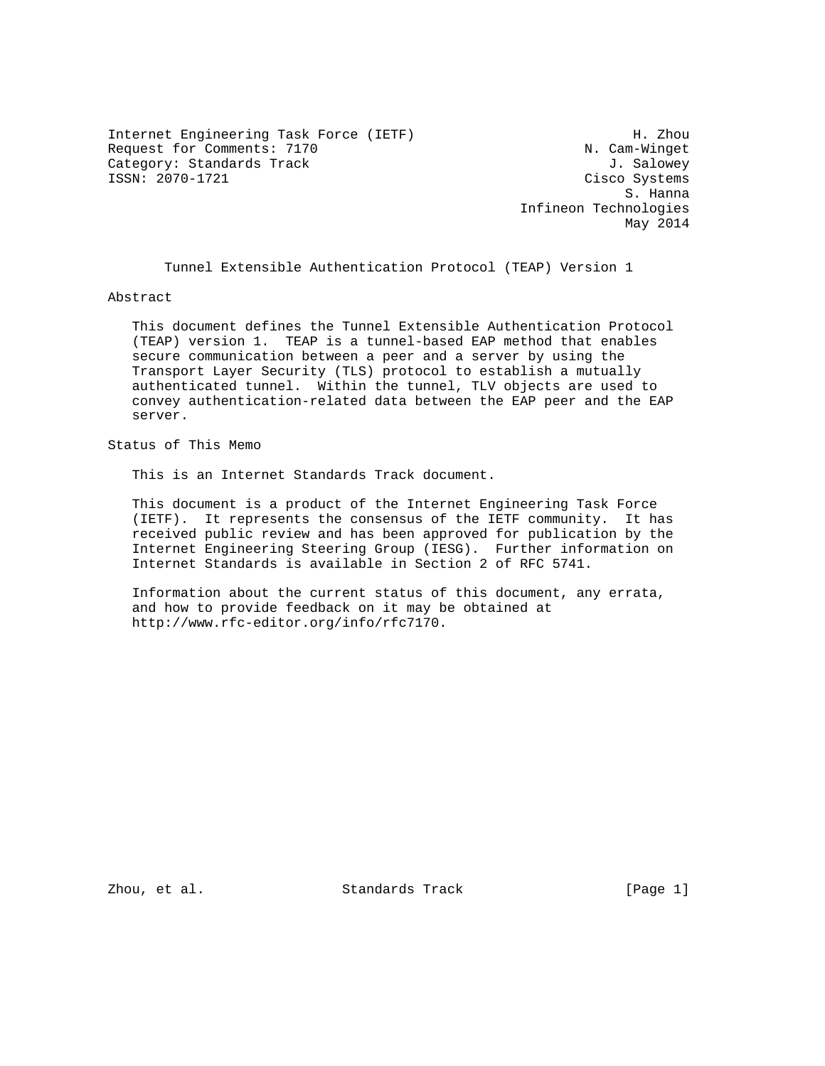Internet Engineering Task Force (IETF) H. Zhou
Request for Comments: 7170 N. Cam-Winget
Category: Standards Track J. Salowey
ISSN: 2070-1721 Cisco Systems
S. Hanna
Infineon Technologies
May 2014

# Tunnel Extensible Authentication Protocol (TEAP) Version 1

## Abstract

This document defines the Tunnel Extensible Authentication Protocol (TEAP) version 1. TEAP is a tunnel-based EAP method that enables secure communication between a peer and a server by using the Transport Layer Security (TLS) protocol to establish a mutually authenticated tunnel. Within the tunnel, TLV objects are used to convey authentication-related data between the EAP peer and the EAP server.

## Status of This Memo

This is an Internet Standards Track document.

This document is a product of the Internet Engineering Task Force (IETF). It represents the consensus of the IETF community. It has received public review and has been approved for publication by the Internet Engineering Steering Group (IESG). Further information on Internet Standards is available in Section 2 of RFC 5741.

Information about the current status of this document, any errata, and how to provide feedback on it may be obtained at http://www.rfc-editor.org/info/rfc7170.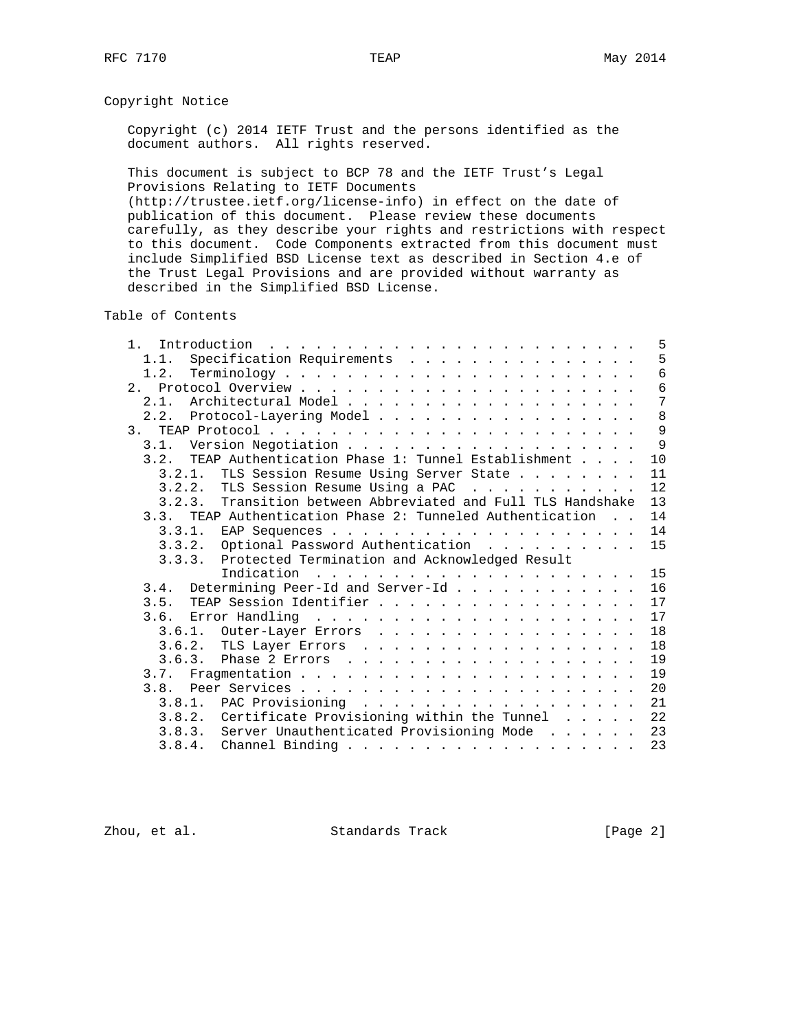## Copyright Notice

Copyright (c) 2014 IETF Trust and the persons identified as the document authors. All rights reserved.

This document is subject to BCP 78 and the IETF Trust's Legal Provisions Relating to IETF Documents (http://trustee.ietf.org/license-info) in effect on the date of publication of this document. Please review these documents carefully, as they describe your rights and restrictions with respect to this document. Code Components extracted from this document must include Simplified BSD License text as described in Section 4.e of the Trust Legal Provisions and are provided without warranty as described in the Simplified BSD License.

## Table of Contents

```
   1.  Introduction . . . . . . . . . . . . . . . . . . . . . . . .   5
     1.1.  Specification Requirements . . . . . . . . . . . . . . .   5
     1.2.  Terminology . . . . . . . . . . . . . . . . . . . . . . .   6
   2.  Protocol Overview . . . . . . . . . . . . . . . . . . . . . .   6
     2.1.  Architectural Model . . . . . . . . . . . . . . . . . . .   7
     2.2.  Protocol-Layering Model . . . . . . . . . . . . . . . . .   8
   3.  TEAP Protocol . . . . . . . . . . . . . . . . . . . . . . . .   9
     3.1.  Version Negotiation . . . . . . . . . . . . . . . . . . .   9
     3.2.  TEAP Authentication Phase 1: Tunnel Establishment . . . .  10
       3.2.1.  TLS Session Resume Using Server State . . . . . . . .  11
       3.2.2.  TLS Session Resume Using a PAC  . . . . . . . . . . .  12
       3.2.3.  Transition between Abbreviated and Full TLS Handshake  13
     3.3.  TEAP Authentication Phase 2: Tunneled Authentication  . .  14
       3.3.1.  EAP Sequences . . . . . . . . . . . . . . . . . . . .  14
       3.3.2.  Optional Password Authentication  . . . . . . . . . .  15
       3.3.3.  Protected Termination and Acknowledged Result
               Indication  . . . . . . . . . . . . . . . . . . . . .  15
     3.4.  Determining Peer-Id and Server-Id . . . . . . . . . . . .  16
     3.5.  TEAP Session Identifier . . . . . . . . . . . . . . . . .  17
     3.6.  Error Handling  . . . . . . . . . . . . . . . . . . . . .  17
       3.6.1.  Outer-Layer Errors  . . . . . . . . . . . . . . . . .  18
       3.6.2.  TLS Layer Errors  . . . . . . . . . . . . . . . . . .  18
       3.6.3.  Phase 2 Errors  . . . . . . . . . . . . . . . . . . .  19
     3.7.  Fragmentation . . . . . . . . . . . . . . . . . . . . . .  19
     3.8.  Peer Services . . . . . . . . . . . . . . . . . . . . . .  20
       3.8.1.  PAC Provisioning  . . . . . . . . . . . . . . . . . .  21
       3.8.2.  Certificate Provisioning within the Tunnel  . . . . .  22
       3.8.3.  Server Unauthenticated Provisioning Mode  . . . . . .  23
       3.8.4.  Channel Binding . . . . . . . . . . . . . . . . . . .  23
```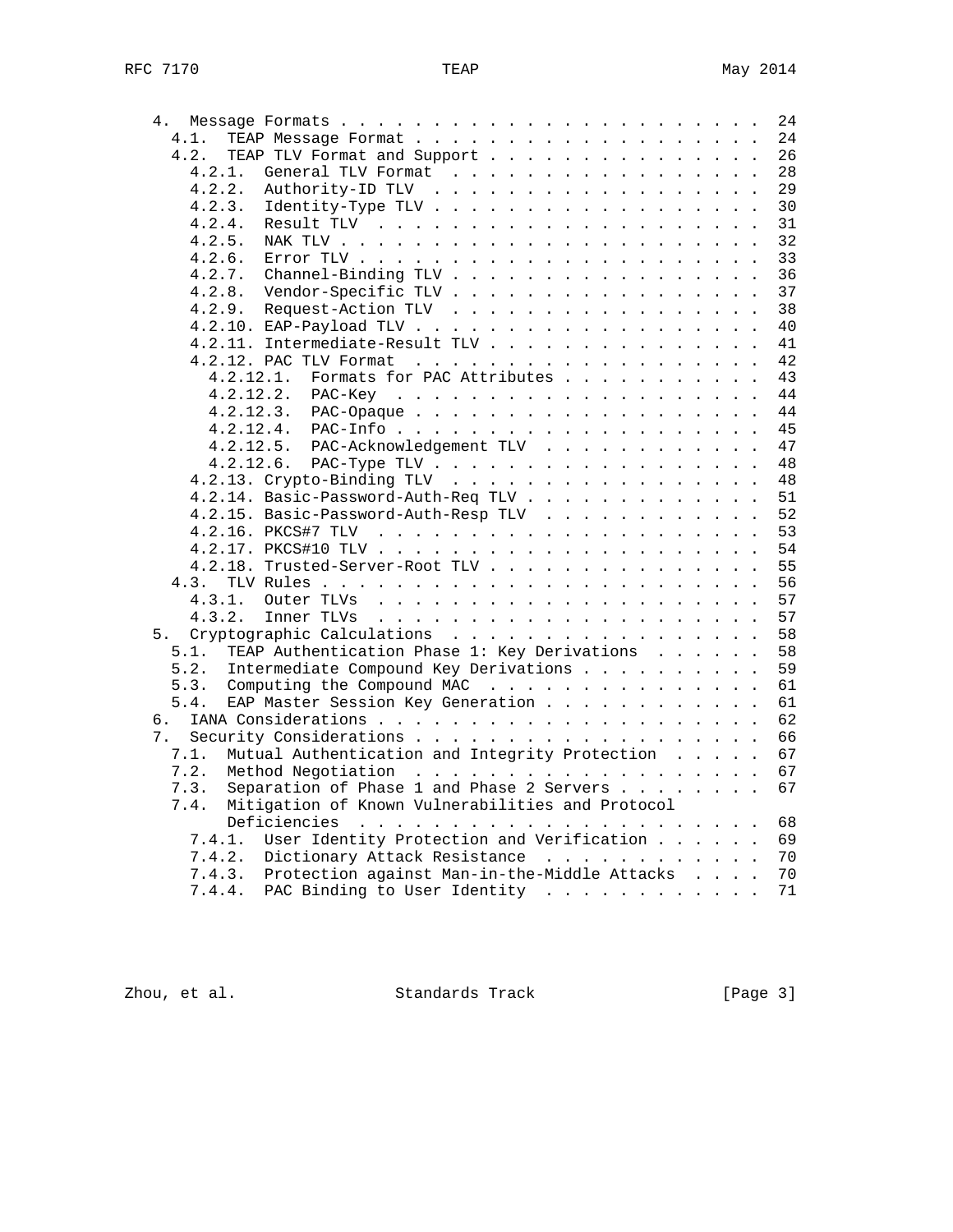```
   4.  Message Formats . . . . . . . . . . . . . . . . . . . . . . .  24
     4.1.  TEAP Message Format . . . . . . . . . . . . . . . . . . .  24
     4.2.  TEAP TLV Format and Support . . . . . . . . . . . . . . .  26
       4.2.1.  General TLV Format  . . . . . . . . . . . . . . . . .  28
       4.2.2.  Authority-ID TLV  . . . . . . . . . . . . . . . . . .  29
       4.2.3.  Identity-Type TLV . . . . . . . . . . . . . . . . . .  30
       4.2.4.  Result TLV  . . . . . . . . . . . . . . . . . . . . .  31
       4.2.5.  NAK TLV . . . . . . . . . . . . . . . . . . . . . . .  32
       4.2.6.  Error TLV . . . . . . . . . . . . . . . . . . . . . .  33
       4.2.7.  Channel-Binding TLV . . . . . . . . . . . . . . . . .  36
       4.2.8.  Vendor-Specific TLV . . . . . . . . . . . . . . . . .  37
       4.2.9.  Request-Action TLV  . . . . . . . . . . . . . . . . .  38
       4.2.10. EAP-Payload TLV . . . . . . . . . . . . . . . . . . .  40
       4.2.11. Intermediate-Result TLV . . . . . . . . . . . . . . .  41
       4.2.12. PAC TLV Format  . . . . . . . . . . . . . . . . . . .  42
         4.2.12.1.  Formats for PAC Attributes . . . . . . . . . . .  43
         4.2.12.2.  PAC-Key  . . . . . . . . . . . . . . . . . . . .  44
         4.2.12.3.  PAC-Opaque . . . . . . . . . . . . . . . . . . .  44
         4.2.12.4.  PAC-Info . . . . . . . . . . . . . . . . . . . .  45
         4.2.12.5.  PAC-Acknowledgement TLV  . . . . . . . . . . . .  47
         4.2.12.6.  PAC-Type TLV . . . . . . . . . . . . . . . . . .  48
       4.2.13. Crypto-Binding TLV  . . . . . . . . . . . . . . . . .  48
       4.2.14. Basic-Password-Auth-Req TLV . . . . . . . . . . . . .  51
       4.2.15. Basic-Password-Auth-Resp TLV  . . . . . . . . . . . .  52
       4.2.16. PKCS#7 TLV  . . . . . . . . . . . . . . . . . . . . .  53
       4.2.17. PKCS#10 TLV . . . . . . . . . . . . . . . . . . . . .  54
       4.2.18. Trusted-Server-Root TLV . . . . . . . . . . . . . . .  55
     4.3.  TLV Rules . . . . . . . . . . . . . . . . . . . . . . . .  56
       4.3.1.  Outer TLVs  . . . . . . . . . . . . . . . . . . . . .  57
       4.3.2.  Inner TLVs  . . . . . . . . . . . . . . . . . . . . .  57
   5.  Cryptographic Calculations  . . . . . . . . . . . . . . . . .  58
     5.1.  TEAP Authentication Phase 1: Key Derivations  . . . . . .  58
     5.2.  Intermediate Compound Key Derivations . . . . . . . . . .  59
     5.3.  Computing the Compound MAC  . . . . . . . . . . . . . . .  61
     5.4.  EAP Master Session Key Generation . . . . . . . . . . . .  61
   6.  IANA Considerations . . . . . . . . . . . . . . . . . . . . .  62
   7.  Security Considerations . . . . . . . . . . . . . . . . . . .  66
     7.1.  Mutual Authentication and Integrity Protection  . . . . .  67
     7.2.  Method Negotiation  . . . . . . . . . . . . . . . . . . .  67
     7.3.  Separation of Phase 1 and Phase 2 Servers . . . . . . . .  67
     7.4.  Mitigation of Known Vulnerabilities and Protocol
           Deficiencies  . . . . . . . . . . . . . . . . . . . . . .  68
       7.4.1.  User Identity Protection and Verification . . . . . .  69
       7.4.2.  Dictionary Attack Resistance  . . . . . . . . . . . .  70
       7.4.3.  Protection against Man-in-the-Middle Attacks  . . . .  70
       7.4.4.  PAC Binding to User Identity  . . . . . . . . . . . .  71
```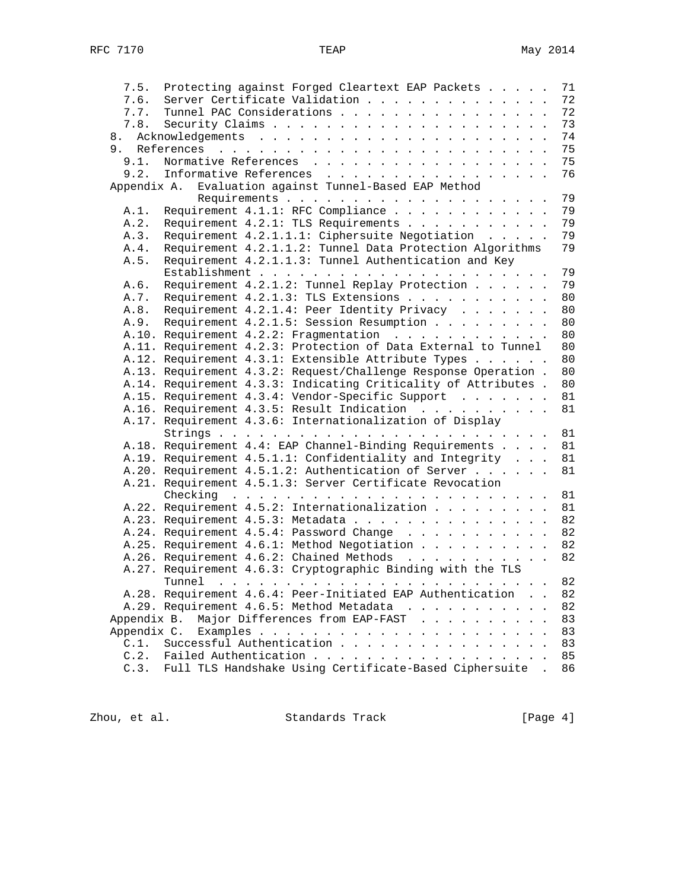```
   7.5.  Protecting against Forged Cleartext EAP Packets . . . . .  71
   7.6.  Server Certificate Validation . . . . . . . . . . . . . .  72
   7.7.  Tunnel PAC Considerations . . . . . . . . . . . . . . . .  72
   7.8.  Security Claims . . . . . . . . . . . . . . . . . . . . .  73
 8.  Acknowledgements  . . . . . . . . . . . . . . . . . . . . . .  74
 9.  References  . . . . . . . . . . . . . . . . . . . . . . . . .  75
   9.1.  Normative References  . . . . . . . . . . . . . . . . . .  75
   9.2.  Informative References  . . . . . . . . . . . . . . . . .  76
 Appendix A.  Evaluation against Tunnel-Based EAP Method
              Requirements . . . . . . . . . . . . . . . . . . . .  79
   A.1.  Requirement 4.1.1: RFC Compliance . . . . . . . . . . . .  79
   A.2.  Requirement 4.2.1: TLS Requirements . . . . . . . . . . .  79
   A.3.  Requirement 4.2.1.1.1: Ciphersuite Negotiation  . . . . .  79
   A.4.  Requirement 4.2.1.1.2: Tunnel Data Protection Algorithms   79
   A.5.  Requirement 4.2.1.1.3: Tunnel Authentication and Key
         Establishment . . . . . . . . . . . . . . . . . . . . . .  79
   A.6.  Requirement 4.2.1.2: Tunnel Replay Protection . . . . . .  79
   A.7.  Requirement 4.2.1.3: TLS Extensions . . . . . . . . . . .  80
   A.8.  Requirement 4.2.1.4: Peer Identity Privacy  . . . . . . .  80
   A.9.  Requirement 4.2.1.5: Session Resumption . . . . . . . . .  80
   A.10. Requirement 4.2.2: Fragmentation  . . . . . . . . . . . .  80
   A.11. Requirement 4.2.3: Protection of Data External to Tunnel   80
   A.12. Requirement 4.3.1: Extensible Attribute Types . . . . . .  80
   A.13. Requirement 4.3.2: Request/Challenge Response Operation .  80
   A.14. Requirement 4.3.3: Indicating Criticality of Attributes .  80
   A.15. Requirement 4.3.4: Vendor-Specific Support  . . . . . . .  81
   A.16. Requirement 4.3.5: Result Indication  . . . . . . . . . .  81
   A.17. Requirement 4.3.6: Internationalization of Display
         Strings . . . . . . . . . . . . . . . . . . . . . . . . .  81
   A.18. Requirement 4.4: EAP Channel-Binding Requirements . . . .  81
   A.19. Requirement 4.5.1.1: Confidentiality and Integrity  . . .  81
   A.20. Requirement 4.5.1.2: Authentication of Server . . . . . .  81
   A.21. Requirement 4.5.1.3: Server Certificate Revocation
         Checking  . . . . . . . . . . . . . . . . . . . . . . . .  81
   A.22. Requirement 4.5.2: Internationalization . . . . . . . . .  81
   A.23. Requirement 4.5.3: Metadata . . . . . . . . . . . . . . .  82
   A.24. Requirement 4.5.4: Password Change  . . . . . . . . . . .  82
   A.25. Requirement 4.6.1: Method Negotiation . . . . . . . . . .  82
   A.26. Requirement 4.6.2: Chained Methods  . . . . . . . . . . .  82
   A.27. Requirement 4.6.3: Cryptographic Binding with the TLS
         Tunnel  . . . . . . . . . . . . . . . . . . . . . . . . .  82
   A.28. Requirement 4.6.4: Peer-Initiated EAP Authentication  . .  82
   A.29. Requirement 4.6.5: Method Metadata  . . . . . . . . . . .  82
 Appendix B.  Major Differences from EAP-FAST  . . . . . . . . . .  83
 Appendix C.  Examples . . . . . . . . . . . . . . . . . . . . . .  83
   C.1.  Successful Authentication . . . . . . . . . . . . . . . .  83
   C.2.  Failed Authentication . . . . . . . . . . . . . . . . . .  85
   C.3.  Full TLS Handshake Using Certificate-Based Ciphersuite  .  86
```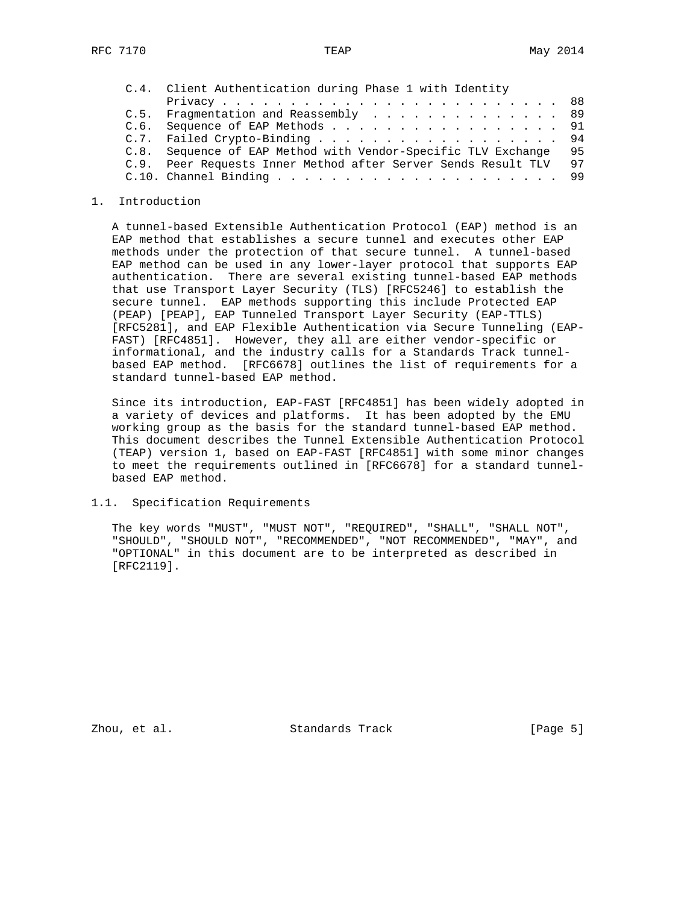C.4. Client Authentication during Phase 1 with Identity Privacy . . . . . . . . . . . . . . . . . . . . . . . . . . 88
C.5. Fragmentation and Reassembly . . . . . . . . . . . . . . . 89
C.6. Sequence of EAP Methods . . . . . . . . . . . . . . . . . . 91
C.7. Failed Crypto-Binding . . . . . . . . . . . . . . . . . . . 94
C.8. Sequence of EAP Method with Vendor-Specific TLV Exchange 95
C.9. Peer Requests Inner Method after Server Sends Result TLV 97
C.10. Channel Binding . . . . . . . . . . . . . . . . . . . . . . 99

# 1. Introduction

A tunnel-based Extensible Authentication Protocol (EAP) method is an EAP method that establishes a secure tunnel and executes other EAP methods under the protection of that secure tunnel. A tunnel-based EAP method can be used in any lower-layer protocol that supports EAP authentication. There are several existing tunnel-based EAP methods that use Transport Layer Security (TLS) [RFC5246] to establish the secure tunnel. EAP methods supporting this include Protected EAP (PEAP) [PEAP], EAP Tunneled Transport Layer Security (EAP-TTLS) [RFC5281], and EAP Flexible Authentication via Secure Tunneling (EAP-FAST) [RFC4851]. However, they all are either vendor-specific or informational, and the industry calls for a Standards Track tunnel-based EAP method. [RFC6678] outlines the list of requirements for a standard tunnel-based EAP method.

Since its introduction, EAP-FAST [RFC4851] has been widely adopted in a variety of devices and platforms. It has been adopted by the EMU working group as the basis for the standard tunnel-based EAP method. This document describes the Tunnel Extensible Authentication Protocol (TEAP) version 1, based on EAP-FAST [RFC4851] with some minor changes to meet the requirements outlined in [RFC6678] for a standard tunnel-based EAP method.

## 1.1. Specification Requirements

The key words "MUST", "MUST NOT", "REQUIRED", "SHALL", "SHALL NOT", "SHOULD", "SHOULD NOT", "RECOMMENDED", "NOT RECOMMENDED", "MAY", and "OPTIONAL" in this document are to be interpreted as described in [RFC2119].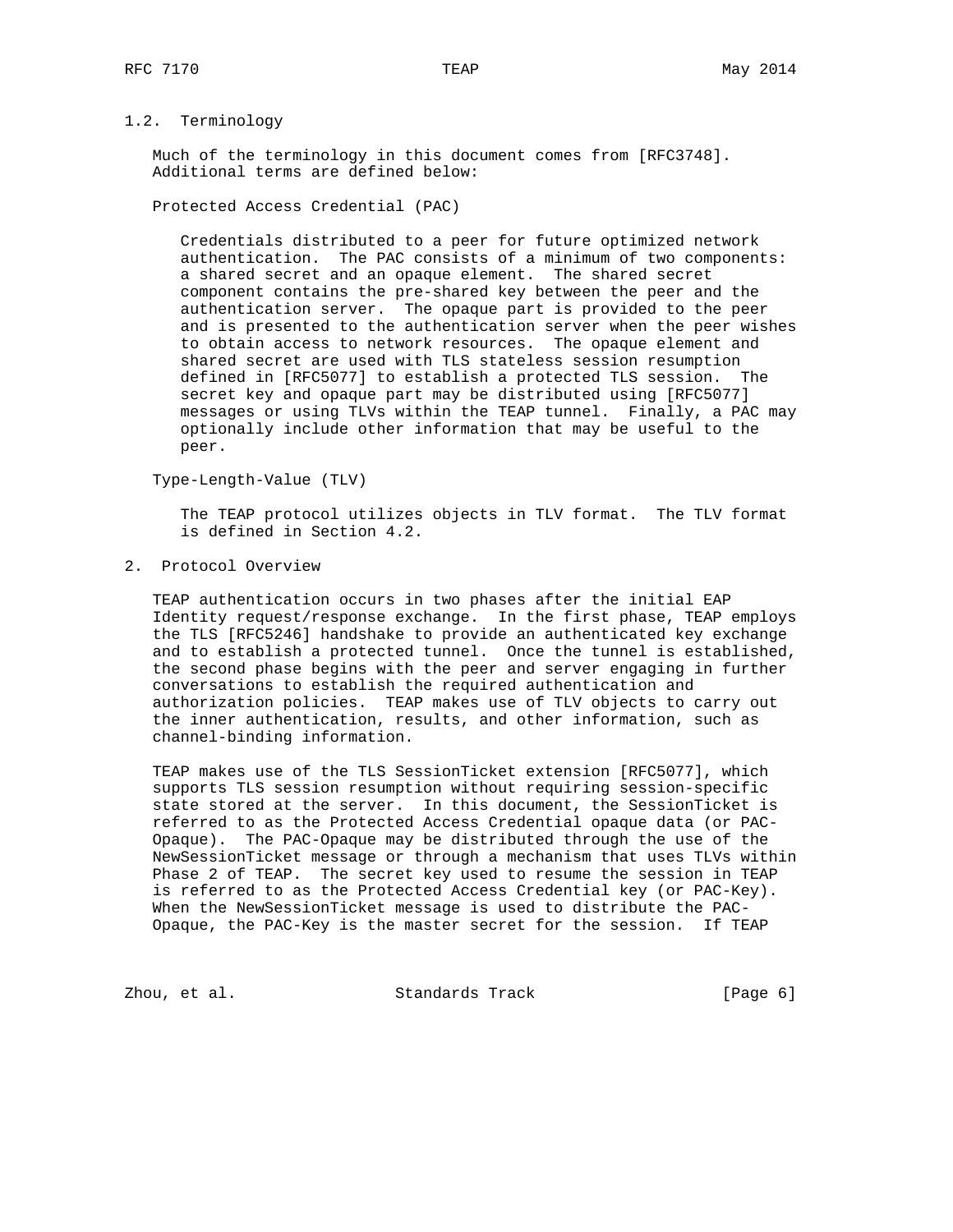### 1.2. Terminology

Much of the terminology in this document comes from [RFC3748]. Additional terms are defined below:

Protected Access Credential (PAC)

Credentials distributed to a peer for future optimized network authentication. The PAC consists of a minimum of two components: a shared secret and an opaque element. The shared secret component contains the pre-shared key between the peer and the authentication server. The opaque part is provided to the peer and is presented to the authentication server when the peer wishes to obtain access to network resources. The opaque element and shared secret are used with TLS stateless session resumption defined in [RFC5077] to establish a protected TLS session. The secret key and opaque part may be distributed using [RFC5077] messages or using TLVs within the TEAP tunnel. Finally, a PAC may optionally include other information that may be useful to the peer.

Type-Length-Value (TLV)

The TEAP protocol utilizes objects in TLV format. The TLV format is defined in Section 4.2.

## 2. Protocol Overview

TEAP authentication occurs in two phases after the initial EAP Identity request/response exchange. In the first phase, TEAP employs the TLS [RFC5246] handshake to provide an authenticated key exchange and to establish a protected tunnel. Once the tunnel is established, the second phase begins with the peer and server engaging in further conversations to establish the required authentication and authorization policies. TEAP makes use of TLV objects to carry out the inner authentication, results, and other information, such as channel-binding information.

TEAP makes use of the TLS SessionTicket extension [RFC5077], which supports TLS session resumption without requiring session-specific state stored at the server. In this document, the SessionTicket is referred to as the Protected Access Credential opaque data (or PAC-Opaque). The PAC-Opaque may be distributed through the use of the NewSessionTicket message or through a mechanism that uses TLVs within Phase 2 of TEAP. The secret key used to resume the session in TEAP is referred to as the Protected Access Credential key (or PAC-Key). When the NewSessionTicket message is used to distribute the PAC-Opaque, the PAC-Key is the master secret for the session. If TEAP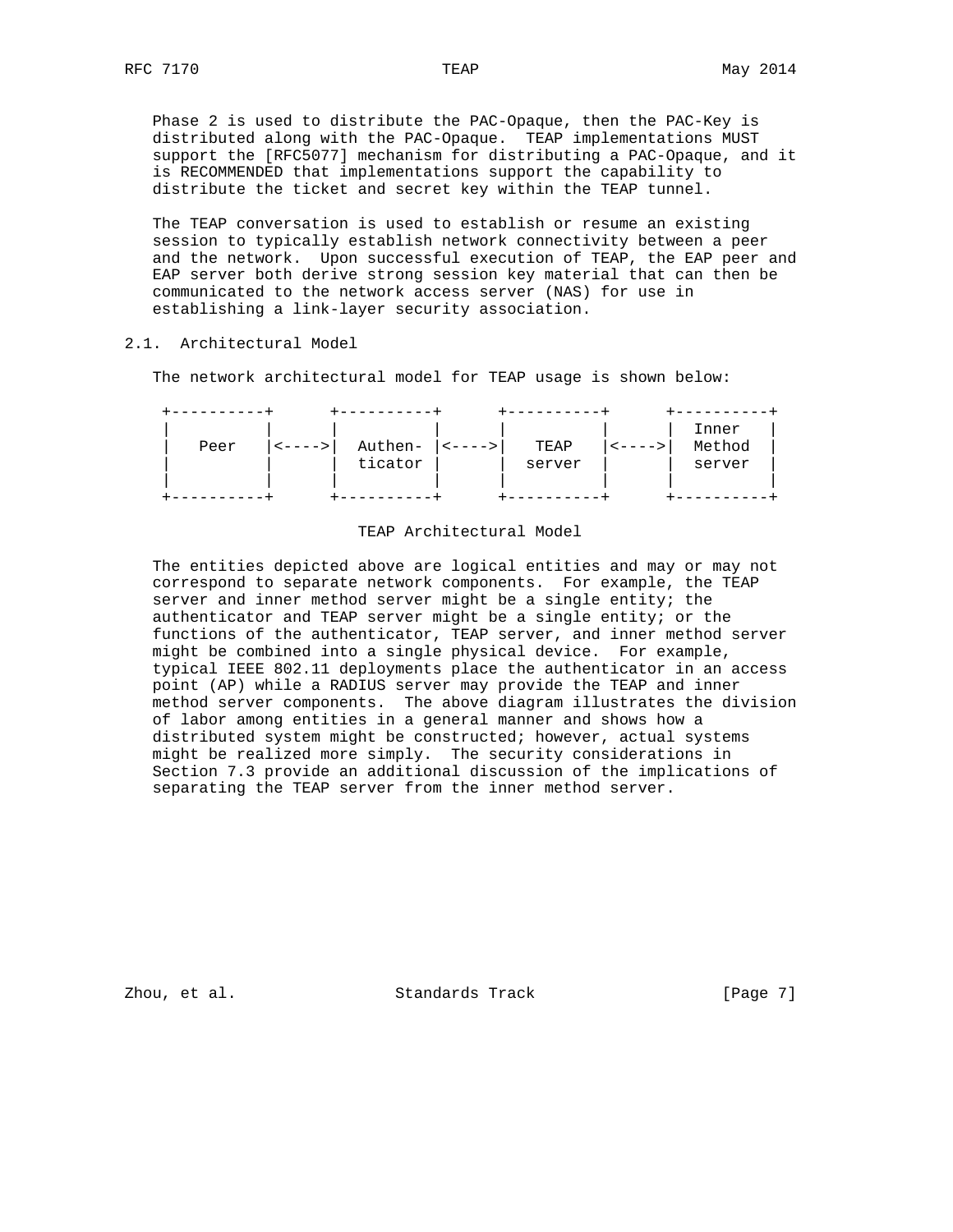Phase 2 is used to distribute the PAC-Opaque, then the PAC-Key is distributed along with the PAC-Opaque. TEAP implementations MUST support the [RFC5077] mechanism for distributing a PAC-Opaque, and it is RECOMMENDED that implementations support the capability to distribute the ticket and secret key within the TEAP tunnel.

The TEAP conversation is used to establish or resume an existing session to typically establish network connectivity between a peer and the network. Upon successful execution of TEAP, the EAP peer and EAP server both derive strong session key material that can then be communicated to the network access server (NAS) for use in establishing a link-layer security association.

## 2.1. Architectural Model

The network architectural model for TEAP usage is shown below:

```
 +----------+      +----------+      +----------+      +----------+
 |          |      |          |      |          |      |  Inner   |
 |   Peer   |<---->|  Authen- |<---->|   TEAP   |<---->|  Method  |
 |          |      |  ticator |      |  server  |      |  server  |
 |          |      |          |      |          |      |          |
 +----------+      +----------+      +----------+      +----------+
```

TEAP Architectural Model

The entities depicted above are logical entities and may or may not correspond to separate network components. For example, the TEAP server and inner method server might be a single entity; the authenticator and TEAP server might be a single entity; or the functions of the authenticator, TEAP server, and inner method server might be combined into a single physical device. For example, typical IEEE 802.11 deployments place the authenticator in an access point (AP) while a RADIUS server may provide the TEAP and inner method server components. The above diagram illustrates the division of labor among entities in a general manner and shows how a distributed system might be constructed; however, actual systems might be realized more simply. The security considerations in Section 7.3 provide an additional discussion of the implications of separating the TEAP server from the inner method server.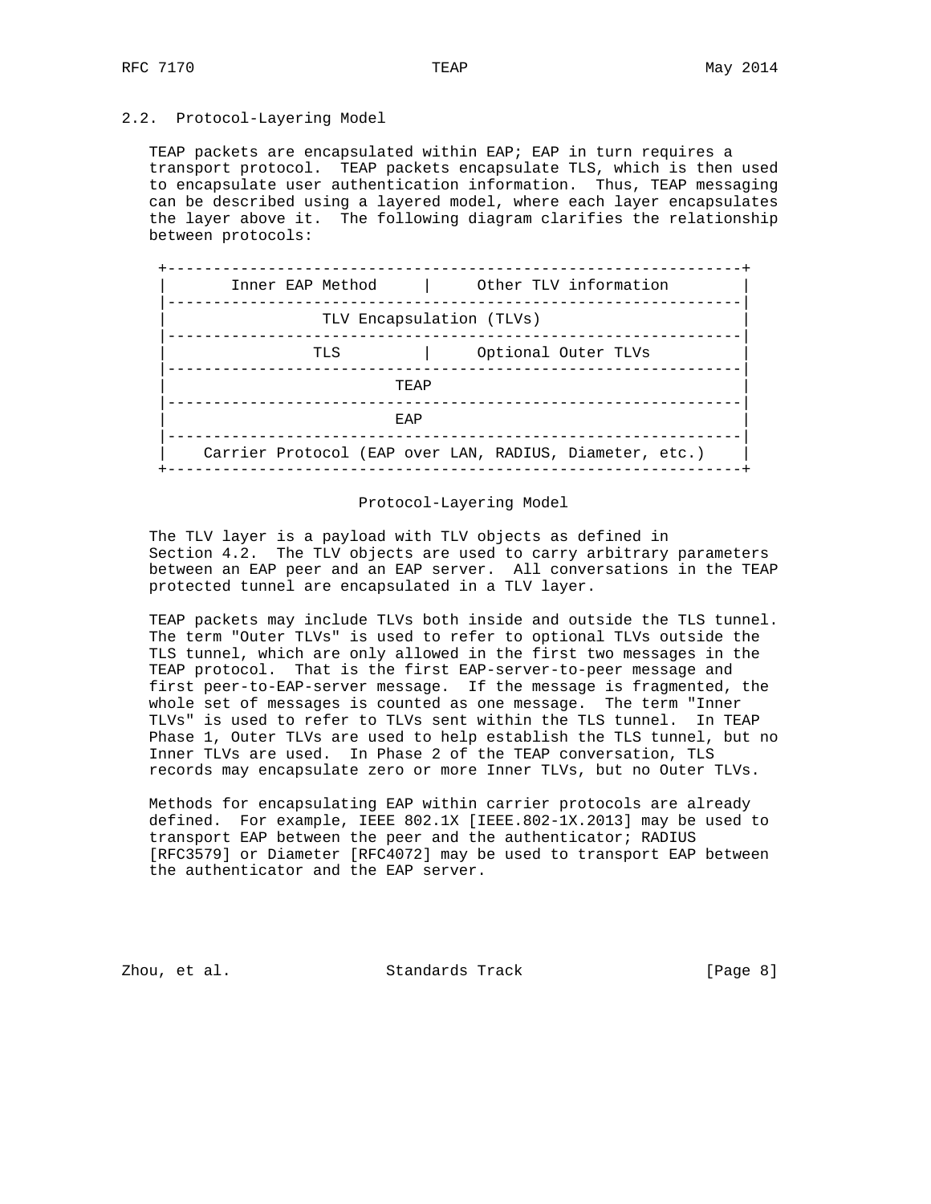## 2.2. Protocol-Layering Model

TEAP packets are encapsulated within EAP; EAP in turn requires a transport protocol. TEAP packets encapsulate TLS, which is then used to encapsulate user authentication information. Thus, TEAP messaging can be described using a layered model, where each layer encapsulates the layer above it. The following diagram clarifies the relationship between protocols:

```
 +---------------------------------------------------------------+
 |       Inner EAP Method     |      Other TLV information       |
 |---------------------------------------------------------------|
 |                 TLV Encapsulation (TLVs)                      |
 |---------------------------------------------------------------|
 |              TLS         |      Optional Outer TLVs           |
 |---------------------------------------------------------------|
 |                         TEAP                                  |
 |---------------------------------------------------------------|
 |                         EAP                                   |
 |---------------------------------------------------------------|
 |    Carrier Protocol (EAP over LAN, RADIUS, Diameter, etc.)    |
 +---------------------------------------------------------------+
```

Protocol-Layering Model

The TLV layer is a payload with TLV objects as defined in Section 4.2. The TLV objects are used to carry arbitrary parameters between an EAP peer and an EAP server. All conversations in the TEAP protected tunnel are encapsulated in a TLV layer.

TEAP packets may include TLVs both inside and outside the TLS tunnel. The term "Outer TLVs" is used to refer to optional TLVs outside the TLS tunnel, which are only allowed in the first two messages in the TEAP protocol. That is the first EAP-server-to-peer message and first peer-to-EAP-server message. If the message is fragmented, the whole set of messages is counted as one message. The term "Inner TLVs" is used to refer to TLVs sent within the TLS tunnel. In TEAP Phase 1, Outer TLVs are used to help establish the TLS tunnel, but no Inner TLVs are used. In Phase 2 of the TEAP conversation, TLS records may encapsulate zero or more Inner TLVs, but no Outer TLVs.

Methods for encapsulating EAP within carrier protocols are already defined. For example, IEEE 802.1X [IEEE.802-1X.2013] may be used to transport EAP between the peer and the authenticator; RADIUS [RFC3579] or Diameter [RFC4072] may be used to transport EAP between the authenticator and the EAP server.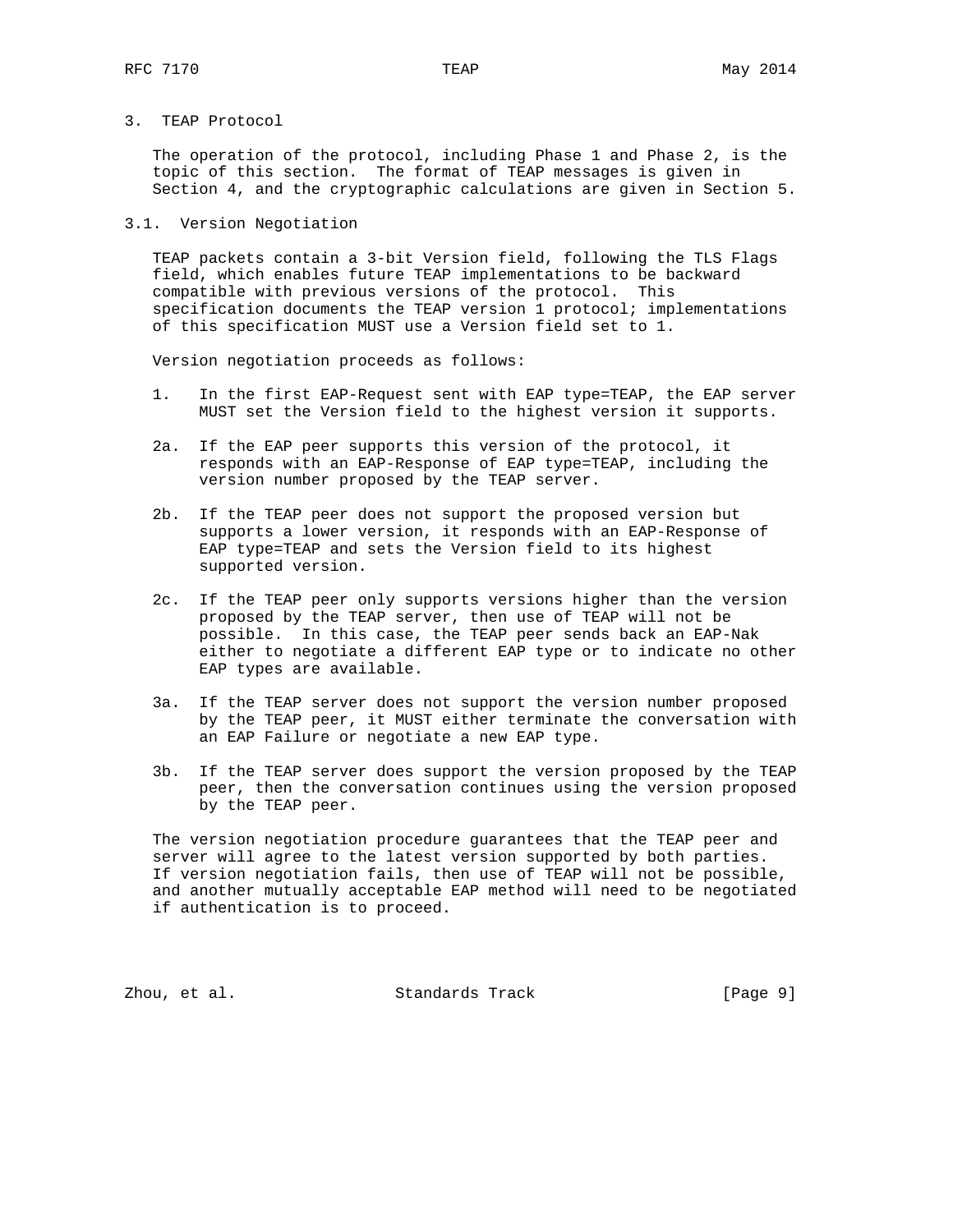# 3. TEAP Protocol

The operation of the protocol, including Phase 1 and Phase 2, is the topic of this section. The format of TEAP messages is given in Section 4, and the cryptographic calculations are given in Section 5.

## 3.1. Version Negotiation

TEAP packets contain a 3-bit Version field, following the TLS Flags field, which enables future TEAP implementations to be backward compatible with previous versions of the protocol. This specification documents the TEAP version 1 protocol; implementations of this specification MUST use a Version field set to 1.

Version negotiation proceeds as follows:

1. In the first EAP-Request sent with EAP type=TEAP, the EAP server MUST set the Version field to the highest version it supports.

2a. If the EAP peer supports this version of the protocol, it responds with an EAP-Response of EAP type=TEAP, including the version number proposed by the TEAP server.

2b. If the TEAP peer does not support the proposed version but supports a lower version, it responds with an EAP-Response of EAP type=TEAP and sets the Version field to its highest supported version.

2c. If the TEAP peer only supports versions higher than the version proposed by the TEAP server, then use of TEAP will not be possible. In this case, the TEAP peer sends back an EAP-Nak either to negotiate a different EAP type or to indicate no other EAP types are available.

3a. If the TEAP server does not support the version number proposed by the TEAP peer, it MUST either terminate the conversation with an EAP Failure or negotiate a new EAP type.

3b. If the TEAP server does support the version proposed by the TEAP peer, then the conversation continues using the version proposed by the TEAP peer.

The version negotiation procedure guarantees that the TEAP peer and server will agree to the latest version supported by both parties. If version negotiation fails, then use of TEAP will not be possible, and another mutually acceptable EAP method will need to be negotiated if authentication is to proceed.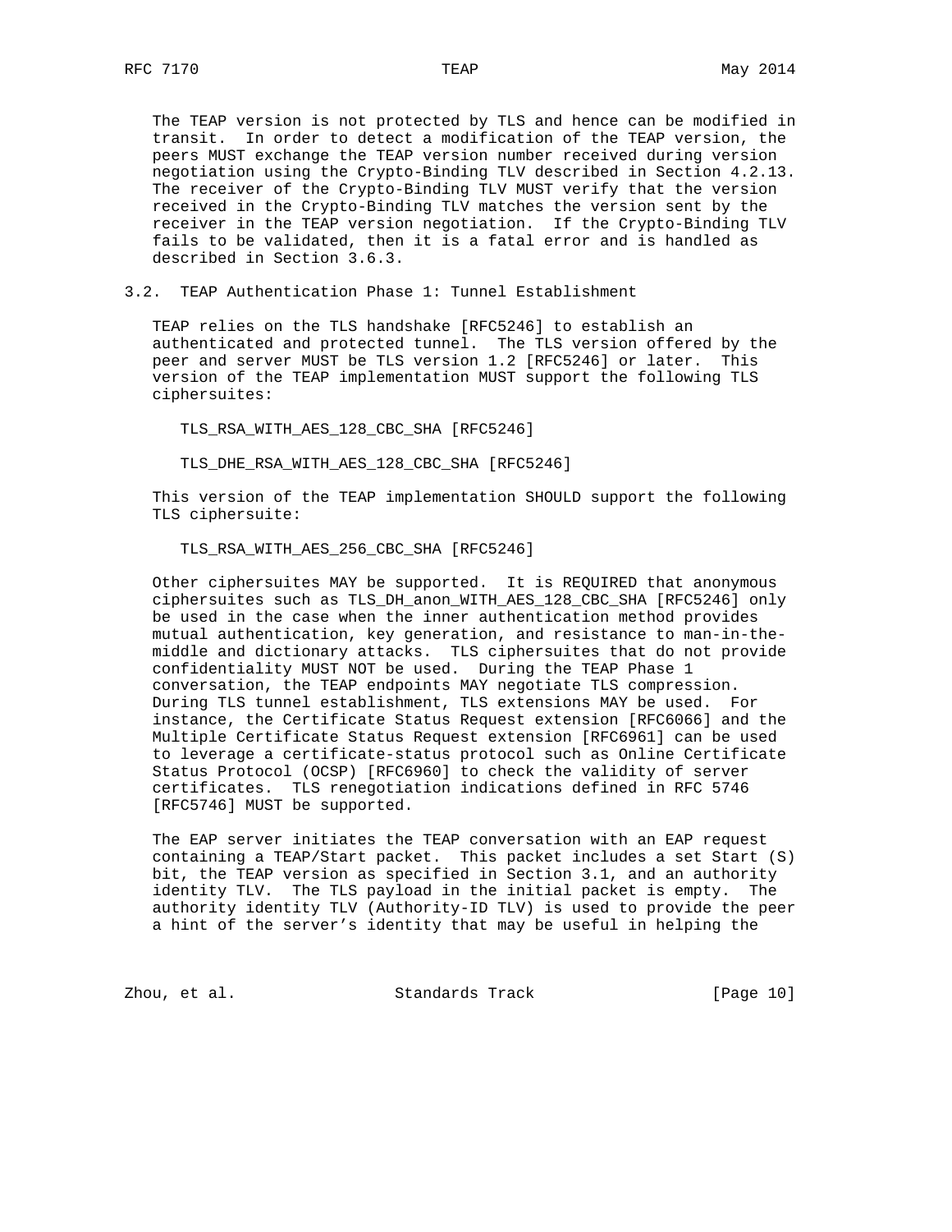The TEAP version is not protected by TLS and hence can be modified in transit. In order to detect a modification of the TEAP version, the peers MUST exchange the TEAP version number received during version negotiation using the Crypto-Binding TLV described in Section 4.2.13. The receiver of the Crypto-Binding TLV MUST verify that the version received in the Crypto-Binding TLV matches the version sent by the receiver in the TEAP version negotiation. If the Crypto-Binding TLV fails to be validated, then it is a fatal error and is handled as described in Section 3.6.3.

## 3.2. TEAP Authentication Phase 1: Tunnel Establishment

TEAP relies on the TLS handshake [RFC5246] to establish an authenticated and protected tunnel. The TLS version offered by the peer and server MUST be TLS version 1.2 [RFC5246] or later. This version of the TEAP implementation MUST support the following TLS ciphersuites:

TLS_RSA_WITH_AES_128_CBC_SHA [RFC5246]

TLS_DHE_RSA_WITH_AES_128_CBC_SHA [RFC5246]

This version of the TEAP implementation SHOULD support the following TLS ciphersuite:

TLS_RSA_WITH_AES_256_CBC_SHA [RFC5246]

Other ciphersuites MAY be supported. It is REQUIRED that anonymous ciphersuites such as TLS_DH_anon_WITH_AES_128_CBC_SHA [RFC5246] only be used in the case when the inner authentication method provides mutual authentication, key generation, and resistance to man-in-the-middle and dictionary attacks. TLS ciphersuites that do not provide confidentiality MUST NOT be used. During the TEAP Phase 1 conversation, the TEAP endpoints MAY negotiate TLS compression. During TLS tunnel establishment, TLS extensions MAY be used. For instance, the Certificate Status Request extension [RFC6066] and the Multiple Certificate Status Request extension [RFC6961] can be used to leverage a certificate-status protocol such as Online Certificate Status Protocol (OCSP) [RFC6960] to check the validity of server certificates. TLS renegotiation indications defined in RFC 5746 [RFC5746] MUST be supported.

The EAP server initiates the TEAP conversation with an EAP request containing a TEAP/Start packet. This packet includes a set Start (S) bit, the TEAP version as specified in Section 3.1, and an authority identity TLV. The TLS payload in the initial packet is empty. The authority identity TLV (Authority-ID TLV) is used to provide the peer a hint of the server's identity that may be useful in helping the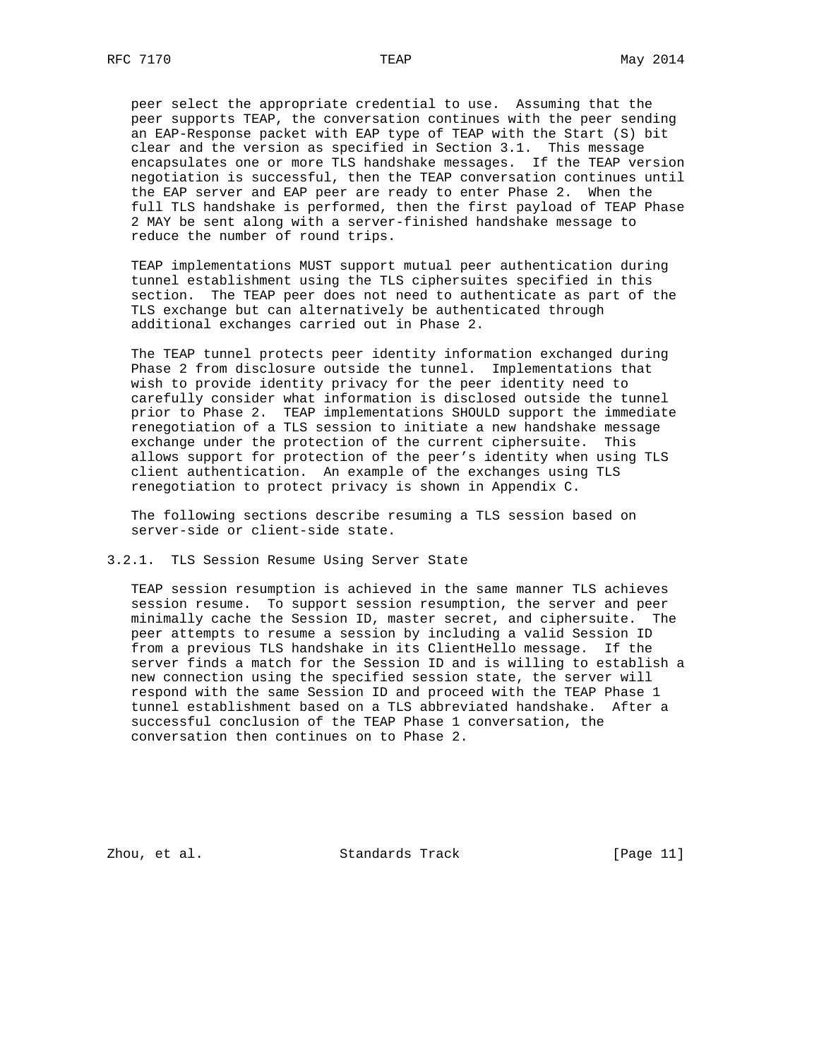peer select the appropriate credential to use. Assuming that the peer supports TEAP, the conversation continues with the peer sending an EAP-Response packet with EAP type of TEAP with the Start (S) bit clear and the version as specified in Section 3.1. This message encapsulates one or more TLS handshake messages. If the TEAP version negotiation is successful, then the TEAP conversation continues until the EAP server and EAP peer are ready to enter Phase 2. When the full TLS handshake is performed, then the first payload of TEAP Phase 2 MAY be sent along with a server-finished handshake message to reduce the number of round trips.

TEAP implementations MUST support mutual peer authentication during tunnel establishment using the TLS ciphersuites specified in this section. The TEAP peer does not need to authenticate as part of the TLS exchange but can alternatively be authenticated through additional exchanges carried out in Phase 2.

The TEAP tunnel protects peer identity information exchanged during Phase 2 from disclosure outside the tunnel. Implementations that wish to provide identity privacy for the peer identity need to carefully consider what information is disclosed outside the tunnel prior to Phase 2. TEAP implementations SHOULD support the immediate renegotiation of a TLS session to initiate a new handshake message exchange under the protection of the current ciphersuite. This allows support for protection of the peer's identity when using TLS client authentication. An example of the exchanges using TLS renegotiation to protect privacy is shown in Appendix C.

The following sections describe resuming a TLS session based on server-side or client-side state.

### 3.2.1. TLS Session Resume Using Server State

TEAP session resumption is achieved in the same manner TLS achieves session resume. To support session resumption, the server and peer minimally cache the Session ID, master secret, and ciphersuite. The peer attempts to resume a session by including a valid Session ID from a previous TLS handshake in its ClientHello message. If the server finds a match for the Session ID and is willing to establish a new connection using the specified session state, the server will respond with the same Session ID and proceed with the TEAP Phase 1 tunnel establishment based on a TLS abbreviated handshake. After a successful conclusion of the TEAP Phase 1 conversation, the conversation then continues on to Phase 2.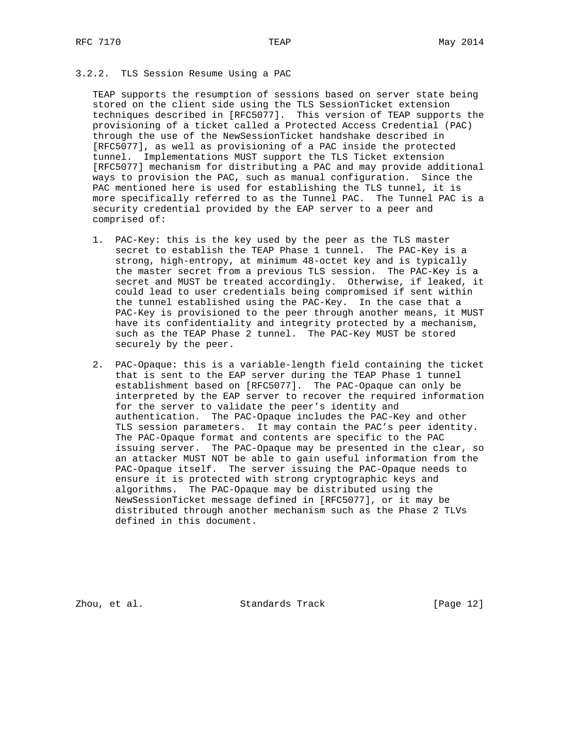#### 3.2.2. TLS Session Resume Using a PAC

TEAP supports the resumption of sessions based on server state being stored on the client side using the TLS SessionTicket extension techniques described in [RFC5077]. This version of TEAP supports the provisioning of a ticket called a Protected Access Credential (PAC) through the use of the NewSessionTicket handshake described in [RFC5077], as well as provisioning of a PAC inside the protected tunnel. Implementations MUST support the TLS Ticket extension [RFC5077] mechanism for distributing a PAC and may provide additional ways to provision the PAC, such as manual configuration. Since the PAC mentioned here is used for establishing the TLS tunnel, it is more specifically referred to as the Tunnel PAC. The Tunnel PAC is a security credential provided by the EAP server to a peer and comprised of:

1. PAC-Key: this is the key used by the peer as the TLS master secret to establish the TEAP Phase 1 tunnel. The PAC-Key is a strong, high-entropy, at minimum 48-octet key and is typically the master secret from a previous TLS session. The PAC-Key is a secret and MUST be treated accordingly. Otherwise, if leaked, it could lead to user credentials being compromised if sent within the tunnel established using the PAC-Key. In the case that a PAC-Key is provisioned to the peer through another means, it MUST have its confidentiality and integrity protected by a mechanism, such as the TEAP Phase 2 tunnel. The PAC-Key MUST be stored securely by the peer.

2. PAC-Opaque: this is a variable-length field containing the ticket that is sent to the EAP server during the TEAP Phase 1 tunnel establishment based on [RFC5077]. The PAC-Opaque can only be interpreted by the EAP server to recover the required information for the server to validate the peer's identity and authentication. The PAC-Opaque includes the PAC-Key and other TLS session parameters. It may contain the PAC's peer identity. The PAC-Opaque format and contents are specific to the PAC issuing server. The PAC-Opaque may be presented in the clear, so an attacker MUST NOT be able to gain useful information from the PAC-Opaque itself. The server issuing the PAC-Opaque needs to ensure it is protected with strong cryptographic keys and algorithms. The PAC-Opaque may be distributed using the NewSessionTicket message defined in [RFC5077], or it may be distributed through another mechanism such as the Phase 2 TLVs defined in this document.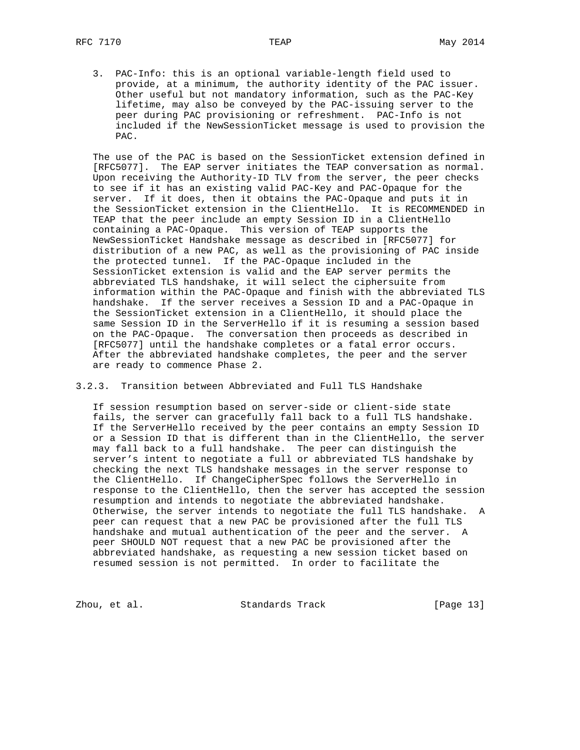3. PAC-Info: this is an optional variable-length field used to provide, at a minimum, the authority identity of the PAC issuer. Other useful but not mandatory information, such as the PAC-Key lifetime, may also be conveyed by the PAC-issuing server to the peer during PAC provisioning or refreshment. PAC-Info is not included if the NewSessionTicket message is used to provision the PAC.

The use of the PAC is based on the SessionTicket extension defined in [RFC5077]. The EAP server initiates the TEAP conversation as normal. Upon receiving the Authority-ID TLV from the server, the peer checks to see if it has an existing valid PAC-Key and PAC-Opaque for the server. If it does, then it obtains the PAC-Opaque and puts it in the SessionTicket extension in the ClientHello. It is RECOMMENDED in TEAP that the peer include an empty Session ID in a ClientHello containing a PAC-Opaque. This version of TEAP supports the NewSessionTicket Handshake message as described in [RFC5077] for distribution of a new PAC, as well as the provisioning of PAC inside the protected tunnel. If the PAC-Opaque included in the SessionTicket extension is valid and the EAP server permits the abbreviated TLS handshake, it will select the ciphersuite from information within the PAC-Opaque and finish with the abbreviated TLS handshake. If the server receives a Session ID and a PAC-Opaque in the SessionTicket extension in a ClientHello, it should place the same Session ID in the ServerHello if it is resuming a session based on the PAC-Opaque. The conversation then proceeds as described in [RFC5077] until the handshake completes or a fatal error occurs. After the abbreviated handshake completes, the peer and the server are ready to commence Phase 2.

### 3.2.3. Transition between Abbreviated and Full TLS Handshake

If session resumption based on server-side or client-side state fails, the server can gracefully fall back to a full TLS handshake. If the ServerHello received by the peer contains an empty Session ID or a Session ID that is different than in the ClientHello, the server may fall back to a full handshake. The peer can distinguish the server's intent to negotiate a full or abbreviated TLS handshake by checking the next TLS handshake messages in the server response to the ClientHello. If ChangeCipherSpec follows the ServerHello in response to the ClientHello, then the server has accepted the session resumption and intends to negotiate the abbreviated handshake. Otherwise, the server intends to negotiate the full TLS handshake. A peer can request that a new PAC be provisioned after the full TLS handshake and mutual authentication of the peer and the server. A peer SHOULD NOT request that a new PAC be provisioned after the abbreviated handshake, as requesting a new session ticket based on resumed session is not permitted. In order to facilitate the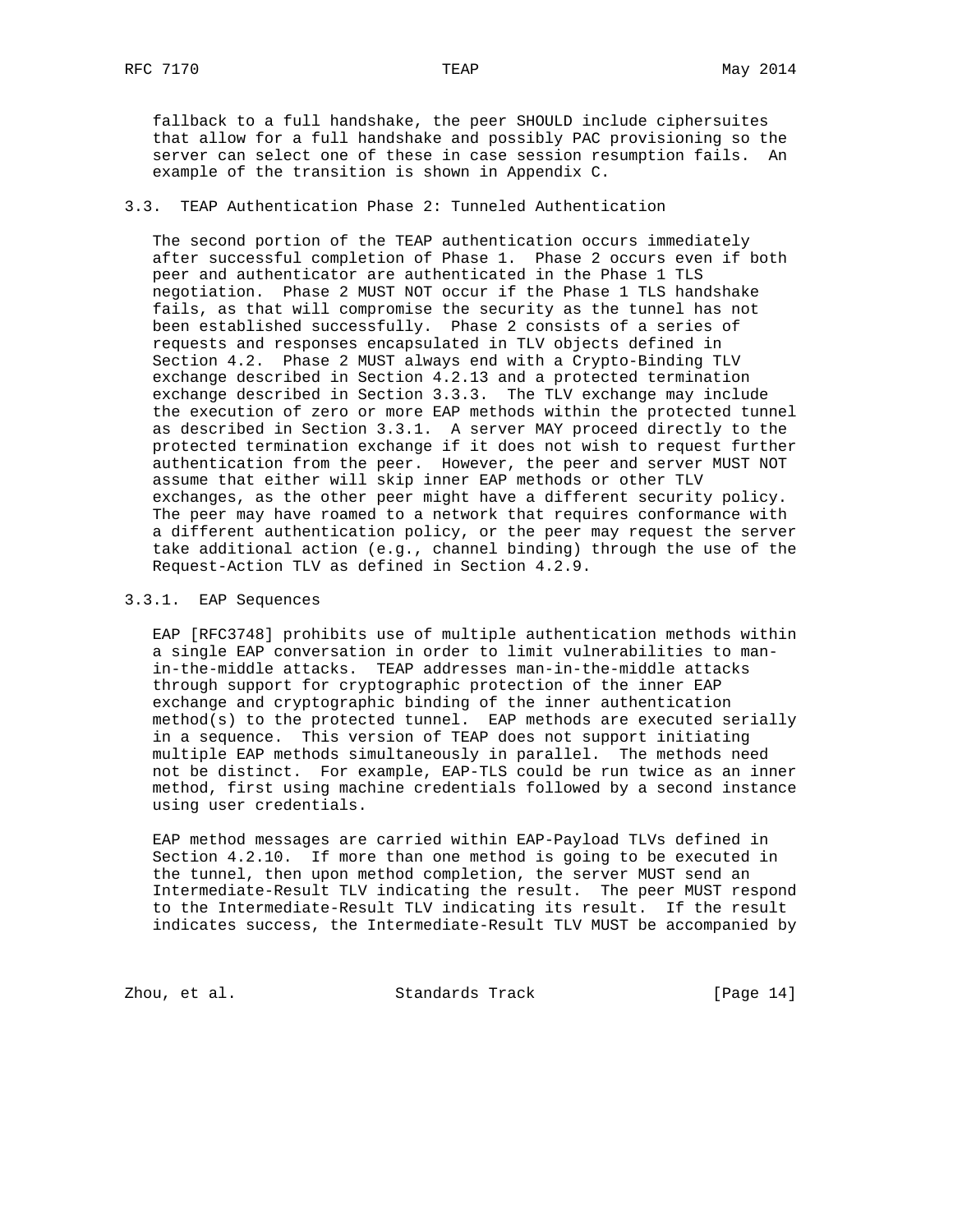fallback to a full handshake, the peer SHOULD include ciphersuites that allow for a full handshake and possibly PAC provisioning so the server can select one of these in case session resumption fails. An example of the transition is shown in Appendix C.

### 3.3. TEAP Authentication Phase 2: Tunneled Authentication

The second portion of the TEAP authentication occurs immediately after successful completion of Phase 1. Phase 2 occurs even if both peer and authenticator are authenticated in the Phase 1 TLS negotiation. Phase 2 MUST NOT occur if the Phase 1 TLS handshake fails, as that will compromise the security as the tunnel has not been established successfully. Phase 2 consists of a series of requests and responses encapsulated in TLV objects defined in Section 4.2. Phase 2 MUST always end with a Crypto-Binding TLV exchange described in Section 4.2.13 and a protected termination exchange described in Section 3.3.3. The TLV exchange may include the execution of zero or more EAP methods within the protected tunnel as described in Section 3.3.1. A server MAY proceed directly to the protected termination exchange if it does not wish to request further authentication from the peer. However, the peer and server MUST NOT assume that either will skip inner EAP methods or other TLV exchanges, as the other peer might have a different security policy. The peer may have roamed to a network that requires conformance with a different authentication policy, or the peer may request the server take additional action (e.g., channel binding) through the use of the Request-Action TLV as defined in Section 4.2.9.

#### 3.3.1. EAP Sequences

EAP [RFC3748] prohibits use of multiple authentication methods within a single EAP conversation in order to limit vulnerabilities to man-in-the-middle attacks. TEAP addresses man-in-the-middle attacks through support for cryptographic protection of the inner EAP exchange and cryptographic binding of the inner authentication method(s) to the protected tunnel. EAP methods are executed serially in a sequence. This version of TEAP does not support initiating multiple EAP methods simultaneously in parallel. The methods need not be distinct. For example, EAP-TLS could be run twice as an inner method, first using machine credentials followed by a second instance using user credentials.

EAP method messages are carried within EAP-Payload TLVs defined in Section 4.2.10. If more than one method is going to be executed in the tunnel, then upon method completion, the server MUST send an Intermediate-Result TLV indicating the result. The peer MUST respond to the Intermediate-Result TLV indicating its result. If the result indicates success, the Intermediate-Result TLV MUST be accompanied by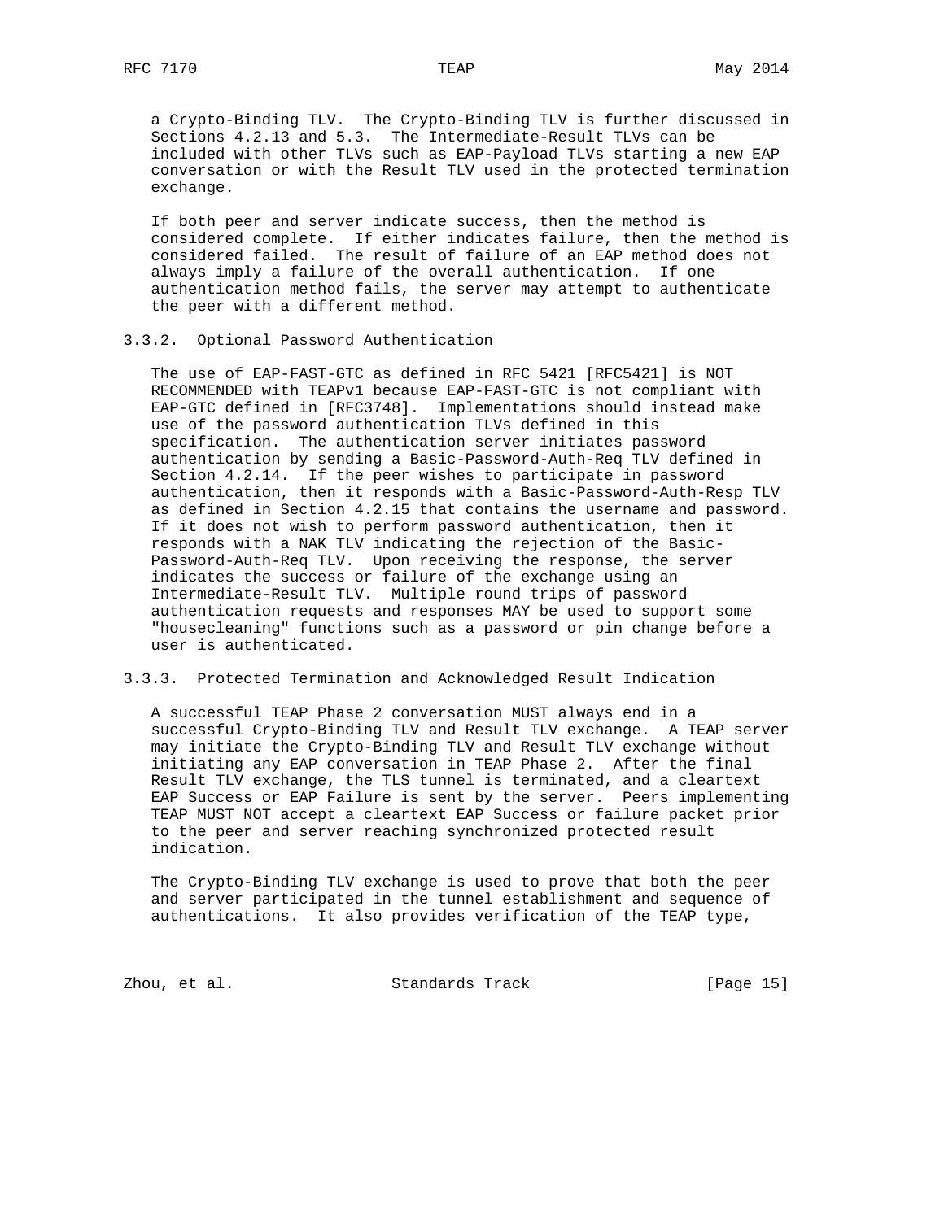a Crypto-Binding TLV. The Crypto-Binding TLV is further discussed in Sections 4.2.13 and 5.3. The Intermediate-Result TLVs can be included with other TLVs such as EAP-Payload TLVs starting a new EAP conversation or with the Result TLV used in the protected termination exchange.

If both peer and server indicate success, then the method is considered complete. If either indicates failure, then the method is considered failed. The result of failure of an EAP method does not always imply a failure of the overall authentication. If one authentication method fails, the server may attempt to authenticate the peer with a different method.

### 3.3.2. Optional Password Authentication

The use of EAP-FAST-GTC as defined in RFC 5421 [RFC5421] is NOT RECOMMENDED with TEAPv1 because EAP-FAST-GTC is not compliant with EAP-GTC defined in [RFC3748]. Implementations should instead make use of the password authentication TLVs defined in this specification. The authentication server initiates password authentication by sending a Basic-Password-Auth-Req TLV defined in Section 4.2.14. If the peer wishes to participate in password authentication, then it responds with a Basic-Password-Auth-Resp TLV as defined in Section 4.2.15 that contains the username and password. If it does not wish to perform password authentication, then it responds with a NAK TLV indicating the rejection of the Basic-Password-Auth-Req TLV. Upon receiving the response, the server indicates the success or failure of the exchange using an Intermediate-Result TLV. Multiple round trips of password authentication requests and responses MAY be used to support some "housecleaning" functions such as a password or pin change before a user is authenticated.

### 3.3.3. Protected Termination and Acknowledged Result Indication

A successful TEAP Phase 2 conversation MUST always end in a successful Crypto-Binding TLV and Result TLV exchange. A TEAP server may initiate the Crypto-Binding TLV and Result TLV exchange without initiating any EAP conversation in TEAP Phase 2. After the final Result TLV exchange, the TLS tunnel is terminated, and a cleartext EAP Success or EAP Failure is sent by the server. Peers implementing TEAP MUST NOT accept a cleartext EAP Success or failure packet prior to the peer and server reaching synchronized protected result indication.

The Crypto-Binding TLV exchange is used to prove that both the peer and server participated in the tunnel establishment and sequence of authentications. It also provides verification of the TEAP type,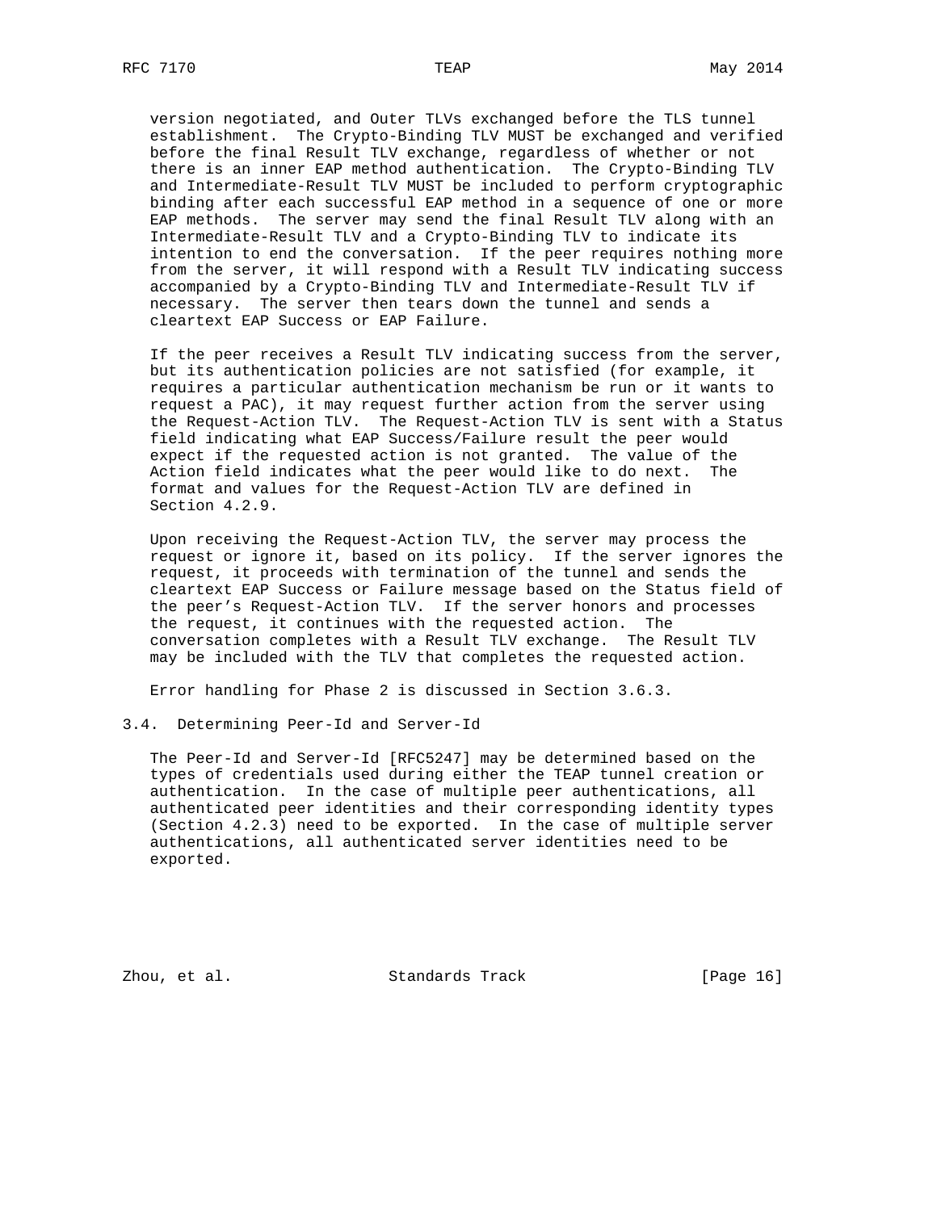version negotiated, and Outer TLVs exchanged before the TLS tunnel establishment. The Crypto-Binding TLV MUST be exchanged and verified before the final Result TLV exchange, regardless of whether or not there is an inner EAP method authentication. The Crypto-Binding TLV and Intermediate-Result TLV MUST be included to perform cryptographic binding after each successful EAP method in a sequence of one or more EAP methods. The server may send the final Result TLV along with an Intermediate-Result TLV and a Crypto-Binding TLV to indicate its intention to end the conversation. If the peer requires nothing more from the server, it will respond with a Result TLV indicating success accompanied by a Crypto-Binding TLV and Intermediate-Result TLV if necessary. The server then tears down the tunnel and sends a cleartext EAP Success or EAP Failure.

If the peer receives a Result TLV indicating success from the server, but its authentication policies are not satisfied (for example, it requires a particular authentication mechanism be run or it wants to request a PAC), it may request further action from the server using the Request-Action TLV. The Request-Action TLV is sent with a Status field indicating what EAP Success/Failure result the peer would expect if the requested action is not granted. The value of the Action field indicates what the peer would like to do next. The format and values for the Request-Action TLV are defined in Section 4.2.9.

Upon receiving the Request-Action TLV, the server may process the request or ignore it, based on its policy. If the server ignores the request, it proceeds with termination of the tunnel and sends the cleartext EAP Success or Failure message based on the Status field of the peer's Request-Action TLV. If the server honors and processes the request, it continues with the requested action. The conversation completes with a Result TLV exchange. The Result TLV may be included with the TLV that completes the requested action.

Error handling for Phase 2 is discussed in Section 3.6.3.

## 3.4. Determining Peer-Id and Server-Id

The Peer-Id and Server-Id [RFC5247] may be determined based on the types of credentials used during either the TEAP tunnel creation or authentication. In the case of multiple peer authentications, all authenticated peer identities and their corresponding identity types (Section 4.2.3) need to be exported. In the case of multiple server authentications, all authenticated server identities need to be exported.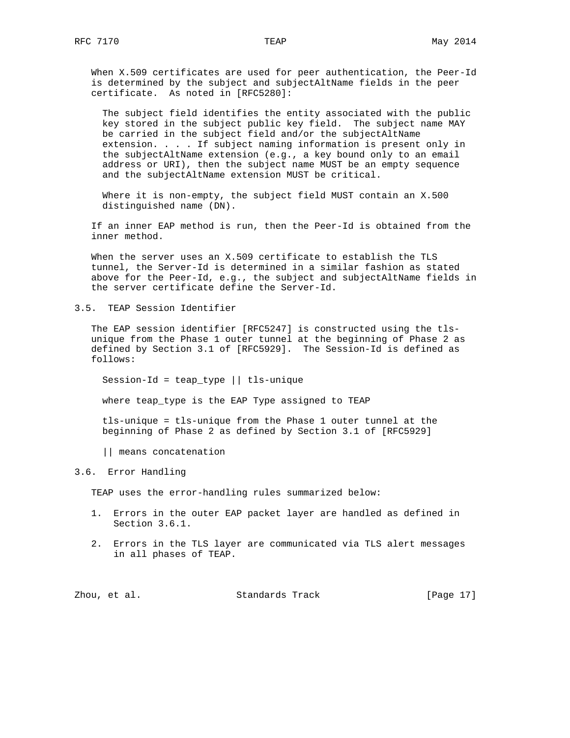When X.509 certificates are used for peer authentication, the Peer-Id is determined by the subject and subjectAltName fields in the peer certificate. As noted in [RFC5280]:

> The subject field identifies the entity associated with the public key stored in the subject public key field. The subject name MAY be carried in the subject field and/or the subjectAltName extension. . . . If subject naming information is present only in the subjectAltName extension (e.g., a key bound only to an email address or URI), then the subject name MUST be an empty sequence and the subjectAltName extension MUST be critical.
>
> Where it is non-empty, the subject field MUST contain an X.500 distinguished name (DN).

If an inner EAP method is run, then the Peer-Id is obtained from the inner method.

When the server uses an X.509 certificate to establish the TLS tunnel, the Server-Id is determined in a similar fashion as stated above for the Peer-Id, e.g., the subject and subjectAltName fields in the server certificate define the Server-Id.

## 3.5. TEAP Session Identifier

The EAP session identifier [RFC5247] is constructed using the tls-unique from the Phase 1 outer tunnel at the beginning of Phase 2 as defined by Section 3.1 of [RFC5929]. The Session-Id is defined as follows:

```
Session-Id = teap_type || tls-unique

where teap_type is the EAP Type assigned to TEAP

tls-unique = tls-unique from the Phase 1 outer tunnel at the
beginning of Phase 2 as defined by Section 3.1 of [RFC5929]

|| means concatenation
```

## 3.6. Error Handling

TEAP uses the error-handling rules summarized below:

1. Errors in the outer EAP packet layer are handled as defined in Section 3.6.1.

2. Errors in the TLS layer are communicated via TLS alert messages in all phases of TEAP.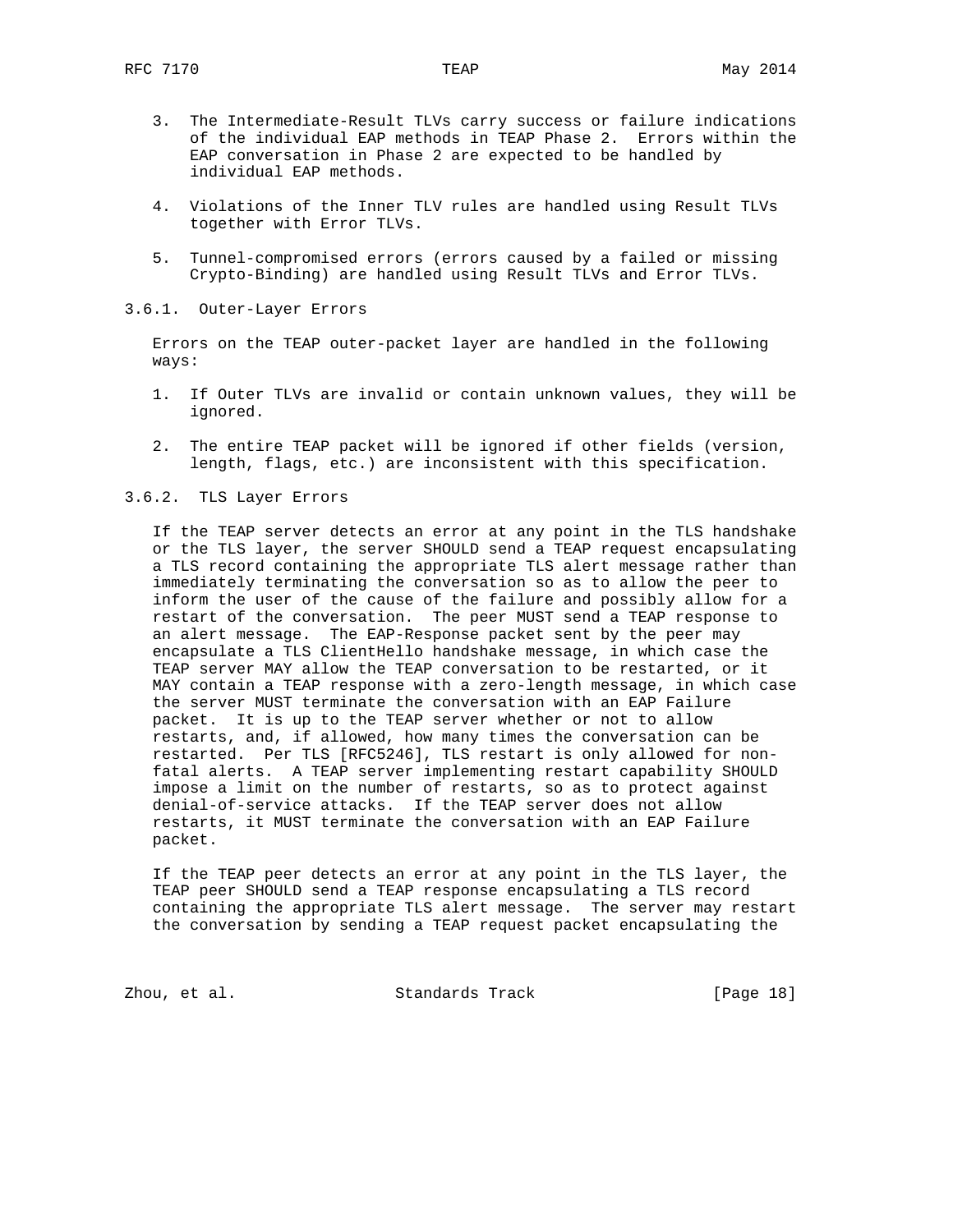3. The Intermediate-Result TLVs carry success or failure indications of the individual EAP methods in TEAP Phase 2. Errors within the EAP conversation in Phase 2 are expected to be handled by individual EAP methods.

4. Violations of the Inner TLV rules are handled using Result TLVs together with Error TLVs.

5. Tunnel-compromised errors (errors caused by a failed or missing Crypto-Binding) are handled using Result TLVs and Error TLVs.

### 3.6.1. Outer-Layer Errors

Errors on the TEAP outer-packet layer are handled in the following ways:

1. If Outer TLVs are invalid or contain unknown values, they will be ignored.

2. The entire TEAP packet will be ignored if other fields (version, length, flags, etc.) are inconsistent with this specification.

### 3.6.2. TLS Layer Errors

If the TEAP server detects an error at any point in the TLS handshake or the TLS layer, the server SHOULD send a TEAP request encapsulating a TLS record containing the appropriate TLS alert message rather than immediately terminating the conversation so as to allow the peer to inform the user of the cause of the failure and possibly allow for a restart of the conversation. The peer MUST send a TEAP response to an alert message. The EAP-Response packet sent by the peer may encapsulate a TLS ClientHello handshake message, in which case the TEAP server MAY allow the TEAP conversation to be restarted, or it MAY contain a TEAP response with a zero-length message, in which case the server MUST terminate the conversation with an EAP Failure packet. It is up to the TEAP server whether or not to allow restarts, and, if allowed, how many times the conversation can be restarted. Per TLS [RFC5246], TLS restart is only allowed for non-fatal alerts. A TEAP server implementing restart capability SHOULD impose a limit on the number of restarts, so as to protect against denial-of-service attacks. If the TEAP server does not allow restarts, it MUST terminate the conversation with an EAP Failure packet.

If the TEAP peer detects an error at any point in the TLS layer, the TEAP peer SHOULD send a TEAP response encapsulating a TLS record containing the appropriate TLS alert message. The server may restart the conversation by sending a TEAP request packet encapsulating the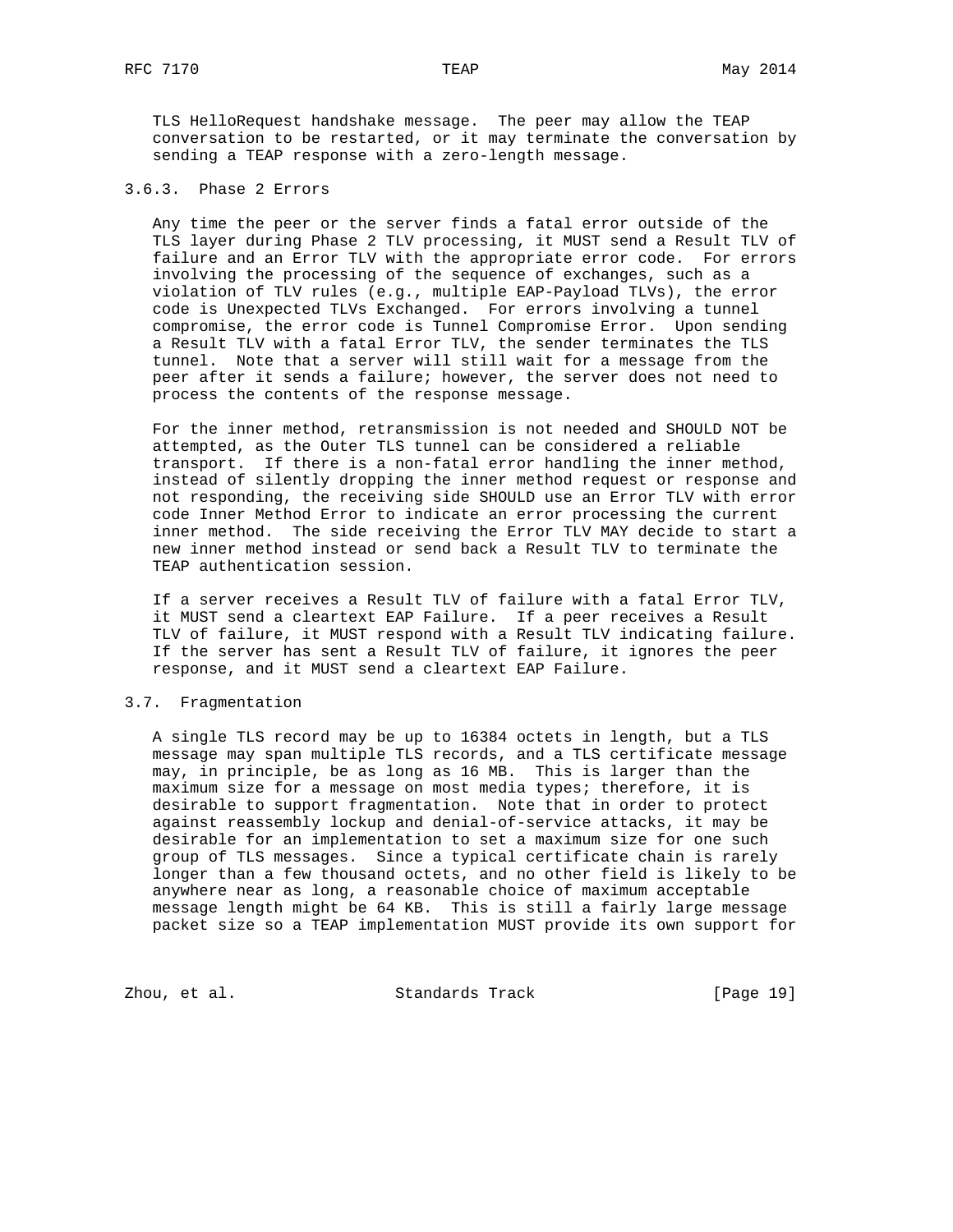TLS HelloRequest handshake message. The peer may allow the TEAP conversation to be restarted, or it may terminate the conversation by sending a TEAP response with a zero-length message.

### 3.6.3. Phase 2 Errors

Any time the peer or the server finds a fatal error outside of the TLS layer during Phase 2 TLV processing, it MUST send a Result TLV of failure and an Error TLV with the appropriate error code. For errors involving the processing of the sequence of exchanges, such as a violation of TLV rules (e.g., multiple EAP-Payload TLVs), the error code is Unexpected TLVs Exchanged. For errors involving a tunnel compromise, the error code is Tunnel Compromise Error. Upon sending a Result TLV with a fatal Error TLV, the sender terminates the TLS tunnel. Note that a server will still wait for a message from the peer after it sends a failure; however, the server does not need to process the contents of the response message.

For the inner method, retransmission is not needed and SHOULD NOT be attempted, as the Outer TLS tunnel can be considered a reliable transport. If there is a non-fatal error handling the inner method, instead of silently dropping the inner method request or response and not responding, the receiving side SHOULD use an Error TLV with error code Inner Method Error to indicate an error processing the current inner method. The side receiving the Error TLV MAY decide to start a new inner method instead or send back a Result TLV to terminate the TEAP authentication session.

If a server receives a Result TLV of failure with a fatal Error TLV, it MUST send a cleartext EAP Failure. If a peer receives a Result TLV of failure, it MUST respond with a Result TLV indicating failure. If the server has sent a Result TLV of failure, it ignores the peer response, and it MUST send a cleartext EAP Failure.

## 3.7. Fragmentation

A single TLS record may be up to 16384 octets in length, but a TLS message may span multiple TLS records, and a TLS certificate message may, in principle, be as long as 16 MB. This is larger than the maximum size for a message on most media types; therefore, it is desirable to support fragmentation. Note that in order to protect against reassembly lockup and denial-of-service attacks, it may be desirable for an implementation to set a maximum size for one such group of TLS messages. Since a typical certificate chain is rarely longer than a few thousand octets, and no other field is likely to be anywhere near as long, a reasonable choice of maximum acceptable message length might be 64 KB. This is still a fairly large message packet size so a TEAP implementation MUST provide its own support for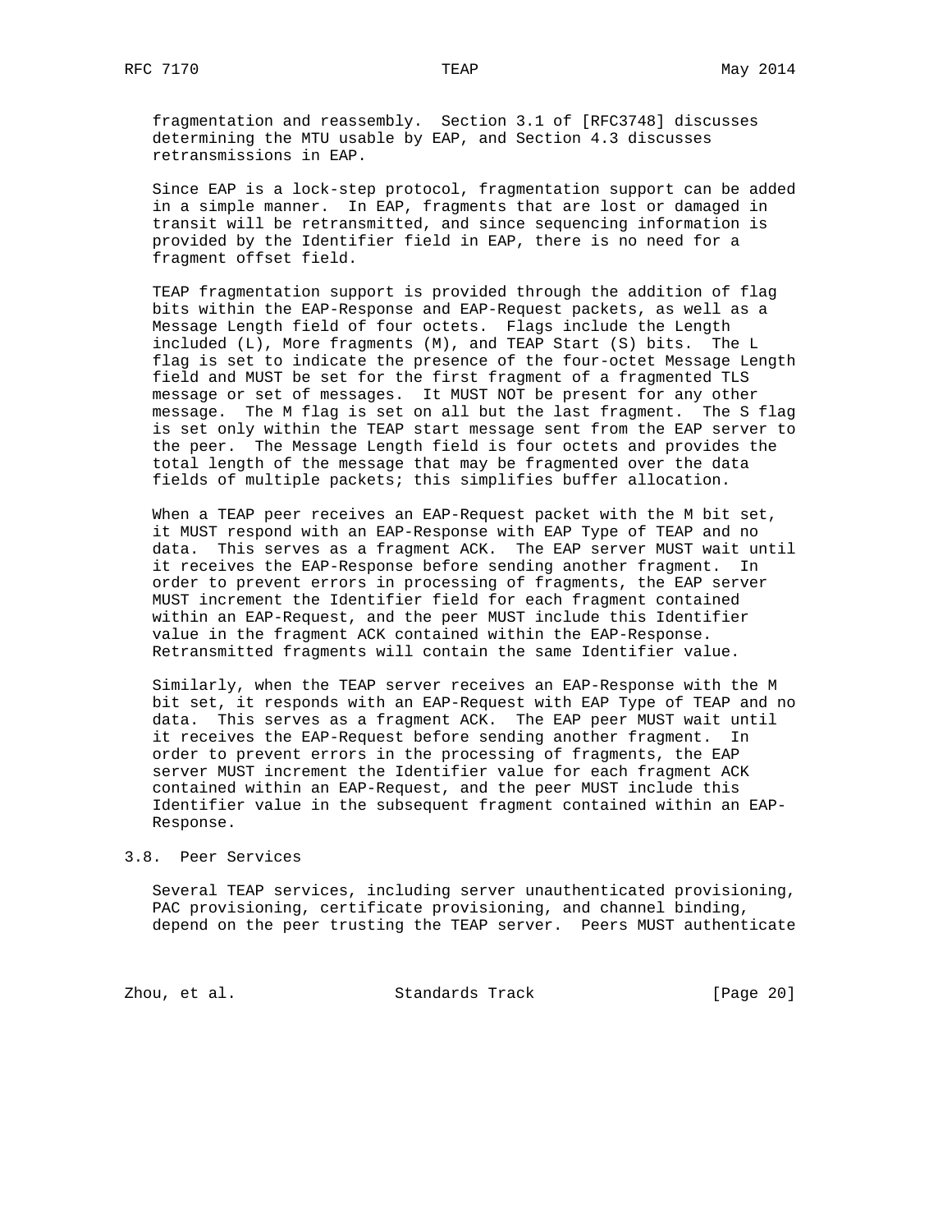fragmentation and reassembly. Section 3.1 of [RFC3748] discusses determining the MTU usable by EAP, and Section 4.3 discusses retransmissions in EAP.

Since EAP is a lock-step protocol, fragmentation support can be added in a simple manner. In EAP, fragments that are lost or damaged in transit will be retransmitted, and since sequencing information is provided by the Identifier field in EAP, there is no need for a fragment offset field.

TEAP fragmentation support is provided through the addition of flag bits within the EAP-Response and EAP-Request packets, as well as a Message Length field of four octets. Flags include the Length included (L), More fragments (M), and TEAP Start (S) bits. The L flag is set to indicate the presence of the four-octet Message Length field and MUST be set for the first fragment of a fragmented TLS message or set of messages. It MUST NOT be present for any other message. The M flag is set on all but the last fragment. The S flag is set only within the TEAP start message sent from the EAP server to the peer. The Message Length field is four octets and provides the total length of the message that may be fragmented over the data fields of multiple packets; this simplifies buffer allocation.

When a TEAP peer receives an EAP-Request packet with the M bit set, it MUST respond with an EAP-Response with EAP Type of TEAP and no data. This serves as a fragment ACK. The EAP server MUST wait until it receives the EAP-Response before sending another fragment. In order to prevent errors in processing of fragments, the EAP server MUST increment the Identifier field for each fragment contained within an EAP-Request, and the peer MUST include this Identifier value in the fragment ACK contained within the EAP-Response. Retransmitted fragments will contain the same Identifier value.

Similarly, when the TEAP server receives an EAP-Response with the M bit set, it responds with an EAP-Request with EAP Type of TEAP and no data. This serves as a fragment ACK. The EAP peer MUST wait until it receives the EAP-Request before sending another fragment. In order to prevent errors in the processing of fragments, the EAP server MUST increment the Identifier value for each fragment ACK contained within an EAP-Request, and the peer MUST include this Identifier value in the subsequent fragment contained within an EAP-Response.

### 3.8. Peer Services

Several TEAP services, including server unauthenticated provisioning, PAC provisioning, certificate provisioning, and channel binding, depend on the peer trusting the TEAP server. Peers MUST authenticate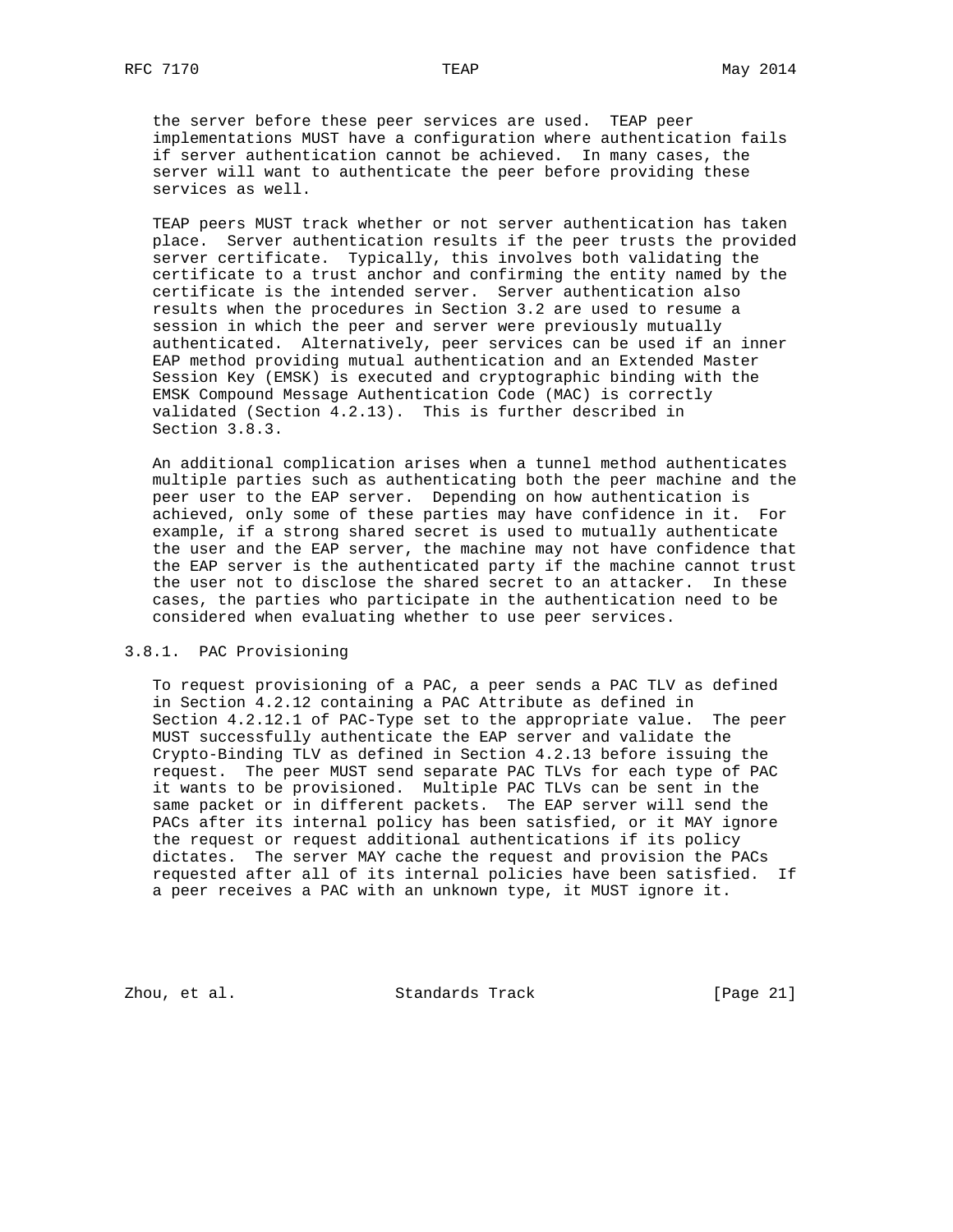the server before these peer services are used. TEAP peer implementations MUST have a configuration where authentication fails if server authentication cannot be achieved. In many cases, the server will want to authenticate the peer before providing these services as well.

TEAP peers MUST track whether or not server authentication has taken place. Server authentication results if the peer trusts the provided server certificate. Typically, this involves both validating the certificate to a trust anchor and confirming the entity named by the certificate is the intended server. Server authentication also results when the procedures in Section 3.2 are used to resume a session in which the peer and server were previously mutually authenticated. Alternatively, peer services can be used if an inner EAP method providing mutual authentication and an Extended Master Session Key (EMSK) is executed and cryptographic binding with the EMSK Compound Message Authentication Code (MAC) is correctly validated (Section 4.2.13). This is further described in Section 3.8.3.

An additional complication arises when a tunnel method authenticates multiple parties such as authenticating both the peer machine and the peer user to the EAP server. Depending on how authentication is achieved, only some of these parties may have confidence in it. For example, if a strong shared secret is used to mutually authenticate the user and the EAP server, the machine may not have confidence that the EAP server is the authenticated party if the machine cannot trust the user not to disclose the shared secret to an attacker. In these cases, the parties who participate in the authentication need to be considered when evaluating whether to use peer services.

### 3.8.1. PAC Provisioning

To request provisioning of a PAC, a peer sends a PAC TLV as defined in Section 4.2.12 containing a PAC Attribute as defined in Section 4.2.12.1 of PAC-Type set to the appropriate value. The peer MUST successfully authenticate the EAP server and validate the Crypto-Binding TLV as defined in Section 4.2.13 before issuing the request. The peer MUST send separate PAC TLVs for each type of PAC it wants to be provisioned. Multiple PAC TLVs can be sent in the same packet or in different packets. The EAP server will send the PACs after its internal policy has been satisfied, or it MAY ignore the request or request additional authentications if its policy dictates. The server MAY cache the request and provision the PACs requested after all of its internal policies have been satisfied. If a peer receives a PAC with an unknown type, it MUST ignore it.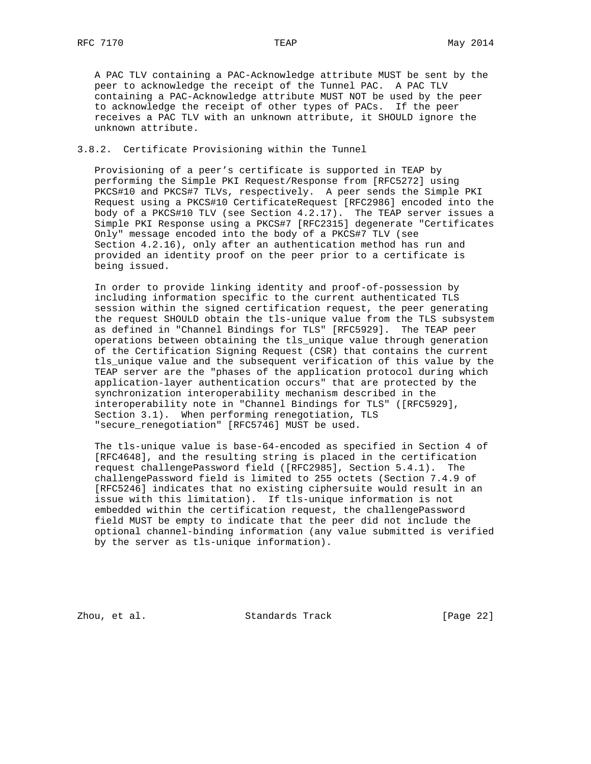A PAC TLV containing a PAC-Acknowledge attribute MUST be sent by the peer to acknowledge the receipt of the Tunnel PAC. A PAC TLV containing a PAC-Acknowledge attribute MUST NOT be used by the peer to acknowledge the receipt of other types of PACs. If the peer receives a PAC TLV with an unknown attribute, it SHOULD ignore the unknown attribute.

### 3.8.2. Certificate Provisioning within the Tunnel

Provisioning of a peer's certificate is supported in TEAP by performing the Simple PKI Request/Response from [RFC5272] using PKCS#10 and PKCS#7 TLVs, respectively. A peer sends the Simple PKI Request using a PKCS#10 CertificateRequest [RFC2986] encoded into the body of a PKCS#10 TLV (see Section 4.2.17). The TEAP server issues a Simple PKI Response using a PKCS#7 [RFC2315] degenerate "Certificates Only" message encoded into the body of a PKCS#7 TLV (see Section 4.2.16), only after an authentication method has run and provided an identity proof on the peer prior to a certificate is being issued.

In order to provide linking identity and proof-of-possession by including information specific to the current authenticated TLS session within the signed certification request, the peer generating the request SHOULD obtain the tls-unique value from the TLS subsystem as defined in "Channel Bindings for TLS" [RFC5929]. The TEAP peer operations between obtaining the tls_unique value through generation of the Certification Signing Request (CSR) that contains the current tls_unique value and the subsequent verification of this value by the TEAP server are the "phases of the application protocol during which application-layer authentication occurs" that are protected by the synchronization interoperability mechanism described in the interoperability note in "Channel Bindings for TLS" ([RFC5929], Section 3.1). When performing renegotiation, TLS "secure_renegotiation" [RFC5746] MUST be used.

The tls-unique value is base-64-encoded as specified in Section 4 of [RFC4648], and the resulting string is placed in the certification request challengePassword field ([RFC2985], Section 5.4.1). The challengePassword field is limited to 255 octets (Section 7.4.9 of [RFC5246] indicates that no existing ciphersuite would result in an issue with this limitation). If tls-unique information is not embedded within the certification request, the challengePassword field MUST be empty to indicate that the peer did not include the optional channel-binding information (any value submitted is verified by the server as tls-unique information).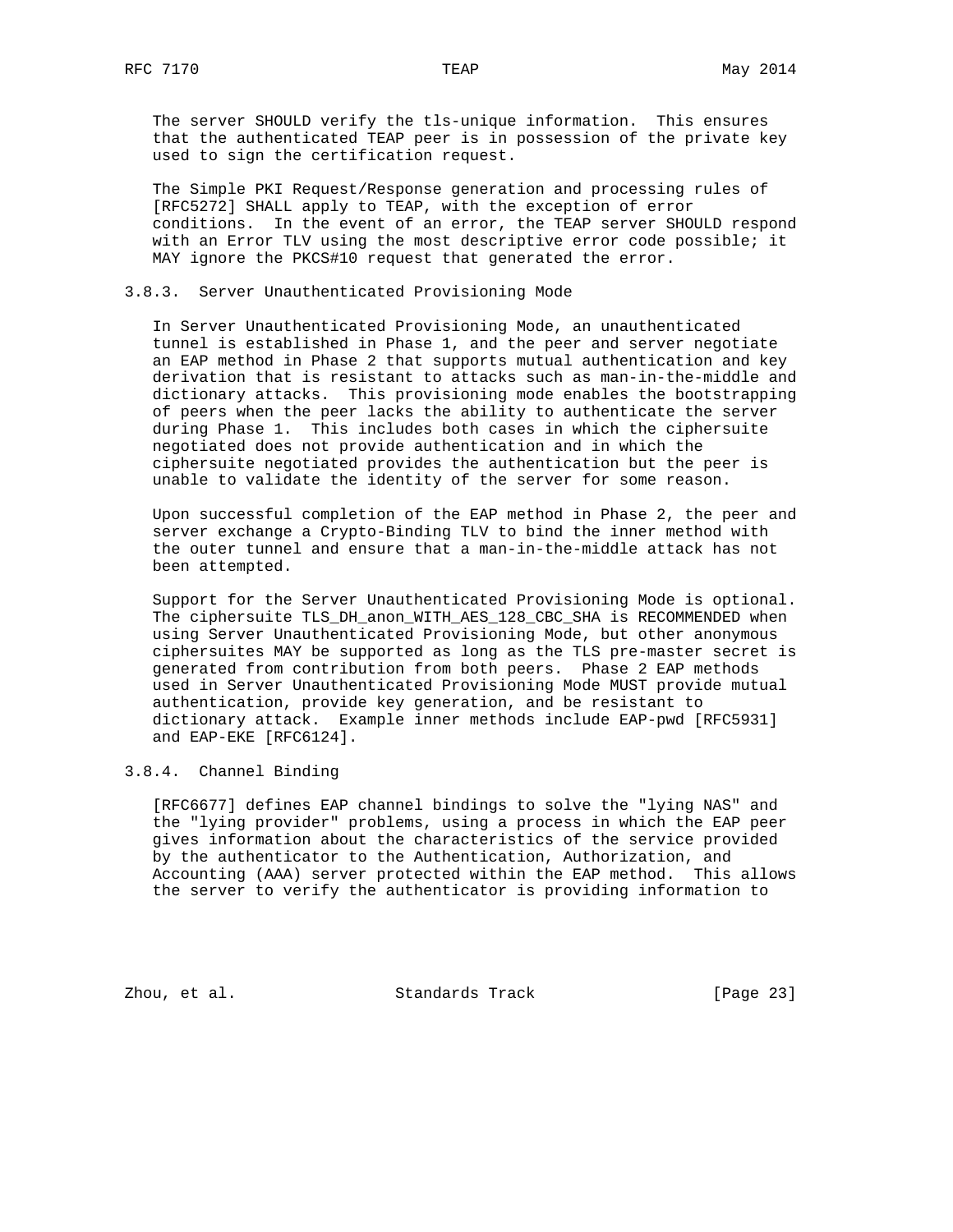The server SHOULD verify the tls-unique information. This ensures that the authenticated TEAP peer is in possession of the private key used to sign the certification request.

The Simple PKI Request/Response generation and processing rules of [RFC5272] SHALL apply to TEAP, with the exception of error conditions. In the event of an error, the TEAP server SHOULD respond with an Error TLV using the most descriptive error code possible; it MAY ignore the PKCS#10 request that generated the error.

### 3.8.3. Server Unauthenticated Provisioning Mode

In Server Unauthenticated Provisioning Mode, an unauthenticated tunnel is established in Phase 1, and the peer and server negotiate an EAP method in Phase 2 that supports mutual authentication and key derivation that is resistant to attacks such as man-in-the-middle and dictionary attacks. This provisioning mode enables the bootstrapping of peers when the peer lacks the ability to authenticate the server during Phase 1. This includes both cases in which the ciphersuite negotiated does not provide authentication and in which the ciphersuite negotiated provides the authentication but the peer is unable to validate the identity of the server for some reason.

Upon successful completion of the EAP method in Phase 2, the peer and server exchange a Crypto-Binding TLV to bind the inner method with the outer tunnel and ensure that a man-in-the-middle attack has not been attempted.

Support for the Server Unauthenticated Provisioning Mode is optional. The ciphersuite TLS_DH_anon_WITH_AES_128_CBC_SHA is RECOMMENDED when using Server Unauthenticated Provisioning Mode, but other anonymous ciphersuites MAY be supported as long as the TLS pre-master secret is generated from contribution from both peers. Phase 2 EAP methods used in Server Unauthenticated Provisioning Mode MUST provide mutual authentication, provide key generation, and be resistant to dictionary attack. Example inner methods include EAP-pwd [RFC5931] and EAP-EKE [RFC6124].

### 3.8.4. Channel Binding

[RFC6677] defines EAP channel bindings to solve the "lying NAS" and the "lying provider" problems, using a process in which the EAP peer gives information about the characteristics of the service provided by the authenticator to the Authentication, Authorization, and Accounting (AAA) server protected within the EAP method. This allows the server to verify the authenticator is providing information to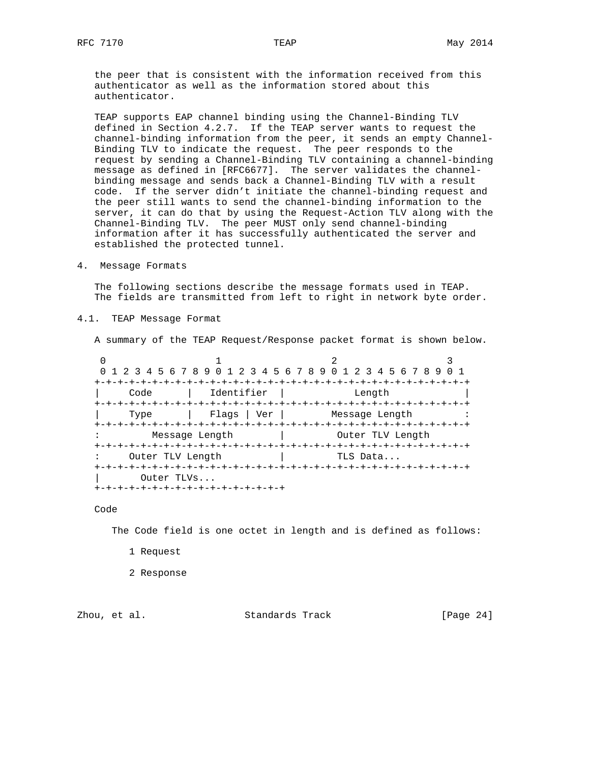the peer that is consistent with the information received from this authenticator as well as the information stored about this authenticator.

TEAP supports EAP channel binding using the Channel-Binding TLV defined in Section 4.2.7. If the TEAP server wants to request the channel-binding information from the peer, it sends an empty Channel-Binding TLV to indicate the request. The peer responds to the request by sending a Channel-Binding TLV containing a channel-binding message as defined in [RFC6677]. The server validates the channel-binding message and sends back a Channel-Binding TLV with a result code. If the server didn't initiate the channel-binding request and the peer still wants to send the channel-binding information to the server, it can do that by using the Request-Action TLV along with the Channel-Binding TLV. The peer MUST only send channel-binding information after it has successfully authenticated the server and established the protected tunnel.

## 4. Message Formats

The following sections describe the message formats used in TEAP. The fields are transmitted from left to right in network byte order.

### 4.1. TEAP Message Format

A summary of the TEAP Request/Response packet format is shown below.

```
 0                   1                   2                   3
 0 1 2 3 4 5 6 7 8 9 0 1 2 3 4 5 6 7 8 9 0 1 2 3 4 5 6 7 8 9 0 1
+-+-+-+-+-+-+-+-+-+-+-+-+-+-+-+-+-+-+-+-+-+-+-+-+-+-+-+-+-+-+-+-+
|     Code      |   Identifier  |            Length             |
+-+-+-+-+-+-+-+-+-+-+-+-+-+-+-+-+-+-+-+-+-+-+-+-+-+-+-+-+-+-+-+-+
|     Type      |   Flags | Ver |        Message Length         :
+-+-+-+-+-+-+-+-+-+-+-+-+-+-+-+-+-+-+-+-+-+-+-+-+-+-+-+-+-+-+-+-+
:         Message Length        |         Outer TLV Length
+-+-+-+-+-+-+-+-+-+-+-+-+-+-+-+-+-+-+-+-+-+-+-+-+-+-+-+-+-+-+-+-+
:     Outer TLV Length          |         TLS Data...
+-+-+-+-+-+-+-+-+-+-+-+-+-+-+-+-+-+-+-+-+-+-+-+-+-+-+-+-+-+-+-+-+
|       Outer TLVs...
+-+-+-+-+-+-+-+-+-+-+-+-+-+-+-+-+
```

Code

The Code field is one octet in length and is defined as follows:

1 Request

2 Response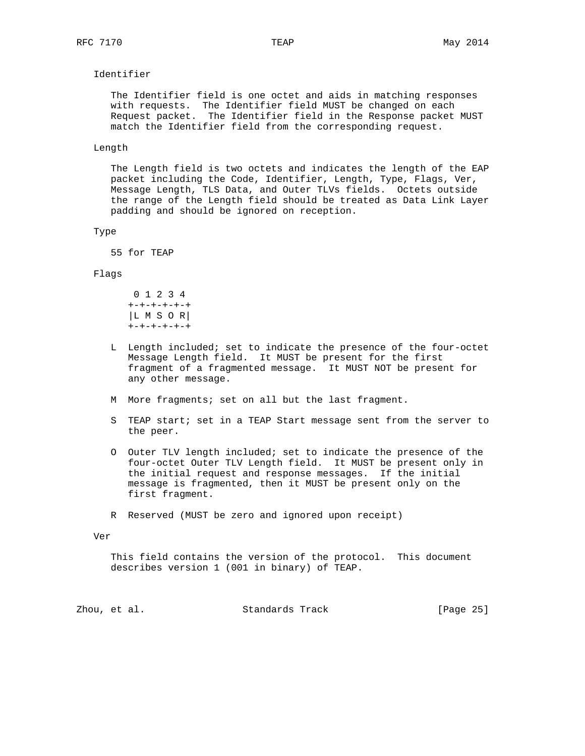Identifier

The Identifier field is one octet and aids in matching responses with requests. The Identifier field MUST be changed on each Request packet. The Identifier field in the Response packet MUST match the Identifier field from the corresponding request.

Length

The Length field is two octets and indicates the length of the EAP packet including the Code, Identifier, Length, Type, Flags, Ver, Message Length, TLS Data, and Outer TLVs fields. Octets outside the range of the Length field should be treated as Data Link Layer padding and should be ignored on reception.

Type

55 for TEAP

Flags

```
 0 1 2 3 4
+-+-+-+-+-+
|L M S O R|
+-+-+-+-+-+
```

L Length included; set to indicate the presence of the four-octet Message Length field. It MUST be present for the first fragment of a fragmented message. It MUST NOT be present for any other message.

M More fragments; set on all but the last fragment.

S TEAP start; set in a TEAP Start message sent from the server to the peer.

O Outer TLV length included; set to indicate the presence of the four-octet Outer TLV Length field. It MUST be present only in the initial request and response messages. If the initial message is fragmented, then it MUST be present only on the first fragment.

R Reserved (MUST be zero and ignored upon receipt)

Ver

This field contains the version of the protocol. This document describes version 1 (001 in binary) of TEAP.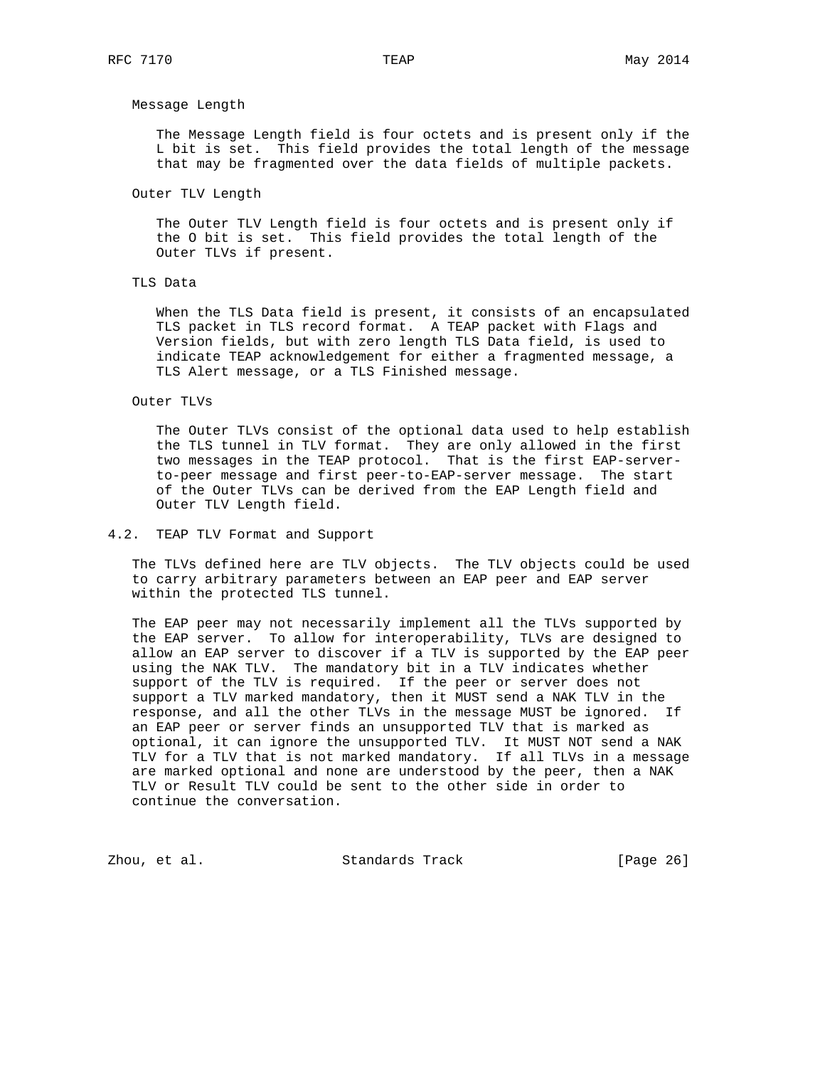Message Length

The Message Length field is four octets and is present only if the L bit is set. This field provides the total length of the message that may be fragmented over the data fields of multiple packets.

Outer TLV Length

The Outer TLV Length field is four octets and is present only if the O bit is set. This field provides the total length of the Outer TLVs if present.

TLS Data

When the TLS Data field is present, it consists of an encapsulated TLS packet in TLS record format. A TEAP packet with Flags and Version fields, but with zero length TLS Data field, is used to indicate TEAP acknowledgement for either a fragmented message, a TLS Alert message, or a TLS Finished message.

Outer TLVs

The Outer TLVs consist of the optional data used to help establish the TLS tunnel in TLV format. They are only allowed in the first two messages in the TEAP protocol. That is the first EAP-server-to-peer message and first peer-to-EAP-server message. The start of the Outer TLVs can be derived from the EAP Length field and Outer TLV Length field.

## 4.2. TEAP TLV Format and Support

The TLVs defined here are TLV objects. The TLV objects could be used to carry arbitrary parameters between an EAP peer and EAP server within the protected TLS tunnel.

The EAP peer may not necessarily implement all the TLVs supported by the EAP server. To allow for interoperability, TLVs are designed to allow an EAP server to discover if a TLV is supported by the EAP peer using the NAK TLV. The mandatory bit in a TLV indicates whether support of the TLV is required. If the peer or server does not support a TLV marked mandatory, then it MUST send a NAK TLV in the response, and all the other TLVs in the message MUST be ignored. If an EAP peer or server finds an unsupported TLV that is marked as optional, it can ignore the unsupported TLV. It MUST NOT send a NAK TLV for a TLV that is not marked mandatory. If all TLVs in a message are marked optional and none are understood by the peer, then a NAK TLV or Result TLV could be sent to the other side in order to continue the conversation.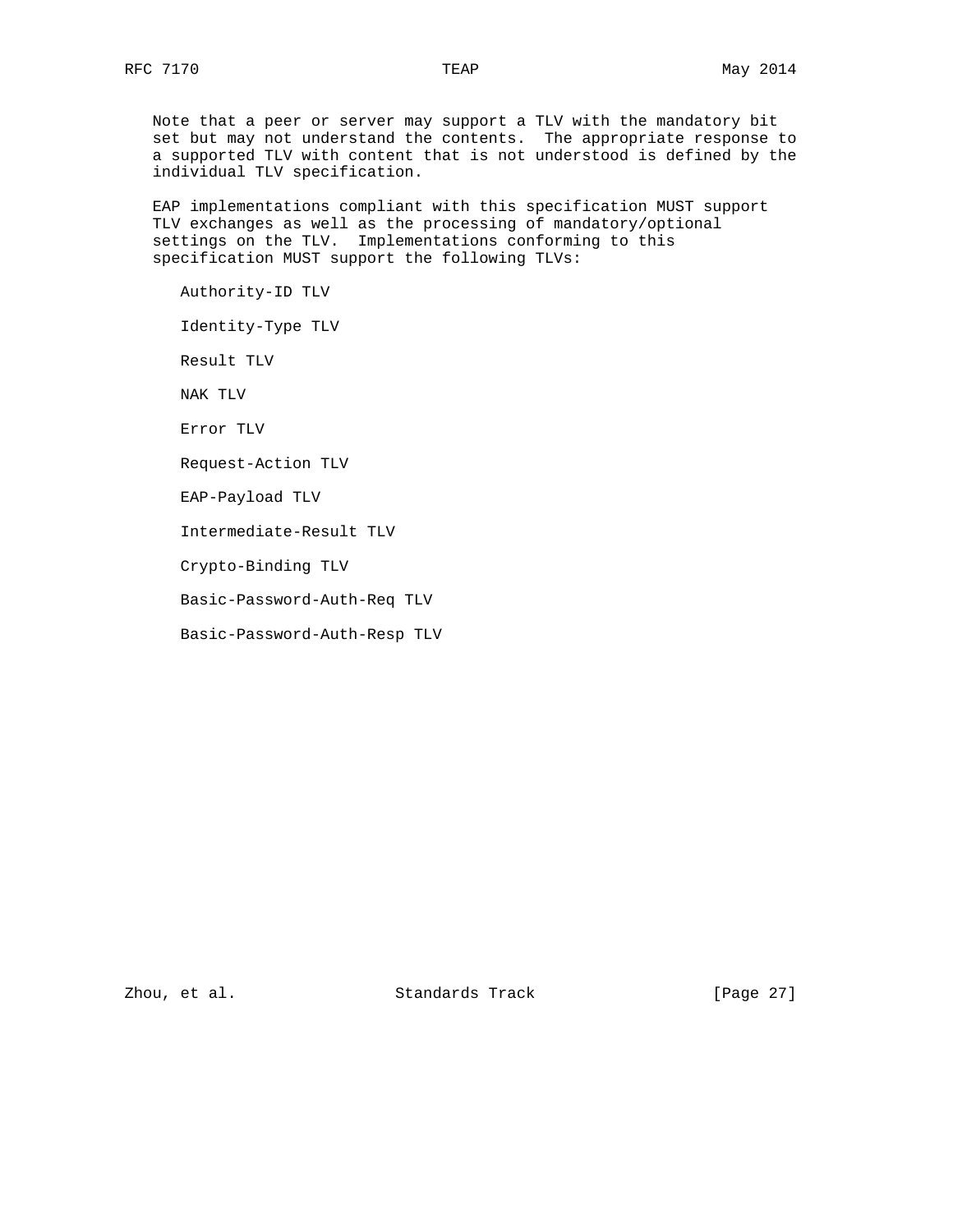Note that a peer or server may support a TLV with the mandatory bit set but may not understand the contents. The appropriate response to a supported TLV with content that is not understood is defined by the individual TLV specification.

EAP implementations compliant with this specification MUST support TLV exchanges as well as the processing of mandatory/optional settings on the TLV. Implementations conforming to this specification MUST support the following TLVs:

- Authority-ID TLV
- Identity-Type TLV
- Result TLV
- NAK TLV
- Error TLV
- Request-Action TLV
- EAP-Payload TLV
- Intermediate-Result TLV
- Crypto-Binding TLV
- Basic-Password-Auth-Req TLV
- Basic-Password-Auth-Resp TLV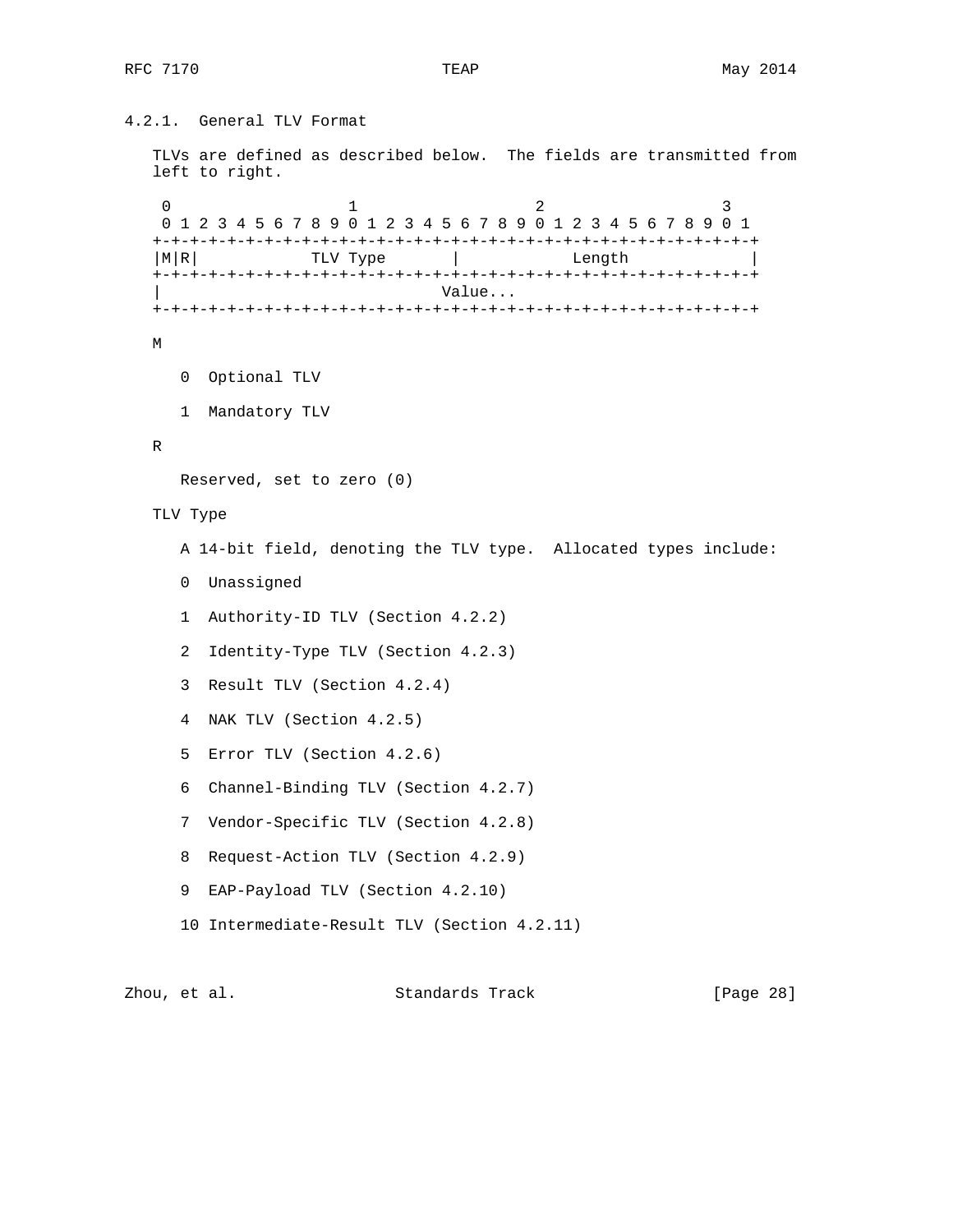### 4.2.1. General TLV Format

TLVs are defined as described below. The fields are transmitted from left to right.

```
 0                   1                   2                   3
 0 1 2 3 4 5 6 7 8 9 0 1 2 3 4 5 6 7 8 9 0 1 2 3 4 5 6 7 8 9 0 1
+-+-+-+-+-+-+-+-+-+-+-+-+-+-+-+-+-+-+-+-+-+-+-+-+-+-+-+-+-+-+-+-+
|M|R|            TLV Type       |            Length             |
+-+-+-+-+-+-+-+-+-+-+-+-+-+-+-+-+-+-+-+-+-+-+-+-+-+-+-+-+-+-+-+-+
|                              Value...
+-+-+-+-+-+-+-+-+-+-+-+-+-+-+-+-+-+-+-+-+-+-+-+-+-+-+-+-+-+-+-+-+
```

M

0 Optional TLV

1 Mandatory TLV

R

Reserved, set to zero (0)

TLV Type

A 14-bit field, denoting the TLV type. Allocated types include:

0 Unassigned

1 Authority-ID TLV (Section 4.2.2)

2 Identity-Type TLV (Section 4.2.3)

3 Result TLV (Section 4.2.4)

4 NAK TLV (Section 4.2.5)

5 Error TLV (Section 4.2.6)

6 Channel-Binding TLV (Section 4.2.7)

7 Vendor-Specific TLV (Section 4.2.8)

8 Request-Action TLV (Section 4.2.9)

9 EAP-Payload TLV (Section 4.2.10)

10 Intermediate-Result TLV (Section 4.2.11)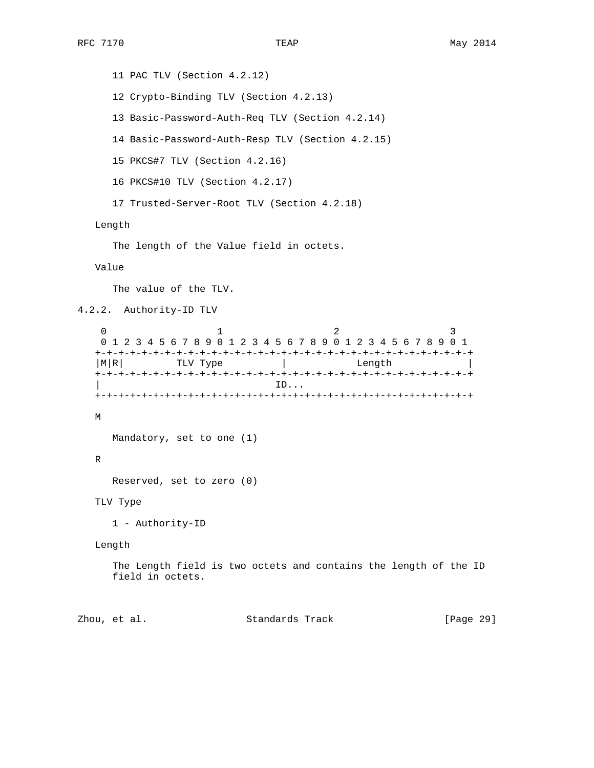11 PAC TLV (Section 4.2.12)

12 Crypto-Binding TLV (Section 4.2.13)

13 Basic-Password-Auth-Req TLV (Section 4.2.14)

14 Basic-Password-Auth-Resp TLV (Section 4.2.15)

15 PKCS#7 TLV (Section 4.2.16)

16 PKCS#10 TLV (Section 4.2.17)

17 Trusted-Server-Root TLV (Section 4.2.18)

Length

The length of the Value field in octets.

Value

The value of the TLV.

### 4.2.2. Authority-ID TLV

```
 0                   1                   2                   3
 0 1 2 3 4 5 6 7 8 9 0 1 2 3 4 5 6 7 8 9 0 1 2 3 4 5 6 7 8 9 0 1
+-+-+-+-+-+-+-+-+-+-+-+-+-+-+-+-+-+-+-+-+-+-+-+-+-+-+-+-+-+-+-+-+
|M|R|         TLV Type          |            Length             |
+-+-+-+-+-+-+-+-+-+-+-+-+-+-+-+-+-+-+-+-+-+-+-+-+-+-+-+-+-+-+-+-+
|                              ID...
+-+-+-+-+-+-+-+-+-+-+-+-+-+-+-+-+-+-+-+-+-+-+-+-+-+-+-+-+-+-+-+-+
```

M

Mandatory, set to one (1)

R

Reserved, set to zero (0)

TLV Type

1 - Authority-ID

Length

The Length field is two octets and contains the length of the ID field in octets.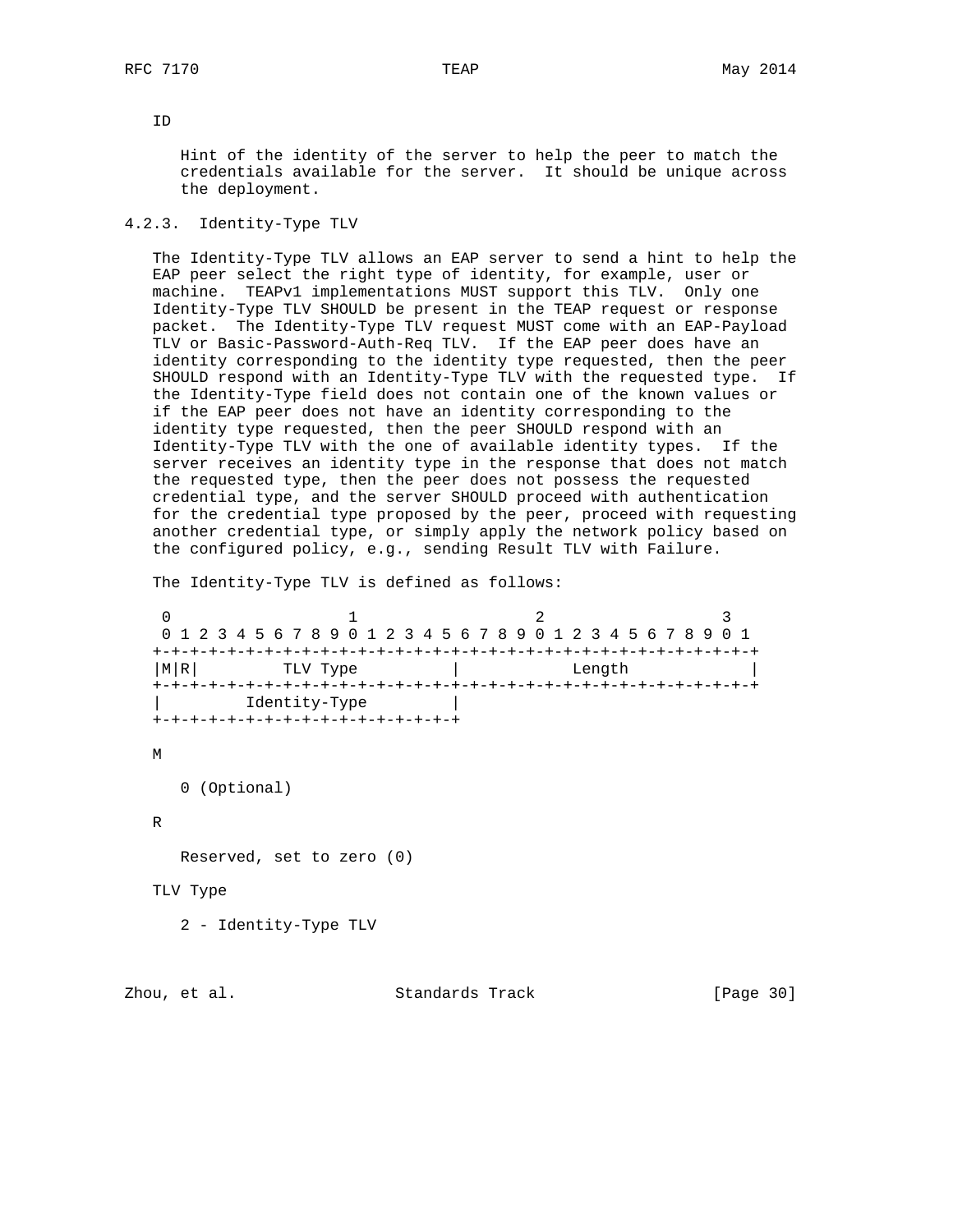ID

Hint of the identity of the server to help the peer to match the credentials available for the server. It should be unique across the deployment.

### 4.2.3. Identity-Type TLV

The Identity-Type TLV allows an EAP server to send a hint to help the EAP peer select the right type of identity, for example, user or machine. TEAPv1 implementations MUST support this TLV. Only one Identity-Type TLV SHOULD be present in the TEAP request or response packet. The Identity-Type TLV request MUST come with an EAP-Payload TLV or Basic-Password-Auth-Req TLV. If the EAP peer does have an identity corresponding to the identity type requested, then the peer SHOULD respond with an Identity-Type TLV with the requested type. If the Identity-Type field does not contain one of the known values or if the EAP peer does not have an identity corresponding to the identity type requested, then the peer SHOULD respond with an Identity-Type TLV with the one of available identity types. If the server receives an identity type in the response that does not match the requested type, then the peer does not possess the requested credential type, and the server SHOULD proceed with authentication for the credential type proposed by the peer, proceed with requesting another credential type, or simply apply the network policy based on the configured policy, e.g., sending Result TLV with Failure.

The Identity-Type TLV is defined as follows:

```
 0                   1                   2                   3
 0 1 2 3 4 5 6 7 8 9 0 1 2 3 4 5 6 7 8 9 0 1 2 3 4 5 6 7 8 9 0 1
+-+-+-+-+-+-+-+-+-+-+-+-+-+-+-+-+-+-+-+-+-+-+-+-+-+-+-+-+-+-+-+-+
|M|R|         TLV Type          |            Length             |
+-+-+-+-+-+-+-+-+-+-+-+-+-+-+-+-+-+-+-+-+-+-+-+-+-+-+-+-+-+-+-+-+
|         Identity-Type         |
+-+-+-+-+-+-+-+-+-+-+-+-+-+-+-+-+
```

M

0 (Optional)

R

Reserved, set to zero (0)

TLV Type

2 - Identity-Type TLV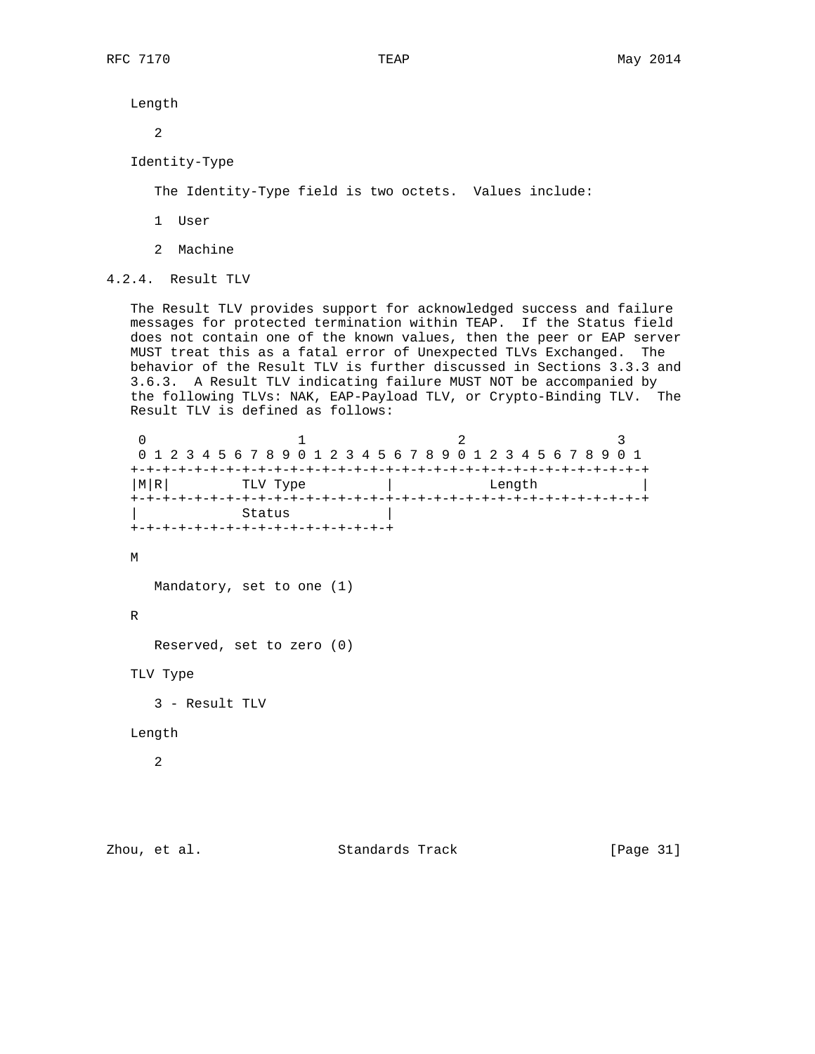Length

2

Identity-Type

The Identity-Type field is two octets. Values include:

1 User

2 Machine

### 4.2.4. Result TLV

The Result TLV provides support for acknowledged success and failure messages for protected termination within TEAP. If the Status field does not contain one of the known values, then the peer or EAP server MUST treat this as a fatal error of Unexpected TLVs Exchanged. The behavior of the Result TLV is further discussed in Sections 3.3.3 and 3.6.3. A Result TLV indicating failure MUST NOT be accompanied by the following TLVs: NAK, EAP-Payload TLV, or Crypto-Binding TLV. The Result TLV is defined as follows:

```
 0                   1                   2                   3
 0 1 2 3 4 5 6 7 8 9 0 1 2 3 4 5 6 7 8 9 0 1 2 3 4 5 6 7 8 9 0 1
+-+-+-+-+-+-+-+-+-+-+-+-+-+-+-+-+-+-+-+-+-+-+-+-+-+-+-+-+-+-+-+-+
|M|R|         TLV Type          |            Length             |
+-+-+-+-+-+-+-+-+-+-+-+-+-+-+-+-+-+-+-+-+-+-+-+-+-+-+-+-+-+-+-+-+
|             Status            |
+-+-+-+-+-+-+-+-+-+-+-+-+-+-+-+-+
```

M

Mandatory, set to one (1)

R

Reserved, set to zero (0)

TLV Type

3 - Result TLV

Length

2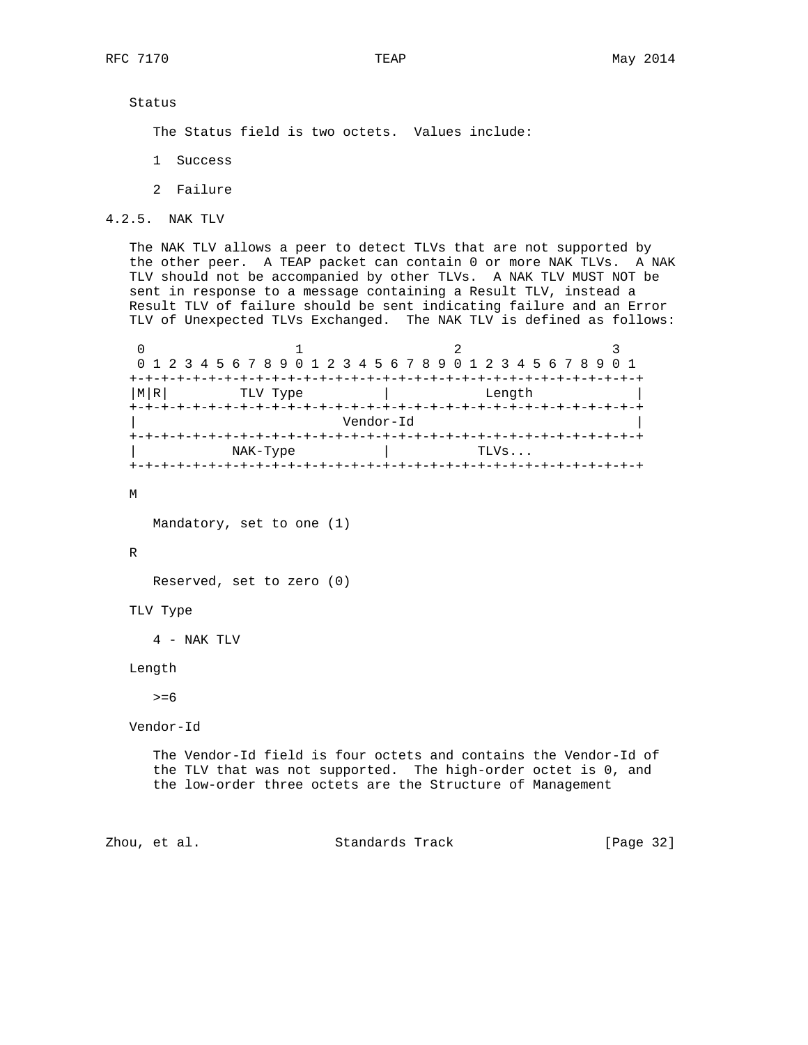Status

The Status field is two octets. Values include:

1 Success

2 Failure

### 4.2.5. NAK TLV

The NAK TLV allows a peer to detect TLVs that are not supported by the other peer. A TEAP packet can contain 0 or more NAK TLVs. A NAK TLV should not be accompanied by other TLVs. A NAK TLV MUST NOT be sent in response to a message containing a Result TLV, instead a Result TLV of failure should be sent indicating failure and an Error TLV of Unexpected TLVs Exchanged. The NAK TLV is defined as follows:

```
 0                   1                   2                   3
 0 1 2 3 4 5 6 7 8 9 0 1 2 3 4 5 6 7 8 9 0 1 2 3 4 5 6 7 8 9 0 1
+-+-+-+-+-+-+-+-+-+-+-+-+-+-+-+-+-+-+-+-+-+-+-+-+-+-+-+-+-+-+-+-+
|M|R|         TLV Type          |            Length             |
+-+-+-+-+-+-+-+-+-+-+-+-+-+-+-+-+-+-+-+-+-+-+-+-+-+-+-+-+-+-+-+-+
|                          Vendor-Id                            |
+-+-+-+-+-+-+-+-+-+-+-+-+-+-+-+-+-+-+-+-+-+-+-+-+-+-+-+-+-+-+-+-+
|            NAK-Type           |           TLVs...
+-+-+-+-+-+-+-+-+-+-+-+-+-+-+-+-+-+-+-+-+-+-+-+-+-+-+-+-+-+-+-+-+
```

M

Mandatory, set to one (1)

R

Reserved, set to zero (0)

TLV Type

4 - NAK TLV

Length

>=6

Vendor-Id

The Vendor-Id field is four octets and contains the Vendor-Id of the TLV that was not supported. The high-order octet is 0, and the low-order three octets are the Structure of Management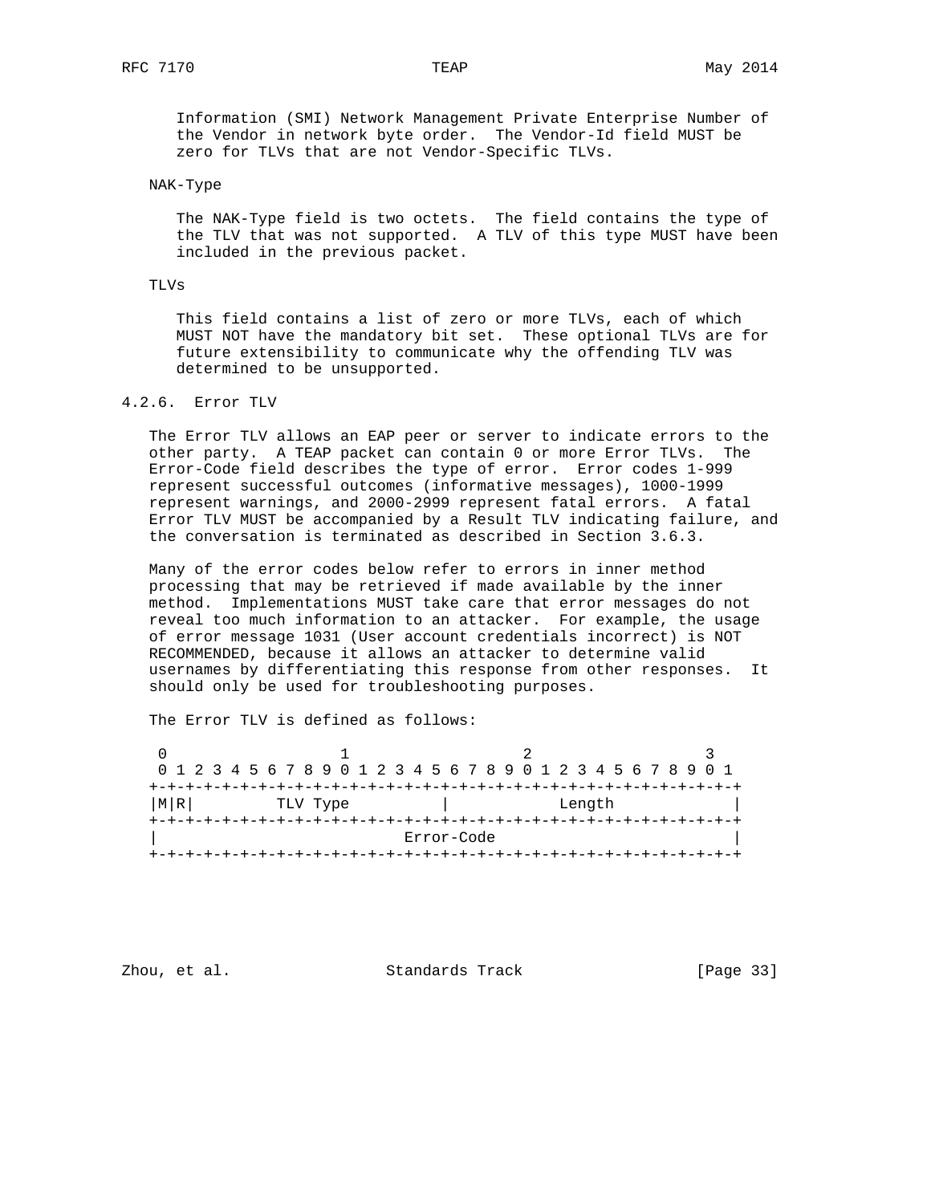Information (SMI) Network Management Private Enterprise Number of the Vendor in network byte order. The Vendor-Id field MUST be zero for TLVs that are not Vendor-Specific TLVs.

NAK-Type

The NAK-Type field is two octets. The field contains the type of the TLV that was not supported. A TLV of this type MUST have been included in the previous packet.

TLVs

This field contains a list of zero or more TLVs, each of which MUST NOT have the mandatory bit set. These optional TLVs are for future extensibility to communicate why the offending TLV was determined to be unsupported.

### 4.2.6. Error TLV

The Error TLV allows an EAP peer or server to indicate errors to the other party. A TEAP packet can contain 0 or more Error TLVs. The Error-Code field describes the type of error. Error codes 1-999 represent successful outcomes (informative messages), 1000-1999 represent warnings, and 2000-2999 represent fatal errors. A fatal Error TLV MUST be accompanied by a Result TLV indicating failure, and the conversation is terminated as described in Section 3.6.3.

Many of the error codes below refer to errors in inner method processing that may be retrieved if made available by the inner method. Implementations MUST take care that error messages do not reveal too much information to an attacker. For example, the usage of error message 1031 (User account credentials incorrect) is NOT RECOMMENDED, because it allows an attacker to determine valid usernames by differentiating this response from other responses. It should only be used for troubleshooting purposes.

The Error TLV is defined as follows:

```
 0                   1                   2                   3
 0 1 2 3 4 5 6 7 8 9 0 1 2 3 4 5 6 7 8 9 0 1 2 3 4 5 6 7 8 9 0 1
+-+-+-+-+-+-+-+-+-+-+-+-+-+-+-+-+-+-+-+-+-+-+-+-+-+-+-+-+-+-+-+-+
|M|R|         TLV Type          |            Length             |
+-+-+-+-+-+-+-+-+-+-+-+-+-+-+-+-+-+-+-+-+-+-+-+-+-+-+-+-+-+-+-+-+
|                           Error-Code                          |
+-+-+-+-+-+-+-+-+-+-+-+-+-+-+-+-+-+-+-+-+-+-+-+-+-+-+-+-+-+-+-+-+
```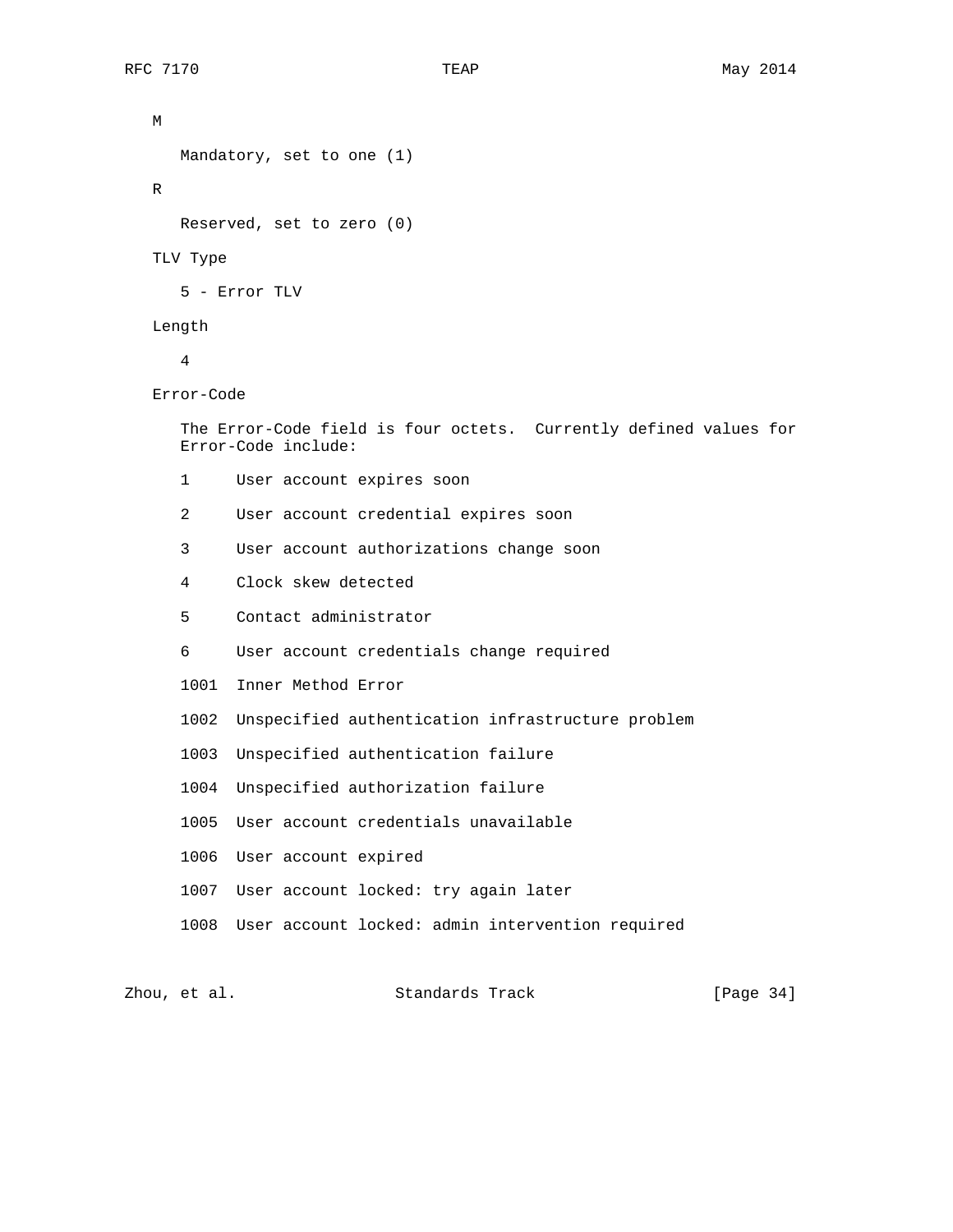M

Mandatory, set to one (1)

R

Reserved, set to zero (0)

TLV Type

5 - Error TLV

Length

4

Error-Code

The Error-Code field is four octets. Currently defined values for Error-Code include:

1 User account expires soon

2 User account credential expires soon

3 User account authorizations change soon

4 Clock skew detected

5 Contact administrator

6 User account credentials change required

1001 Inner Method Error

1002 Unspecified authentication infrastructure problem

1003 Unspecified authentication failure

1004 Unspecified authorization failure

1005 User account credentials unavailable

1006 User account expired

1007 User account locked: try again later

1008 User account locked: admin intervention required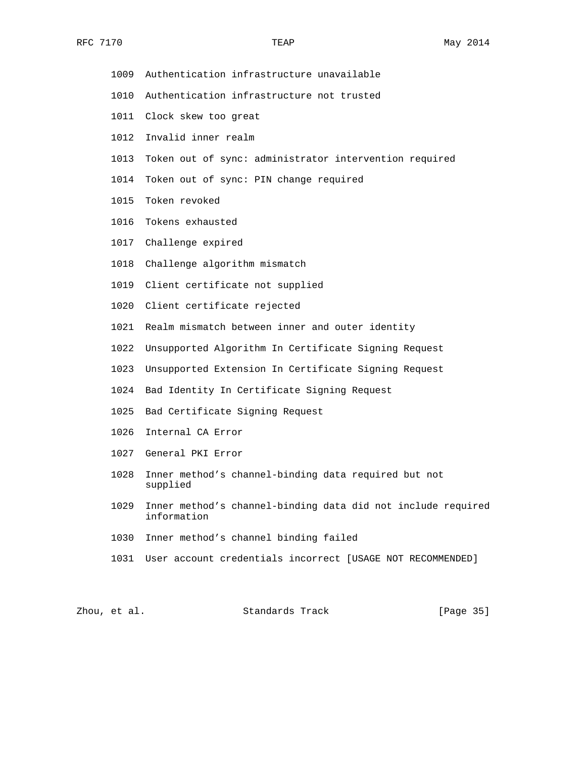1009 Authentication infrastructure unavailable

1010 Authentication infrastructure not trusted

1011 Clock skew too great

1012 Invalid inner realm

1013 Token out of sync: administrator intervention required

1014 Token out of sync: PIN change required

1015 Token revoked

1016 Tokens exhausted

1017 Challenge expired

1018 Challenge algorithm mismatch

1019 Client certificate not supplied

1020 Client certificate rejected

1021 Realm mismatch between inner and outer identity

1022 Unsupported Algorithm In Certificate Signing Request

1023 Unsupported Extension In Certificate Signing Request

1024 Bad Identity In Certificate Signing Request

1025 Bad Certificate Signing Request

1026 Internal CA Error

1027 General PKI Error

1028 Inner method's channel-binding data required but not supplied

1029 Inner method's channel-binding data did not include required information

1030 Inner method's channel binding failed

1031 User account credentials incorrect [USAGE NOT RECOMMENDED]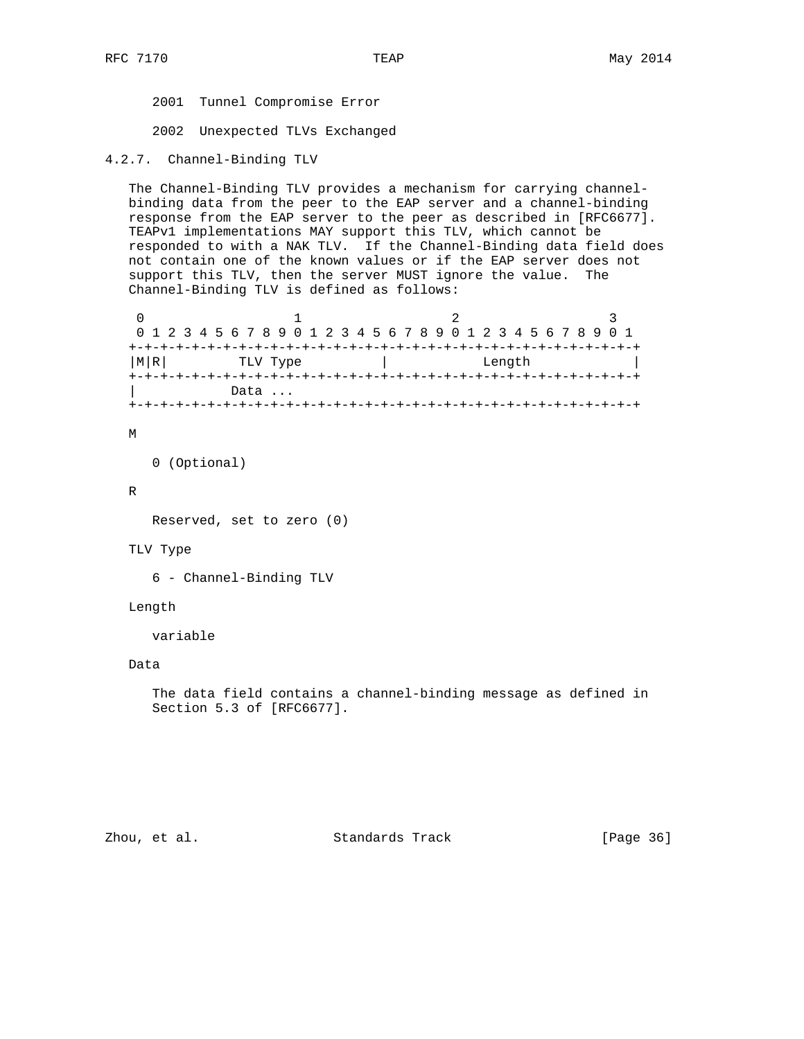2001  Tunnel Compromise Error

2002  Unexpected TLVs Exchanged

### 4.2.7. Channel-Binding TLV

The Channel-Binding TLV provides a mechanism for carrying channel-binding data from the peer to the EAP server and a channel-binding response from the EAP server to the peer as described in [RFC6677]. TEAPv1 implementations MAY support this TLV, which cannot be responded to with a NAK TLV. If the Channel-Binding data field does not contain one of the known values or if the EAP server does not support this TLV, then the server MUST ignore the value. The Channel-Binding TLV is defined as follows:

```
 0                   1                   2                   3
 0 1 2 3 4 5 6 7 8 9 0 1 2 3 4 5 6 7 8 9 0 1 2 3 4 5 6 7 8 9 0 1
+-+-+-+-+-+-+-+-+-+-+-+-+-+-+-+-+-+-+-+-+-+-+-+-+-+-+-+-+-+-+-+-+
|M|R|         TLV Type          |            Length             |
+-+-+-+-+-+-+-+-+-+-+-+-+-+-+-+-+-+-+-+-+-+-+-+-+-+-+-+-+-+-+-+-+
|           Data ...
+-+-+-+-+-+-+-+-+-+-+-+-+-+-+-+-+-+-+-+-+-+-+-+-+-+-+-+-+-+-+-+-+
```

M

0 (Optional)

R

Reserved, set to zero (0)

TLV Type

6 - Channel-Binding TLV

Length

variable

Data

The data field contains a channel-binding message as defined in Section 5.3 of [RFC6677].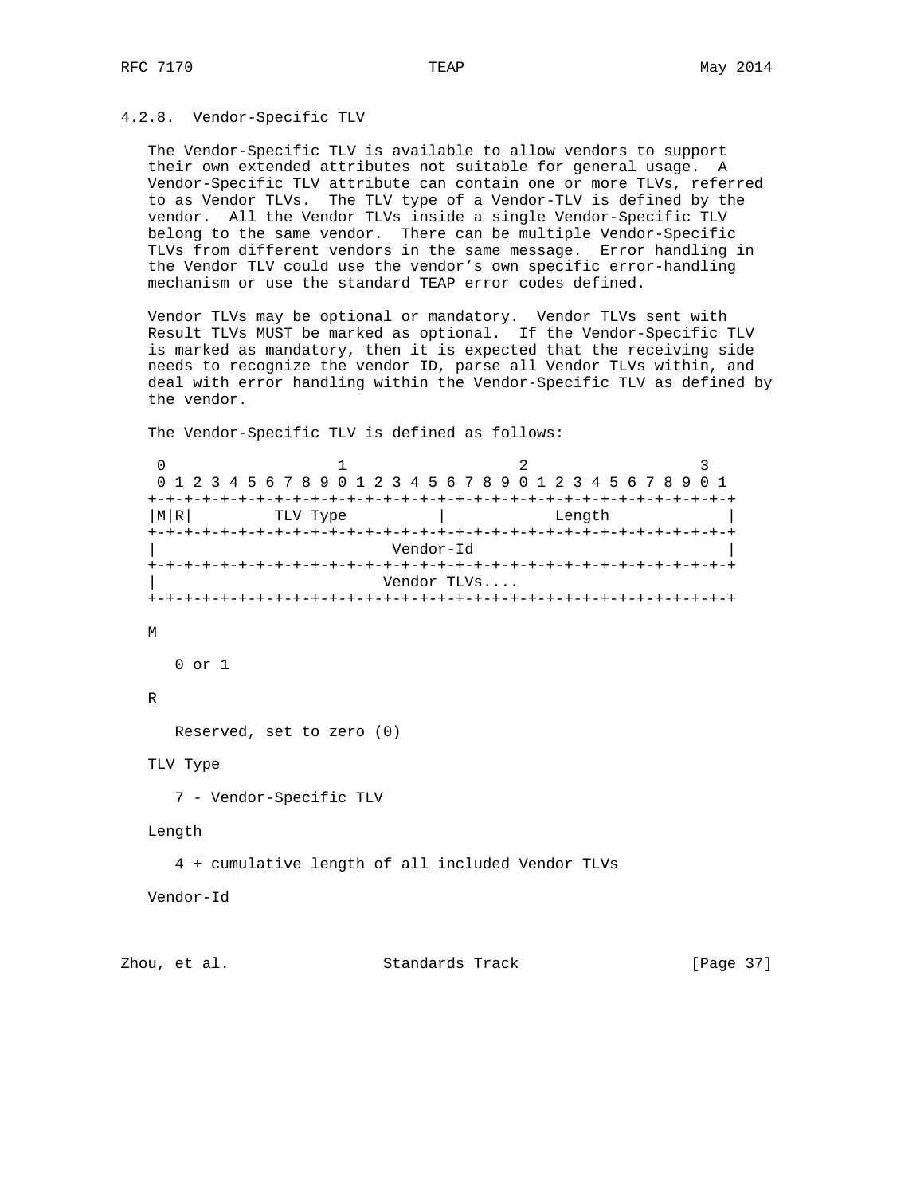### 4.2.8. Vendor-Specific TLV

The Vendor-Specific TLV is available to allow vendors to support their own extended attributes not suitable for general usage. A Vendor-Specific TLV attribute can contain one or more TLVs, referred to as Vendor TLVs. The TLV type of a Vendor-TLV is defined by the vendor. All the Vendor TLVs inside a single Vendor-Specific TLV belong to the same vendor. There can be multiple Vendor-Specific TLVs from different vendors in the same message. Error handling in the Vendor TLV could use the vendor's own specific error-handling mechanism or use the standard TEAP error codes defined.

Vendor TLVs may be optional or mandatory. Vendor TLVs sent with Result TLVs MUST be marked as optional. If the Vendor-Specific TLV is marked as mandatory, then it is expected that the receiving side needs to recognize the vendor ID, parse all Vendor TLVs within, and deal with error handling within the Vendor-Specific TLV as defined by the vendor.

The Vendor-Specific TLV is defined as follows:

```
 0                   1                   2                   3
 0 1 2 3 4 5 6 7 8 9 0 1 2 3 4 5 6 7 8 9 0 1 2 3 4 5 6 7 8 9 0 1
+-+-+-+-+-+-+-+-+-+-+-+-+-+-+-+-+-+-+-+-+-+-+-+-+-+-+-+-+-+-+-+-+
|M|R|         TLV Type          |            Length             |
+-+-+-+-+-+-+-+-+-+-+-+-+-+-+-+-+-+-+-+-+-+-+-+-+-+-+-+-+-+-+-+-+
|                          Vendor-Id                            |
+-+-+-+-+-+-+-+-+-+-+-+-+-+-+-+-+-+-+-+-+-+-+-+-+-+-+-+-+-+-+-+-+
|                         Vendor TLVs....
+-+-+-+-+-+-+-+-+-+-+-+-+-+-+-+-+-+-+-+-+-+-+-+-+-+-+-+-+-+-+-+-+
```

M

   0 or 1

R

   Reserved, set to zero (0)

TLV Type

   7 - Vendor-Specific TLV

Length

   4 + cumulative length of all included Vendor TLVs

Vendor-Id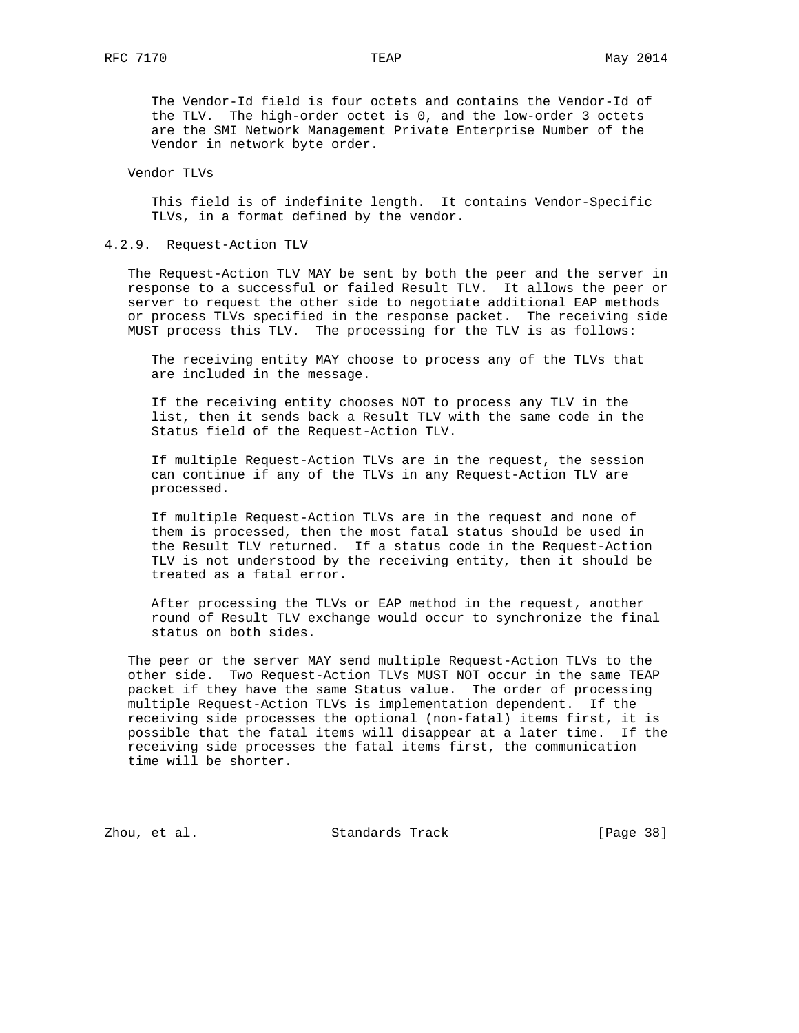The Vendor-Id field is four octets and contains the Vendor-Id of the TLV. The high-order octet is 0, and the low-order 3 octets are the SMI Network Management Private Enterprise Number of the Vendor in network byte order.

Vendor TLVs

This field is of indefinite length. It contains Vendor-Specific TLVs, in a format defined by the vendor.

### 4.2.9. Request-Action TLV

The Request-Action TLV MAY be sent by both the peer and the server in response to a successful or failed Result TLV. It allows the peer or server to request the other side to negotiate additional EAP methods or process TLVs specified in the response packet. The receiving side MUST process this TLV. The processing for the TLV is as follows:

The receiving entity MAY choose to process any of the TLVs that are included in the message.

If the receiving entity chooses NOT to process any TLV in the list, then it sends back a Result TLV with the same code in the Status field of the Request-Action TLV.

If multiple Request-Action TLVs are in the request, the session can continue if any of the TLVs in any Request-Action TLV are processed.

If multiple Request-Action TLVs are in the request and none of them is processed, then the most fatal status should be used in the Result TLV returned. If a status code in the Request-Action TLV is not understood by the receiving entity, then it should be treated as a fatal error.

After processing the TLVs or EAP method in the request, another round of Result TLV exchange would occur to synchronize the final status on both sides.

The peer or the server MAY send multiple Request-Action TLVs to the other side. Two Request-Action TLVs MUST NOT occur in the same TEAP packet if they have the same Status value. The order of processing multiple Request-Action TLVs is implementation dependent. If the receiving side processes the optional (non-fatal) items first, it is possible that the fatal items will disappear at a later time. If the receiving side processes the fatal items first, the communication time will be shorter.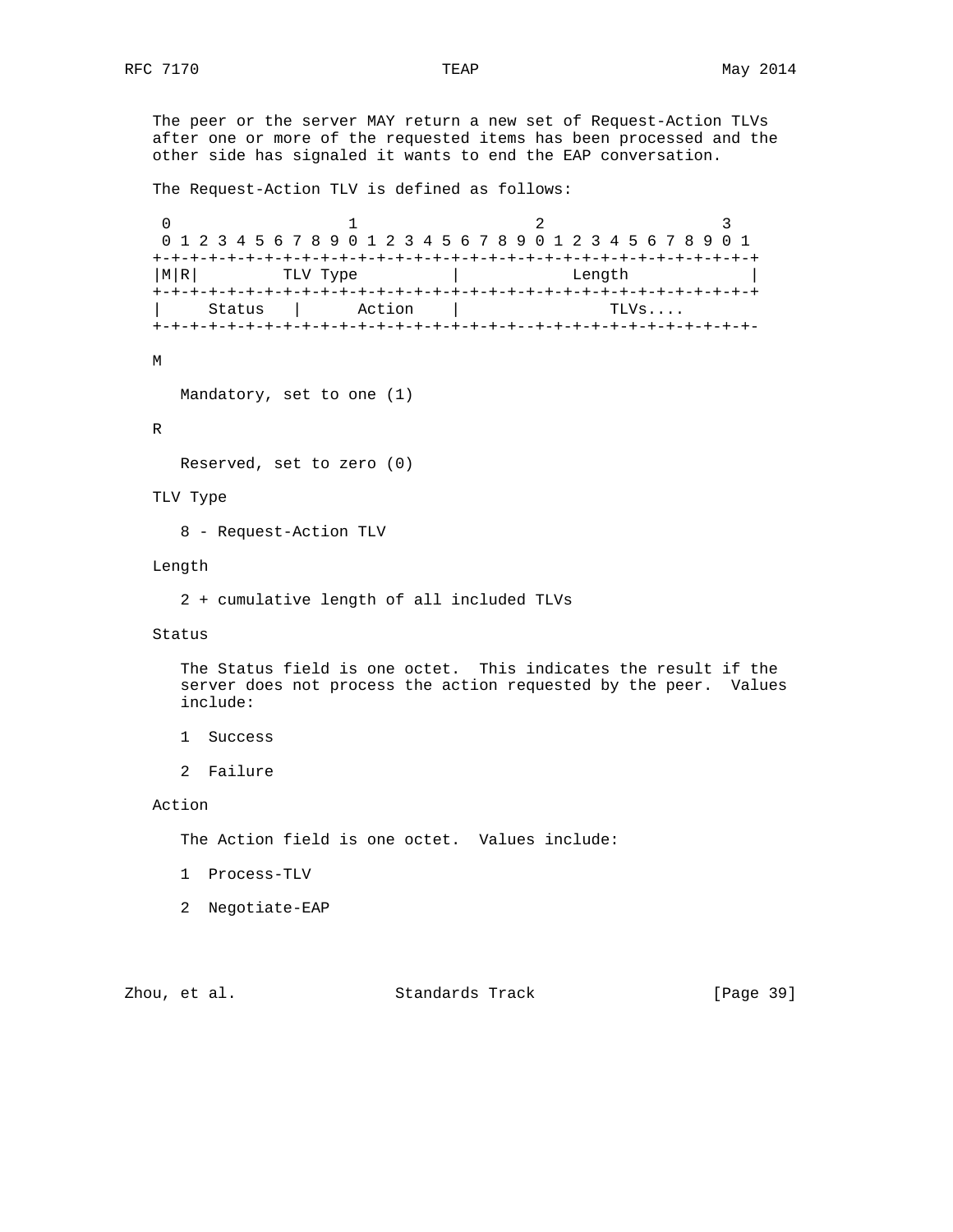The peer or the server MAY return a new set of Request-Action TLVs after one or more of the requested items has been processed and the other side has signaled it wants to end the EAP conversation.

The Request-Action TLV is defined as follows:

```
 0                   1                   2                   3
 0 1 2 3 4 5 6 7 8 9 0 1 2 3 4 5 6 7 8 9 0 1 2 3 4 5 6 7 8 9 0 1
+-+-+-+-+-+-+-+-+-+-+-+-+-+-+-+-+-+-+-+-+-+-+-+-+-+-+-+-+-+-+-+-+
|M|R|         TLV Type          |            Length             |
+-+-+-+-+-+-+-+-+-+-+-+-+-+-+-+-+-+-+-+-+-+-+-+-+-+-+-+-+-+-+-+-+
|     Status    |      Action   |                TLVs....
+-+-+-+-+-+-+-+-+-+-+-+-+-+-+-+-+-+-+--+-+-+-+-+-+-+-+-+-+-+-+-+-
```

M

Mandatory, set to one (1)

R

Reserved, set to zero (0)

TLV Type

8 - Request-Action TLV

Length

2 + cumulative length of all included TLVs

Status

The Status field is one octet. This indicates the result if the server does not process the action requested by the peer. Values include:

1 Success

2 Failure

Action

The Action field is one octet. Values include:

1 Process-TLV

2 Negotiate-EAP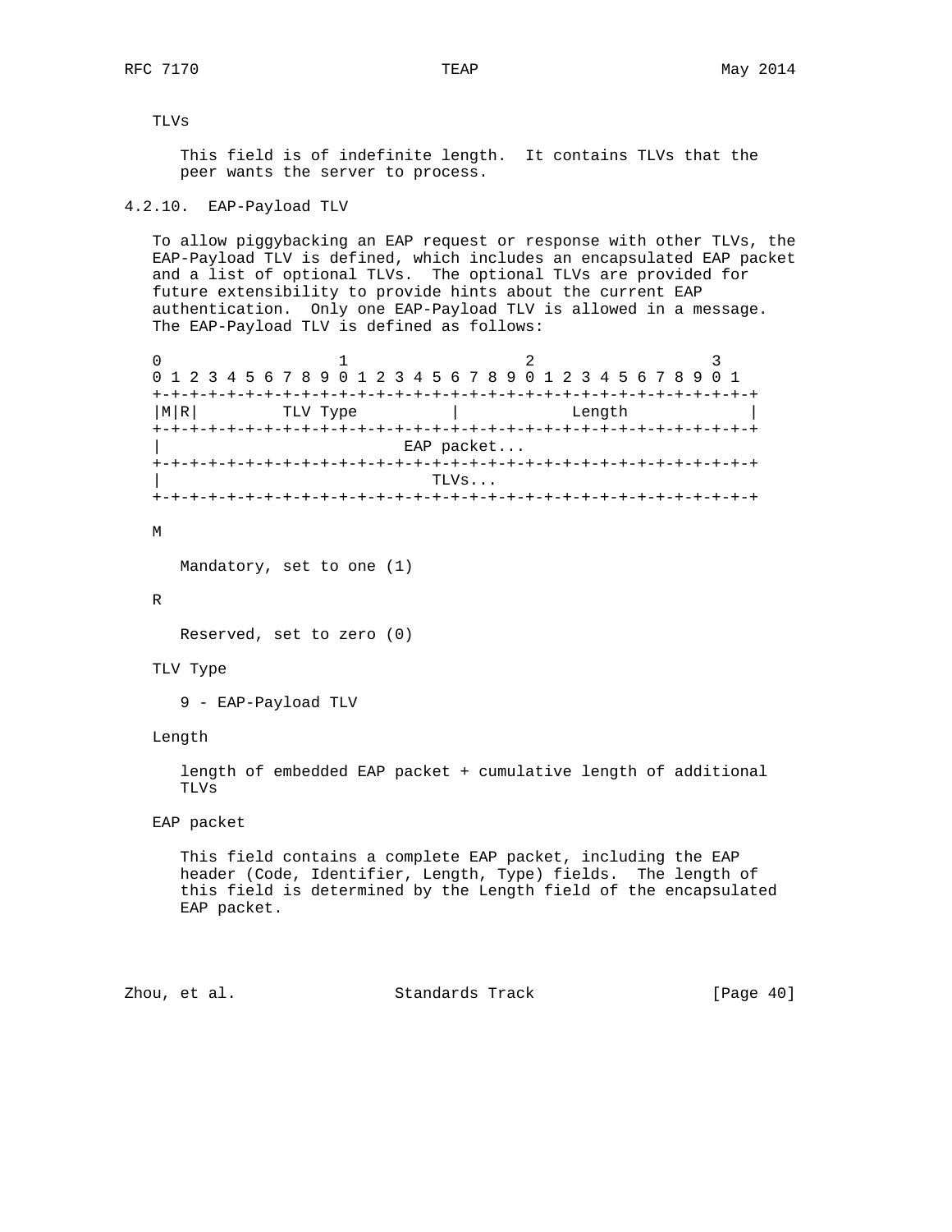TLVs

This field is of indefinite length. It contains TLVs that the peer wants the server to process.

### 4.2.10. EAP-Payload TLV

To allow piggybacking an EAP request or response with other TLVs, the EAP-Payload TLV is defined, which includes an encapsulated EAP packet and a list of optional TLVs. The optional TLVs are provided for future extensibility to provide hints about the current EAP authentication. Only one EAP-Payload TLV is allowed in a message. The EAP-Payload TLV is defined as follows:

```
 0                   1                   2                   3
 0 1 2 3 4 5 6 7 8 9 0 1 2 3 4 5 6 7 8 9 0 1 2 3 4 5 6 7 8 9 0 1
+-+-+-+-+-+-+-+-+-+-+-+-+-+-+-+-+-+-+-+-+-+-+-+-+-+-+-+-+-+-+-+-+
|M|R|         TLV Type          |            Length             |
+-+-+-+-+-+-+-+-+-+-+-+-+-+-+-+-+-+-+-+-+-+-+-+-+-+-+-+-+-+-+-+-+
|                          EAP packet...
+-+-+-+-+-+-+-+-+-+-+-+-+-+-+-+-+-+-+-+-+-+-+-+-+-+-+-+-+-+-+-+-+
|                             TLVs...
+-+-+-+-+-+-+-+-+-+-+-+-+-+-+-+-+-+-+-+-+-+-+-+-+-+-+-+-+-+-+-+-+
```

M

Mandatory, set to one (1)

R

Reserved, set to zero (0)

TLV Type

9 - EAP-Payload TLV

Length

length of embedded EAP packet + cumulative length of additional TLVs

EAP packet

This field contains a complete EAP packet, including the EAP header (Code, Identifier, Length, Type) fields. The length of this field is determined by the Length field of the encapsulated EAP packet.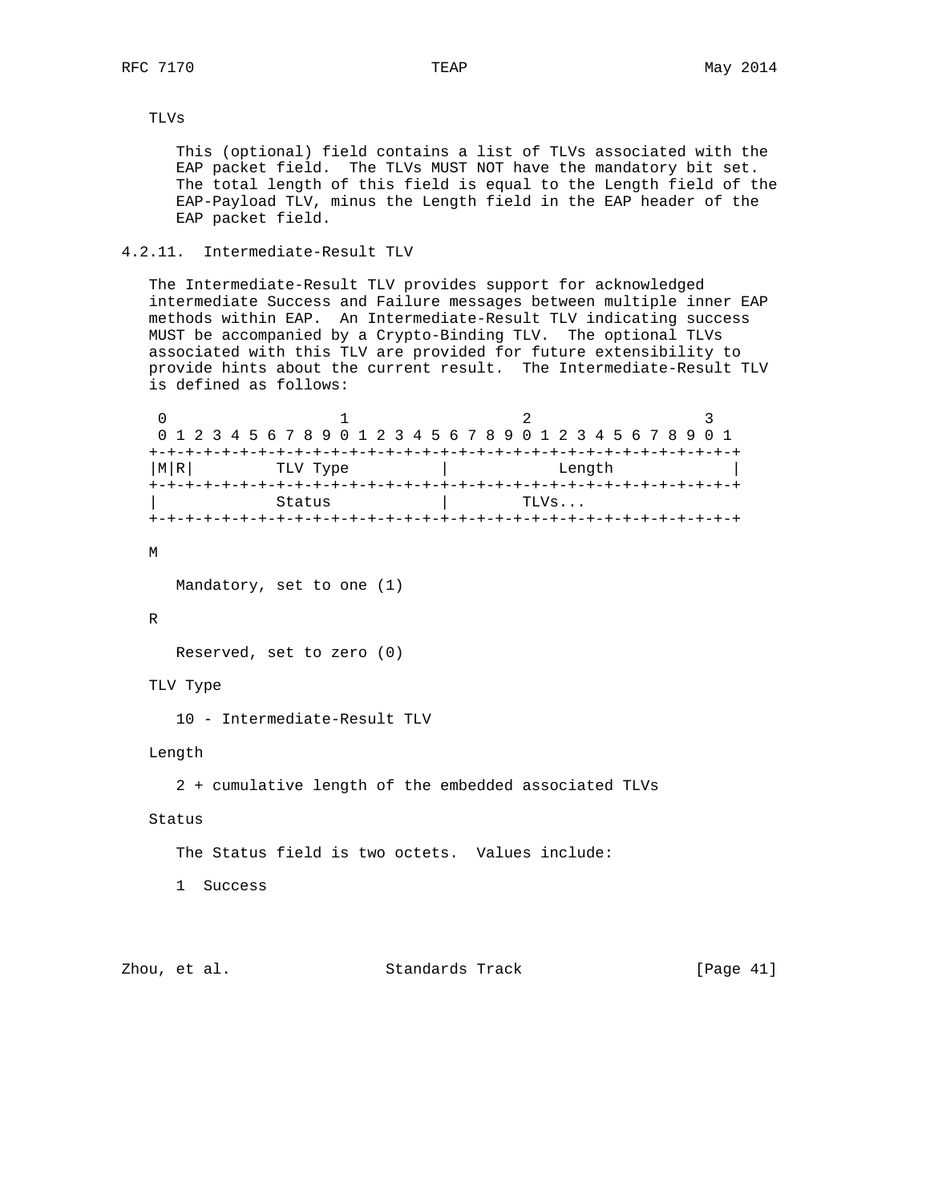TLVs

This (optional) field contains a list of TLVs associated with the EAP packet field. The TLVs MUST NOT have the mandatory bit set. The total length of this field is equal to the Length field of the EAP-Payload TLV, minus the Length field in the EAP header of the EAP packet field.

### 4.2.11. Intermediate-Result TLV

The Intermediate-Result TLV provides support for acknowledged intermediate Success and Failure messages between multiple inner EAP methods within EAP. An Intermediate-Result TLV indicating success MUST be accompanied by a Crypto-Binding TLV. The optional TLVs associated with this TLV are provided for future extensibility to provide hints about the current result. The Intermediate-Result TLV is defined as follows:

```
 0                   1                   2                   3
 0 1 2 3 4 5 6 7 8 9 0 1 2 3 4 5 6 7 8 9 0 1 2 3 4 5 6 7 8 9 0 1
+-+-+-+-+-+-+-+-+-+-+-+-+-+-+-+-+-+-+-+-+-+-+-+-+-+-+-+-+-+-+-+-+
|M|R|         TLV Type          |            Length             |
+-+-+-+-+-+-+-+-+-+-+-+-+-+-+-+-+-+-+-+-+-+-+-+-+-+-+-+-+-+-+-+-+
|             Status            |        TLVs...
+-+-+-+-+-+-+-+-+-+-+-+-+-+-+-+-+-+-+-+-+-+-+-+-+-+-+-+-+-+-+-+-+
```

M

Mandatory, set to one (1)

R

Reserved, set to zero (0)

TLV Type

10 - Intermediate-Result TLV

Length

2 + cumulative length of the embedded associated TLVs

Status

The Status field is two octets. Values include:

1 Success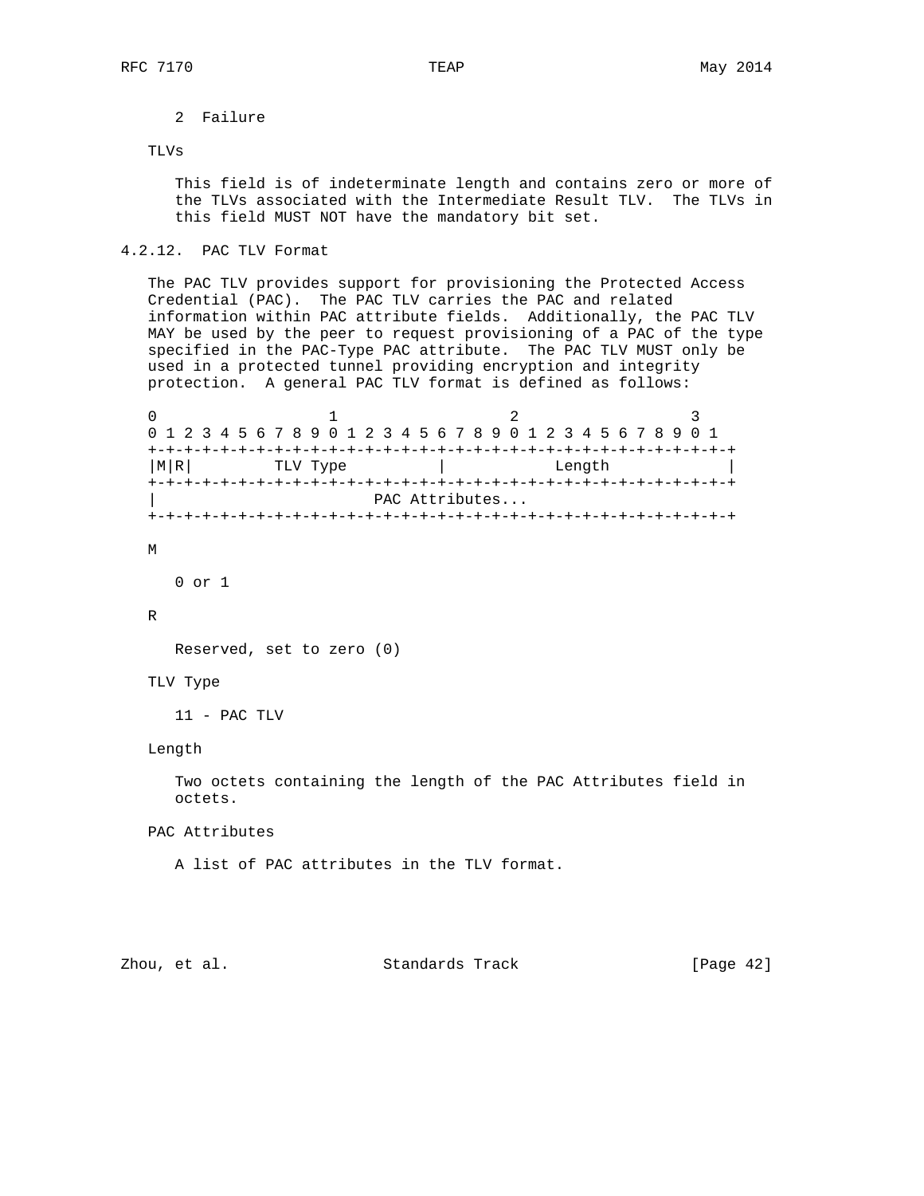2 Failure

TLVs

This field is of indeterminate length and contains zero or more of the TLVs associated with the Intermediate Result TLV. The TLVs in this field MUST NOT have the mandatory bit set.

### 4.2.12. PAC TLV Format

The PAC TLV provides support for provisioning the Protected Access Credential (PAC). The PAC TLV carries the PAC and related information within PAC attribute fields. Additionally, the PAC TLV MAY be used by the peer to request provisioning of a PAC of the type specified in the PAC-Type PAC attribute. The PAC TLV MUST only be used in a protected tunnel providing encryption and integrity protection. A general PAC TLV format is defined as follows:

```
 0                   1                   2                   3
 0 1 2 3 4 5 6 7 8 9 0 1 2 3 4 5 6 7 8 9 0 1 2 3 4 5 6 7 8 9 0 1
+-+-+-+-+-+-+-+-+-+-+-+-+-+-+-+-+-+-+-+-+-+-+-+-+-+-+-+-+-+-+-+-+
|M|R|         TLV Type          |            Length             |
+-+-+-+-+-+-+-+-+-+-+-+-+-+-+-+-+-+-+-+-+-+-+-+-+-+-+-+-+-+-+-+-+
|                        PAC Attributes...
+-+-+-+-+-+-+-+-+-+-+-+-+-+-+-+-+-+-+-+-+-+-+-+-+-+-+-+-+-+-+-+-+
```

M

0 or 1

R

Reserved, set to zero (0)

TLV Type

11 - PAC TLV

Length

Two octets containing the length of the PAC Attributes field in octets.

PAC Attributes

A list of PAC attributes in the TLV format.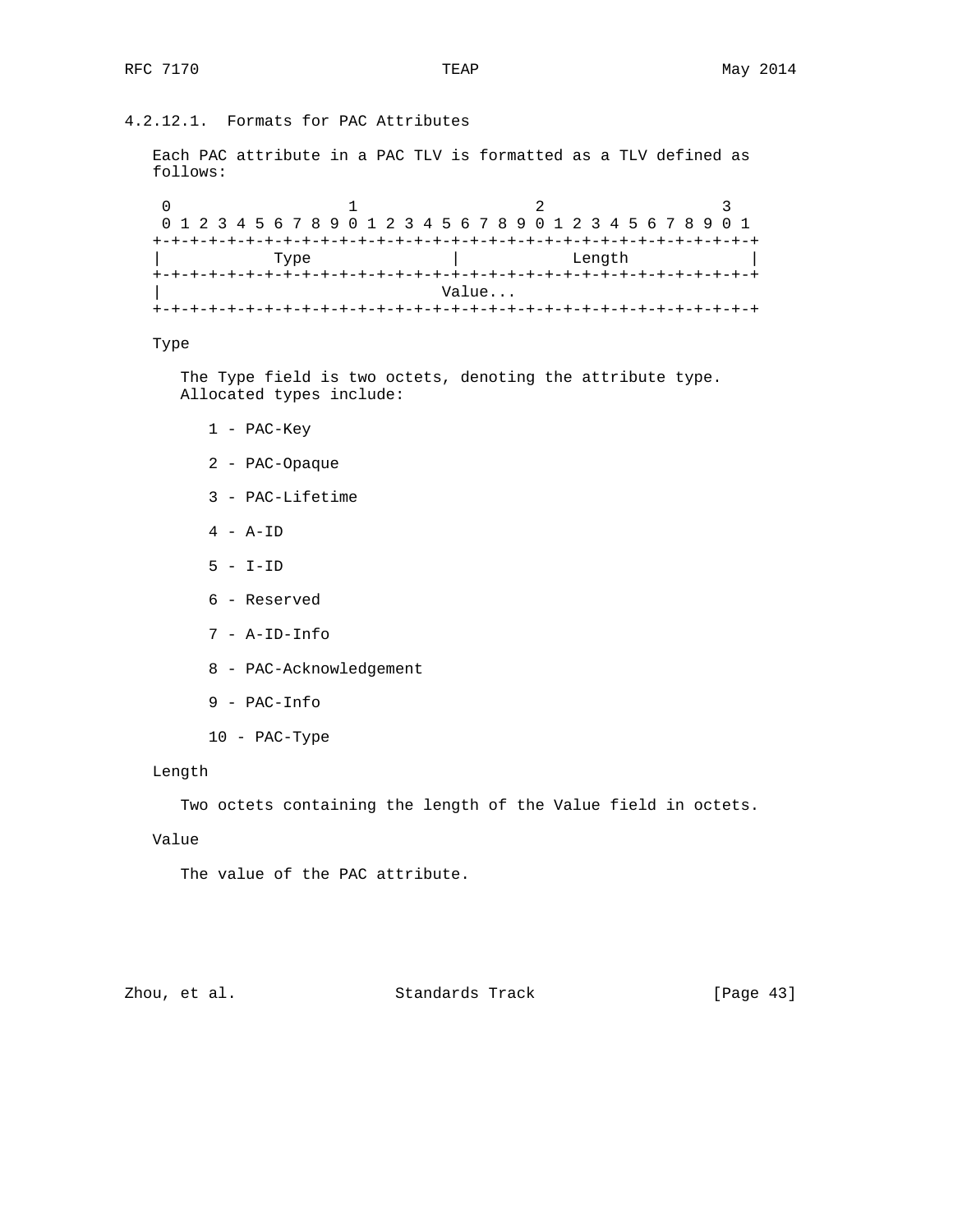#### 4.2.12.1. Formats for PAC Attributes

Each PAC attribute in a PAC TLV is formatted as a TLV defined as follows:

```
 0                   1                   2                   3
 0 1 2 3 4 5 6 7 8 9 0 1 2 3 4 5 6 7 8 9 0 1 2 3 4 5 6 7 8 9 0 1
+-+-+-+-+-+-+-+-+-+-+-+-+-+-+-+-+-+-+-+-+-+-+-+-+-+-+-+-+-+-+-+-+
|            Type               |            Length             |
+-+-+-+-+-+-+-+-+-+-+-+-+-+-+-+-+-+-+-+-+-+-+-+-+-+-+-+-+-+-+-+-+
|                              Value...
+-+-+-+-+-+-+-+-+-+-+-+-+-+-+-+-+-+-+-+-+-+-+-+-+-+-+-+-+-+-+-+-+
```

Type

The Type field is two octets, denoting the attribute type. Allocated types include:

1 - PAC-Key

2 - PAC-Opaque

3 - PAC-Lifetime

4 - A-ID

5 - I-ID

6 - Reserved

7 - A-ID-Info

8 - PAC-Acknowledgement

9 - PAC-Info

10 - PAC-Type

Length

Two octets containing the length of the Value field in octets.

Value

The value of the PAC attribute.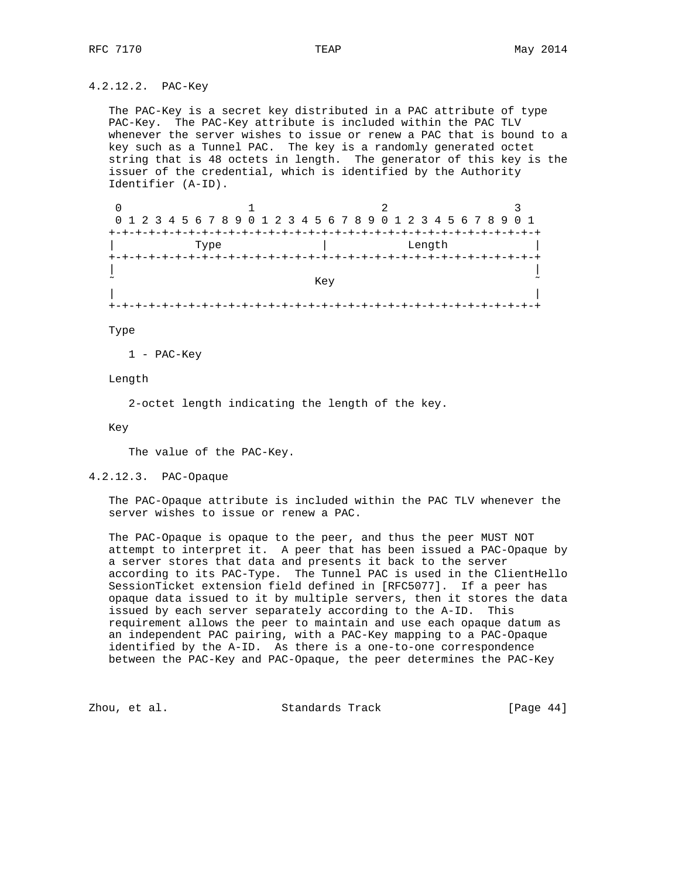#### 4.2.12.2. PAC-Key

The PAC-Key is a secret key distributed in a PAC attribute of type PAC-Key. The PAC-Key attribute is included within the PAC TLV whenever the server wishes to issue or renew a PAC that is bound to a key such as a Tunnel PAC. The key is a randomly generated octet string that is 48 octets in length. The generator of this key is the issuer of the credential, which is identified by the Authority Identifier (A-ID).

```
 0                   1                   2                   3
 0 1 2 3 4 5 6 7 8 9 0 1 2 3 4 5 6 7 8 9 0 1 2 3 4 5 6 7 8 9 0 1
+-+-+-+-+-+-+-+-+-+-+-+-+-+-+-+-+-+-+-+-+-+-+-+-+-+-+-+-+-+-+-+-+
|          Type                 |            Length             |
+-+-+-+-+-+-+-+-+-+-+-+-+-+-+-+-+-+-+-+-+-+-+-+-+-+-+-+-+-+-+-+-+
|                                                               |
~                              Key                              ~
|                                                               |
+-+-+-+-+-+-+-+-+-+-+-+-+-+-+-+-+-+-+-+-+-+-+-+-+-+-+-+-+-+-+-+-+
```

Type

1 - PAC-Key

Length

2-octet length indicating the length of the key.

Key

The value of the PAC-Key.

#### 4.2.12.3. PAC-Opaque

The PAC-Opaque attribute is included within the PAC TLV whenever the server wishes to issue or renew a PAC.

The PAC-Opaque is opaque to the peer, and thus the peer MUST NOT attempt to interpret it. A peer that has been issued a PAC-Opaque by a server stores that data and presents it back to the server according to its PAC-Type. The Tunnel PAC is used in the ClientHello SessionTicket extension field defined in [RFC5077]. If a peer has opaque data issued to it by multiple servers, then it stores the data issued by each server separately according to the A-ID. This requirement allows the peer to maintain and use each opaque datum as an independent PAC pairing, with a PAC-Key mapping to a PAC-Opaque identified by the A-ID. As there is a one-to-one correspondence between the PAC-Key and PAC-Opaque, the peer determines the PAC-Key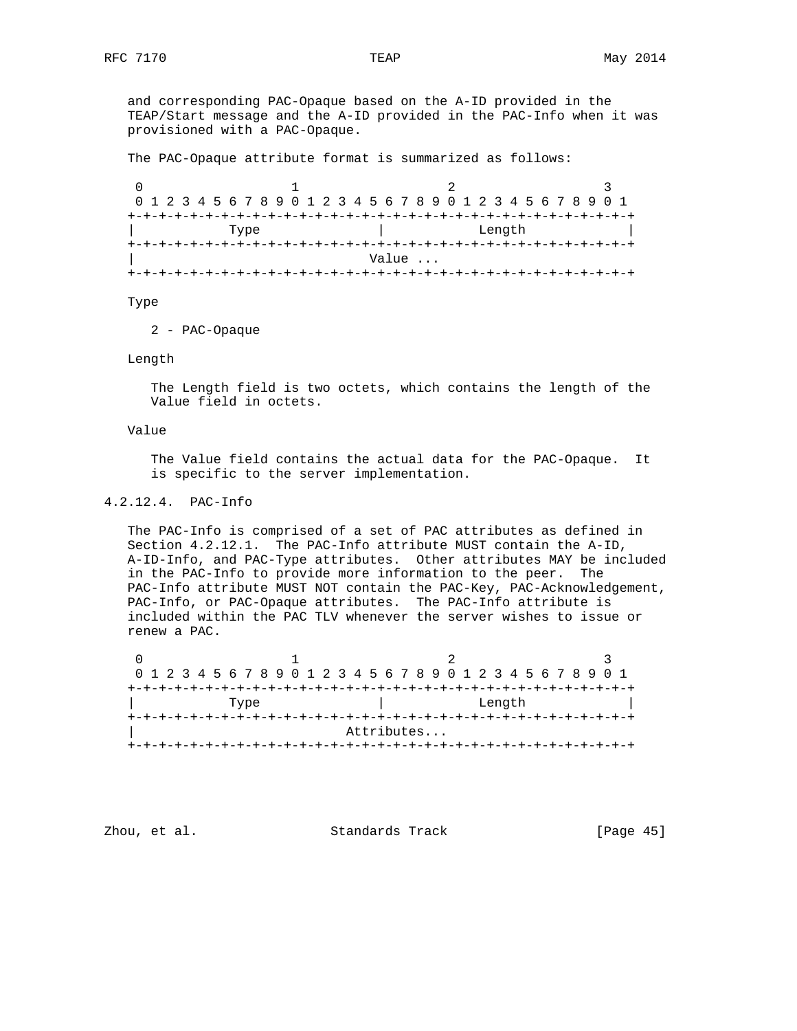and corresponding PAC-Opaque based on the A-ID provided in the TEAP/Start message and the A-ID provided in the PAC-Info when it was provisioned with a PAC-Opaque.

The PAC-Opaque attribute format is summarized as follows:

```
 0                   1                   2                   3
 0 1 2 3 4 5 6 7 8 9 0 1 2 3 4 5 6 7 8 9 0 1 2 3 4 5 6 7 8 9 0 1
+-+-+-+-+-+-+-+-+-+-+-+-+-+-+-+-+-+-+-+-+-+-+-+-+-+-+-+-+-+-+-+-+
|             Type              |            Length             |
+-+-+-+-+-+-+-+-+-+-+-+-+-+-+-+-+-+-+-+-+-+-+-+-+-+-+-+-+-+-+-+-+
|                              Value ...
+-+-+-+-+-+-+-+-+-+-+-+-+-+-+-+-+-+-+-+-+-+-+-+-+-+-+-+-+-+-+-+-+
```

Type

   2 - PAC-Opaque

Length

   The Length field is two octets, which contains the length of the Value field in octets.

Value

   The Value field contains the actual data for the PAC-Opaque. It is specific to the server implementation.

#### 4.2.12.4. PAC-Info

The PAC-Info is comprised of a set of PAC attributes as defined in Section 4.2.12.1. The PAC-Info attribute MUST contain the A-ID, A-ID-Info, and PAC-Type attributes. Other attributes MAY be included in the PAC-Info to provide more information to the peer. The PAC-Info attribute MUST NOT contain the PAC-Key, PAC-Acknowledgement, PAC-Info, or PAC-Opaque attributes. The PAC-Info attribute is included within the PAC TLV whenever the server wishes to issue or renew a PAC.

```
 0                   1                   2                   3
 0 1 2 3 4 5 6 7 8 9 0 1 2 3 4 5 6 7 8 9 0 1 2 3 4 5 6 7 8 9 0 1
+-+-+-+-+-+-+-+-+-+-+-+-+-+-+-+-+-+-+-+-+-+-+-+-+-+-+-+-+-+-+-+-+
|             Type              |            Length             |
+-+-+-+-+-+-+-+-+-+-+-+-+-+-+-+-+-+-+-+-+-+-+-+-+-+-+-+-+-+-+-+-+
|                           Attributes...
+-+-+-+-+-+-+-+-+-+-+-+-+-+-+-+-+-+-+-+-+-+-+-+-+-+-+-+-+-+-+-+-+
```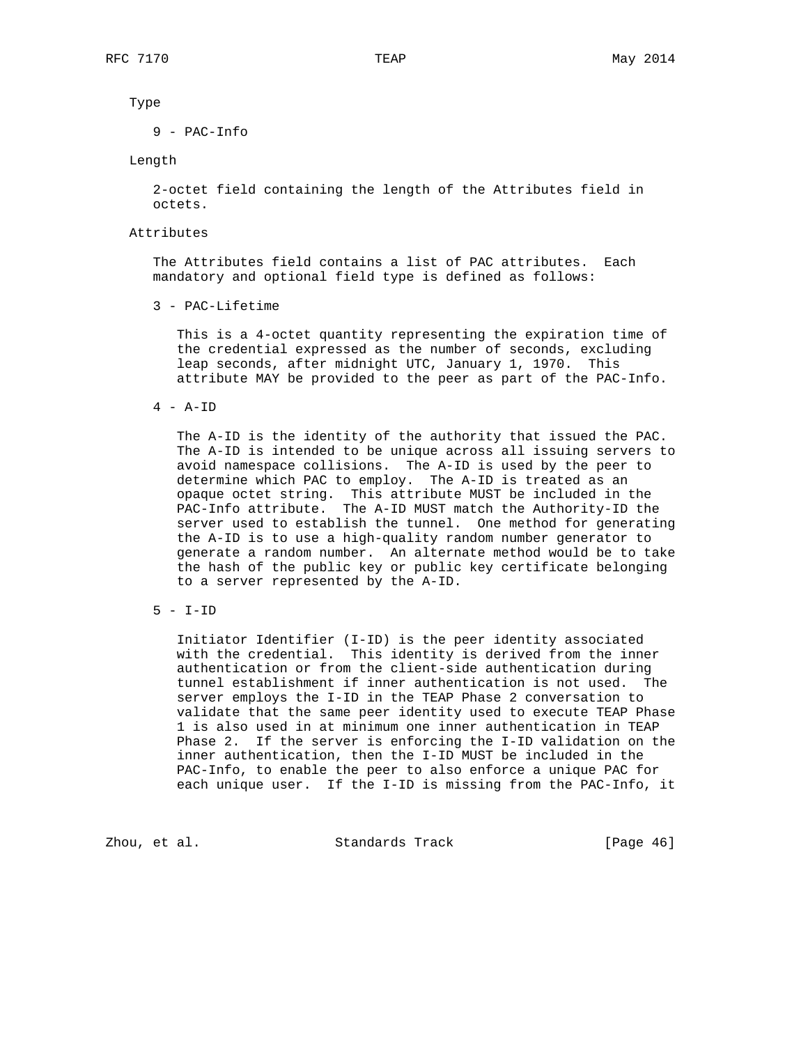Type

9 - PAC-Info

Length

2-octet field containing the length of the Attributes field in octets.

Attributes

The Attributes field contains a list of PAC attributes. Each mandatory and optional field type is defined as follows:

3 - PAC-Lifetime

This is a 4-octet quantity representing the expiration time of the credential expressed as the number of seconds, excluding leap seconds, after midnight UTC, January 1, 1970. This attribute MAY be provided to the peer as part of the PAC-Info.

4 - A-ID

The A-ID is the identity of the authority that issued the PAC. The A-ID is intended to be unique across all issuing servers to avoid namespace collisions. The A-ID is used by the peer to determine which PAC to employ. The A-ID is treated as an opaque octet string. This attribute MUST be included in the PAC-Info attribute. The A-ID MUST match the Authority-ID the server used to establish the tunnel. One method for generating the A-ID is to use a high-quality random number generator to generate a random number. An alternate method would be to take the hash of the public key or public key certificate belonging to a server represented by the A-ID.

5 - I-ID

Initiator Identifier (I-ID) is the peer identity associated with the credential. This identity is derived from the inner authentication or from the client-side authentication during tunnel establishment if inner authentication is not used. The server employs the I-ID in the TEAP Phase 2 conversation to validate that the same peer identity used to execute TEAP Phase 1 is also used in at minimum one inner authentication in TEAP Phase 2. If the server is enforcing the I-ID validation on the inner authentication, then the I-ID MUST be included in the PAC-Info, to enable the peer to also enforce a unique PAC for each unique user. If the I-ID is missing from the PAC-Info, it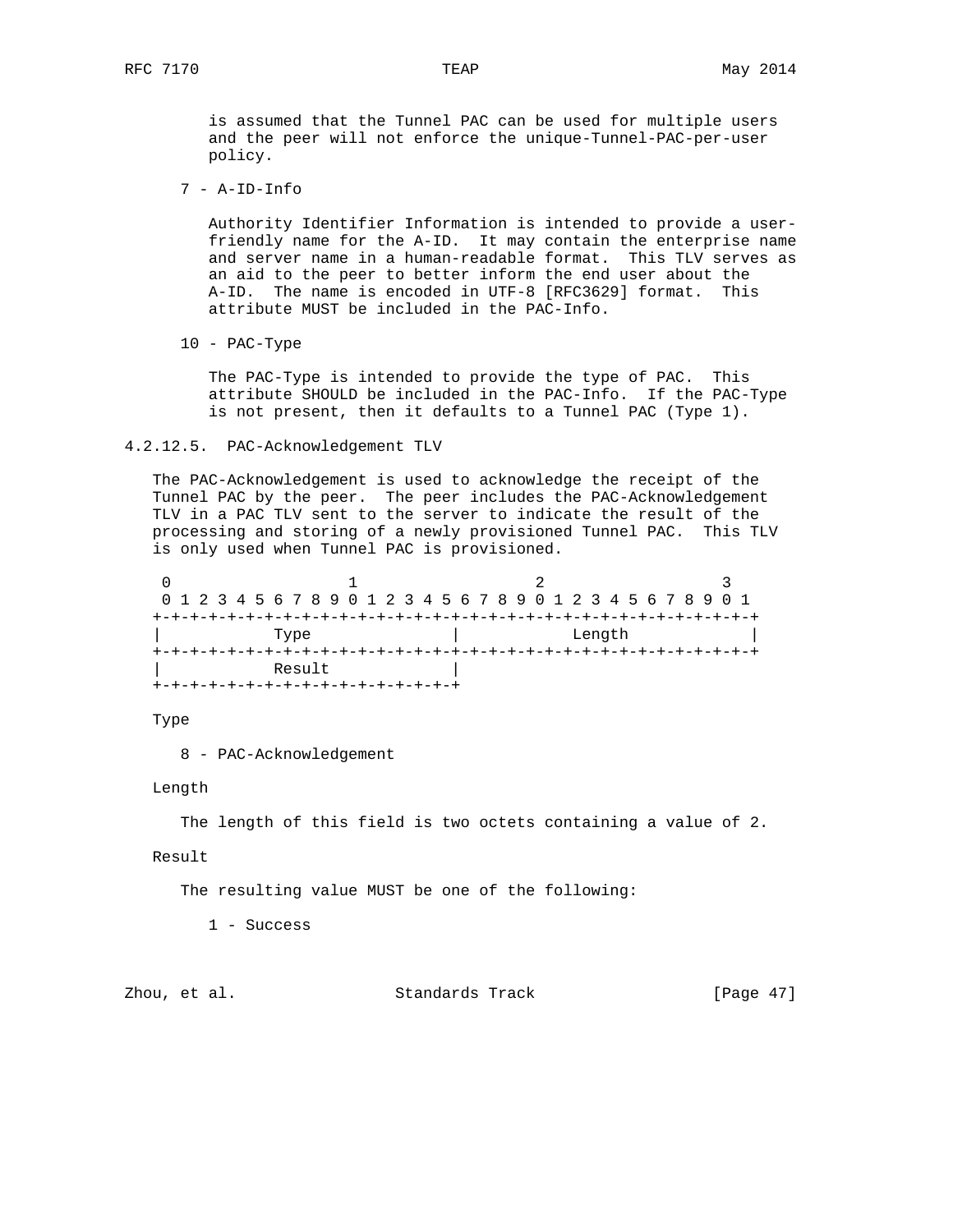is assumed that the Tunnel PAC can be used for multiple users and the peer will not enforce the unique-Tunnel-PAC-per-user policy.

7 - A-ID-Info

Authority Identifier Information is intended to provide a user-friendly name for the A-ID. It may contain the enterprise name and server name in a human-readable format. This TLV serves as an aid to the peer to better inform the end user about the A-ID. The name is encoded in UTF-8 [RFC3629] format. This attribute MUST be included in the PAC-Info.

10 - PAC-Type

The PAC-Type is intended to provide the type of PAC. This attribute SHOULD be included in the PAC-Info. If the PAC-Type is not present, then it defaults to a Tunnel PAC (Type 1).

#### 4.2.12.5. PAC-Acknowledgement TLV

The PAC-Acknowledgement is used to acknowledge the receipt of the Tunnel PAC by the peer. The peer includes the PAC-Acknowledgement TLV in a PAC TLV sent to the server to indicate the result of the processing and storing of a newly provisioned Tunnel PAC. This TLV is only used when Tunnel PAC is provisioned.

```
 0                   1                   2                   3
 0 1 2 3 4 5 6 7 8 9 0 1 2 3 4 5 6 7 8 9 0 1 2 3 4 5 6 7 8 9 0 1
+-+-+-+-+-+-+-+-+-+-+-+-+-+-+-+-+-+-+-+-+-+-+-+-+-+-+-+-+-+-+-+-+
|          Type                 |            Length             |
+-+-+-+-+-+-+-+-+-+-+-+-+-+-+-+-+-+-+-+-+-+-+-+-+-+-+-+-+-+-+-+-+
|          Result               |
+-+-+-+-+-+-+-+-+-+-+-+-+-+-+-+-+
```

Type

8 - PAC-Acknowledgement

Length

The length of this field is two octets containing a value of 2.

Result

The resulting value MUST be one of the following:

1 - Success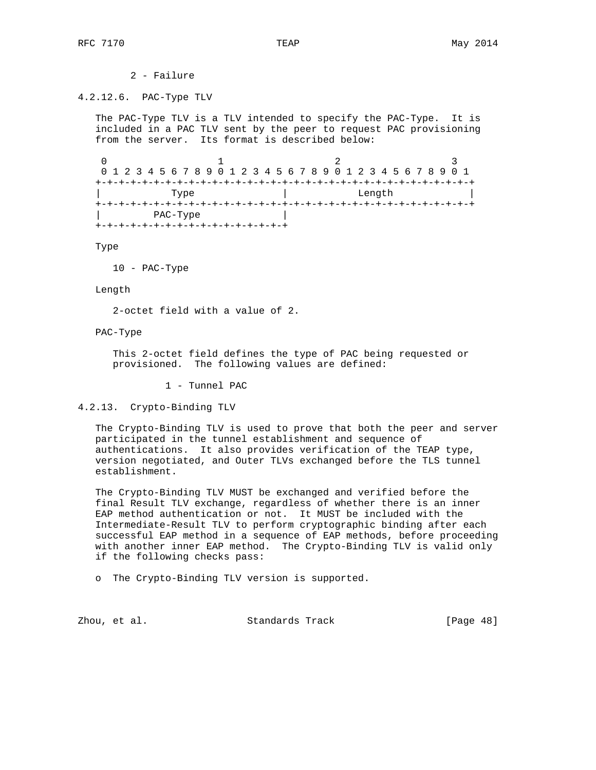2 - Failure

#### 4.2.12.6. PAC-Type TLV

The PAC-Type TLV is a TLV intended to specify the PAC-Type. It is included in a PAC TLV sent by the peer to request PAC provisioning from the server. Its format is described below:

```
 0                   1                   2                   3
 0 1 2 3 4 5 6 7 8 9 0 1 2 3 4 5 6 7 8 9 0 1 2 3 4 5 6 7 8 9 0 1
+-+-+-+-+-+-+-+-+-+-+-+-+-+-+-+-+-+-+-+-+-+-+-+-+-+-+-+-+-+-+-+-+
|           Type                |            Length             |
+-+-+-+-+-+-+-+-+-+-+-+-+-+-+-+-+-+-+-+-+-+-+-+-+-+-+-+-+-+-+-+-+
|         PAC-Type              |
+-+-+-+-+-+-+-+-+-+-+-+-+-+-+-+-+
```

Type

10 - PAC-Type

Length

2-octet field with a value of 2.

PAC-Type

This 2-octet field defines the type of PAC being requested or provisioned. The following values are defined:

1 - Tunnel PAC

### 4.2.13. Crypto-Binding TLV

The Crypto-Binding TLV is used to prove that both the peer and server participated in the tunnel establishment and sequence of authentications. It also provides verification of the TEAP type, version negotiated, and Outer TLVs exchanged before the TLS tunnel establishment.

The Crypto-Binding TLV MUST be exchanged and verified before the final Result TLV exchange, regardless of whether there is an inner EAP method authentication or not. It MUST be included with the Intermediate-Result TLV to perform cryptographic binding after each successful EAP method in a sequence of EAP methods, before proceeding with another inner EAP method. The Crypto-Binding TLV is valid only if the following checks pass:

- The Crypto-Binding TLV version is supported.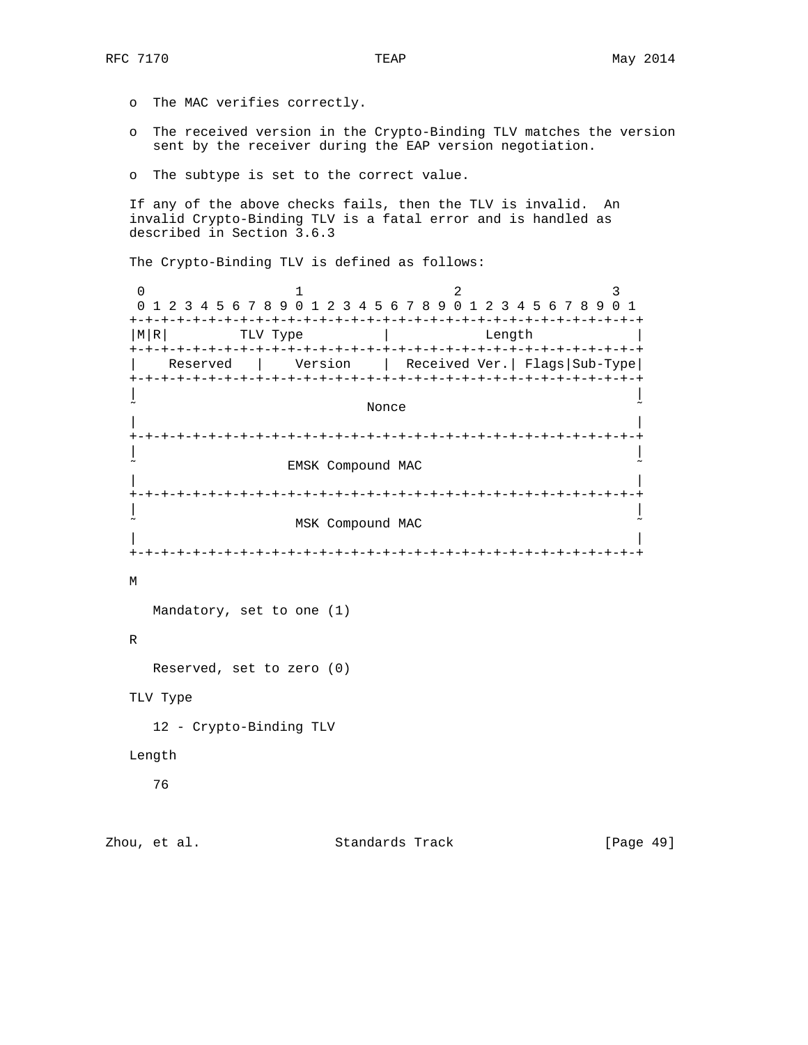- The MAC verifies correctly.
- The received version in the Crypto-Binding TLV matches the version sent by the receiver during the EAP version negotiation.
- The subtype is set to the correct value.

If any of the above checks fails, then the TLV is invalid. An invalid Crypto-Binding TLV is a fatal error and is handled as described in Section 3.6.3

The Crypto-Binding TLV is defined as follows:

```
 0                   1                   2                   3
 0 1 2 3 4 5 6 7 8 9 0 1 2 3 4 5 6 7 8 9 0 1 2 3 4 5 6 7 8 9 0 1
+-+-+-+-+-+-+-+-+-+-+-+-+-+-+-+-+-+-+-+-+-+-+-+-+-+-+-+-+-+-+-+-+
|M|R|         TLV Type          |            Length             |
+-+-+-+-+-+-+-+-+-+-+-+-+-+-+-+-+-+-+-+-+-+-+-+-+-+-+-+-+-+-+-+-+
|    Reserved   |    Version    |  Received Ver.| Flags|Sub-Type|
+-+-+-+-+-+-+-+-+-+-+-+-+-+-+-+-+-+-+-+-+-+-+-+-+-+-+-+-+-+-+-+-+
|                                                               |
~                             Nonce                             ~
|                                                               |
+-+-+-+-+-+-+-+-+-+-+-+-+-+-+-+-+-+-+-+-+-+-+-+-+-+-+-+-+-+-+-+-+
|                                                               |
~                   EMSK Compound MAC                           ~
|                                                               |
+-+-+-+-+-+-+-+-+-+-+-+-+-+-+-+-+-+-+-+-+-+-+-+-+-+-+-+-+-+-+-+-+
|                                                               |
~                    MSK Compound MAC                           ~
|                                                               |
+-+-+-+-+-+-+-+-+-+-+-+-+-+-+-+-+-+-+-+-+-+-+-+-+-+-+-+-+-+-+-+-+
```

M

   Mandatory, set to one (1)

R

   Reserved, set to zero (0)

TLV Type

   12 - Crypto-Binding TLV

Length

   76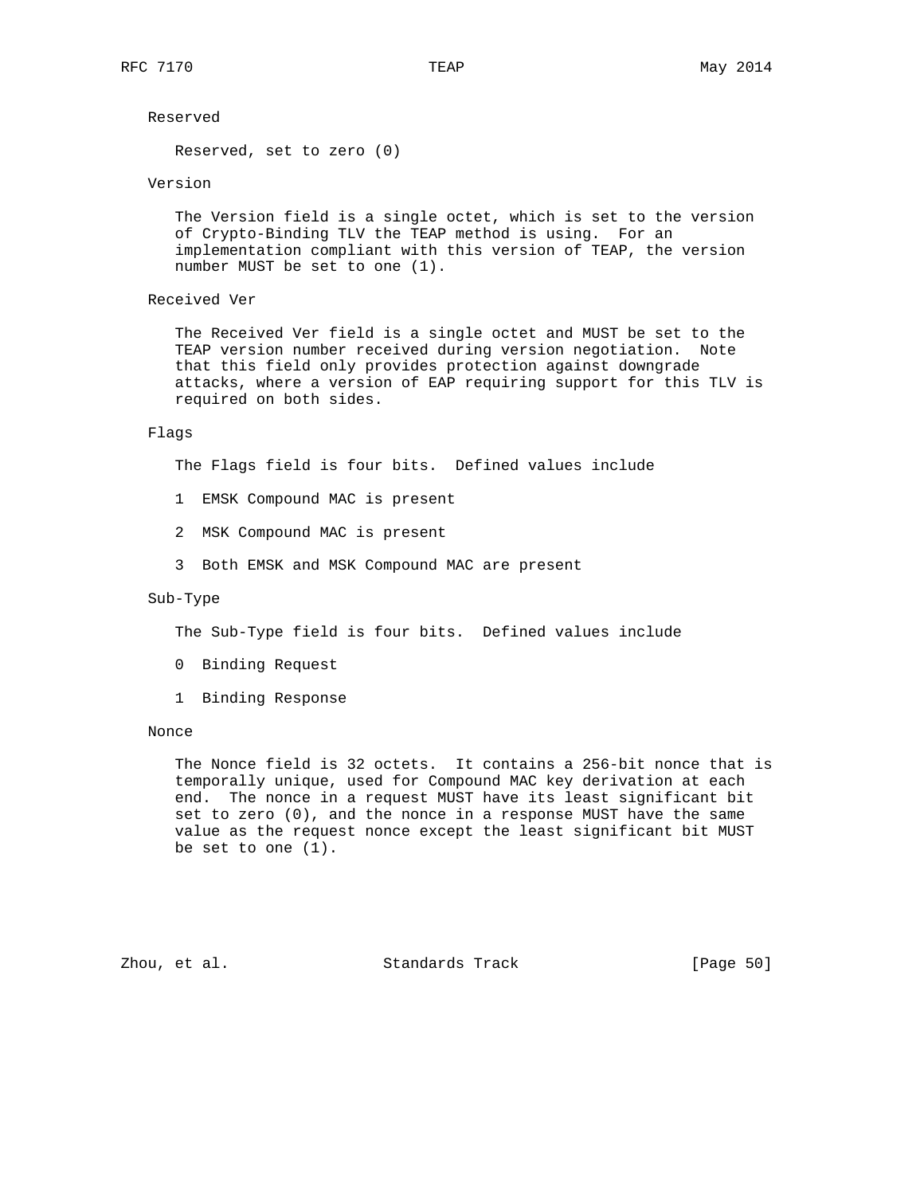Reserved

Reserved, set to zero (0)

Version

The Version field is a single octet, which is set to the version of Crypto-Binding TLV the TEAP method is using. For an implementation compliant with this version of TEAP, the version number MUST be set to one (1).

Received Ver

The Received Ver field is a single octet and MUST be set to the TEAP version number received during version negotiation. Note that this field only provides protection against downgrade attacks, where a version of EAP requiring support for this TLV is required on both sides.

Flags

The Flags field is four bits. Defined values include

1 EMSK Compound MAC is present

2 MSK Compound MAC is present

3 Both EMSK and MSK Compound MAC are present

Sub-Type

The Sub-Type field is four bits. Defined values include

0 Binding Request

1 Binding Response

Nonce

The Nonce field is 32 octets. It contains a 256-bit nonce that is temporally unique, used for Compound MAC key derivation at each end. The nonce in a request MUST have its least significant bit set to zero (0), and the nonce in a response MUST have the same value as the request nonce except the least significant bit MUST be set to one (1).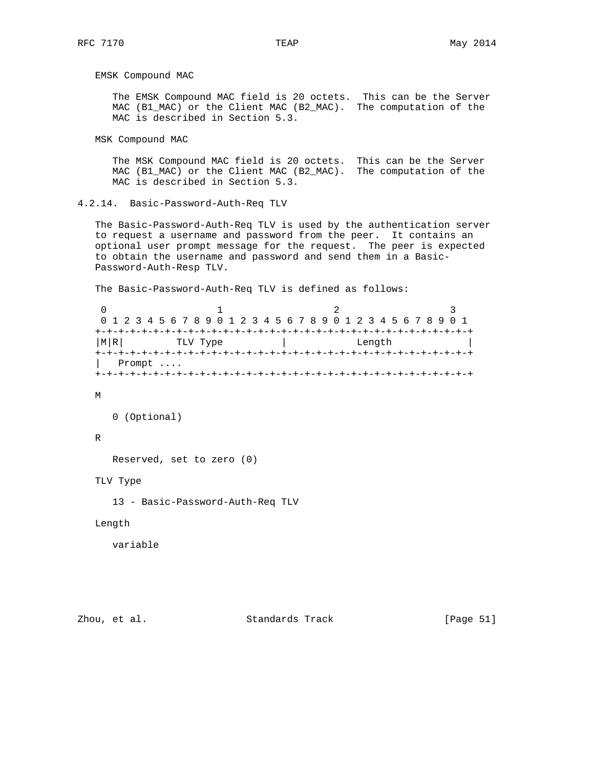EMSK Compound MAC

The EMSK Compound MAC field is 20 octets. This can be the Server MAC (B1_MAC) or the Client MAC (B2_MAC). The computation of the MAC is described in Section 5.3.

MSK Compound MAC

The MSK Compound MAC field is 20 octets. This can be the Server MAC (B1_MAC) or the Client MAC (B2_MAC). The computation of the MAC is described in Section 5.3.

### 4.2.14. Basic-Password-Auth-Req TLV

The Basic-Password-Auth-Req TLV is used by the authentication server to request a username and password from the peer. It contains an optional user prompt message for the request. The peer is expected to obtain the username and password and send them in a Basic-Password-Auth-Resp TLV.

The Basic-Password-Auth-Req TLV is defined as follows:

```
 0                   1                   2                   3
 0 1 2 3 4 5 6 7 8 9 0 1 2 3 4 5 6 7 8 9 0 1 2 3 4 5 6 7 8 9 0 1
+-+-+-+-+-+-+-+-+-+-+-+-+-+-+-+-+-+-+-+-+-+-+-+-+-+-+-+-+-+-+-+-+
|M|R|         TLV Type          |            Length             |
+-+-+-+-+-+-+-+-+-+-+-+-+-+-+-+-+-+-+-+-+-+-+-+-+-+-+-+-+-+-+-+-+
|   Prompt ....
+-+-+-+-+-+-+-+-+-+-+-+-+-+-+-+-+-+-+-+-+-+-+-+-+-+-+-+-+-+-+-+-+
```

M

0 (Optional)

R

Reserved, set to zero (0)

TLV Type

13 - Basic-Password-Auth-Req TLV

Length

variable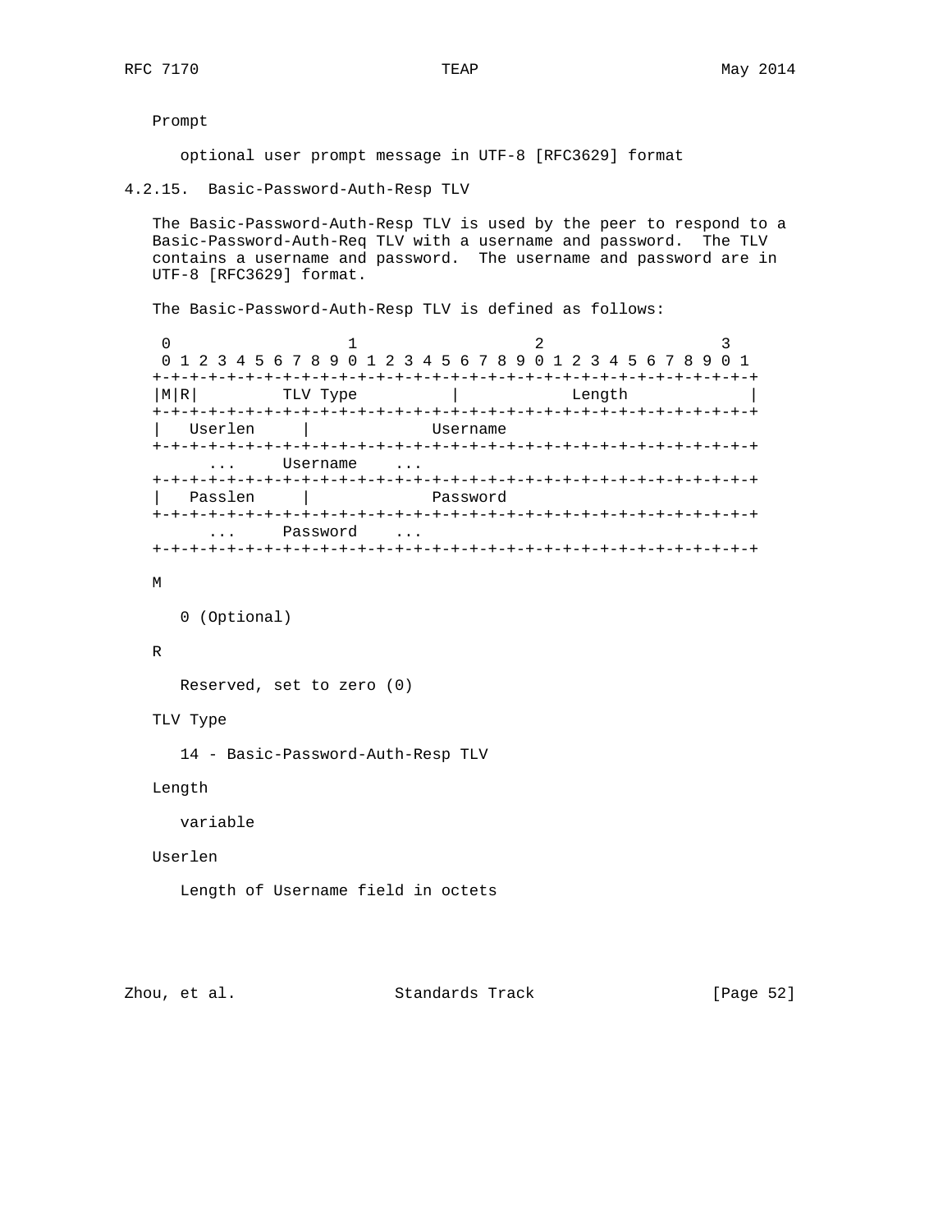Prompt

optional user prompt message in UTF-8 [RFC3629] format

### 4.2.15. Basic-Password-Auth-Resp TLV

The Basic-Password-Auth-Resp TLV is used by the peer to respond to a Basic-Password-Auth-Req TLV with a username and password. The TLV contains a username and password. The username and password are in UTF-8 [RFC3629] format.

The Basic-Password-Auth-Resp TLV is defined as follows:

```
 0                   1                   2                   3
 0 1 2 3 4 5 6 7 8 9 0 1 2 3 4 5 6 7 8 9 0 1 2 3 4 5 6 7 8 9 0 1
+-+-+-+-+-+-+-+-+-+-+-+-+-+-+-+-+-+-+-+-+-+-+-+-+-+-+-+-+-+-+-+-+
|M|R|         TLV Type          |            Length             |
+-+-+-+-+-+-+-+-+-+-+-+-+-+-+-+-+-+-+-+-+-+-+-+-+-+-+-+-+-+-+-+-+
|   Userlen     |             Username
+-+-+-+-+-+-+-+-+-+-+-+-+-+-+-+-+-+-+-+-+-+-+-+-+-+-+-+-+-+-+-+-+
     ...     Username    ...
+-+-+-+-+-+-+-+-+-+-+-+-+-+-+-+-+-+-+-+-+-+-+-+-+-+-+-+-+-+-+-+-+
|   Passlen     |             Password
+-+-+-+-+-+-+-+-+-+-+-+-+-+-+-+-+-+-+-+-+-+-+-+-+-+-+-+-+-+-+-+-+
     ...     Password    ...
+-+-+-+-+-+-+-+-+-+-+-+-+-+-+-+-+-+-+-+-+-+-+-+-+-+-+-+-+-+-+-+-+
```

M

0 (Optional)

R

Reserved, set to zero (0)

TLV Type

14 - Basic-Password-Auth-Resp TLV

Length

variable

Userlen

Length of Username field in octets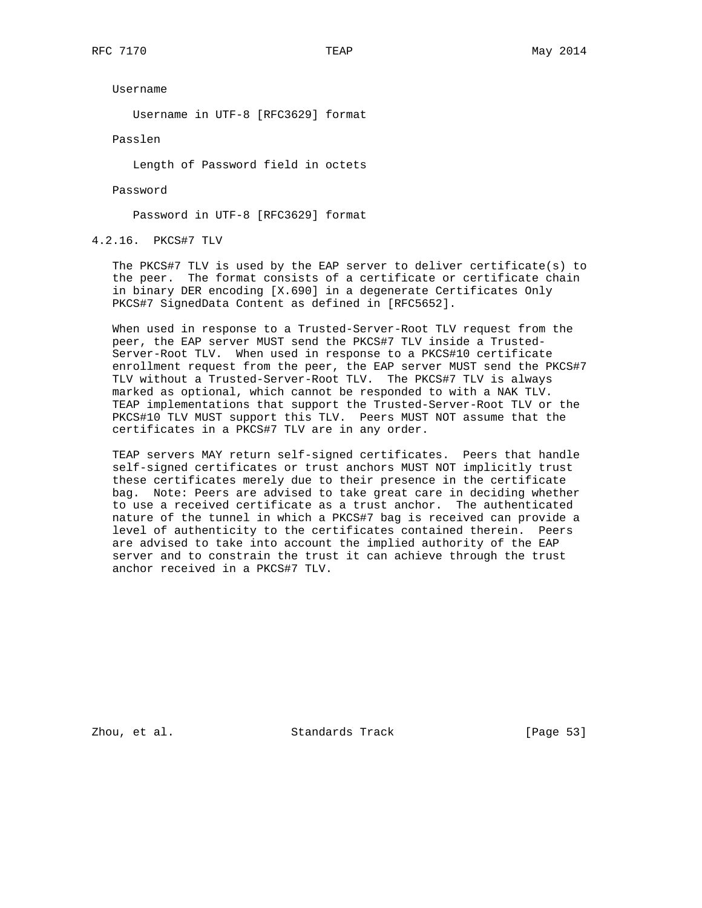Username

Username in UTF-8 [RFC3629] format

Passlen

Length of Password field in octets

Password

Password in UTF-8 [RFC3629] format

#### 4.2.16. PKCS#7 TLV

The PKCS#7 TLV is used by the EAP server to deliver certificate(s) to the peer. The format consists of a certificate or certificate chain in binary DER encoding [X.690] in a degenerate Certificates Only PKCS#7 SignedData Content as defined in [RFC5652].

When used in response to a Trusted-Server-Root TLV request from the peer, the EAP server MUST send the PKCS#7 TLV inside a Trusted-Server-Root TLV. When used in response to a PKCS#10 certificate enrollment request from the peer, the EAP server MUST send the PKCS#7 TLV without a Trusted-Server-Root TLV. The PKCS#7 TLV is always marked as optional, which cannot be responded to with a NAK TLV. TEAP implementations that support the Trusted-Server-Root TLV or the PKCS#10 TLV MUST support this TLV. Peers MUST NOT assume that the certificates in a PKCS#7 TLV are in any order.

TEAP servers MAY return self-signed certificates. Peers that handle self-signed certificates or trust anchors MUST NOT implicitly trust these certificates merely due to their presence in the certificate bag. Note: Peers are advised to take great care in deciding whether to use a received certificate as a trust anchor. The authenticated nature of the tunnel in which a PKCS#7 bag is received can provide a level of authenticity to the certificates contained therein. Peers are advised to take into account the implied authority of the EAP server and to constrain the trust it can achieve through the trust anchor received in a PKCS#7 TLV.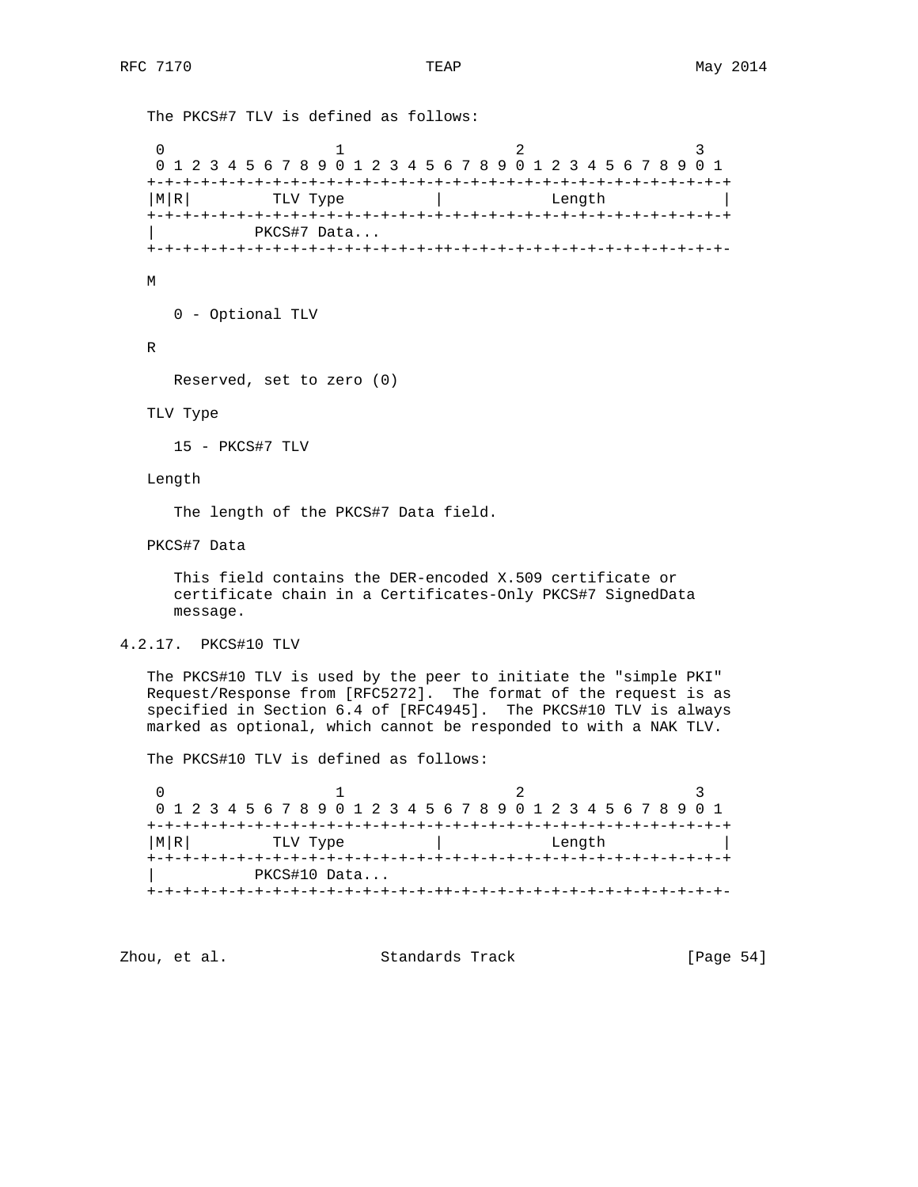The PKCS#7 TLV is defined as follows:

```
 0                   1                   2                   3
 0 1 2 3 4 5 6 7 8 9 0 1 2 3 4 5 6 7 8 9 0 1 2 3 4 5 6 7 8 9 0 1
+-+-+-+-+-+-+-+-+-+-+-+-+-+-+-+-+-+-+-+-+-+-+-+-+-+-+-+-+-+-+-+-+
|M|R|         TLV Type          |            Length             |
+-+-+-+-+-+-+-+-+-+-+-+-+-+-+-+-+-+-+-+-+-+-+-+-+-+-+-+-+-+-+-+-+
|           PKCS#7 Data...
+-+-+-+-+-+-+-+-+-+-+-+-+-+-+-+-++-+-+-+-+-+-+-+-+-+-+-+-+-+-+-+-
```

M

   0 - Optional TLV

R

   Reserved, set to zero (0)

TLV Type

   15 - PKCS#7 TLV

Length

   The length of the PKCS#7 Data field.

PKCS#7 Data

   This field contains the DER-encoded X.509 certificate or certificate chain in a Certificates-Only PKCS#7 SignedData message.

### 4.2.17. PKCS#10 TLV

The PKCS#10 TLV is used by the peer to initiate the "simple PKI" Request/Response from [RFC5272]. The format of the request is as specified in Section 6.4 of [RFC4945]. The PKCS#10 TLV is always marked as optional, which cannot be responded to with a NAK TLV.

The PKCS#10 TLV is defined as follows:

```
 0                   1                   2                   3
 0 1 2 3 4 5 6 7 8 9 0 1 2 3 4 5 6 7 8 9 0 1 2 3 4 5 6 7 8 9 0 1
+-+-+-+-+-+-+-+-+-+-+-+-+-+-+-+-+-+-+-+-+-+-+-+-+-+-+-+-+-+-+-+-+
|M|R|         TLV Type          |            Length             |
+-+-+-+-+-+-+-+-+-+-+-+-+-+-+-+-+-+-+-+-+-+-+-+-+-+-+-+-+-+-+-+-+
|           PKCS#10 Data...
+-+-+-+-+-+-+-+-+-+-+-+-+-+-+-+-++-+-+-+-+-+-+-+-+-+-+-+-+-+-+-+-
```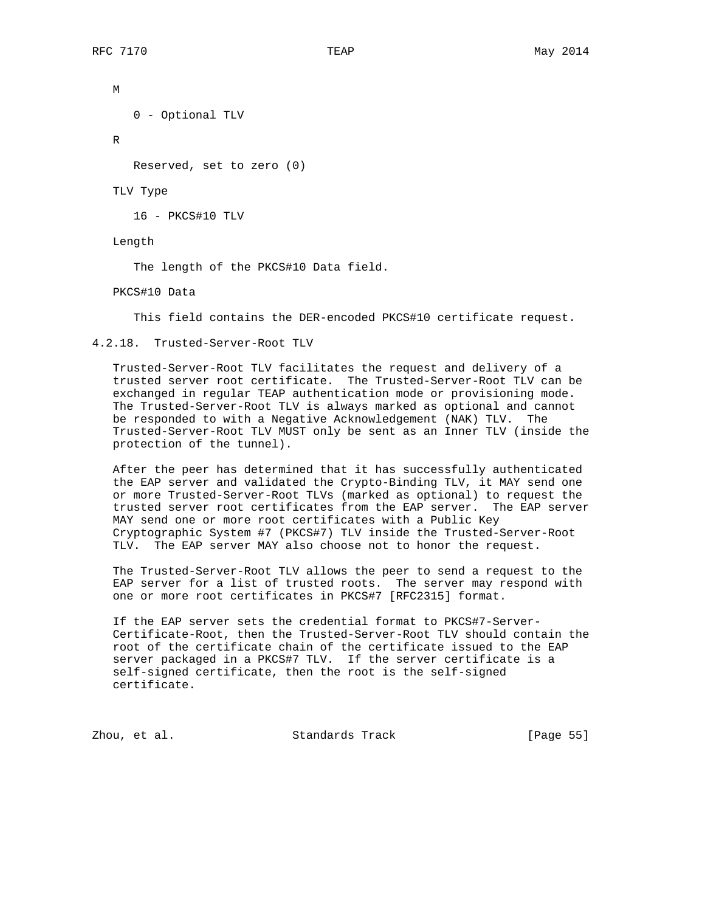M

0 - Optional TLV

R

Reserved, set to zero (0)

TLV Type

16 - PKCS#10 TLV

Length

The length of the PKCS#10 Data field.

PKCS#10 Data

This field contains the DER-encoded PKCS#10 certificate request.

### 4.2.18. Trusted-Server-Root TLV

Trusted-Server-Root TLV facilitates the request and delivery of a trusted server root certificate. The Trusted-Server-Root TLV can be exchanged in regular TEAP authentication mode or provisioning mode. The Trusted-Server-Root TLV is always marked as optional and cannot be responded to with a Negative Acknowledgement (NAK) TLV. The Trusted-Server-Root TLV MUST only be sent as an Inner TLV (inside the protection of the tunnel).

After the peer has determined that it has successfully authenticated the EAP server and validated the Crypto-Binding TLV, it MAY send one or more Trusted-Server-Root TLVs (marked as optional) to request the trusted server root certificates from the EAP server. The EAP server MAY send one or more root certificates with a Public Key Cryptographic System #7 (PKCS#7) TLV inside the Trusted-Server-Root TLV. The EAP server MAY also choose not to honor the request.

The Trusted-Server-Root TLV allows the peer to send a request to the EAP server for a list of trusted roots. The server may respond with one or more root certificates in PKCS#7 [RFC2315] format.

If the EAP server sets the credential format to PKCS#7-Server-Certificate-Root, then the Trusted-Server-Root TLV should contain the root of the certificate chain of the certificate issued to the EAP server packaged in a PKCS#7 TLV. If the server certificate is a self-signed certificate, then the root is the self-signed certificate.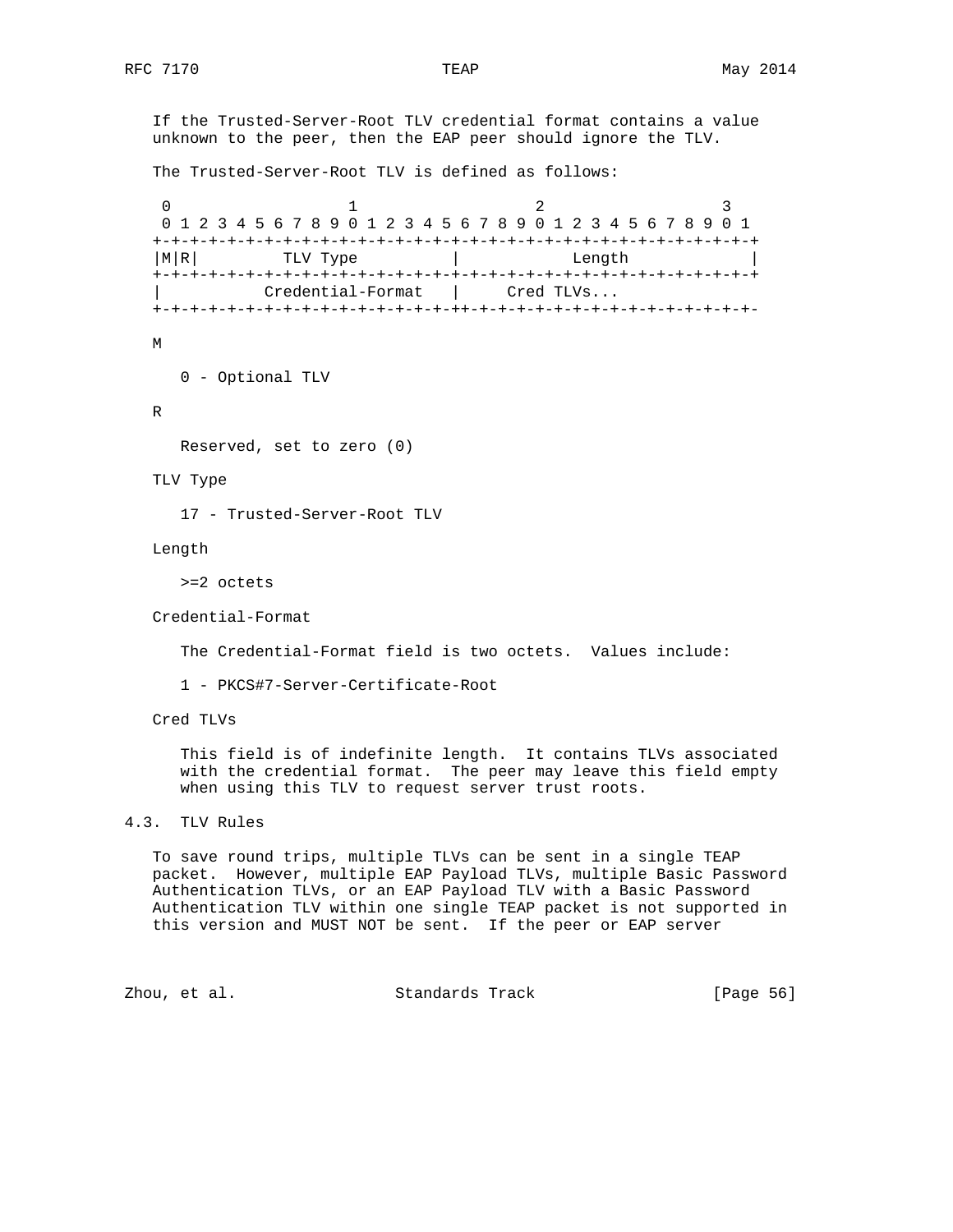If the Trusted-Server-Root TLV credential format contains a value unknown to the peer, then the EAP peer should ignore the TLV.

The Trusted-Server-Root TLV is defined as follows:

```
 0                   1                   2                   3
 0 1 2 3 4 5 6 7 8 9 0 1 2 3 4 5 6 7 8 9 0 1 2 3 4 5 6 7 8 9 0 1
+-+-+-+-+-+-+-+-+-+-+-+-+-+-+-+-+-+-+-+-+-+-+-+-+-+-+-+-+-+-+-+-+
|M|R|         TLV Type          |            Length             |
+-+-+-+-+-+-+-+-+-+-+-+-+-+-+-+-+-+-+-+-+-+-+-+-+-+-+-+-+-+-+-+-+
|           Credential-Format   |     Cred TLVs...
+-+-+-+-+-+-+-+-+-+-+-+-+-+-+-+-++-+-+-+-+-+-+-+-+-+-+-+-+-+-+-+-
```

M

0 - Optional TLV

R

Reserved, set to zero (0)

TLV Type

17 - Trusted-Server-Root TLV

Length

>=2 octets

Credential-Format

The Credential-Format field is two octets. Values include:

1 - PKCS#7-Server-Certificate-Root

Cred TLVs

This field is of indefinite length. It contains TLVs associated with the credential format. The peer may leave this field empty when using this TLV to request server trust roots.

## 4.3. TLV Rules

To save round trips, multiple TLVs can be sent in a single TEAP packet. However, multiple EAP Payload TLVs, multiple Basic Password Authentication TLVs, or an EAP Payload TLV with a Basic Password Authentication TLV within one single TEAP packet is not supported in this version and MUST NOT be sent. If the peer or EAP server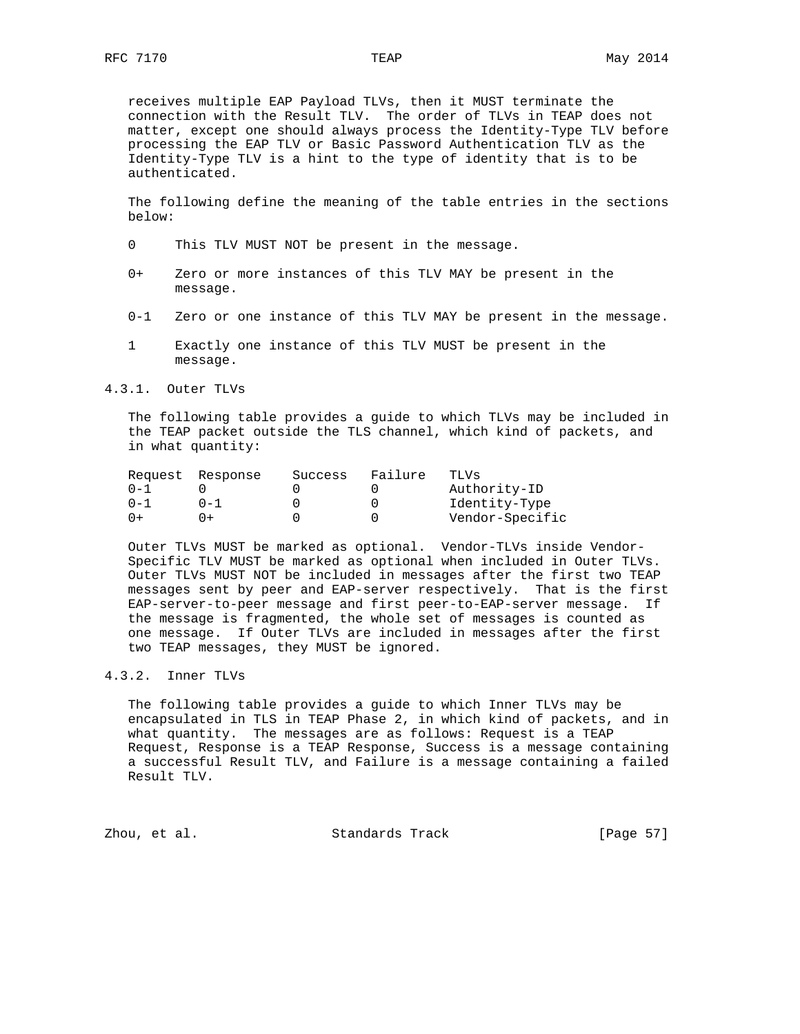receives multiple EAP Payload TLVs, then it MUST terminate the connection with the Result TLV. The order of TLVs in TEAP does not matter, except one should always process the Identity-Type TLV before processing the EAP TLV or Basic Password Authentication TLV as the Identity-Type TLV is a hint to the type of identity that is to be authenticated.

The following define the meaning of the table entries in the sections below:

- 0 This TLV MUST NOT be present in the message.
- 0+ Zero or more instances of this TLV MAY be present in the message.
- 0-1 Zero or one instance of this TLV MAY be present in the message.
- 1 Exactly one instance of this TLV MUST be present in the message.

### 4.3.1. Outer TLVs

The following table provides a guide to which TLVs may be included in the TEAP packet outside the TLS channel, which kind of packets, and in what quantity:

| Request | Response | Success | Failure | TLVs |
|---|---|---|---|---|
| 0-1 | 0 | 0 | 0 | Authority-ID |
| 0-1 | 0-1 | 0 | 0 | Identity-Type |
| 0+ | 0+ | 0 | 0 | Vendor-Specific |

Outer TLVs MUST be marked as optional. Vendor-TLVs inside Vendor-Specific TLV MUST be marked as optional when included in Outer TLVs. Outer TLVs MUST NOT be included in messages after the first two TEAP messages sent by peer and EAP-server respectively. That is the first EAP-server-to-peer message and first peer-to-EAP-server message. If the message is fragmented, the whole set of messages is counted as one message. If Outer TLVs are included in messages after the first two TEAP messages, they MUST be ignored.

### 4.3.2. Inner TLVs

The following table provides a guide to which Inner TLVs may be encapsulated in TLS in TEAP Phase 2, in which kind of packets, and in what quantity. The messages are as follows: Request is a TEAP Request, Response is a TEAP Response, Success is a message containing a successful Result TLV, and Failure is a message containing a failed Result TLV.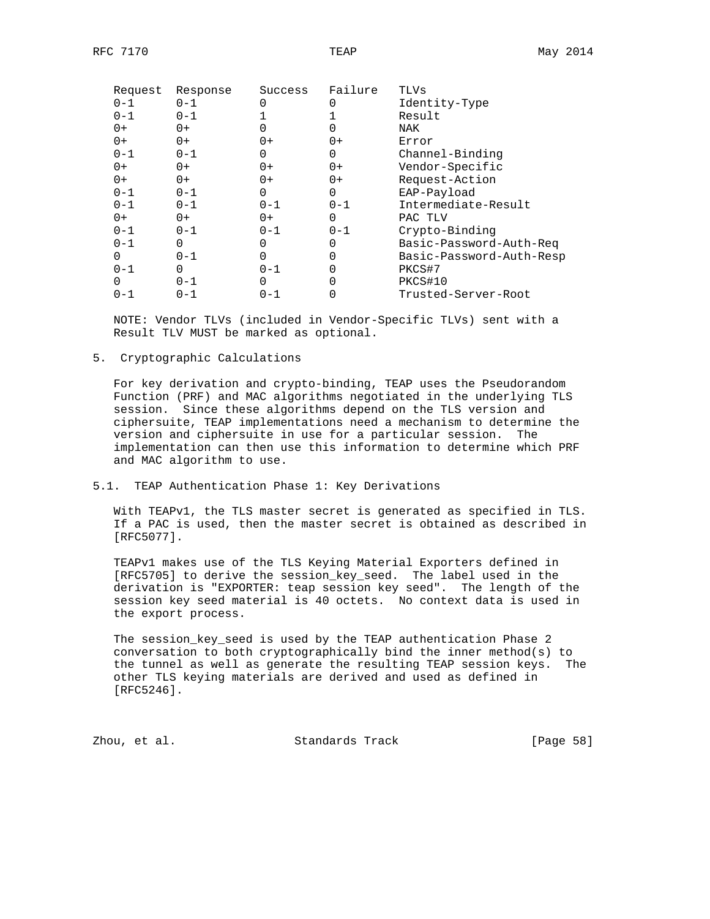| Request | Response | Success | Failure | TLVs |
|---|---|---|---|---|
| 0-1 | 0-1 | 0 | 0 | Identity-Type |
| 0-1 | 0-1 | 1 | 1 | Result |
| 0+ | 0+ | 0 | 0 | NAK |
| 0+ | 0+ | 0+ | 0+ | Error |
| 0-1 | 0-1 | 0 | 0 | Channel-Binding |
| 0+ | 0+ | 0+ | 0+ | Vendor-Specific |
| 0+ | 0+ | 0+ | 0+ | Request-Action |
| 0-1 | 0-1 | 0 | 0 | EAP-Payload |
| 0-1 | 0-1 | 0-1 | 0-1 | Intermediate-Result |
| 0+ | 0+ | 0+ | 0 | PAC TLV |
| 0-1 | 0-1 | 0-1 | 0-1 | Crypto-Binding |
| 0-1 | 0 | 0 | 0 | Basic-Password-Auth-Req |
| 0 | 0-1 | 0 | 0 | Basic-Password-Auth-Resp |
| 0-1 | 0 | 0-1 | 0 | PKCS#7 |
| 0 | 0-1 | 0 | 0 | PKCS#10 |
| 0-1 | 0-1 | 0-1 | 0 | Trusted-Server-Root |

NOTE: Vendor TLVs (included in Vendor-Specific TLVs) sent with a Result TLV MUST be marked as optional.

## 5. Cryptographic Calculations

For key derivation and crypto-binding, TEAP uses the Pseudorandom Function (PRF) and MAC algorithms negotiated in the underlying TLS session. Since these algorithms depend on the TLS version and ciphersuite, TEAP implementations need a mechanism to determine the version and ciphersuite in use for a particular session. The implementation can then use this information to determine which PRF and MAC algorithm to use.

### 5.1. TEAP Authentication Phase 1: Key Derivations

With TEAPv1, the TLS master secret is generated as specified in TLS. If a PAC is used, then the master secret is obtained as described in [RFC5077].

TEAPv1 makes use of the TLS Keying Material Exporters defined in [RFC5705] to derive the session_key_seed. The label used in the derivation is "EXPORTER: teap session key seed". The length of the session key seed material is 40 octets. No context data is used in the export process.

The session_key_seed is used by the TEAP authentication Phase 2 conversation to both cryptographically bind the inner method(s) to the tunnel as well as generate the resulting TEAP session keys. The other TLS keying materials are derived and used as defined in [RFC5246].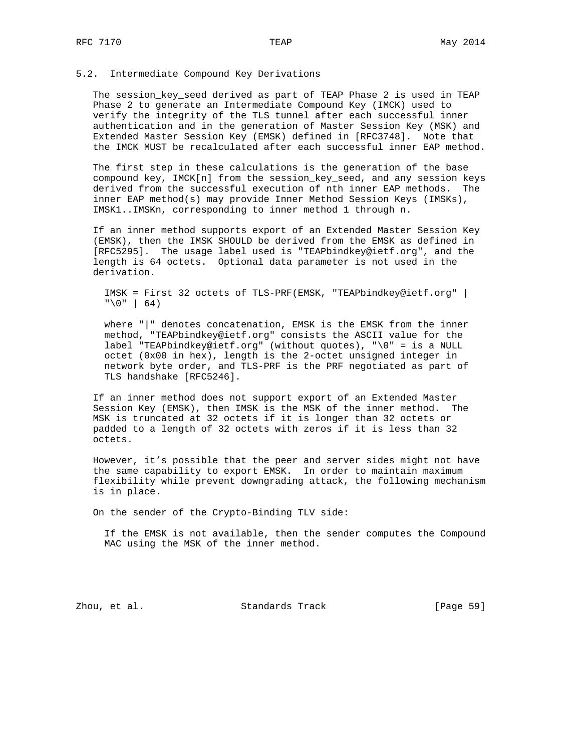## 5.2. Intermediate Compound Key Derivations

The session_key_seed derived as part of TEAP Phase 2 is used in TEAP Phase 2 to generate an Intermediate Compound Key (IMCK) used to verify the integrity of the TLS tunnel after each successful inner authentication and in the generation of Master Session Key (MSK) and Extended Master Session Key (EMSK) defined in [RFC3748]. Note that the IMCK MUST be recalculated after each successful inner EAP method.

The first step in these calculations is the generation of the base compound key, IMCK[n] from the session_key_seed, and any session keys derived from the successful execution of nth inner EAP methods. The inner EAP method(s) may provide Inner Method Session Keys (IMSKs), IMSK1..IMSKn, corresponding to inner method 1 through n.

If an inner method supports export of an Extended Master Session Key (EMSK), then the IMSK SHOULD be derived from the EMSK as defined in [RFC5295]. The usage label used is "TEAPbindkey@ietf.org", and the length is 64 octets. Optional data parameter is not used in the derivation.

```
IMSK = First 32 octets of TLS-PRF(EMSK, "TEAPbindkey@ietf.org" |
"\0" | 64)
```

where "|" denotes concatenation, EMSK is the EMSK from the inner method, "TEAPbindkey@ietf.org" consists the ASCII value for the label "TEAPbindkey@ietf.org" (without quotes), "\0" = is a NULL octet (0x00 in hex), length is the 2-octet unsigned integer in network byte order, and TLS-PRF is the PRF negotiated as part of TLS handshake [RFC5246].

If an inner method does not support export of an Extended Master Session Key (EMSK), then IMSK is the MSK of the inner method. The MSK is truncated at 32 octets if it is longer than 32 octets or padded to a length of 32 octets with zeros if it is less than 32 octets.

However, it's possible that the peer and server sides might not have the same capability to export EMSK. In order to maintain maximum flexibility while prevent downgrading attack, the following mechanism is in place.

On the sender of the Crypto-Binding TLV side:

If the EMSK is not available, then the sender computes the Compound MAC using the MSK of the inner method.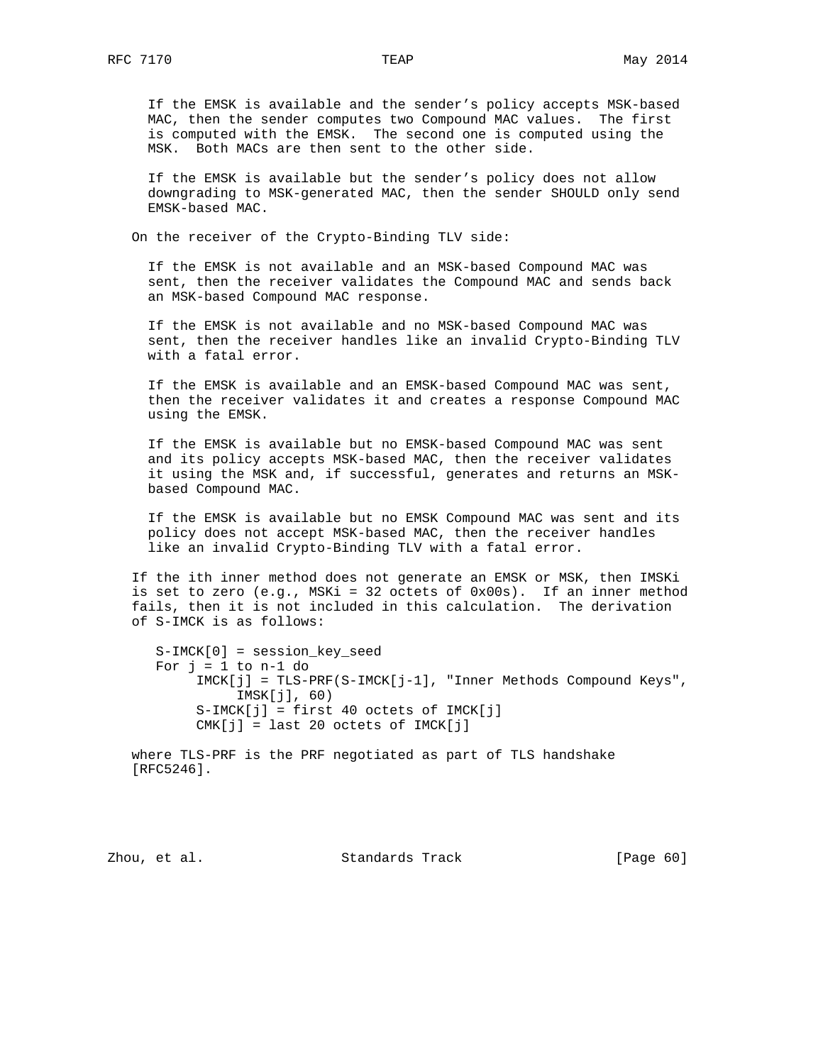If the EMSK is available and the sender's policy accepts MSK-based MAC, then the sender computes two Compound MAC values. The first is computed with the EMSK. The second one is computed using the MSK. Both MACs are then sent to the other side.

If the EMSK is available but the sender's policy does not allow downgrading to MSK-generated MAC, then the sender SHOULD only send EMSK-based MAC.

On the receiver of the Crypto-Binding TLV side:

If the EMSK is not available and an MSK-based Compound MAC was sent, then the receiver validates the Compound MAC and sends back an MSK-based Compound MAC response.

If the EMSK is not available and no MSK-based Compound MAC was sent, then the receiver handles like an invalid Crypto-Binding TLV with a fatal error.

If the EMSK is available and an EMSK-based Compound MAC was sent, then the receiver validates it and creates a response Compound MAC using the EMSK.

If the EMSK is available but no EMSK-based Compound MAC was sent and its policy accepts MSK-based MAC, then the receiver validates it using the MSK and, if successful, generates and returns an MSK-based Compound MAC.

If the EMSK is available but no EMSK Compound MAC was sent and its policy does not accept MSK-based MAC, then the receiver handles like an invalid Crypto-Binding TLV with a fatal error.

If the ith inner method does not generate an EMSK or MSK, then IMSKi is set to zero (e.g., MSKi = 32 octets of 0x00s). If an inner method fails, then it is not included in this calculation. The derivation of S-IMCK is as follows:

```
S-IMCK[0] = session_key_seed
For j = 1 to n-1 do
     IMCK[j] = TLS-PRF(S-IMCK[j-1], "Inner Methods Compound Keys",
          IMSK[j], 60)
     S-IMCK[j] = first 40 octets of IMCK[j]
     CMK[j] = last 20 octets of IMCK[j]
```

where TLS-PRF is the PRF negotiated as part of TLS handshake [RFC5246].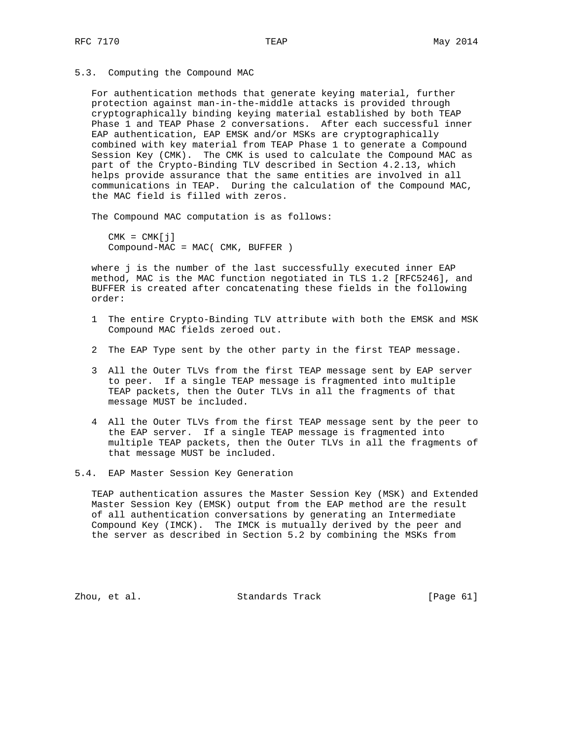### 5.3. Computing the Compound MAC

For authentication methods that generate keying material, further protection against man-in-the-middle attacks is provided through cryptographically binding keying material established by both TEAP Phase 1 and TEAP Phase 2 conversations. After each successful inner EAP authentication, EAP EMSK and/or MSKs are cryptographically combined with key material from TEAP Phase 1 to generate a Compound Session Key (CMK). The CMK is used to calculate the Compound MAC as part of the Crypto-Binding TLV described in Section 4.2.13, which helps provide assurance that the same entities are involved in all communications in TEAP. During the calculation of the Compound MAC, the MAC field is filled with zeros.

The Compound MAC computation is as follows:

```
CMK = CMK[j]
Compound-MAC = MAC( CMK, BUFFER )
```

where j is the number of the last successfully executed inner EAP method, MAC is the MAC function negotiated in TLS 1.2 [RFC5246], and BUFFER is created after concatenating these fields in the following order:

1 The entire Crypto-Binding TLV attribute with both the EMSK and MSK Compound MAC fields zeroed out.

2 The EAP Type sent by the other party in the first TEAP message.

3 All the Outer TLVs from the first TEAP message sent by EAP server to peer. If a single TEAP message is fragmented into multiple TEAP packets, then the Outer TLVs in all the fragments of that message MUST be included.

4 All the Outer TLVs from the first TEAP message sent by the peer to the EAP server. If a single TEAP message is fragmented into multiple TEAP packets, then the Outer TLVs in all the fragments of that message MUST be included.

### 5.4. EAP Master Session Key Generation

TEAP authentication assures the Master Session Key (MSK) and Extended Master Session Key (EMSK) output from the EAP method are the result of all authentication conversations by generating an Intermediate Compound Key (IMCK). The IMCK is mutually derived by the peer and the server as described in Section 5.2 by combining the MSKs from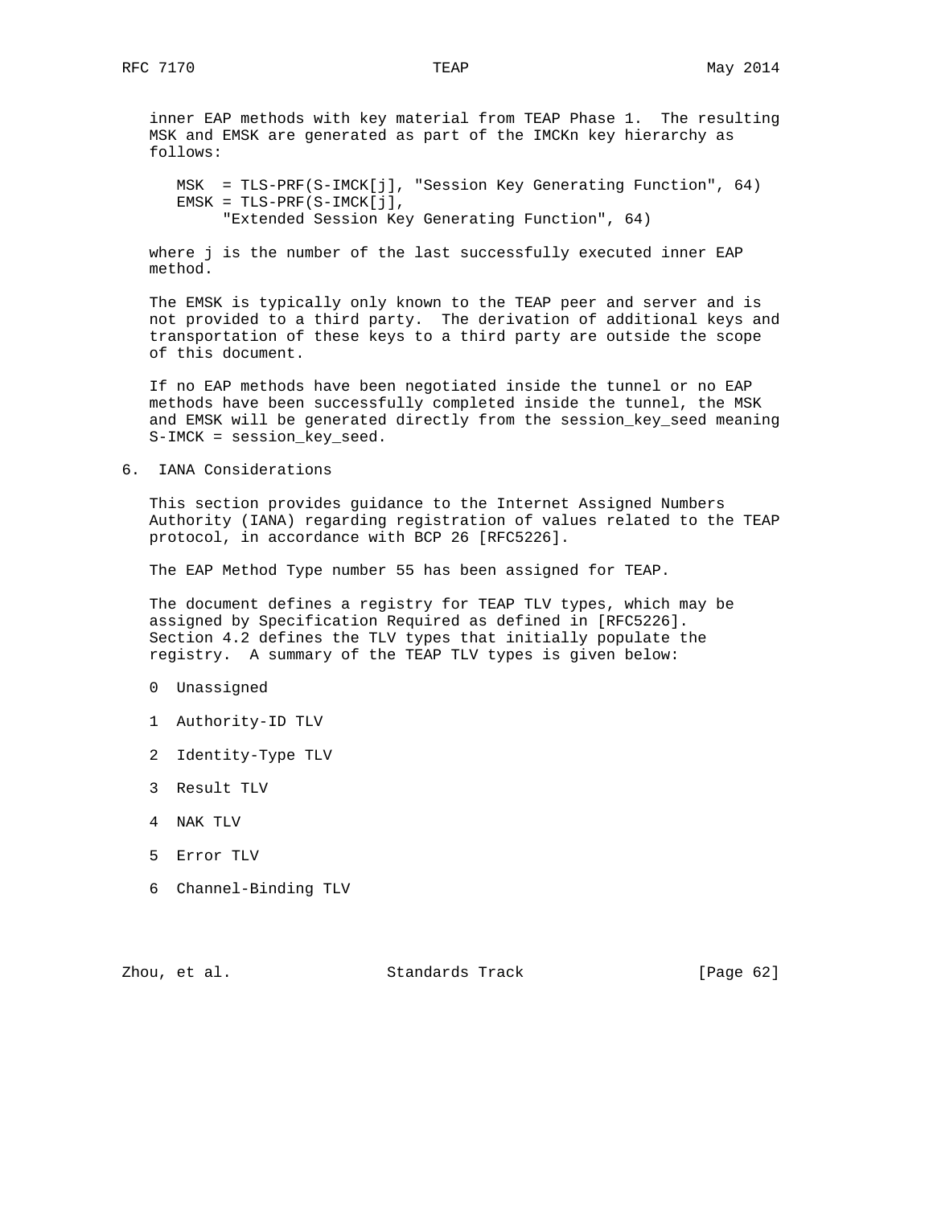inner EAP methods with key material from TEAP Phase 1. The resulting MSK and EMSK are generated as part of the IMCKn key hierarchy as follows:

```
MSK  = TLS-PRF(S-IMCK[j], "Session Key Generating Function", 64)
EMSK = TLS-PRF(S-IMCK[j],
     "Extended Session Key Generating Function", 64)
```

where j is the number of the last successfully executed inner EAP method.

The EMSK is typically only known to the TEAP peer and server and is not provided to a third party. The derivation of additional keys and transportation of these keys to a third party are outside the scope of this document.

If no EAP methods have been negotiated inside the tunnel or no EAP methods have been successfully completed inside the tunnel, the MSK and EMSK will be generated directly from the session_key_seed meaning S-IMCK = session_key_seed.

## 6. IANA Considerations

This section provides guidance to the Internet Assigned Numbers Authority (IANA) regarding registration of values related to the TEAP protocol, in accordance with BCP 26 [RFC5226].

The EAP Method Type number 55 has been assigned for TEAP.

The document defines a registry for TEAP TLV types, which may be assigned by Specification Required as defined in [RFC5226]. Section 4.2 defines the TLV types that initially populate the registry. A summary of the TEAP TLV types is given below:

0 Unassigned

1 Authority-ID TLV

2 Identity-Type TLV

3 Result TLV

4 NAK TLV

5 Error TLV

6 Channel-Binding TLV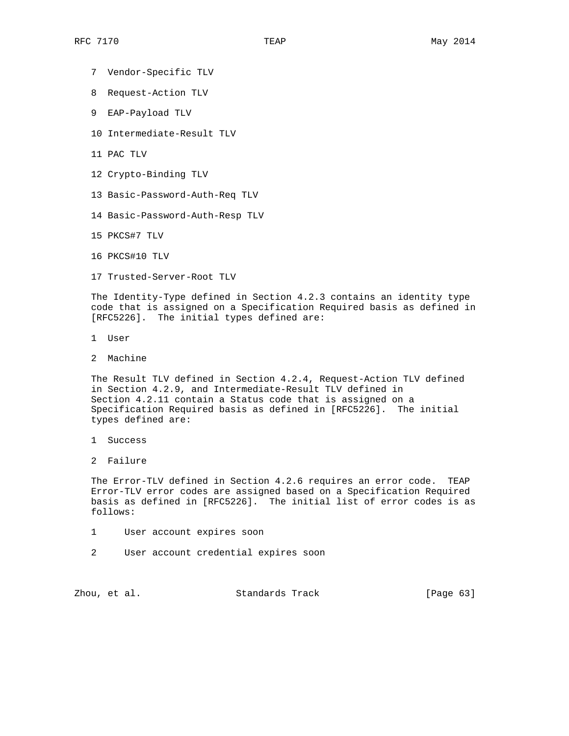7  Vendor-Specific TLV

8  Request-Action TLV

9  EAP-Payload TLV

10 Intermediate-Result TLV

11 PAC TLV

12 Crypto-Binding TLV

13 Basic-Password-Auth-Req TLV

14 Basic-Password-Auth-Resp TLV

15 PKCS#7 TLV

16 PKCS#10 TLV

17 Trusted-Server-Root TLV

The Identity-Type defined in Section 4.2.3 contains an identity type code that is assigned on a Specification Required basis as defined in [RFC5226].  The initial types defined are:

1  User

2  Machine

The Result TLV defined in Section 4.2.4, Request-Action TLV defined in Section 4.2.9, and Intermediate-Result TLV defined in Section 4.2.11 contain a Status code that is assigned on a Specification Required basis as defined in [RFC5226].  The initial types defined are:

1  Success

2  Failure

The Error-TLV defined in Section 4.2.6 requires an error code.  TEAP Error-TLV error codes are assigned based on a Specification Required basis as defined in [RFC5226].  The initial list of error codes is as follows:

1     User account expires soon

2     User account credential expires soon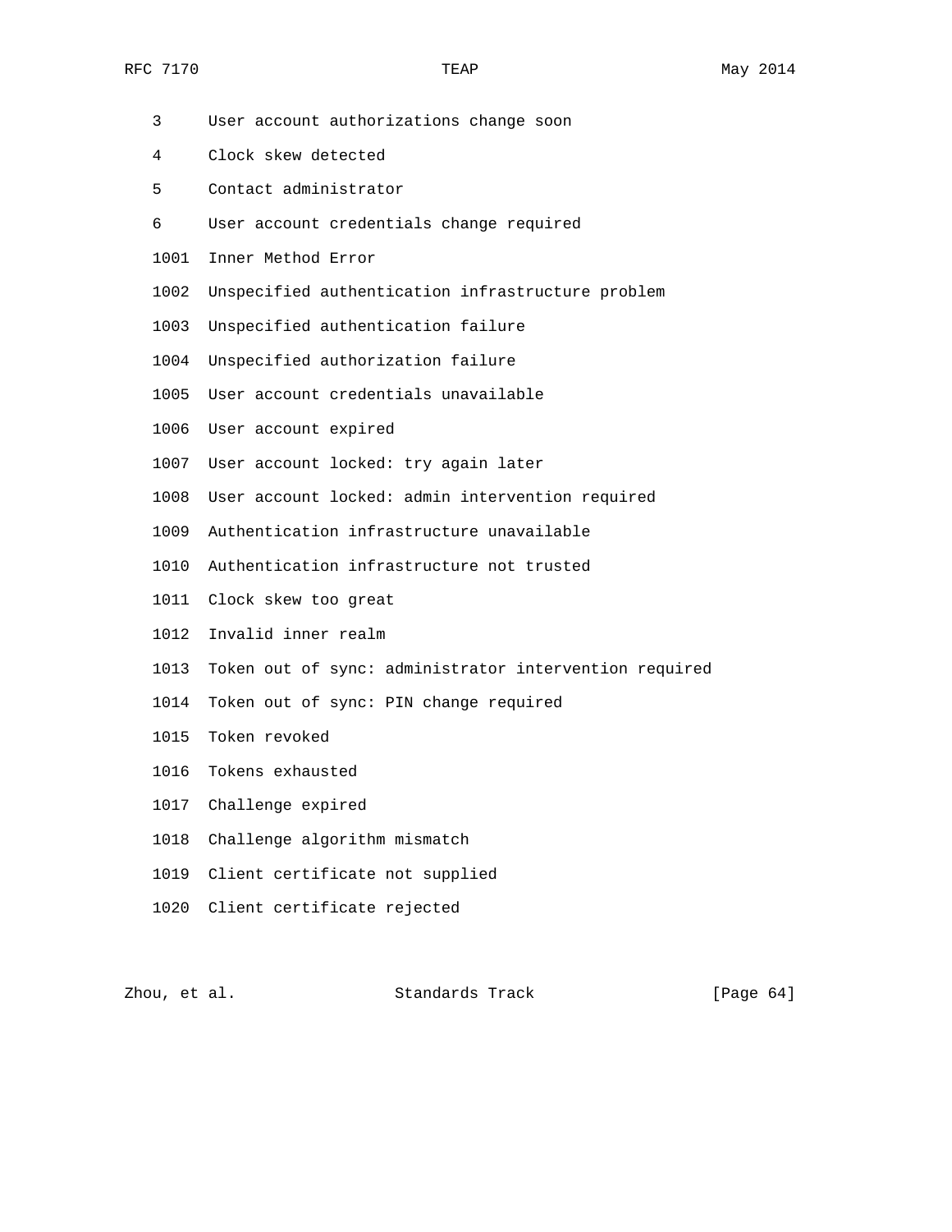```
   3     User account authorizations change soon

   4     Clock skew detected

   5     Contact administrator

   6     User account credentials change required

   1001  Inner Method Error

   1002  Unspecified authentication infrastructure problem

   1003  Unspecified authentication failure

   1004  Unspecified authorization failure

   1005  User account credentials unavailable

   1006  User account expired

   1007  User account locked: try again later

   1008  User account locked: admin intervention required

   1009  Authentication infrastructure unavailable

   1010  Authentication infrastructure not trusted

   1011  Clock skew too great

   1012  Invalid inner realm

   1013  Token out of sync: administrator intervention required

   1014  Token out of sync: PIN change required

   1015  Token revoked

   1016  Tokens exhausted

   1017  Challenge expired

   1018  Challenge algorithm mismatch

   1019  Client certificate not supplied

   1020  Client certificate rejected
```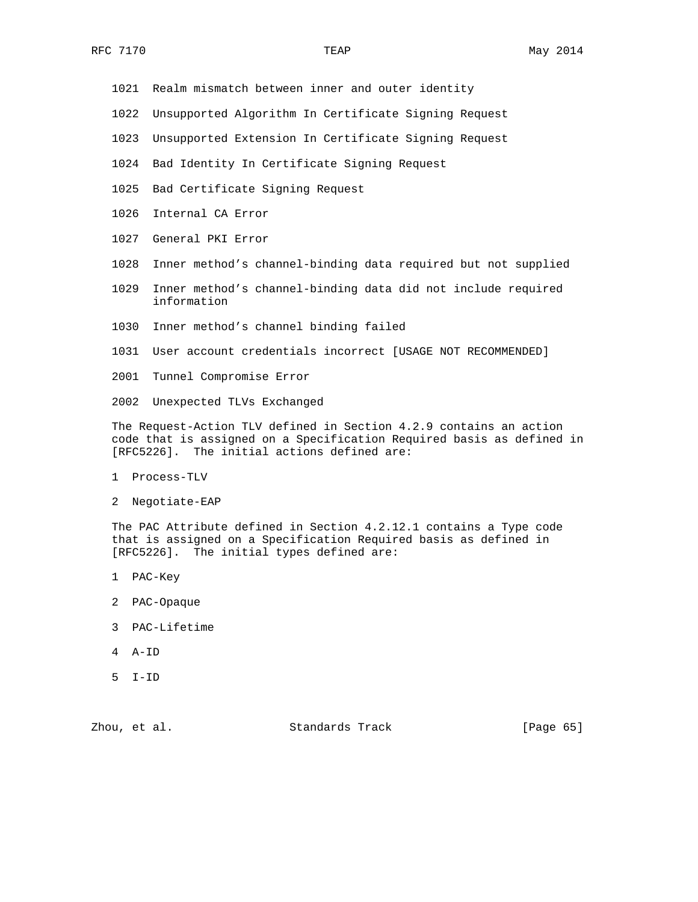1021 Realm mismatch between inner and outer identity

1022 Unsupported Algorithm In Certificate Signing Request

1023 Unsupported Extension In Certificate Signing Request

1024 Bad Identity In Certificate Signing Request

1025 Bad Certificate Signing Request

1026 Internal CA Error

1027 General PKI Error

1028 Inner method's channel-binding data required but not supplied

1029 Inner method's channel-binding data did not include required information

1030 Inner method's channel binding failed

1031 User account credentials incorrect [USAGE NOT RECOMMENDED]

2001 Tunnel Compromise Error

2002 Unexpected TLVs Exchanged

The Request-Action TLV defined in Section 4.2.9 contains an action code that is assigned on a Specification Required basis as defined in [RFC5226]. The initial actions defined are:

1 Process-TLV

2 Negotiate-EAP

The PAC Attribute defined in Section 4.2.12.1 contains a Type code that is assigned on a Specification Required basis as defined in [RFC5226]. The initial types defined are:

1 PAC-Key

2 PAC-Opaque

3 PAC-Lifetime

4 A-ID

5 I-ID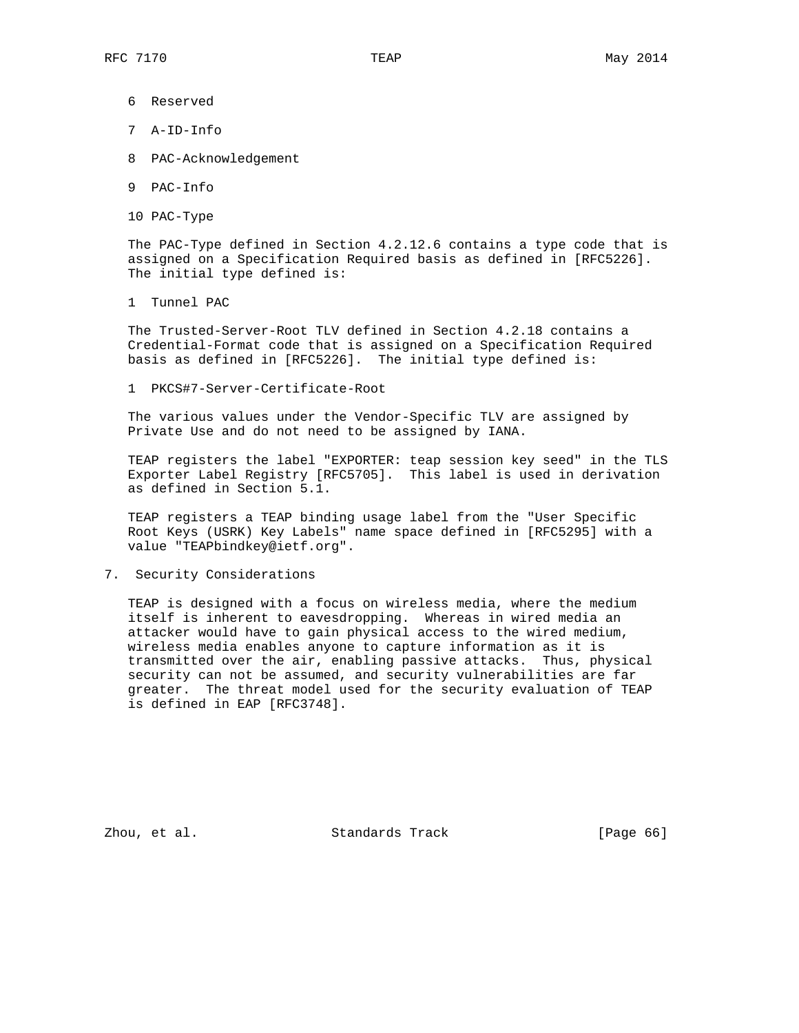6 Reserved

7 A-ID-Info

8 PAC-Acknowledgement

9 PAC-Info

10 PAC-Type

The PAC-Type defined in Section 4.2.12.6 contains a type code that is assigned on a Specification Required basis as defined in [RFC5226]. The initial type defined is:

1 Tunnel PAC

The Trusted-Server-Root TLV defined in Section 4.2.18 contains a Credential-Format code that is assigned on a Specification Required basis as defined in [RFC5226]. The initial type defined is:

1 PKCS#7-Server-Certificate-Root

The various values under the Vendor-Specific TLV are assigned by Private Use and do not need to be assigned by IANA.

TEAP registers the label "EXPORTER: teap session key seed" in the TLS Exporter Label Registry [RFC5705]. This label is used in derivation as defined in Section 5.1.

TEAP registers a TEAP binding usage label from the "User Specific Root Keys (USRK) Key Labels" name space defined in [RFC5295] with a value "TEAPbindkey@ietf.org".

## 7. Security Considerations

TEAP is designed with a focus on wireless media, where the medium itself is inherent to eavesdropping. Whereas in wired media an attacker would have to gain physical access to the wired medium, wireless media enables anyone to capture information as it is transmitted over the air, enabling passive attacks. Thus, physical security can not be assumed, and security vulnerabilities are far greater. The threat model used for the security evaluation of TEAP is defined in EAP [RFC3748].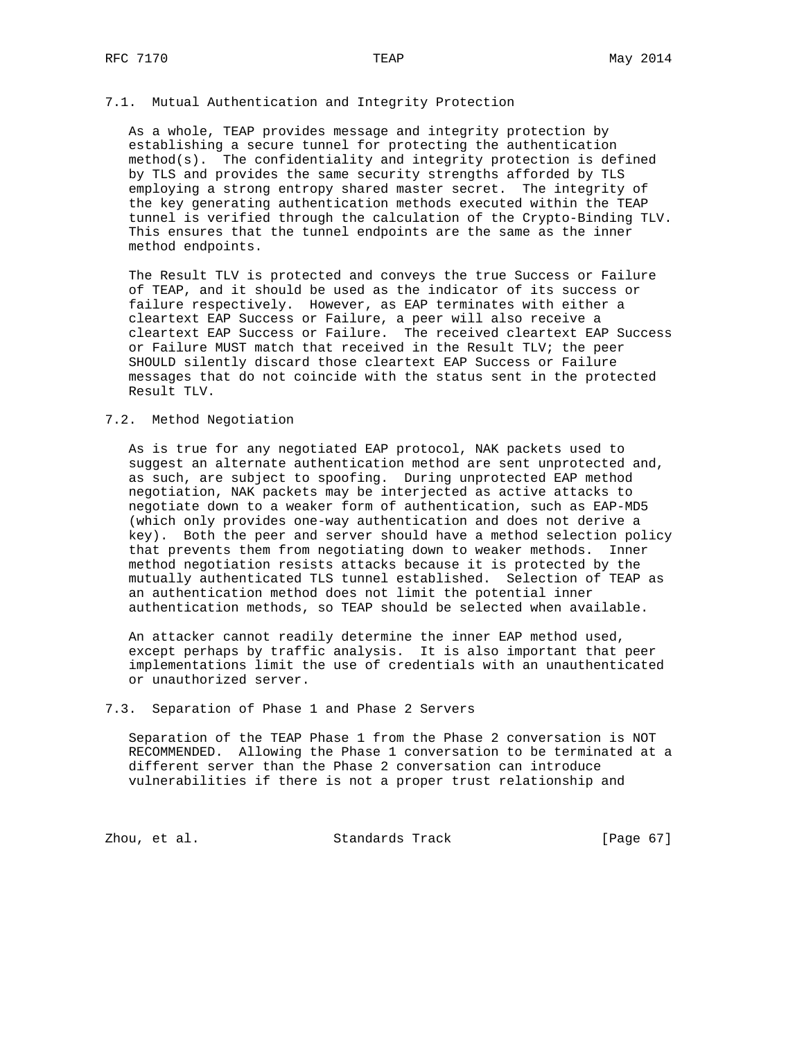### 7.1. Mutual Authentication and Integrity Protection

As a whole, TEAP provides message and integrity protection by establishing a secure tunnel for protecting the authentication method(s). The confidentiality and integrity protection is defined by TLS and provides the same security strengths afforded by TLS employing a strong entropy shared master secret. The integrity of the key generating authentication methods executed within the TEAP tunnel is verified through the calculation of the Crypto-Binding TLV. This ensures that the tunnel endpoints are the same as the inner method endpoints.

The Result TLV is protected and conveys the true Success or Failure of TEAP, and it should be used as the indicator of its success or failure respectively. However, as EAP terminates with either a cleartext EAP Success or Failure, a peer will also receive a cleartext EAP Success or Failure. The received cleartext EAP Success or Failure MUST match that received in the Result TLV; the peer SHOULD silently discard those cleartext EAP Success or Failure messages that do not coincide with the status sent in the protected Result TLV.

### 7.2. Method Negotiation

As is true for any negotiated EAP protocol, NAK packets used to suggest an alternate authentication method are sent unprotected and, as such, are subject to spoofing. During unprotected EAP method negotiation, NAK packets may be interjected as active attacks to negotiate down to a weaker form of authentication, such as EAP-MD5 (which only provides one-way authentication and does not derive a key). Both the peer and server should have a method selection policy that prevents them from negotiating down to weaker methods. Inner method negotiation resists attacks because it is protected by the mutually authenticated TLS tunnel established. Selection of TEAP as an authentication method does not limit the potential inner authentication methods, so TEAP should be selected when available.

An attacker cannot readily determine the inner EAP method used, except perhaps by traffic analysis. It is also important that peer implementations limit the use of credentials with an unauthenticated or unauthorized server.

### 7.3. Separation of Phase 1 and Phase 2 Servers

Separation of the TEAP Phase 1 from the Phase 2 conversation is NOT RECOMMENDED. Allowing the Phase 1 conversation to be terminated at a different server than the Phase 2 conversation can introduce vulnerabilities if there is not a proper trust relationship and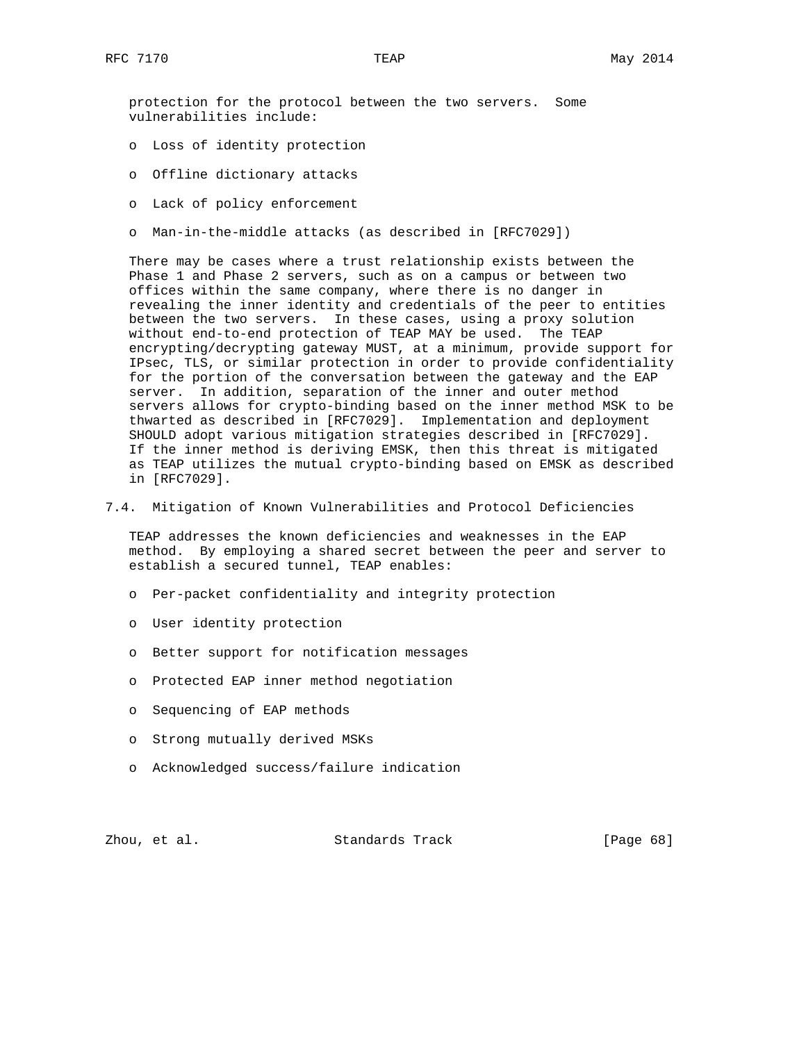protection for the protocol between the two servers. Some vulnerabilities include:

- Loss of identity protection
- Offline dictionary attacks
- Lack of policy enforcement
- Man-in-the-middle attacks (as described in [RFC7029])

There may be cases where a trust relationship exists between the Phase 1 and Phase 2 servers, such as on a campus or between two offices within the same company, where there is no danger in revealing the inner identity and credentials of the peer to entities between the two servers. In these cases, using a proxy solution without end-to-end protection of TEAP MAY be used. The TEAP encrypting/decrypting gateway MUST, at a minimum, provide support for IPsec, TLS, or similar protection in order to provide confidentiality for the portion of the conversation between the gateway and the EAP server. In addition, separation of the inner and outer method servers allows for crypto-binding based on the inner method MSK to be thwarted as described in [RFC7029]. Implementation and deployment SHOULD adopt various mitigation strategies described in [RFC7029]. If the inner method is deriving EMSK, then this threat is mitigated as TEAP utilizes the mutual crypto-binding based on EMSK as described in [RFC7029].

## 7.4. Mitigation of Known Vulnerabilities and Protocol Deficiencies

TEAP addresses the known deficiencies and weaknesses in the EAP method. By employing a shared secret between the peer and server to establish a secured tunnel, TEAP enables:

- Per-packet confidentiality and integrity protection
- User identity protection
- Better support for notification messages
- Protected EAP inner method negotiation
- Sequencing of EAP methods
- Strong mutually derived MSKs
- Acknowledged success/failure indication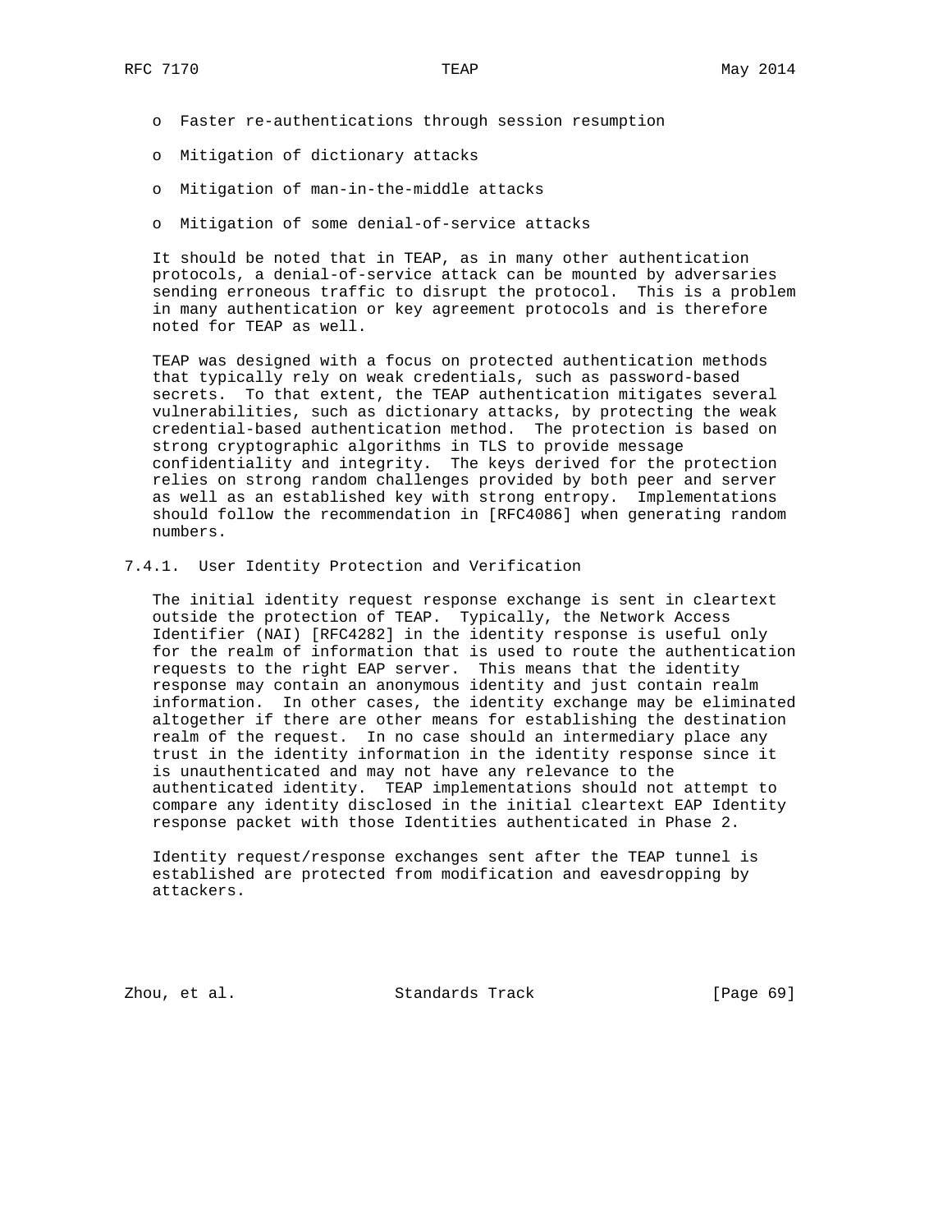- Faster re-authentications through session resumption
- Mitigation of dictionary attacks
- Mitigation of man-in-the-middle attacks
- Mitigation of some denial-of-service attacks

It should be noted that in TEAP, as in many other authentication protocols, a denial-of-service attack can be mounted by adversaries sending erroneous traffic to disrupt the protocol. This is a problem in many authentication or key agreement protocols and is therefore noted for TEAP as well.

TEAP was designed with a focus on protected authentication methods that typically rely on weak credentials, such as password-based secrets. To that extent, the TEAP authentication mitigates several vulnerabilities, such as dictionary attacks, by protecting the weak credential-based authentication method. The protection is based on strong cryptographic algorithms in TLS to provide message confidentiality and integrity. The keys derived for the protection relies on strong random challenges provided by both peer and server as well as an established key with strong entropy. Implementations should follow the recommendation in [RFC4086] when generating random numbers.

#### 7.4.1. User Identity Protection and Verification

The initial identity request response exchange is sent in cleartext outside the protection of TEAP. Typically, the Network Access Identifier (NAI) [RFC4282] in the identity response is useful only for the realm of information that is used to route the authentication requests to the right EAP server. This means that the identity response may contain an anonymous identity and just contain realm information. In other cases, the identity exchange may be eliminated altogether if there are other means for establishing the destination realm of the request. In no case should an intermediary place any trust in the identity information in the identity response since it is unauthenticated and may not have any relevance to the authenticated identity. TEAP implementations should not attempt to compare any identity disclosed in the initial cleartext EAP Identity response packet with those Identities authenticated in Phase 2.

Identity request/response exchanges sent after the TEAP tunnel is established are protected from modification and eavesdropping by attackers.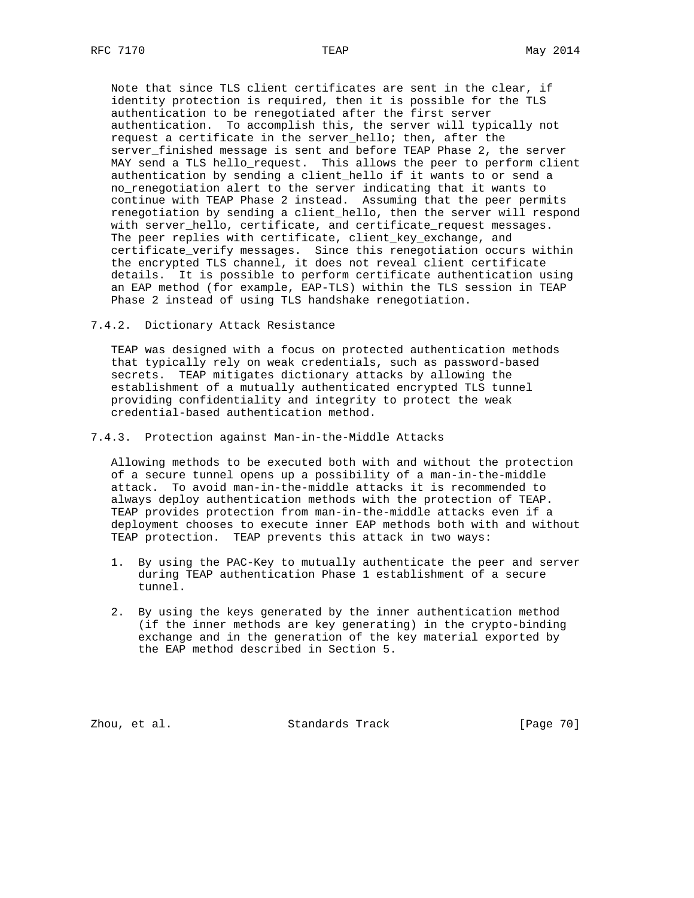Note that since TLS client certificates are sent in the clear, if identity protection is required, then it is possible for the TLS authentication to be renegotiated after the first server authentication. To accomplish this, the server will typically not request a certificate in the server_hello; then, after the server_finished message is sent and before TEAP Phase 2, the server MAY send a TLS hello_request. This allows the peer to perform client authentication by sending a client_hello if it wants to or send a no_renegotiation alert to the server indicating that it wants to continue with TEAP Phase 2 instead. Assuming that the peer permits renegotiation by sending a client_hello, then the server will respond with server_hello, certificate, and certificate_request messages. The peer replies with certificate, client_key_exchange, and certificate_verify messages. Since this renegotiation occurs within the encrypted TLS channel, it does not reveal client certificate details. It is possible to perform certificate authentication using an EAP method (for example, EAP-TLS) within the TLS session in TEAP Phase 2 instead of using TLS handshake renegotiation.

#### 7.4.2. Dictionary Attack Resistance

TEAP was designed with a focus on protected authentication methods that typically rely on weak credentials, such as password-based secrets. TEAP mitigates dictionary attacks by allowing the establishment of a mutually authenticated encrypted TLS tunnel providing confidentiality and integrity to protect the weak credential-based authentication method.

#### 7.4.3. Protection against Man-in-the-Middle Attacks

Allowing methods to be executed both with and without the protection of a secure tunnel opens up a possibility of a man-in-the-middle attack. To avoid man-in-the-middle attacks it is recommended to always deploy authentication methods with the protection of TEAP. TEAP provides protection from man-in-the-middle attacks even if a deployment chooses to execute inner EAP methods both with and without TEAP protection. TEAP prevents this attack in two ways:

1. By using the PAC-Key to mutually authenticate the peer and server during TEAP authentication Phase 1 establishment of a secure tunnel.

2. By using the keys generated by the inner authentication method (if the inner methods are key generating) in the crypto-binding exchange and in the generation of the key material exported by the EAP method described in Section 5.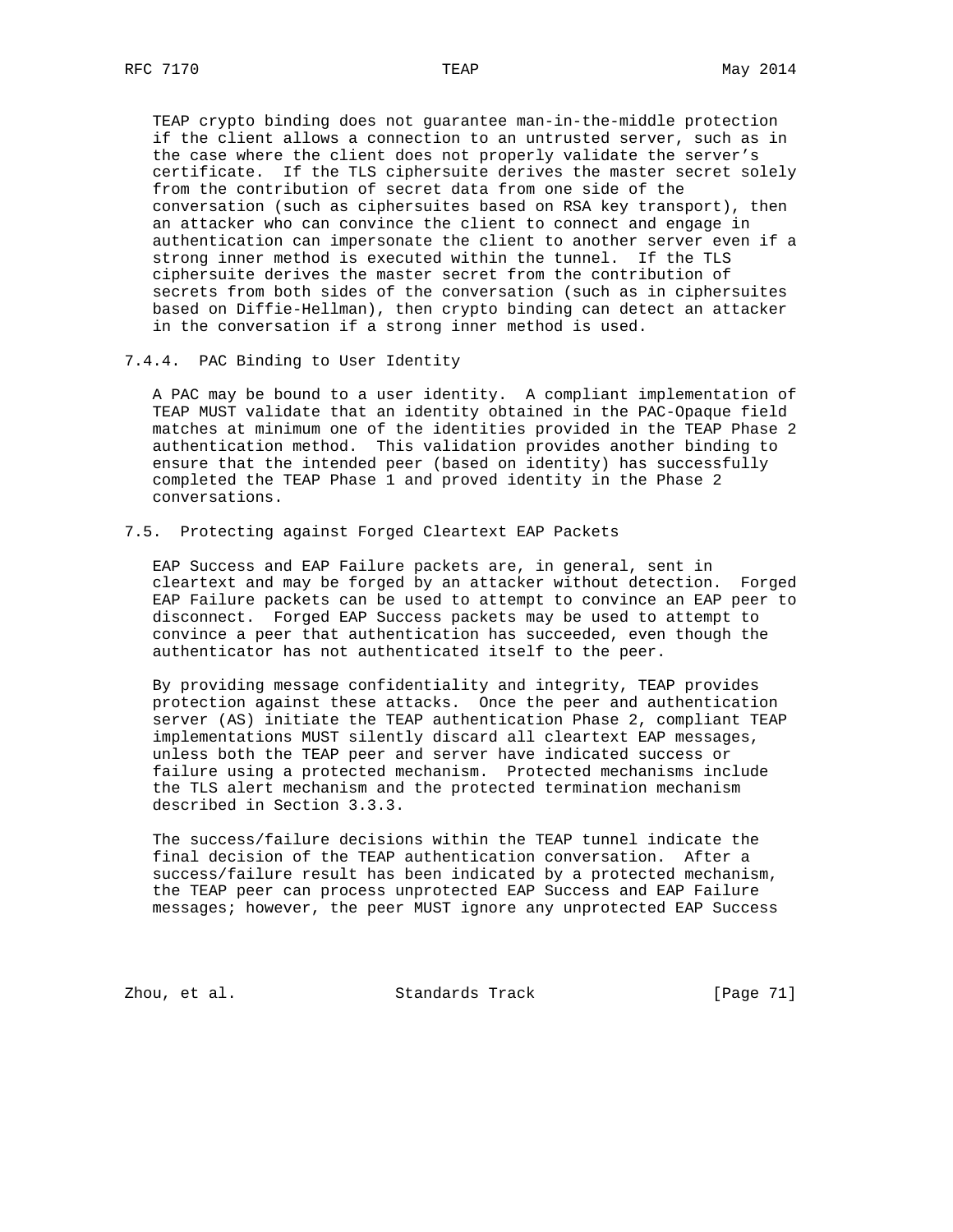TEAP crypto binding does not guarantee man-in-the-middle protection if the client allows a connection to an untrusted server, such as in the case where the client does not properly validate the server's certificate. If the TLS ciphersuite derives the master secret solely from the contribution of secret data from one side of the conversation (such as ciphersuites based on RSA key transport), then an attacker who can convince the client to connect and engage in authentication can impersonate the client to another server even if a strong inner method is executed within the tunnel. If the TLS ciphersuite derives the master secret from the contribution of secrets from both sides of the conversation (such as in ciphersuites based on Diffie-Hellman), then crypto binding can detect an attacker in the conversation if a strong inner method is used.

### 7.4.4. PAC Binding to User Identity

A PAC may be bound to a user identity. A compliant implementation of TEAP MUST validate that an identity obtained in the PAC-Opaque field matches at minimum one of the identities provided in the TEAP Phase 2 authentication method. This validation provides another binding to ensure that the intended peer (based on identity) has successfully completed the TEAP Phase 1 and proved identity in the Phase 2 conversations.

## 7.5. Protecting against Forged Cleartext EAP Packets

EAP Success and EAP Failure packets are, in general, sent in cleartext and may be forged by an attacker without detection. Forged EAP Failure packets can be used to attempt to convince an EAP peer to disconnect. Forged EAP Success packets may be used to attempt to convince a peer that authentication has succeeded, even though the authenticator has not authenticated itself to the peer.

By providing message confidentiality and integrity, TEAP provides protection against these attacks. Once the peer and authentication server (AS) initiate the TEAP authentication Phase 2, compliant TEAP implementations MUST silently discard all cleartext EAP messages, unless both the TEAP peer and server have indicated success or failure using a protected mechanism. Protected mechanisms include the TLS alert mechanism and the protected termination mechanism described in Section 3.3.3.

The success/failure decisions within the TEAP tunnel indicate the final decision of the TEAP authentication conversation. After a success/failure result has been indicated by a protected mechanism, the TEAP peer can process unprotected EAP Success and EAP Failure messages; however, the peer MUST ignore any unprotected EAP Success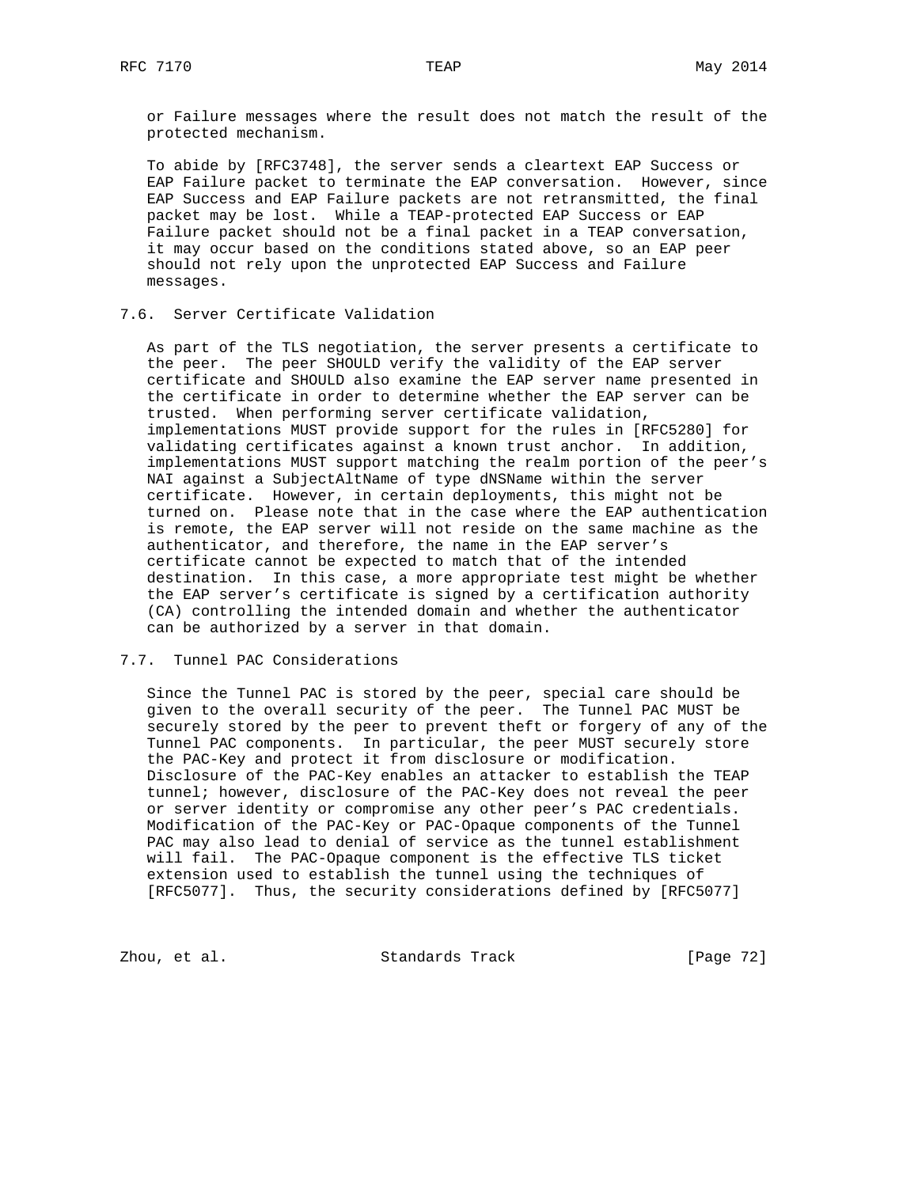or Failure messages where the result does not match the result of the protected mechanism.

To abide by [RFC3748], the server sends a cleartext EAP Success or EAP Failure packet to terminate the EAP conversation. However, since EAP Success and EAP Failure packets are not retransmitted, the final packet may be lost. While a TEAP-protected EAP Success or EAP Failure packet should not be a final packet in a TEAP conversation, it may occur based on the conditions stated above, so an EAP peer should not rely upon the unprotected EAP Success and Failure messages.

### 7.6. Server Certificate Validation

As part of the TLS negotiation, the server presents a certificate to the peer. The peer SHOULD verify the validity of the EAP server certificate and SHOULD also examine the EAP server name presented in the certificate in order to determine whether the EAP server can be trusted. When performing server certificate validation, implementations MUST provide support for the rules in [RFC5280] for validating certificates against a known trust anchor. In addition, implementations MUST support matching the realm portion of the peer's NAI against a SubjectAltName of type dNSName within the server certificate. However, in certain deployments, this might not be turned on. Please note that in the case where the EAP authentication is remote, the EAP server will not reside on the same machine as the authenticator, and therefore, the name in the EAP server's certificate cannot be expected to match that of the intended destination. In this case, a more appropriate test might be whether the EAP server's certificate is signed by a certification authority (CA) controlling the intended domain and whether the authenticator can be authorized by a server in that domain.

### 7.7. Tunnel PAC Considerations

Since the Tunnel PAC is stored by the peer, special care should be given to the overall security of the peer. The Tunnel PAC MUST be securely stored by the peer to prevent theft or forgery of any of the Tunnel PAC components. In particular, the peer MUST securely store the PAC-Key and protect it from disclosure or modification. Disclosure of the PAC-Key enables an attacker to establish the TEAP tunnel; however, disclosure of the PAC-Key does not reveal the peer or server identity or compromise any other peer's PAC credentials. Modification of the PAC-Key or PAC-Opaque components of the Tunnel PAC may also lead to denial of service as the tunnel establishment will fail. The PAC-Opaque component is the effective TLS ticket extension used to establish the tunnel using the techniques of [RFC5077]. Thus, the security considerations defined by [RFC5077]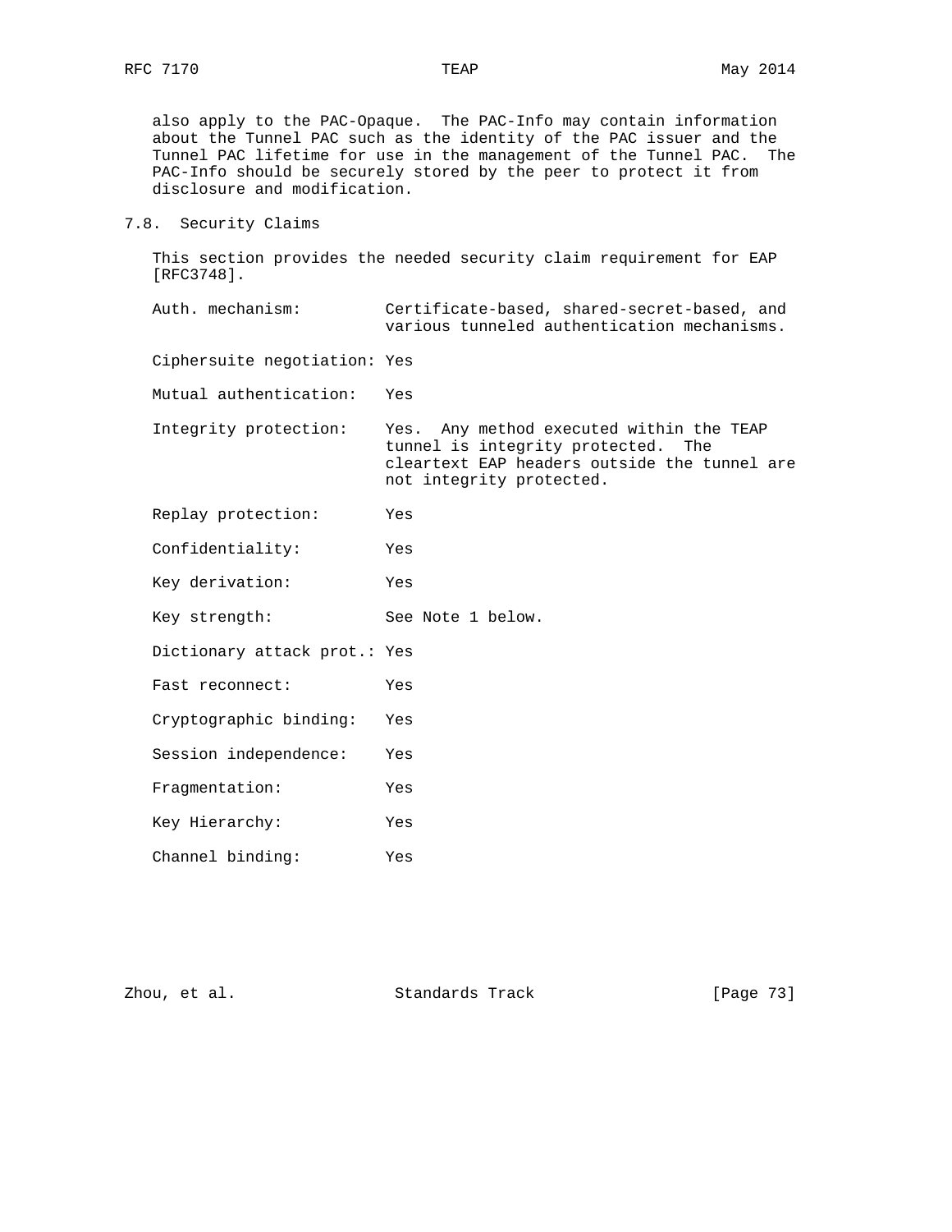also apply to the PAC-Opaque. The PAC-Info may contain information about the Tunnel PAC such as the identity of the PAC issuer and the Tunnel PAC lifetime for use in the management of the Tunnel PAC. The PAC-Info should be securely stored by the peer to protect it from disclosure and modification.

## 7.8. Security Claims

This section provides the needed security claim requirement for EAP [RFC3748].

| | |
|---|---|
| Auth. mechanism: | Certificate-based, shared-secret-based, and various tunneled authentication mechanisms. |
| Ciphersuite negotiation: | Yes |
| Mutual authentication: | Yes |
| Integrity protection: | Yes. Any method executed within the TEAP tunnel is integrity protected. The cleartext EAP headers outside the tunnel are not integrity protected. |
| Replay protection: | Yes |
| Confidentiality: | Yes |
| Key derivation: | Yes |
| Key strength: | See Note 1 below. |
| Dictionary attack prot.: | Yes |
| Fast reconnect: | Yes |
| Cryptographic binding: | Yes |
| Session independence: | Yes |
| Fragmentation: | Yes |
| Key Hierarchy: | Yes |
| Channel binding: | Yes |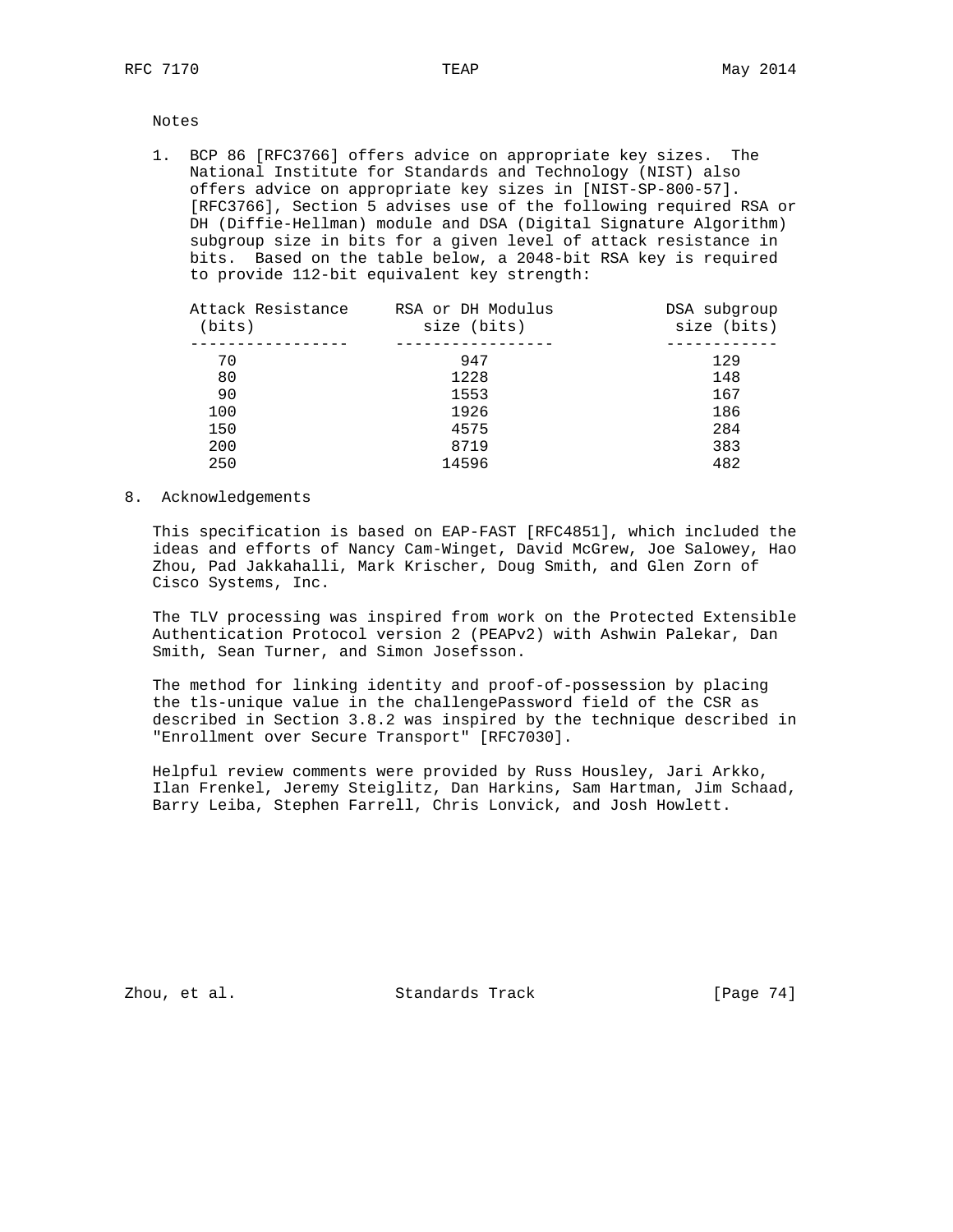Notes

1. BCP 86 [RFC3766] offers advice on appropriate key sizes. The National Institute for Standards and Technology (NIST) also offers advice on appropriate key sizes in [NIST-SP-800-57]. [RFC3766], Section 5 advises use of the following required RSA or DH (Diffie-Hellman) module and DSA (Digital Signature Algorithm) subgroup size in bits for a given level of attack resistance in bits. Based on the table below, a 2048-bit RSA key is required to provide 112-bit equivalent key strength:

| Attack Resistance (bits) | RSA or DH Modulus size (bits) | DSA subgroup size (bits) |
|---|---|---|
| 70 | 947 | 129 |
| 80 | 1228 | 148 |
| 90 | 1553 | 167 |
| 100 | 1926 | 186 |
| 150 | 4575 | 284 |
| 200 | 8719 | 383 |
| 250 | 14596 | 482 |

## 8. Acknowledgements

This specification is based on EAP-FAST [RFC4851], which included the ideas and efforts of Nancy Cam-Winget, David McGrew, Joe Salowey, Hao Zhou, Pad Jakkahalli, Mark Krischer, Doug Smith, and Glen Zorn of Cisco Systems, Inc.

The TLV processing was inspired from work on the Protected Extensible Authentication Protocol version 2 (PEAPv2) with Ashwin Palekar, Dan Smith, Sean Turner, and Simon Josefsson.

The method for linking identity and proof-of-possession by placing the tls-unique value in the challengePassword field of the CSR as described in Section 3.8.2 was inspired by the technique described in "Enrollment over Secure Transport" [RFC7030].

Helpful review comments were provided by Russ Housley, Jari Arkko, Ilan Frenkel, Jeremy Steiglitz, Dan Harkins, Sam Hartman, Jim Schaad, Barry Leiba, Stephen Farrell, Chris Lonvick, and Josh Howlett.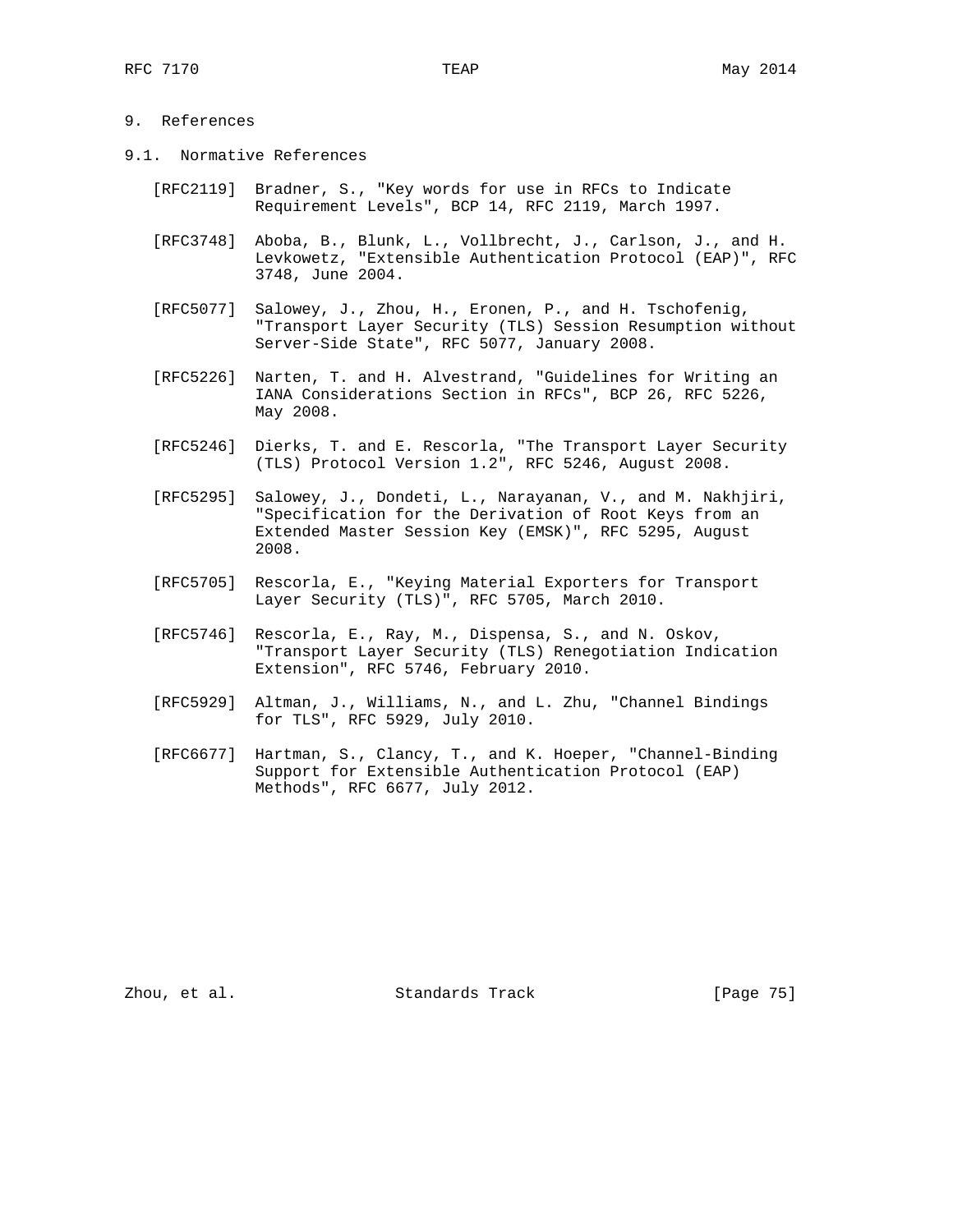# 9. References

## 9.1. Normative References

[RFC2119] Bradner, S., "Key words for use in RFCs to Indicate Requirement Levels", BCP 14, RFC 2119, March 1997.

[RFC3748] Aboba, B., Blunk, L., Vollbrecht, J., Carlson, J., and H. Levkowetz, "Extensible Authentication Protocol (EAP)", RFC 3748, June 2004.

[RFC5077] Salowey, J., Zhou, H., Eronen, P., and H. Tschofenig, "Transport Layer Security (TLS) Session Resumption without Server-Side State", RFC 5077, January 2008.

[RFC5226] Narten, T. and H. Alvestrand, "Guidelines for Writing an IANA Considerations Section in RFCs", BCP 26, RFC 5226, May 2008.

[RFC5246] Dierks, T. and E. Rescorla, "The Transport Layer Security (TLS) Protocol Version 1.2", RFC 5246, August 2008.

[RFC5295] Salowey, J., Dondeti, L., Narayanan, V., and M. Nakhjiri, "Specification for the Derivation of Root Keys from an Extended Master Session Key (EMSK)", RFC 5295, August 2008.

[RFC5705] Rescorla, E., "Keying Material Exporters for Transport Layer Security (TLS)", RFC 5705, March 2010.

[RFC5746] Rescorla, E., Ray, M., Dispensa, S., and N. Oskov, "Transport Layer Security (TLS) Renegotiation Indication Extension", RFC 5746, February 2010.

[RFC5929] Altman, J., Williams, N., and L. Zhu, "Channel Bindings for TLS", RFC 5929, July 2010.

[RFC6677] Hartman, S., Clancy, T., and K. Hoeper, "Channel-Binding Support for Extensible Authentication Protocol (EAP) Methods", RFC 6677, July 2012.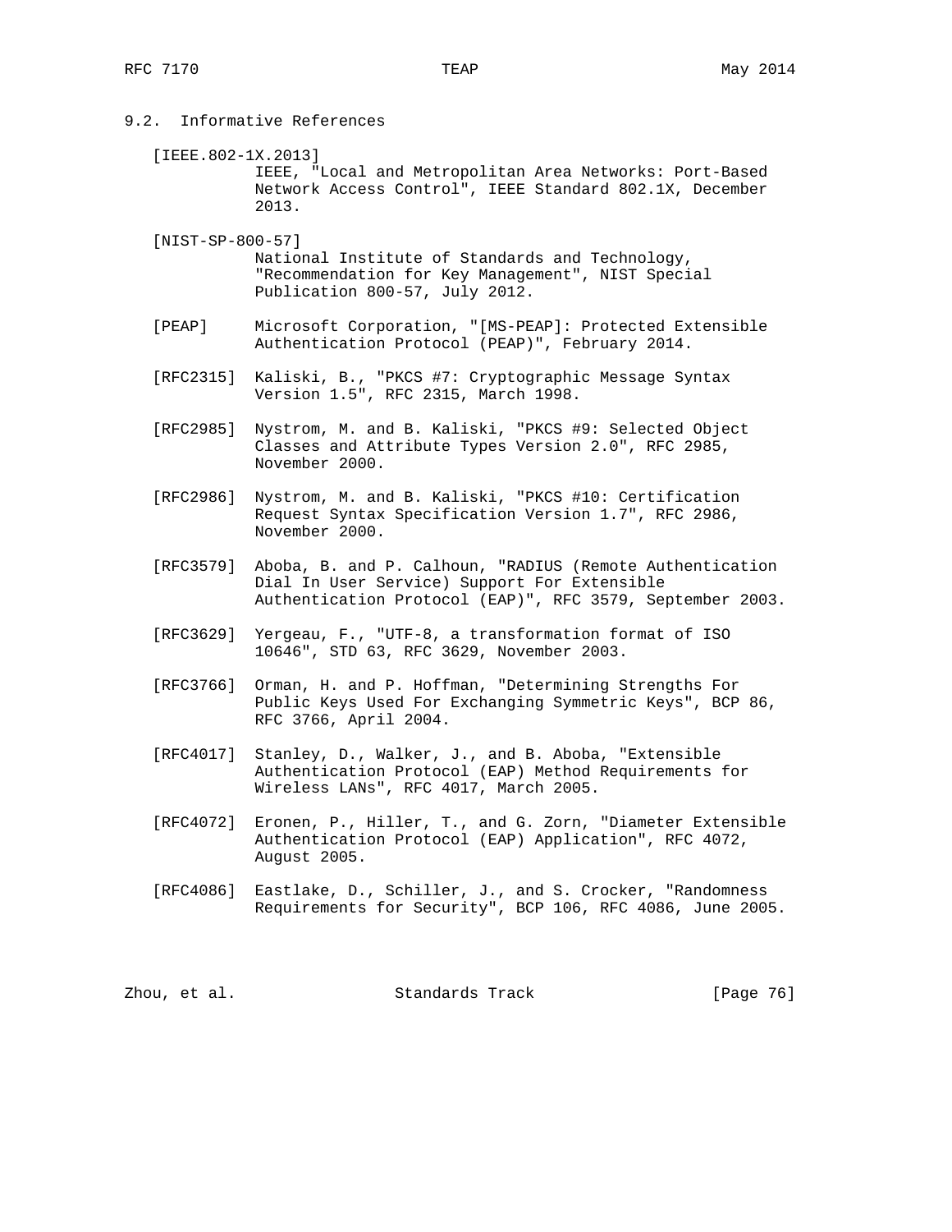### 9.2. Informative References

[IEEE.802-1X.2013]
IEEE, "Local and Metropolitan Area Networks: Port-Based Network Access Control", IEEE Standard 802.1X, December 2013.

[NIST-SP-800-57]
National Institute of Standards and Technology, "Recommendation for Key Management", NIST Special Publication 800-57, July 2012.

[PEAP] Microsoft Corporation, "[MS-PEAP]: Protected Extensible Authentication Protocol (PEAP)", February 2014.

[RFC2315] Kaliski, B., "PKCS #7: Cryptographic Message Syntax Version 1.5", RFC 2315, March 1998.

[RFC2985] Nystrom, M. and B. Kaliski, "PKCS #9: Selected Object Classes and Attribute Types Version 2.0", RFC 2985, November 2000.

[RFC2986] Nystrom, M. and B. Kaliski, "PKCS #10: Certification Request Syntax Specification Version 1.7", RFC 2986, November 2000.

[RFC3579] Aboba, B. and P. Calhoun, "RADIUS (Remote Authentication Dial In User Service) Support For Extensible Authentication Protocol (EAP)", RFC 3579, September 2003.

[RFC3629] Yergeau, F., "UTF-8, a transformation format of ISO 10646", STD 63, RFC 3629, November 2003.

[RFC3766] Orman, H. and P. Hoffman, "Determining Strengths For Public Keys Used For Exchanging Symmetric Keys", BCP 86, RFC 3766, April 2004.

[RFC4017] Stanley, D., Walker, J., and B. Aboba, "Extensible Authentication Protocol (EAP) Method Requirements for Wireless LANs", RFC 4017, March 2005.

[RFC4072] Eronen, P., Hiller, T., and G. Zorn, "Diameter Extensible Authentication Protocol (EAP) Application", RFC 4072, August 2005.

[RFC4086] Eastlake, D., Schiller, J., and S. Crocker, "Randomness Requirements for Security", BCP 106, RFC 4086, June 2005.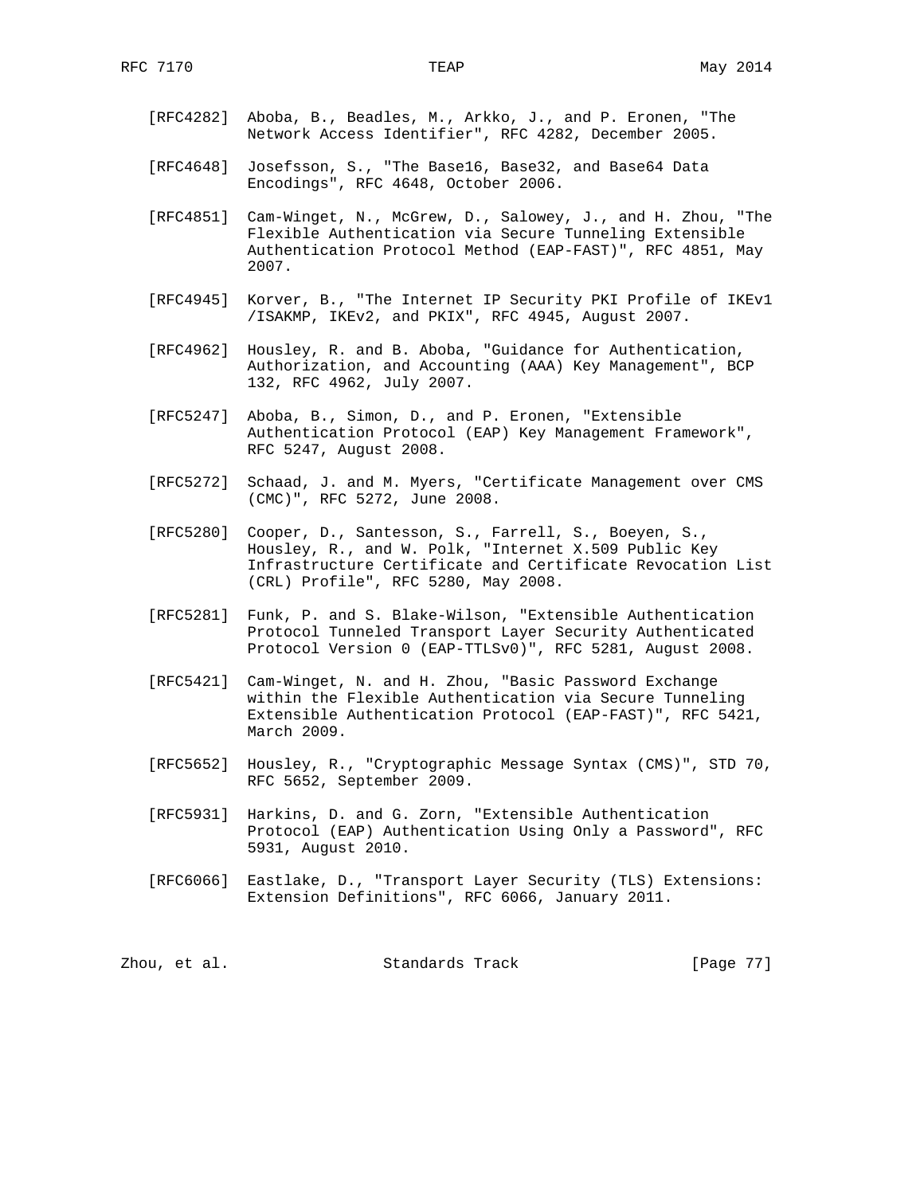[RFC4282] Aboba, B., Beadles, M., Arkko, J., and P. Eronen, "The Network Access Identifier", RFC 4282, December 2005.

[RFC4648] Josefsson, S., "The Base16, Base32, and Base64 Data Encodings", RFC 4648, October 2006.

[RFC4851] Cam-Winget, N., McGrew, D., Salowey, J., and H. Zhou, "The Flexible Authentication via Secure Tunneling Extensible Authentication Protocol Method (EAP-FAST)", RFC 4851, May 2007.

[RFC4945] Korver, B., "The Internet IP Security PKI Profile of IKEv1 /ISAKMP, IKEv2, and PKIX", RFC 4945, August 2007.

[RFC4962] Housley, R. and B. Aboba, "Guidance for Authentication, Authorization, and Accounting (AAA) Key Management", BCP 132, RFC 4962, July 2007.

[RFC5247] Aboba, B., Simon, D., and P. Eronen, "Extensible Authentication Protocol (EAP) Key Management Framework", RFC 5247, August 2008.

[RFC5272] Schaad, J. and M. Myers, "Certificate Management over CMS (CMC)", RFC 5272, June 2008.

[RFC5280] Cooper, D., Santesson, S., Farrell, S., Boeyen, S., Housley, R., and W. Polk, "Internet X.509 Public Key Infrastructure Certificate and Certificate Revocation List (CRL) Profile", RFC 5280, May 2008.

[RFC5281] Funk, P. and S. Blake-Wilson, "Extensible Authentication Protocol Tunneled Transport Layer Security Authenticated Protocol Version 0 (EAP-TTLSv0)", RFC 5281, August 2008.

[RFC5421] Cam-Winget, N. and H. Zhou, "Basic Password Exchange within the Flexible Authentication via Secure Tunneling Extensible Authentication Protocol (EAP-FAST)", RFC 5421, March 2009.

[RFC5652] Housley, R., "Cryptographic Message Syntax (CMS)", STD 70, RFC 5652, September 2009.

[RFC5931] Harkins, D. and G. Zorn, "Extensible Authentication Protocol (EAP) Authentication Using Only a Password", RFC 5931, August 2010.

[RFC6066] Eastlake, D., "Transport Layer Security (TLS) Extensions: Extension Definitions", RFC 6066, January 2011.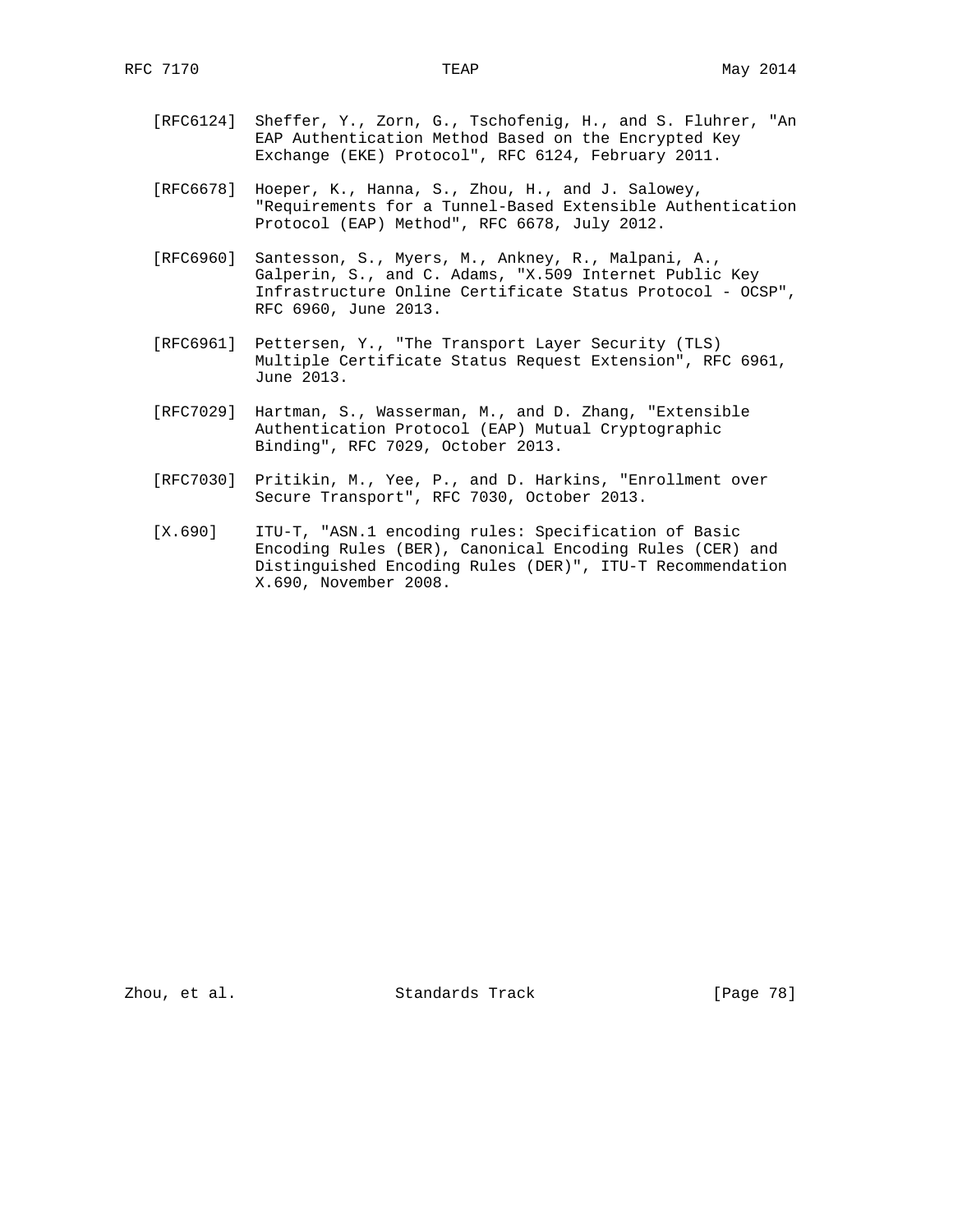[RFC6124] Sheffer, Y., Zorn, G., Tschofenig, H., and S. Fluhrer, "An EAP Authentication Method Based on the Encrypted Key Exchange (EKE) Protocol", RFC 6124, February 2011.

[RFC6678] Hoeper, K., Hanna, S., Zhou, H., and J. Salowey, "Requirements for a Tunnel-Based Extensible Authentication Protocol (EAP) Method", RFC 6678, July 2012.

[RFC6960] Santesson, S., Myers, M., Ankney, R., Malpani, A., Galperin, S., and C. Adams, "X.509 Internet Public Key Infrastructure Online Certificate Status Protocol - OCSP", RFC 6960, June 2013.

[RFC6961] Pettersen, Y., "The Transport Layer Security (TLS) Multiple Certificate Status Request Extension", RFC 6961, June 2013.

[RFC7029] Hartman, S., Wasserman, M., and D. Zhang, "Extensible Authentication Protocol (EAP) Mutual Cryptographic Binding", RFC 7029, October 2013.

[RFC7030] Pritikin, M., Yee, P., and D. Harkins, "Enrollment over Secure Transport", RFC 7030, October 2013.

[X.690] ITU-T, "ASN.1 encoding rules: Specification of Basic Encoding Rules (BER), Canonical Encoding Rules (CER) and Distinguished Encoding Rules (DER)", ITU-T Recommendation X.690, November 2008.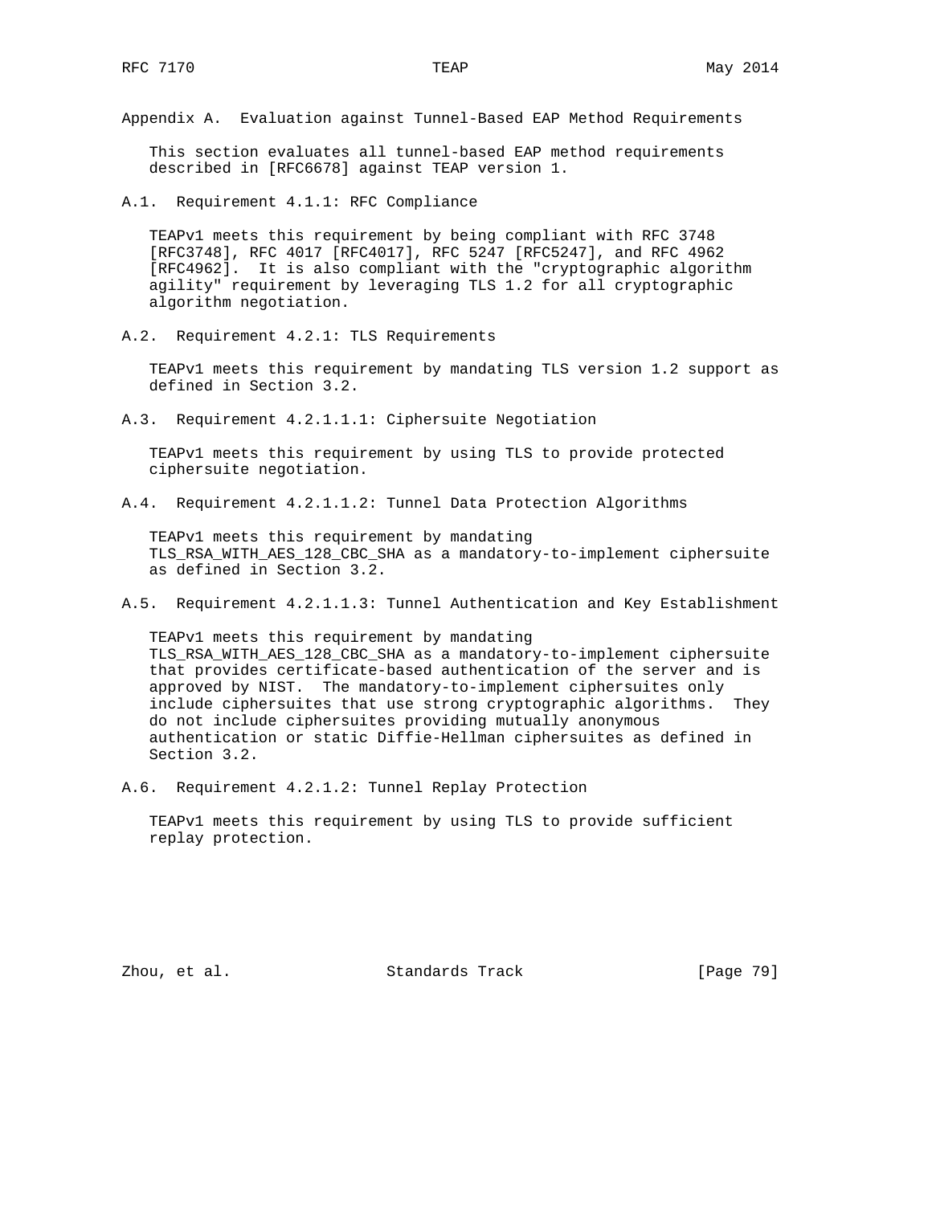# Appendix A. Evaluation against Tunnel-Based EAP Method Requirements

This section evaluates all tunnel-based EAP method requirements described in [RFC6678] against TEAP version 1.

## A.1. Requirement 4.1.1: RFC Compliance

TEAPv1 meets this requirement by being compliant with RFC 3748 [RFC3748], RFC 4017 [RFC4017], RFC 5247 [RFC5247], and RFC 4962 [RFC4962]. It is also compliant with the "cryptographic algorithm agility" requirement by leveraging TLS 1.2 for all cryptographic algorithm negotiation.

## A.2. Requirement 4.2.1: TLS Requirements

TEAPv1 meets this requirement by mandating TLS version 1.2 support as defined in Section 3.2.

## A.3. Requirement 4.2.1.1.1: Ciphersuite Negotiation

TEAPv1 meets this requirement by using TLS to provide protected ciphersuite negotiation.

## A.4. Requirement 4.2.1.1.2: Tunnel Data Protection Algorithms

TEAPv1 meets this requirement by mandating TLS_RSA_WITH_AES_128_CBC_SHA as a mandatory-to-implement ciphersuite as defined in Section 3.2.

## A.5. Requirement 4.2.1.1.3: Tunnel Authentication and Key Establishment

TEAPv1 meets this requirement by mandating TLS_RSA_WITH_AES_128_CBC_SHA as a mandatory-to-implement ciphersuite that provides certificate-based authentication of the server and is approved by NIST. The mandatory-to-implement ciphersuites only include ciphersuites that use strong cryptographic algorithms. They do not include ciphersuites providing mutually anonymous authentication or static Diffie-Hellman ciphersuites as defined in Section 3.2.

## A.6. Requirement 4.2.1.2: Tunnel Replay Protection

TEAPv1 meets this requirement by using TLS to provide sufficient replay protection.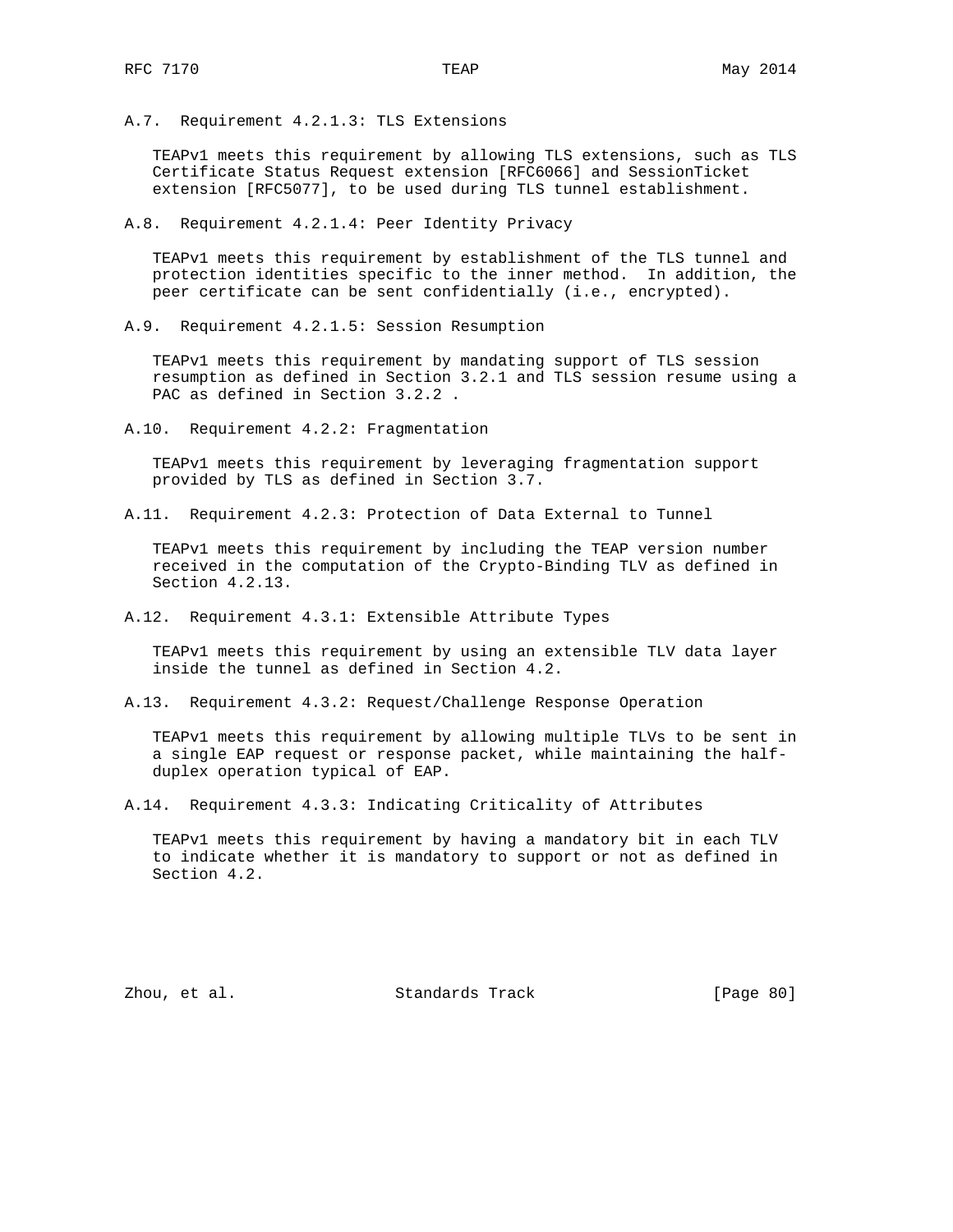### A.7. Requirement 4.2.1.3: TLS Extensions

TEAPv1 meets this requirement by allowing TLS extensions, such as TLS Certificate Status Request extension [RFC6066] and SessionTicket extension [RFC5077], to be used during TLS tunnel establishment.

### A.8. Requirement 4.2.1.4: Peer Identity Privacy

TEAPv1 meets this requirement by establishment of the TLS tunnel and protection identities specific to the inner method. In addition, the peer certificate can be sent confidentially (i.e., encrypted).

### A.9. Requirement 4.2.1.5: Session Resumption

TEAPv1 meets this requirement by mandating support of TLS session resumption as defined in Section 3.2.1 and TLS session resume using a PAC as defined in Section 3.2.2 .

### A.10. Requirement 4.2.2: Fragmentation

TEAPv1 meets this requirement by leveraging fragmentation support provided by TLS as defined in Section 3.7.

### A.11. Requirement 4.2.3: Protection of Data External to Tunnel

TEAPv1 meets this requirement by including the TEAP version number received in the computation of the Crypto-Binding TLV as defined in Section 4.2.13.

### A.12. Requirement 4.3.1: Extensible Attribute Types

TEAPv1 meets this requirement by using an extensible TLV data layer inside the tunnel as defined in Section 4.2.

### A.13. Requirement 4.3.2: Request/Challenge Response Operation

TEAPv1 meets this requirement by allowing multiple TLVs to be sent in a single EAP request or response packet, while maintaining the half-duplex operation typical of EAP.

### A.14. Requirement 4.3.3: Indicating Criticality of Attributes

TEAPv1 meets this requirement by having a mandatory bit in each TLV to indicate whether it is mandatory to support or not as defined in Section 4.2.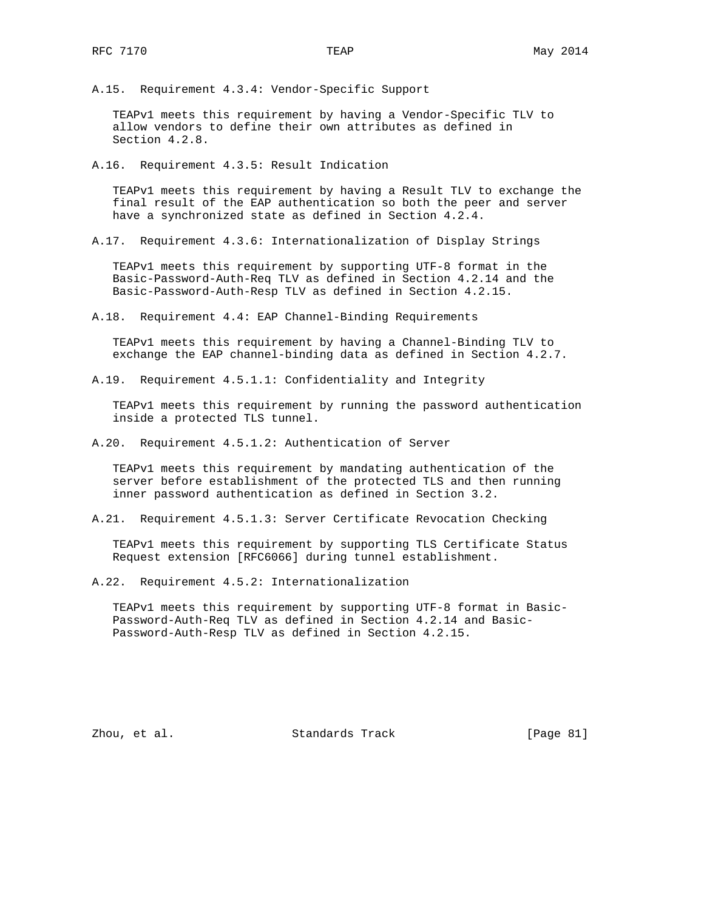### A.15. Requirement 4.3.4: Vendor-Specific Support

TEAPv1 meets this requirement by having a Vendor-Specific TLV to allow vendors to define their own attributes as defined in Section 4.2.8.

### A.16. Requirement 4.3.5: Result Indication

TEAPv1 meets this requirement by having a Result TLV to exchange the final result of the EAP authentication so both the peer and server have a synchronized state as defined in Section 4.2.4.

### A.17. Requirement 4.3.6: Internationalization of Display Strings

TEAPv1 meets this requirement by supporting UTF-8 format in the Basic-Password-Auth-Req TLV as defined in Section 4.2.14 and the Basic-Password-Auth-Resp TLV as defined in Section 4.2.15.

### A.18. Requirement 4.4: EAP Channel-Binding Requirements

TEAPv1 meets this requirement by having a Channel-Binding TLV to exchange the EAP channel-binding data as defined in Section 4.2.7.

### A.19. Requirement 4.5.1.1: Confidentiality and Integrity

TEAPv1 meets this requirement by running the password authentication inside a protected TLS tunnel.

### A.20. Requirement 4.5.1.2: Authentication of Server

TEAPv1 meets this requirement by mandating authentication of the server before establishment of the protected TLS and then running inner password authentication as defined in Section 3.2.

### A.21. Requirement 4.5.1.3: Server Certificate Revocation Checking

TEAPv1 meets this requirement by supporting TLS Certificate Status Request extension [RFC6066] during tunnel establishment.

### A.22. Requirement 4.5.2: Internationalization

TEAPv1 meets this requirement by supporting UTF-8 format in Basic-Password-Auth-Req TLV as defined in Section 4.2.14 and Basic-Password-Auth-Resp TLV as defined in Section 4.2.15.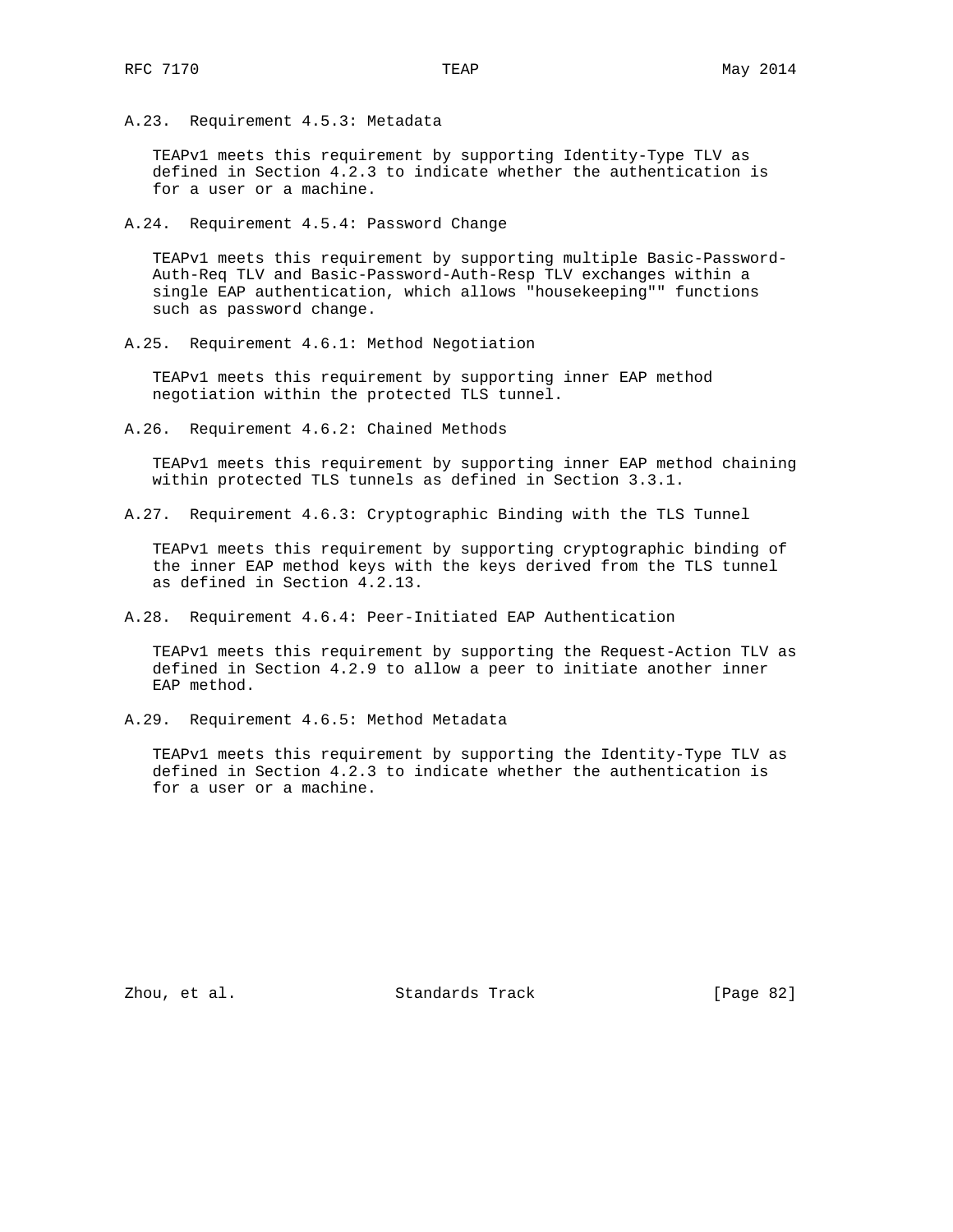### A.23. Requirement 4.5.3: Metadata

TEAPv1 meets this requirement by supporting Identity-Type TLV as defined in Section 4.2.3 to indicate whether the authentication is for a user or a machine.

### A.24. Requirement 4.5.4: Password Change

TEAPv1 meets this requirement by supporting multiple Basic-Password-Auth-Req TLV and Basic-Password-Auth-Resp TLV exchanges within a single EAP authentication, which allows "housekeeping"" functions such as password change.

### A.25. Requirement 4.6.1: Method Negotiation

TEAPv1 meets this requirement by supporting inner EAP method negotiation within the protected TLS tunnel.

### A.26. Requirement 4.6.2: Chained Methods

TEAPv1 meets this requirement by supporting inner EAP method chaining within protected TLS tunnels as defined in Section 3.3.1.

### A.27. Requirement 4.6.3: Cryptographic Binding with the TLS Tunnel

TEAPv1 meets this requirement by supporting cryptographic binding of the inner EAP method keys with the keys derived from the TLS tunnel as defined in Section 4.2.13.

### A.28. Requirement 4.6.4: Peer-Initiated EAP Authentication

TEAPv1 meets this requirement by supporting the Request-Action TLV as defined in Section 4.2.9 to allow a peer to initiate another inner EAP method.

### A.29. Requirement 4.6.5: Method Metadata

TEAPv1 meets this requirement by supporting the Identity-Type TLV as defined in Section 4.2.3 to indicate whether the authentication is for a user or a machine.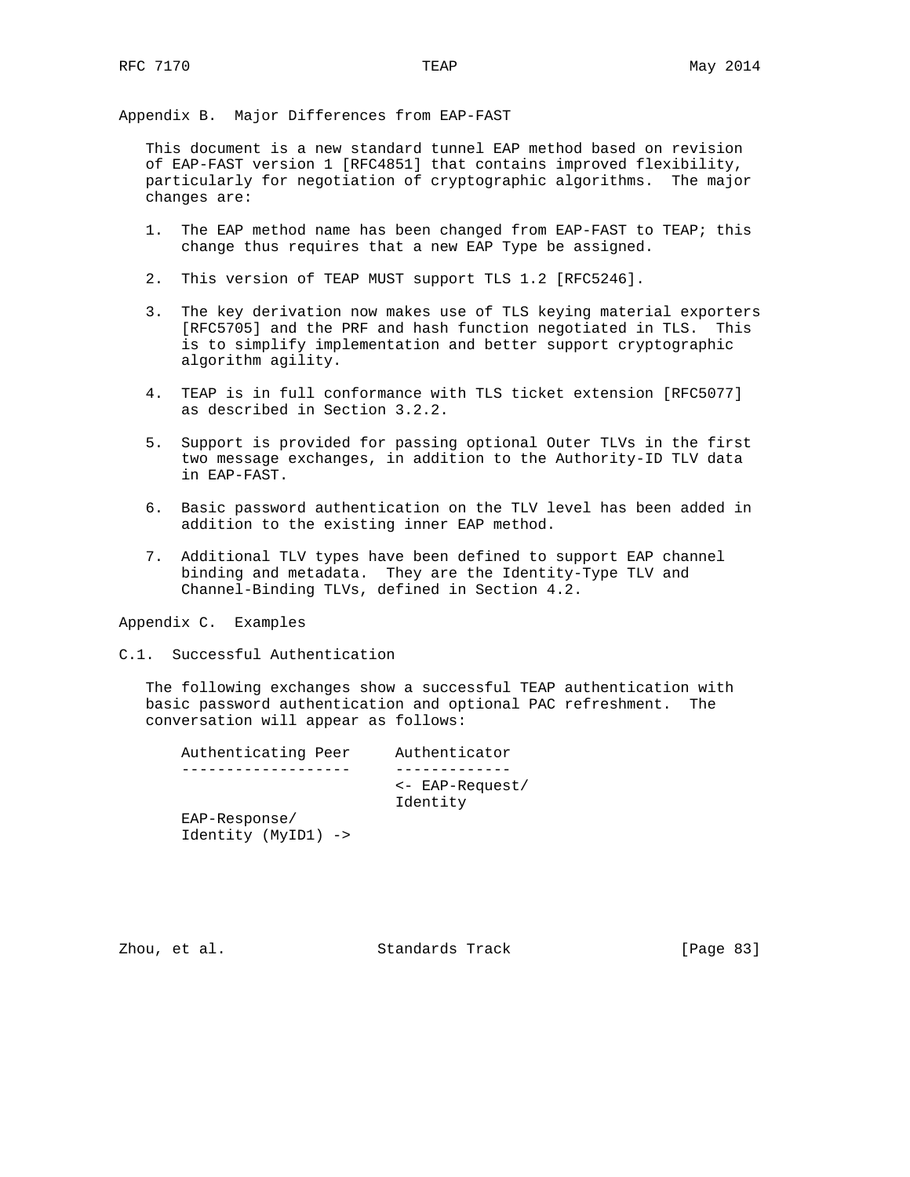## Appendix B. Major Differences from EAP-FAST

This document is a new standard tunnel EAP method based on revision of EAP-FAST version 1 [RFC4851] that contains improved flexibility, particularly for negotiation of cryptographic algorithms. The major changes are:

1. The EAP method name has been changed from EAP-FAST to TEAP; this change thus requires that a new EAP Type be assigned.

2. This version of TEAP MUST support TLS 1.2 [RFC5246].

3. The key derivation now makes use of TLS keying material exporters [RFC5705] and the PRF and hash function negotiated in TLS. This is to simplify implementation and better support cryptographic algorithm agility.

4. TEAP is in full conformance with TLS ticket extension [RFC5077] as described in Section 3.2.2.

5. Support is provided for passing optional Outer TLVs in the first two message exchanges, in addition to the Authority-ID TLV data in EAP-FAST.

6. Basic password authentication on the TLV level has been added in addition to the existing inner EAP method.

7. Additional TLV types have been defined to support EAP channel binding and metadata. They are the Identity-Type TLV and Channel-Binding TLVs, defined in Section 4.2.

## Appendix C. Examples

### C.1. Successful Authentication

The following exchanges show a successful TEAP authentication with basic password authentication and optional PAC refreshment. The conversation will appear as follows:

```
Authenticating Peer     Authenticator
-------------------     -------------
                        <- EAP-Request/
                        Identity
EAP-Response/
Identity (MyID1) ->
```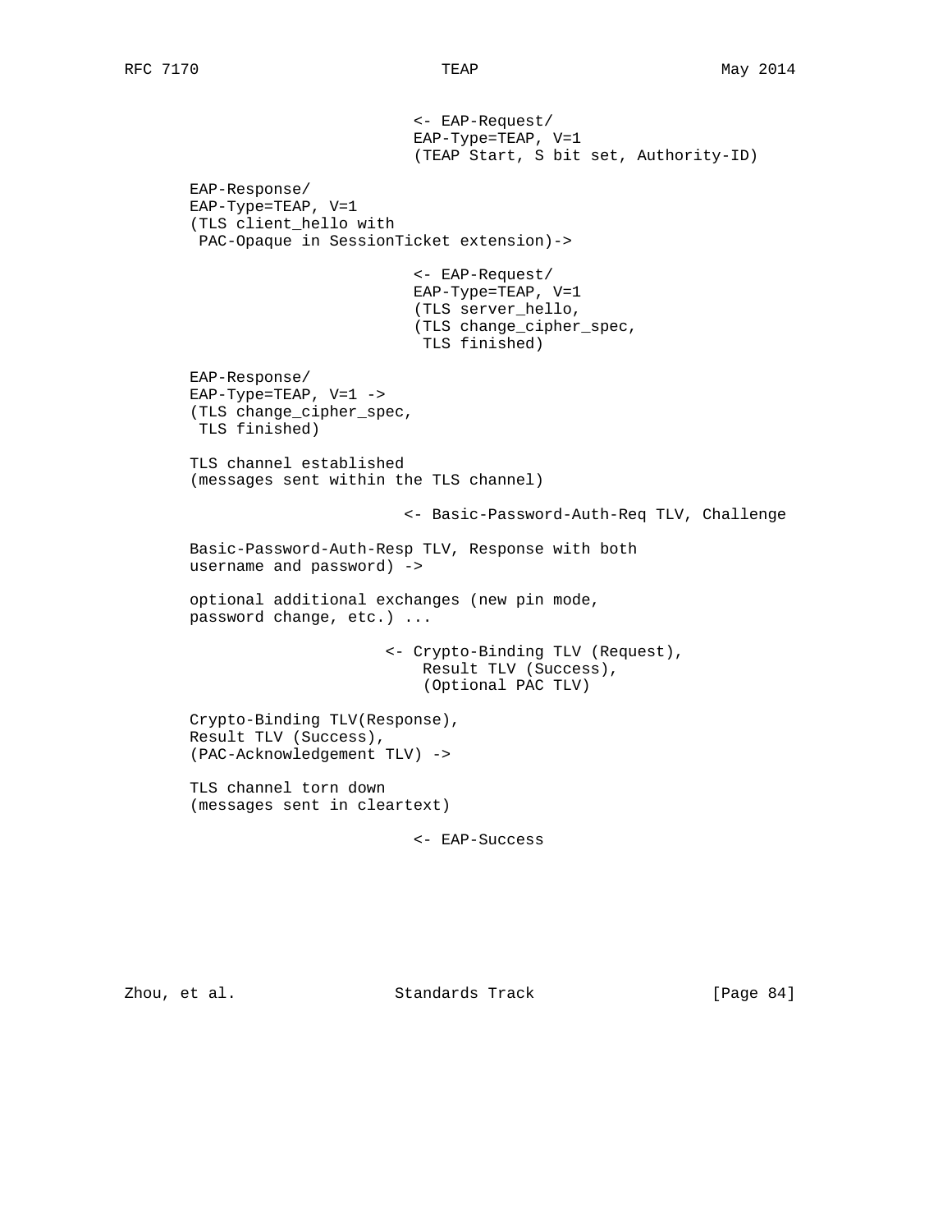```
                             <- EAP-Request/
                             EAP-Type=TEAP, V=1
                             (TEAP Start, S bit set, Authority-ID)

   EAP-Response/
   EAP-Type=TEAP, V=1
   (TLS client_hello with
    PAC-Opaque in SessionTicket extension)->

                             <- EAP-Request/
                             EAP-Type=TEAP, V=1
                             (TLS server_hello,
                             (TLS change_cipher_spec,
                              TLS finished)

   EAP-Response/
   EAP-Type=TEAP, V=1 ->
   (TLS change_cipher_spec,
    TLS finished)

   TLS channel established
   (messages sent within the TLS channel)

                            <- Basic-Password-Auth-Req TLV, Challenge

   Basic-Password-Auth-Resp TLV, Response with both
   username and password) ->

   optional additional exchanges (new pin mode,
   password change, etc.) ...

                          <- Crypto-Binding TLV (Request),
                              Result TLV (Success),
                              (Optional PAC TLV)

   Crypto-Binding TLV(Response),
   Result TLV (Success),
   (PAC-Acknowledgement TLV) ->

   TLS channel torn down
   (messages sent in cleartext)

                             <- EAP-Success
```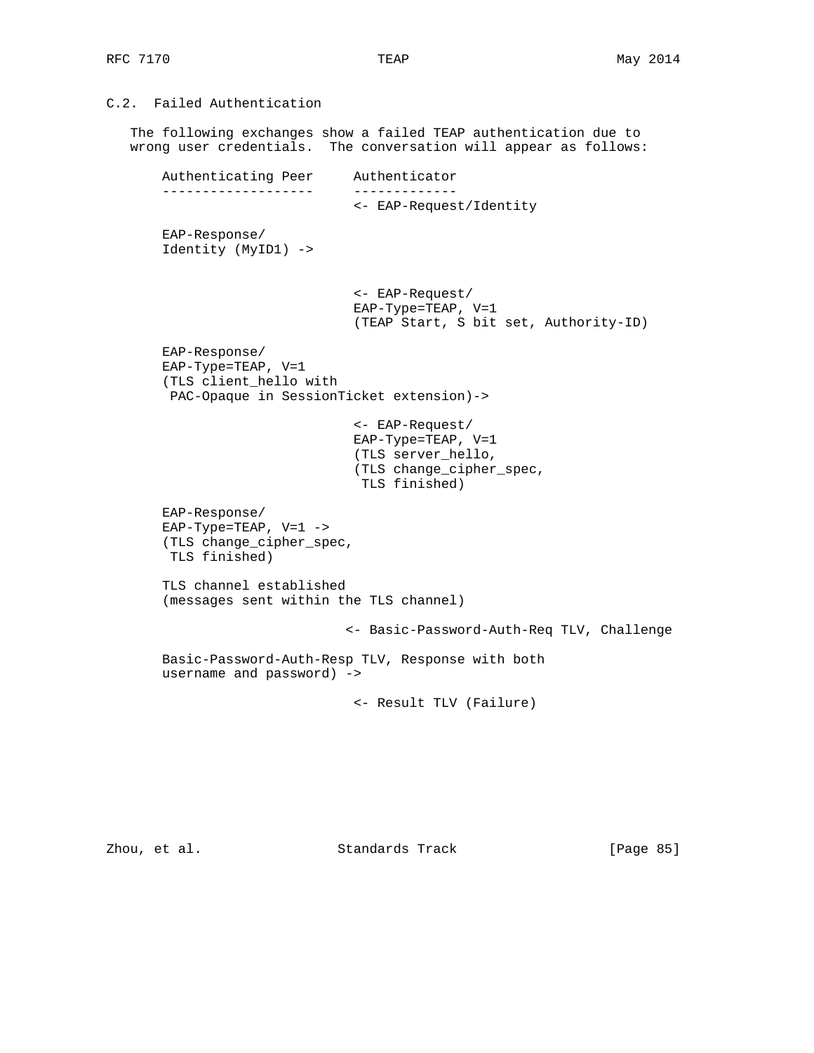## C.2. Failed Authentication

The following exchanges show a failed TEAP authentication due to wrong user credentials. The conversation will appear as follows:

```
    Authenticating Peer     Authenticator
    -------------------     -------------
                            <- EAP-Request/Identity

    EAP-Response/
    Identity (MyID1) ->


                            <- EAP-Request/
                            EAP-Type=TEAP, V=1
                            (TEAP Start, S bit set, Authority-ID)

    EAP-Response/
    EAP-Type=TEAP, V=1
    (TLS client_hello with
     PAC-Opaque in SessionTicket extension)->

                            <- EAP-Request/
                            EAP-Type=TEAP, V=1
                            (TLS server_hello,
                            (TLS change_cipher_spec,
                             TLS finished)

    EAP-Response/
    EAP-Type=TEAP, V=1 ->
    (TLS change_cipher_spec,
     TLS finished)

    TLS channel established
    (messages sent within the TLS channel)

                           <- Basic-Password-Auth-Req TLV, Challenge

    Basic-Password-Auth-Resp TLV, Response with both
    username and password) ->

                            <- Result TLV (Failure)
```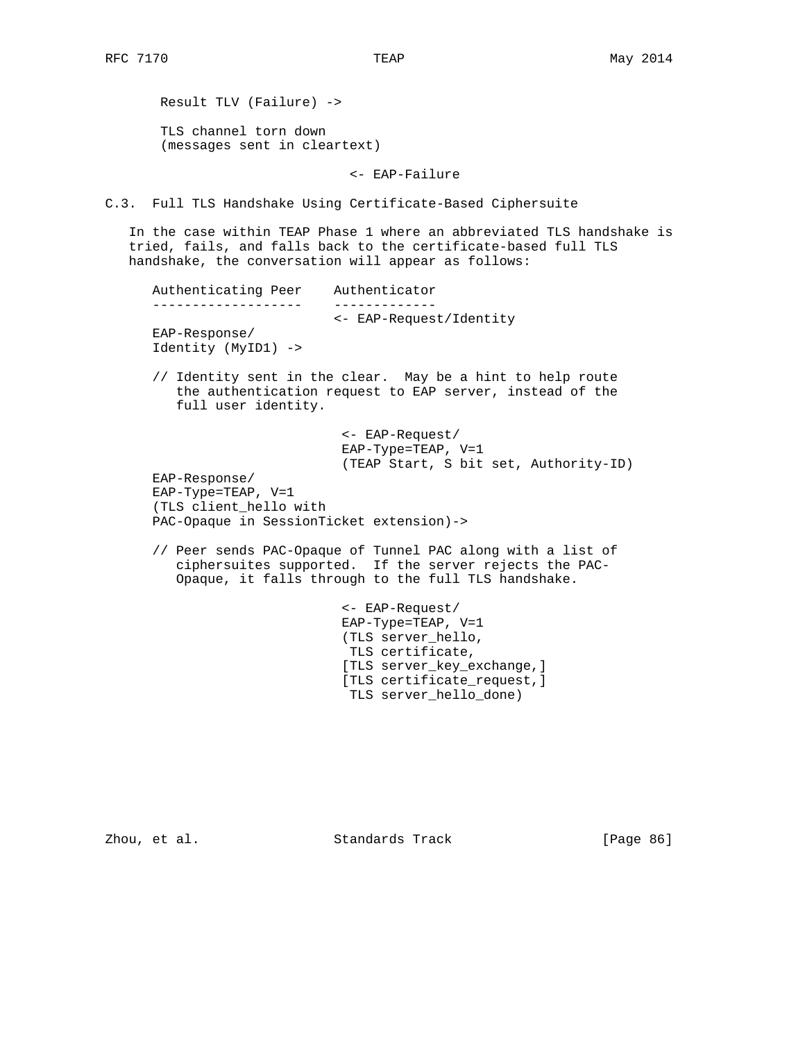```
   Result TLV (Failure) ->

   TLS channel torn down
   (messages sent in cleartext)

                              <- EAP-Failure
```

### C.3. Full TLS Handshake Using Certificate-Based Ciphersuite

In the case within TEAP Phase 1 where an abbreviated TLS handshake is tried, fails, and falls back to the certificate-based full TLS handshake, the conversation will appear as follows:

```
Authenticating Peer    Authenticator
-------------------    -------------
                       <- EAP-Request/Identity
EAP-Response/
Identity (MyID1) ->

// Identity sent in the clear.  May be a hint to help route
   the authentication request to EAP server, instead of the
   full user identity.

                        <- EAP-Request/
                        EAP-Type=TEAP, V=1
                        (TEAP Start, S bit set, Authority-ID)
EAP-Response/
EAP-Type=TEAP, V=1
(TLS client_hello with
PAC-Opaque in SessionTicket extension)->

// Peer sends PAC-Opaque of Tunnel PAC along with a list of
   ciphersuites supported.  If the server rejects the PAC-
   Opaque, it falls through to the full TLS handshake.

                        <- EAP-Request/
                        EAP-Type=TEAP, V=1
                        (TLS server_hello,
                         TLS certificate,
                        [TLS server_key_exchange,]
                        [TLS certificate_request,]
                         TLS server_hello_done)
```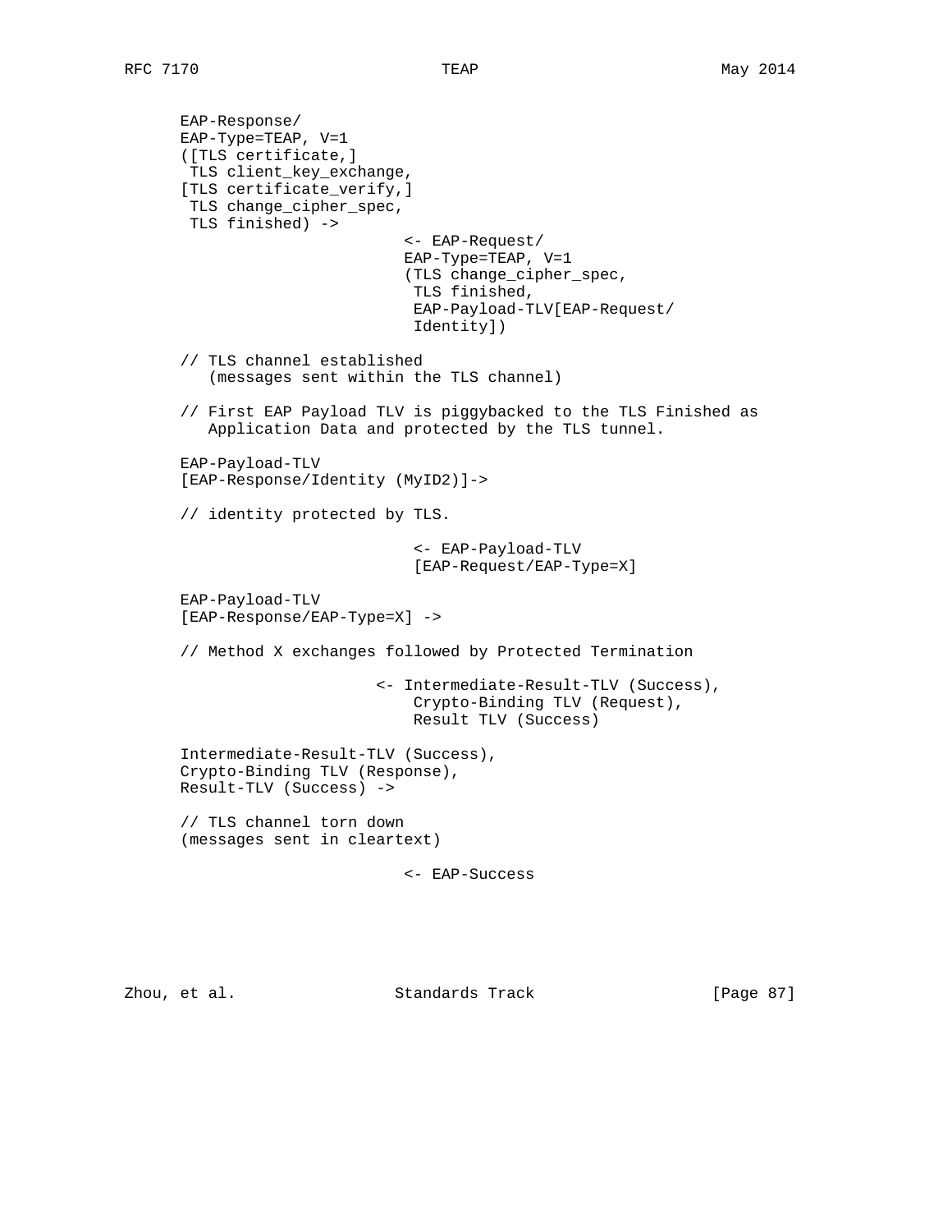```
      EAP-Response/
      EAP-Type=TEAP, V=1
      ([TLS certificate,]
       TLS client_key_exchange,
      [TLS certificate_verify,]
       TLS change_cipher_spec,
       TLS finished) ->
                                <- EAP-Request/
                                EAP-Type=TEAP, V=1
                                (TLS change_cipher_spec,
                                 TLS finished,
                                 EAP-Payload-TLV[EAP-Request/
                                 Identity])

      // TLS channel established
         (messages sent within the TLS channel)

      // First EAP Payload TLV is piggybacked to the TLS Finished as
         Application Data and protected by the TLS tunnel.

      EAP-Payload-TLV
      [EAP-Response/Identity (MyID2)]->

      // identity protected by TLS.

                                 <- EAP-Payload-TLV
                                 [EAP-Request/EAP-Type=X]

      EAP-Payload-TLV
      [EAP-Response/EAP-Type=X] ->

      // Method X exchanges followed by Protected Termination

                             <- Intermediate-Result-TLV (Success),
                                 Crypto-Binding TLV (Request),
                                 Result TLV (Success)

      Intermediate-Result-TLV (Success),
      Crypto-Binding TLV (Response),
      Result-TLV (Success) ->

      // TLS channel torn down
      (messages sent in cleartext)

                                <- EAP-Success
```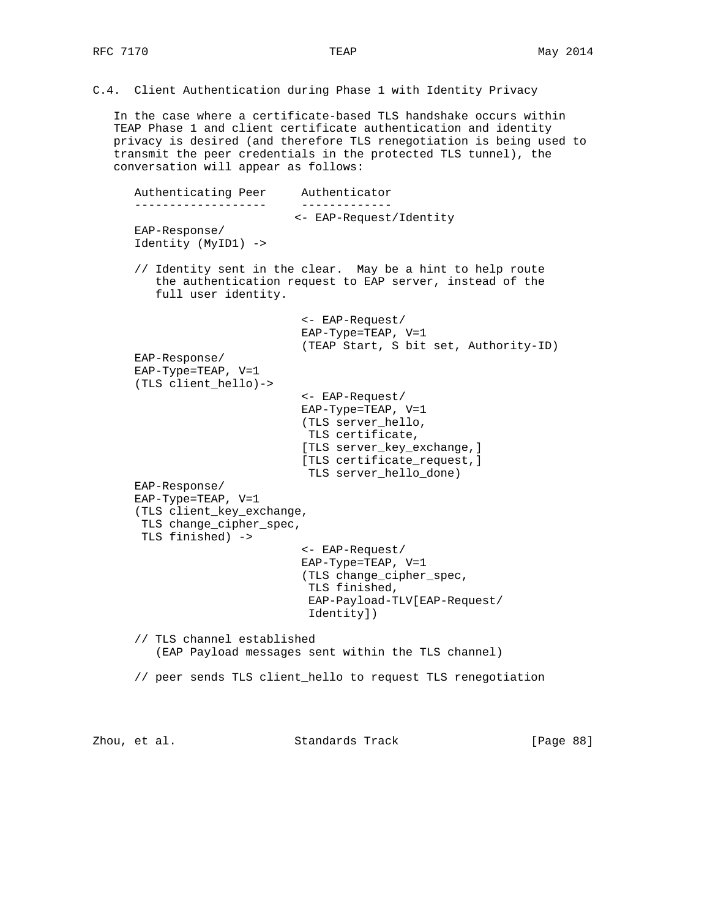### C.4. Client Authentication during Phase 1 with Identity Privacy

In the case where a certificate-based TLS handshake occurs within TEAP Phase 1 and client certificate authentication and identity privacy is desired (and therefore TLS renegotiation is being used to transmit the peer credentials in the protected TLS tunnel), the conversation will appear as follows:

```
   Authenticating Peer     Authenticator
   -------------------     -------------
                          <- EAP-Request/Identity
   EAP-Response/
   Identity (MyID1) ->

   // Identity sent in the clear.  May be a hint to help route
      the authentication request to EAP server, instead of the
      full user identity.

                           <- EAP-Request/
                           EAP-Type=TEAP, V=1
                           (TEAP Start, S bit set, Authority-ID)
   EAP-Response/
   EAP-Type=TEAP, V=1
   (TLS client_hello)->
                           <- EAP-Request/
                           EAP-Type=TEAP, V=1
                           (TLS server_hello,
                            TLS certificate,
                           [TLS server_key_exchange,]
                           [TLS certificate_request,]
                            TLS server_hello_done)
   EAP-Response/
   EAP-Type=TEAP, V=1
   (TLS client_key_exchange,
    TLS change_cipher_spec,
    TLS finished) ->
                           <- EAP-Request/
                           EAP-Type=TEAP, V=1
                           (TLS change_cipher_spec,
                            TLS finished,
                            EAP-Payload-TLV[EAP-Request/
                            Identity])

   // TLS channel established
      (EAP Payload messages sent within the TLS channel)

   // peer sends TLS client_hello to request TLS renegotiation
```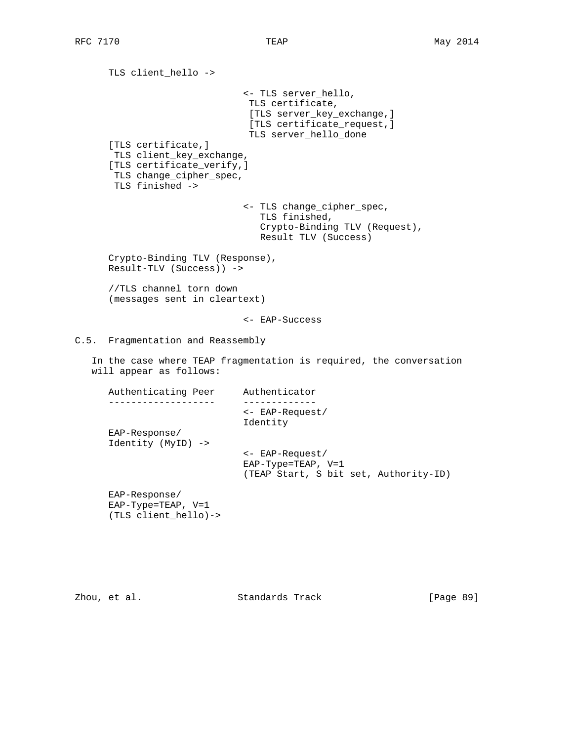```
TLS client_hello ->

                        <- TLS server_hello,
                         TLS certificate,
                         [TLS server_key_exchange,]
                         [TLS certificate_request,]
                         TLS server_hello_done
[TLS certificate,]
 TLS client_key_exchange,
[TLS certificate_verify,]
 TLS change_cipher_spec,
 TLS finished ->

                        <- TLS change_cipher_spec,
                           TLS finished,
                           Crypto-Binding TLV (Request),
                           Result TLV (Success)

Crypto-Binding TLV (Response),
Result-TLV (Success)) ->

//TLS channel torn down
(messages sent in cleartext)

                        <- EAP-Success
```

## C.5. Fragmentation and Reassembly

In the case where TEAP fragmentation is required, the conversation will appear as follows:

```
Authenticating Peer     Authenticator
-------------------     -------------
                        <- EAP-Request/
                        Identity
EAP-Response/
Identity (MyID) ->
                        <- EAP-Request/
                        EAP-Type=TEAP, V=1
                        (TEAP Start, S bit set, Authority-ID)

EAP-Response/
EAP-Type=TEAP, V=1
(TLS client_hello)->
```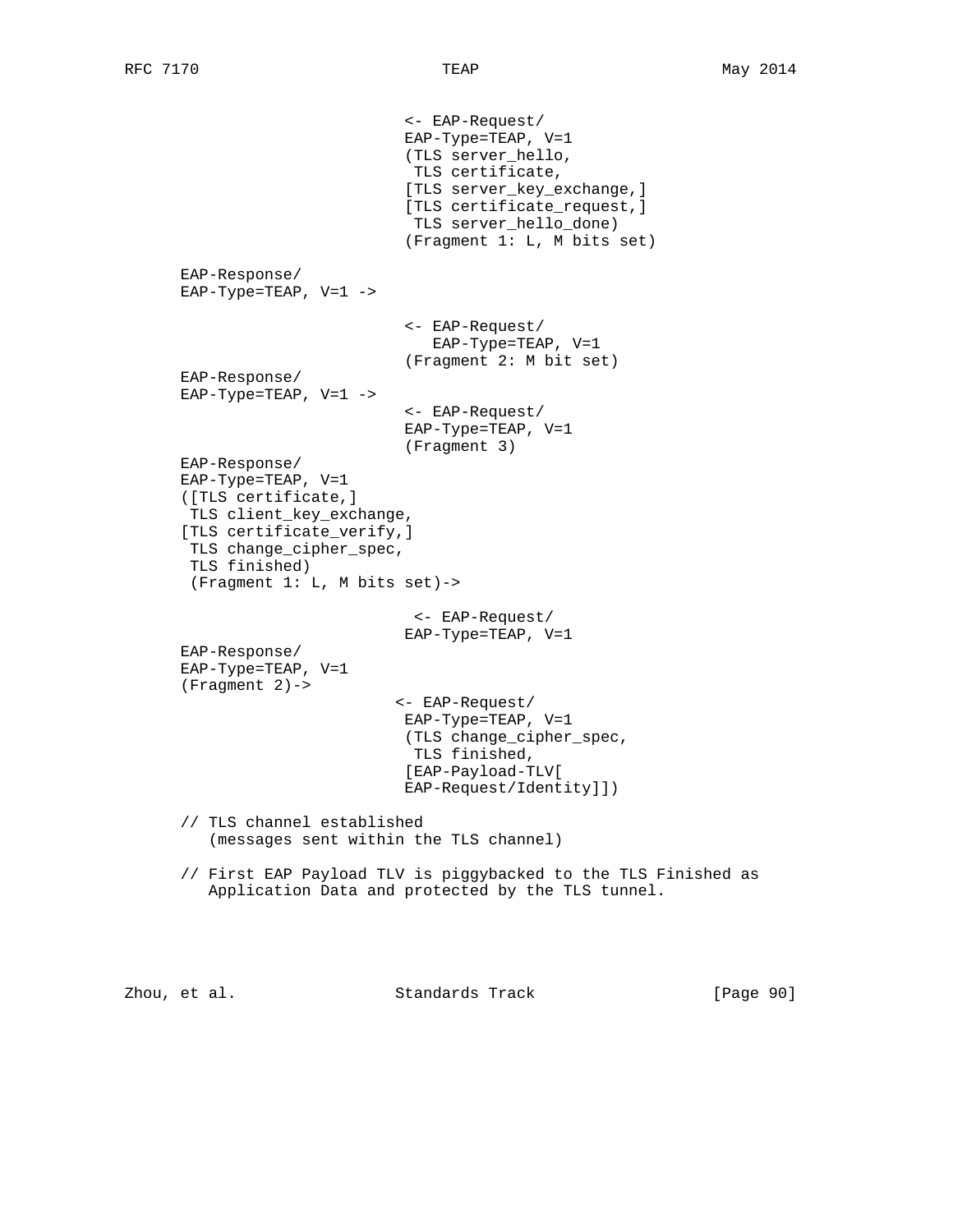```
                             <- EAP-Request/
                             EAP-Type=TEAP, V=1
                             (TLS server_hello,
                              TLS certificate,
                             [TLS server_key_exchange,]
                             [TLS certificate_request,]
                              TLS server_hello_done)
                             (Fragment 1: L, M bits set)

      EAP-Response/
      EAP-Type=TEAP, V=1 ->

                             <- EAP-Request/
                                EAP-Type=TEAP, V=1
                             (Fragment 2: M bit set)
      EAP-Response/
      EAP-Type=TEAP, V=1 ->
                             <- EAP-Request/
                             EAP-Type=TEAP, V=1
                             (Fragment 3)
      EAP-Response/
      EAP-Type=TEAP, V=1
      ([TLS certificate,]
       TLS client_key_exchange,
      [TLS certificate_verify,]
       TLS change_cipher_spec,
       TLS finished)
       (Fragment 1: L, M bits set)->

                              <- EAP-Request/
                             EAP-Type=TEAP, V=1
      EAP-Response/
      EAP-Type=TEAP, V=1
      (Fragment 2)->
                            <- EAP-Request/
                             EAP-Type=TEAP, V=1
                             (TLS change_cipher_spec,
                              TLS finished,
                             [EAP-Payload-TLV[
                             EAP-Request/Identity]])

      // TLS channel established
         (messages sent within the TLS channel)

      // First EAP Payload TLV is piggybacked to the TLS Finished as
         Application Data and protected by the TLS tunnel.
```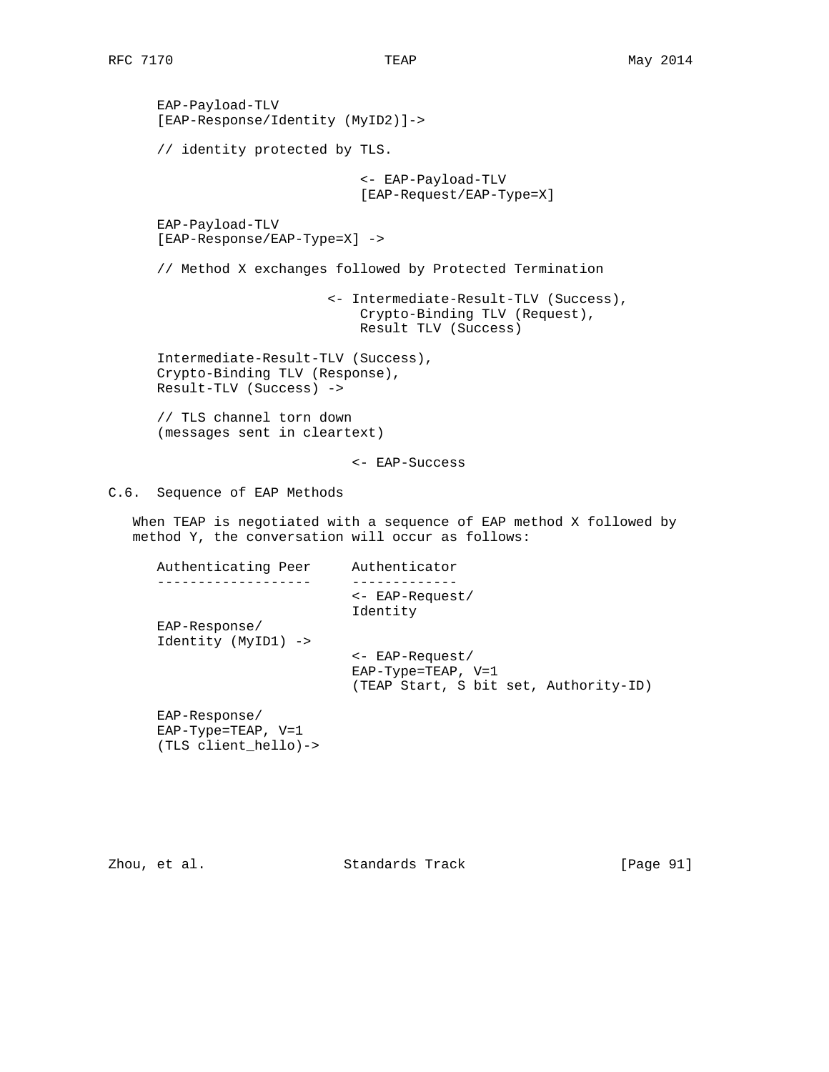```
      EAP-Payload-TLV
      [EAP-Response/Identity (MyID2)]->

      // identity protected by TLS.

                                <- EAP-Payload-TLV
                                [EAP-Request/EAP-Type=X]

      EAP-Payload-TLV
      [EAP-Response/EAP-Type=X] ->

      // Method X exchanges followed by Protected Termination

                            <- Intermediate-Result-TLV (Success),
                                Crypto-Binding TLV (Request),
                                Result TLV (Success)

      Intermediate-Result-TLV (Success),
      Crypto-Binding TLV (Response),
      Result-TLV (Success) ->

      // TLS channel torn down
      (messages sent in cleartext)

                               <- EAP-Success
```

## C.6. Sequence of EAP Methods

When TEAP is negotiated with a sequence of EAP method X followed by method Y, the conversation will occur as follows:

```
      Authenticating Peer     Authenticator
      -------------------     -------------
                              <- EAP-Request/
                              Identity
      EAP-Response/
      Identity (MyID1) ->
                              <- EAP-Request/
                              EAP-Type=TEAP, V=1
                              (TEAP Start, S bit set, Authority-ID)

      EAP-Response/
      EAP-Type=TEAP, V=1
      (TLS client_hello)->
```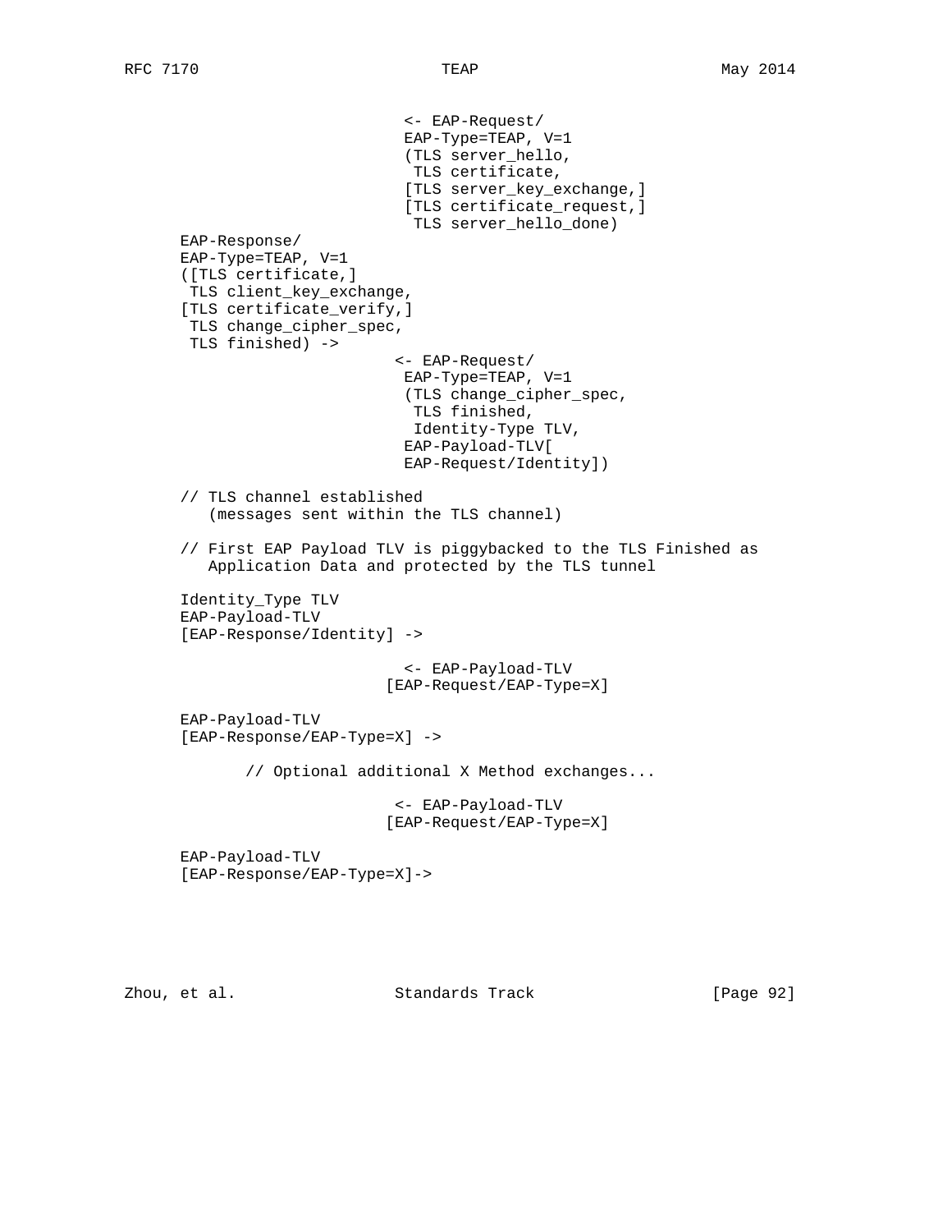```
                             <- EAP-Request/
                             EAP-Type=TEAP, V=1
                             (TLS server_hello,
                              TLS certificate,
                             [TLS server_key_exchange,]
                             [TLS certificate_request,]
                              TLS server_hello_done)
      EAP-Response/
      EAP-Type=TEAP, V=1
      ([TLS certificate,]
       TLS client_key_exchange,
      [TLS certificate_verify,]
       TLS change_cipher_spec,
       TLS finished) ->
                            <- EAP-Request/
                             EAP-Type=TEAP, V=1
                             (TLS change_cipher_spec,
                              TLS finished,
                              Identity-Type TLV,
                             EAP-Payload-TLV[
                             EAP-Request/Identity])

      // TLS channel established
         (messages sent within the TLS channel)

      // First EAP Payload TLV is piggybacked to the TLS Finished as
         Application Data and protected by the TLS tunnel

      Identity_Type TLV
      EAP-Payload-TLV
      [EAP-Response/Identity] ->

                              <- EAP-Payload-TLV
                           [EAP-Request/EAP-Type=X]

      EAP-Payload-TLV
      [EAP-Response/EAP-Type=X] ->

             // Optional additional X Method exchanges...

                             <- EAP-Payload-TLV
                           [EAP-Request/EAP-Type=X]

      EAP-Payload-TLV
      [EAP-Response/EAP-Type=X]->
```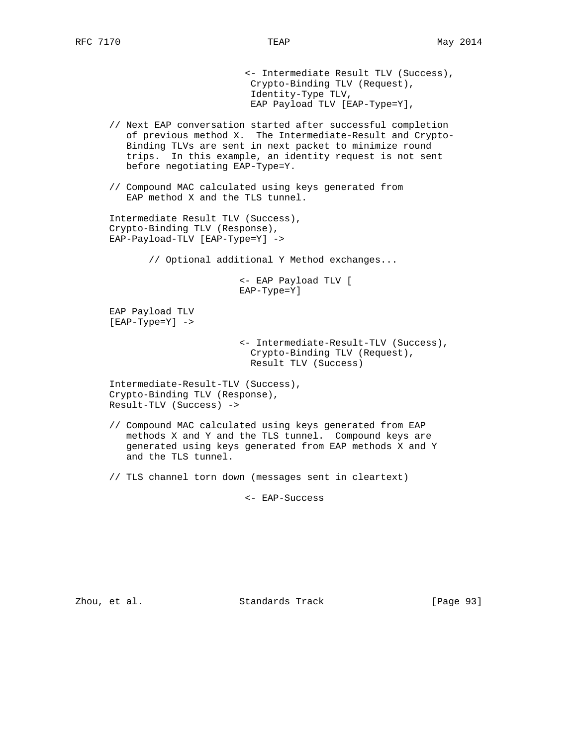```
                            <- Intermediate Result TLV (Success),
                             Crypto-Binding TLV (Request),
                             Identity-Type TLV,
                             EAP Payload TLV [EAP-Type=Y],

      // Next EAP conversation started after successful completion
         of previous method X.  The Intermediate-Result and Crypto-
         Binding TLVs are sent in next packet to minimize round
         trips.  In this example, an identity request is not sent
         before negotiating EAP-Type=Y.

      // Compound MAC calculated using keys generated from
         EAP method X and the TLS tunnel.

      Intermediate Result TLV (Success),
      Crypto-Binding TLV (Response),
      EAP-Payload-TLV [EAP-Type=Y] ->

             // Optional additional Y Method exchanges...

                           <- EAP Payload TLV [
                           EAP-Type=Y]

      EAP Payload TLV
      [EAP-Type=Y] ->

                           <- Intermediate-Result-TLV (Success),
                             Crypto-Binding TLV (Request),
                             Result TLV (Success)

      Intermediate-Result-TLV (Success),
      Crypto-Binding TLV (Response),
      Result-TLV (Success) ->

      // Compound MAC calculated using keys generated from EAP
         methods X and Y and the TLS tunnel.  Compound keys are
         generated using keys generated from EAP methods X and Y
         and the TLS tunnel.

      // TLS channel torn down (messages sent in cleartext)

                            <- EAP-Success
```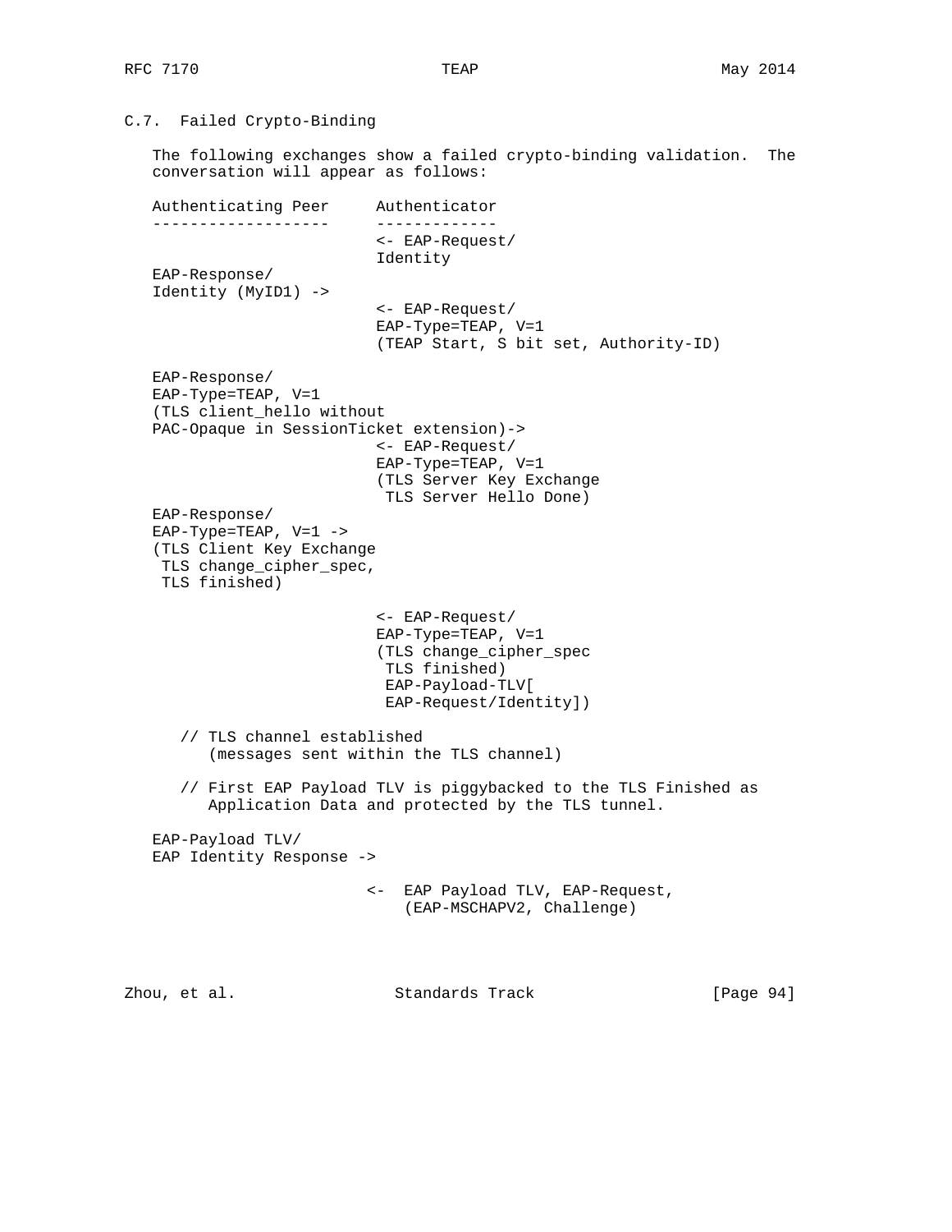### C.7. Failed Crypto-Binding

The following exchanges show a failed crypto-binding validation. The conversation will appear as follows:

```
Authenticating Peer     Authenticator
-------------------     -------------
                        <- EAP-Request/
                        Identity
EAP-Response/
Identity (MyID1) ->
                        <- EAP-Request/
                        EAP-Type=TEAP, V=1
                        (TEAP Start, S bit set, Authority-ID)

EAP-Response/
EAP-Type=TEAP, V=1
(TLS client_hello without
PAC-Opaque in SessionTicket extension)->
                        <- EAP-Request/
                        EAP-Type=TEAP, V=1
                        (TLS Server Key Exchange
                         TLS Server Hello Done)
EAP-Response/
EAP-Type=TEAP, V=1 ->
(TLS Client Key Exchange
 TLS change_cipher_spec,
 TLS finished)

                        <- EAP-Request/
                        EAP-Type=TEAP, V=1
                        (TLS change_cipher_spec
                         TLS finished)
                         EAP-Payload-TLV[
                         EAP-Request/Identity])

   // TLS channel established
      (messages sent within the TLS channel)

   // First EAP Payload TLV is piggybacked to the TLS Finished as
      Application Data and protected by the TLS tunnel.

EAP-Payload TLV/
EAP Identity Response ->

                       <-  EAP Payload TLV, EAP-Request,
                           (EAP-MSCHAPV2, Challenge)
```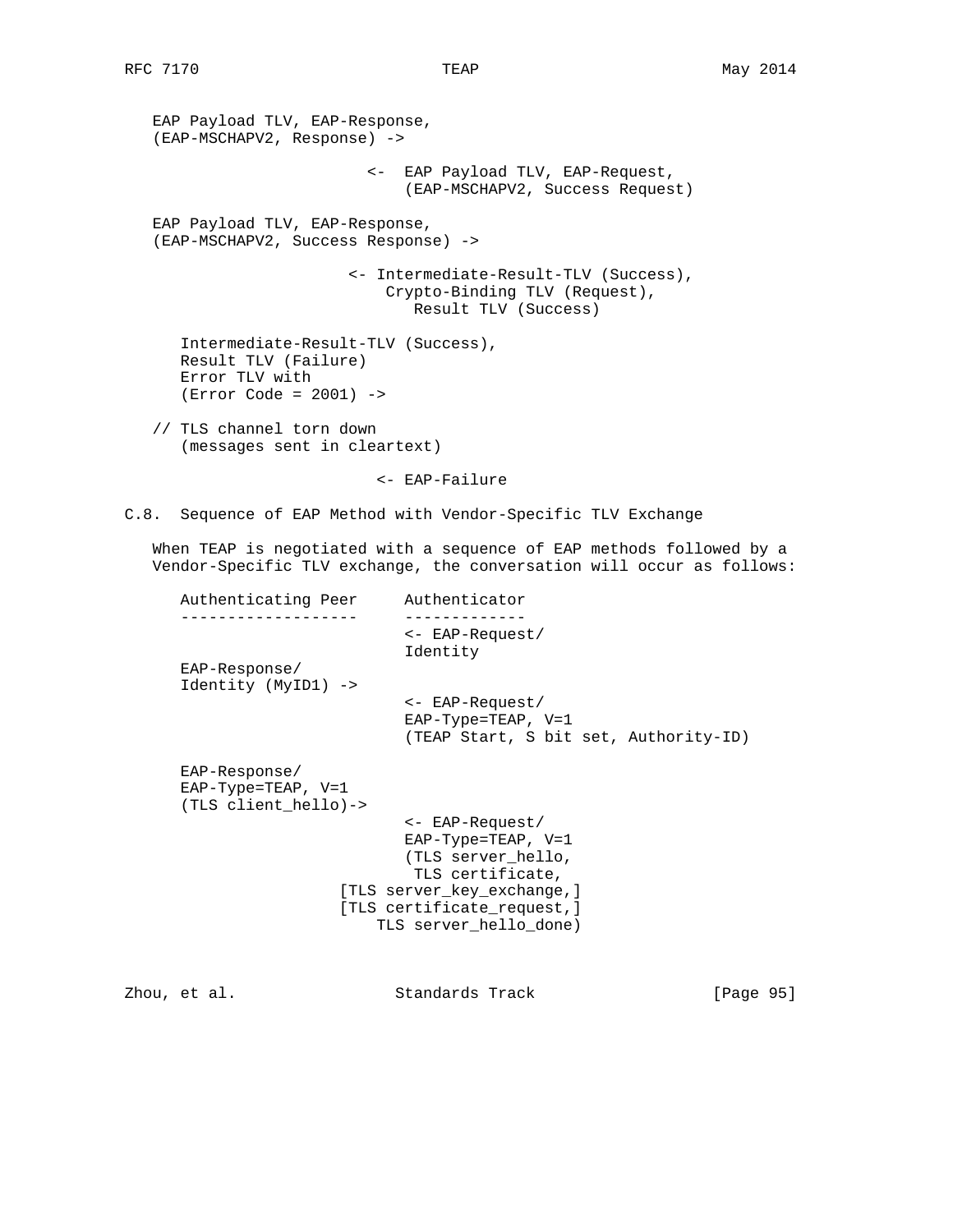```
   EAP Payload TLV, EAP-Response,
   (EAP-MSCHAPV2, Response) ->

                           <-  EAP Payload TLV, EAP-Request,
                               (EAP-MSCHAPV2, Success Request)

   EAP Payload TLV, EAP-Response,
   (EAP-MSCHAPV2, Success Response) ->

                         <- Intermediate-Result-TLV (Success),
                             Crypto-Binding TLV (Request),
                                Result TLV (Success)

      Intermediate-Result-TLV (Success),
      Result TLV (Failure)
      Error TLV with
      (Error Code = 2001) ->

   // TLS channel torn down
      (messages sent in cleartext)

                            <- EAP-Failure
```

## C.8. Sequence of EAP Method with Vendor-Specific TLV Exchange

When TEAP is negotiated with a sequence of EAP methods followed by a Vendor-Specific TLV exchange, the conversation will occur as follows:

```
      Authenticating Peer     Authenticator
      -------------------     -------------
                              <- EAP-Request/
                              Identity
      EAP-Response/
      Identity (MyID1) ->
                              <- EAP-Request/
                              EAP-Type=TEAP, V=1
                              (TEAP Start, S bit set, Authority-ID)

      EAP-Response/
      EAP-Type=TEAP, V=1
      (TLS client_hello)->
                              <- EAP-Request/
                              EAP-Type=TEAP, V=1
                              (TLS server_hello,
                               TLS certificate,
                       [TLS server_key_exchange,]
                       [TLS certificate_request,]
                           TLS server_hello_done)
```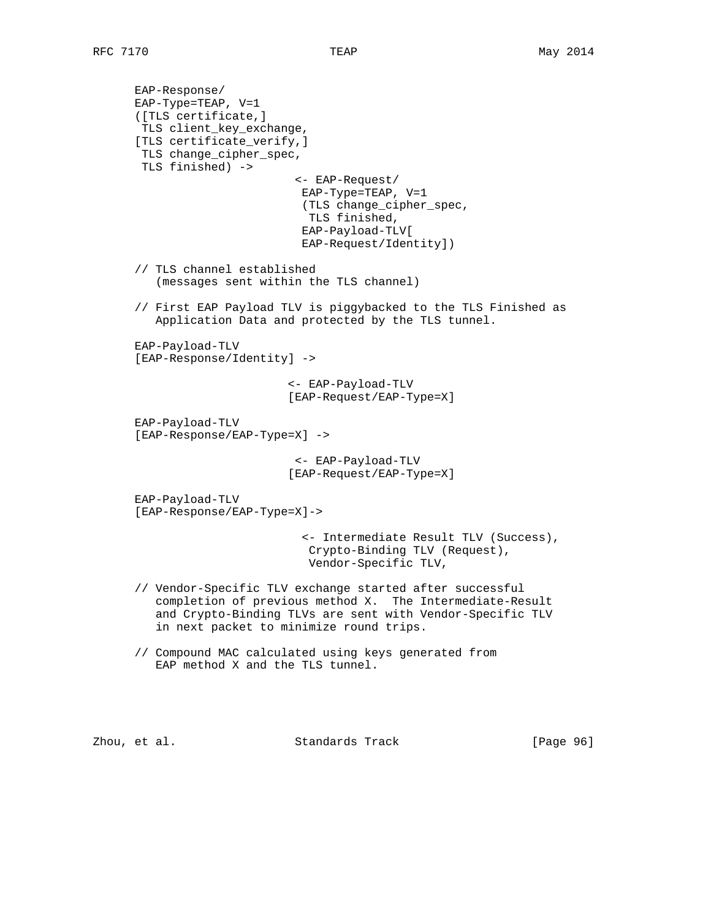```
EAP-Response/
EAP-Type=TEAP, V=1
([TLS certificate,]
 TLS client_key_exchange,
[TLS certificate_verify,]
 TLS change_cipher_spec,
 TLS finished) ->
                          <- EAP-Request/
                           EAP-Type=TEAP, V=1
                           (TLS change_cipher_spec,
                            TLS finished,
                           EAP-Payload-TLV[
                           EAP-Request/Identity])

// TLS channel established
   (messages sent within the TLS channel)

// First EAP Payload TLV is piggybacked to the TLS Finished as
   Application Data and protected by the TLS tunnel.

EAP-Payload-TLV
[EAP-Response/Identity] ->

                         <- EAP-Payload-TLV
                         [EAP-Request/EAP-Type=X]

EAP-Payload-TLV
[EAP-Response/EAP-Type=X] ->

                          <- EAP-Payload-TLV
                         [EAP-Request/EAP-Type=X]

EAP-Payload-TLV
[EAP-Response/EAP-Type=X]->

                           <- Intermediate Result TLV (Success),
                            Crypto-Binding TLV (Request),
                            Vendor-Specific TLV,

// Vendor-Specific TLV exchange started after successful
   completion of previous method X.  The Intermediate-Result
   and Crypto-Binding TLVs are sent with Vendor-Specific TLV
   in next packet to minimize round trips.

// Compound MAC calculated using keys generated from
   EAP method X and the TLS tunnel.
```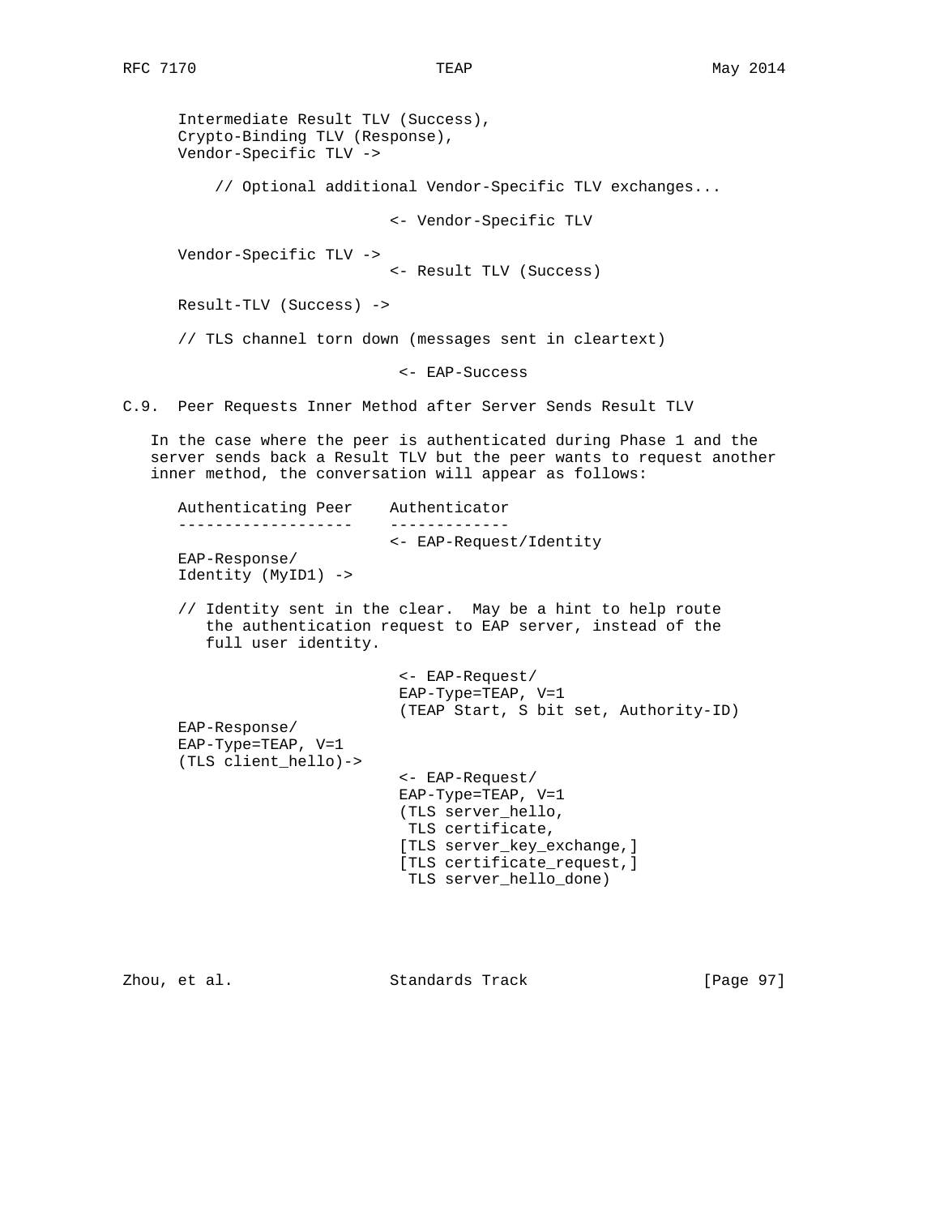```
   Intermediate Result TLV (Success),
   Crypto-Binding TLV (Response),
   Vendor-Specific TLV ->

       // Optional additional Vendor-Specific TLV exchanges...

                            <- Vendor-Specific TLV

   Vendor-Specific TLV ->
                            <- Result TLV (Success)

   Result-TLV (Success) ->

   // TLS channel torn down (messages sent in cleartext)

                             <- EAP-Success
```

## C.9. Peer Requests Inner Method after Server Sends Result TLV

In the case where the peer is authenticated during Phase 1 and the server sends back a Result TLV but the peer wants to request another inner method, the conversation will appear as follows:

```
   Authenticating Peer    Authenticator
   -------------------    -------------
                          <- EAP-Request/Identity
   EAP-Response/
   Identity (MyID1) ->

   // Identity sent in the clear.  May be a hint to help route
      the authentication request to EAP server, instead of the
      full user identity.

                           <- EAP-Request/
                           EAP-Type=TEAP, V=1
                           (TEAP Start, S bit set, Authority-ID)
   EAP-Response/
   EAP-Type=TEAP, V=1
   (TLS client_hello)->
                           <- EAP-Request/
                           EAP-Type=TEAP, V=1
                           (TLS server_hello,
                            TLS certificate,
                           [TLS server_key_exchange,]
                           [TLS certificate_request,]
                            TLS server_hello_done)
```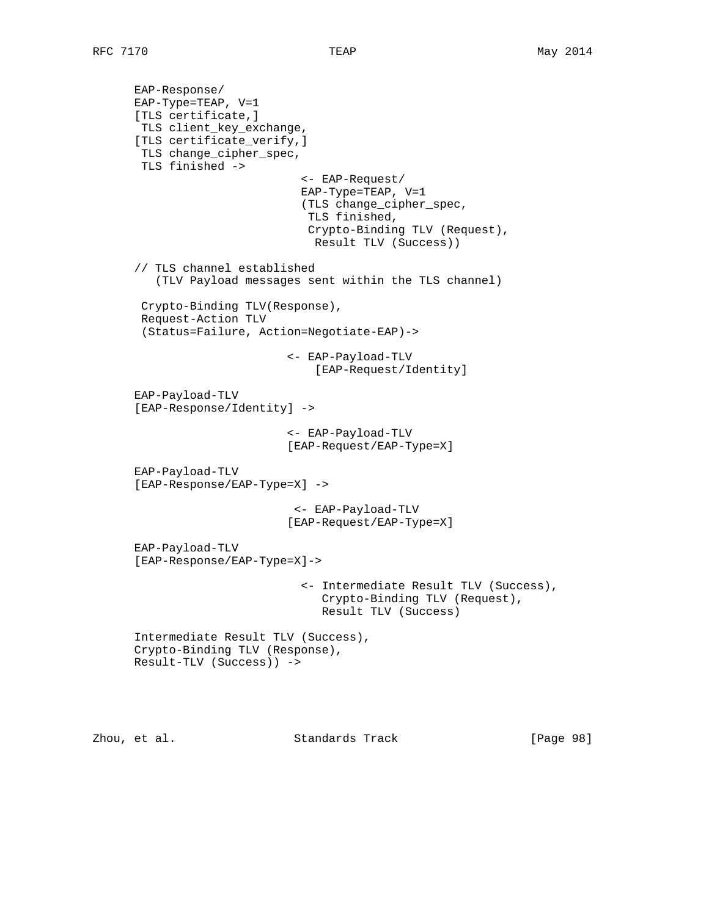```
      EAP-Response/
      EAP-Type=TEAP, V=1
      [TLS certificate,]
       TLS client_key_exchange,
      [TLS certificate_verify,]
       TLS change_cipher_spec,
       TLS finished ->
                              <- EAP-Request/
                              EAP-Type=TEAP, V=1
                              (TLS change_cipher_spec,
                               TLS finished,
                               Crypto-Binding TLV (Request),
                                Result TLV (Success))

      // TLS channel established
         (TLV Payload messages sent within the TLS channel)

       Crypto-Binding TLV(Response),
       Request-Action TLV
       (Status=Failure, Action=Negotiate-EAP)->

                            <- EAP-Payload-TLV
                                [EAP-Request/Identity]

      EAP-Payload-TLV
      [EAP-Response/Identity] ->

                            <- EAP-Payload-TLV
                            [EAP-Request/EAP-Type=X]

      EAP-Payload-TLV
      [EAP-Response/EAP-Type=X] ->

                             <- EAP-Payload-TLV
                            [EAP-Request/EAP-Type=X]

      EAP-Payload-TLV
      [EAP-Response/EAP-Type=X]->

                              <- Intermediate Result TLV (Success),
                                 Crypto-Binding TLV (Request),
                                 Result TLV (Success)

      Intermediate Result TLV (Success),
      Crypto-Binding TLV (Response),
      Result-TLV (Success)) ->
```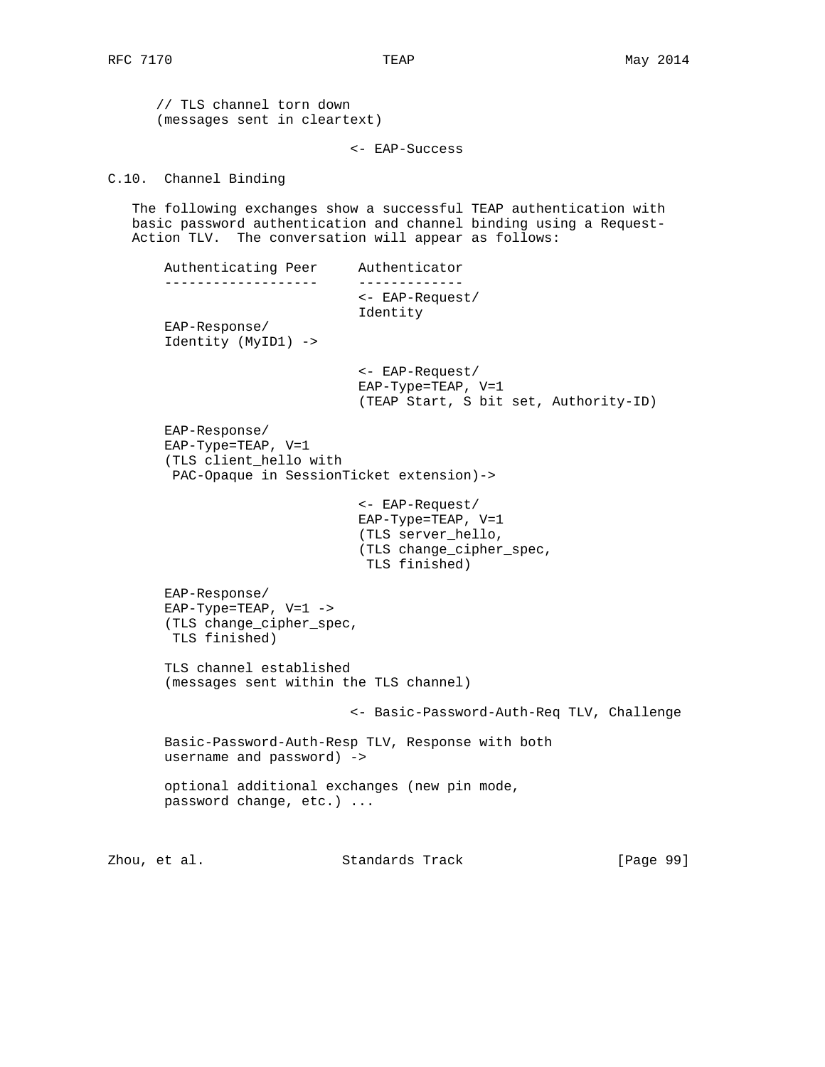```
   // TLS channel torn down
   (messages sent in cleartext)

                             <- EAP-Success
```

## C.10. Channel Binding

The following exchanges show a successful TEAP authentication with basic password authentication and channel binding using a Request-Action TLV. The conversation will appear as follows:

```
    Authenticating Peer     Authenticator
    -------------------     -------------
                            <- EAP-Request/
                            Identity
    EAP-Response/
    Identity (MyID1) ->

                            <- EAP-Request/
                            EAP-Type=TEAP, V=1
                            (TEAP Start, S bit set, Authority-ID)

    EAP-Response/
    EAP-Type=TEAP, V=1
    (TLS client_hello with
     PAC-Opaque in SessionTicket extension)->

                            <- EAP-Request/
                            EAP-Type=TEAP, V=1
                            (TLS server_hello,
                            (TLS change_cipher_spec,
                             TLS finished)

    EAP-Response/
    EAP-Type=TEAP, V=1 ->
    (TLS change_cipher_spec,
     TLS finished)

    TLS channel established
    (messages sent within the TLS channel)

                           <- Basic-Password-Auth-Req TLV, Challenge

    Basic-Password-Auth-Resp TLV, Response with both
    username and password) ->

    optional additional exchanges (new pin mode,
    password change, etc.) ...
```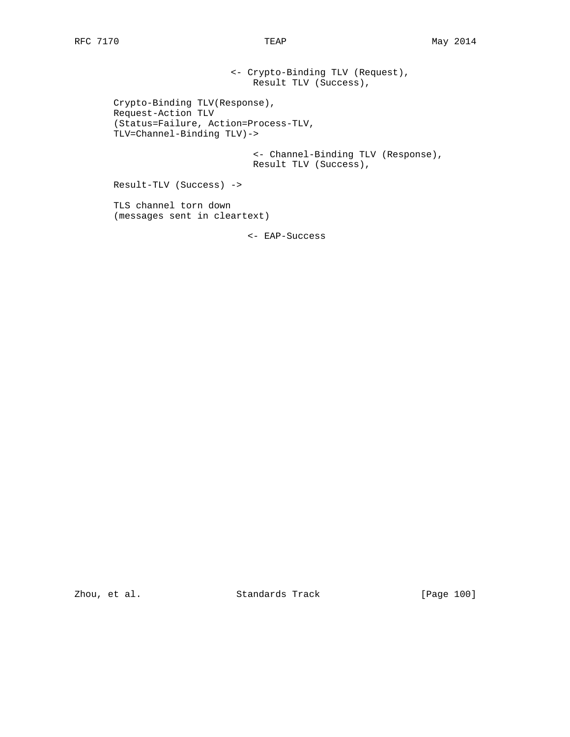```
                         <- Crypto-Binding TLV (Request),
                             Result TLV (Success),

   Crypto-Binding TLV(Response),
   Request-Action TLV
   (Status=Failure, Action=Process-TLV,
   TLV=Channel-Binding TLV)->

                             <- Channel-Binding TLV (Response),
                             Result TLV (Success),

   Result-TLV (Success) ->

   TLS channel torn down
   (messages sent in cleartext)

                            <- EAP-Success
```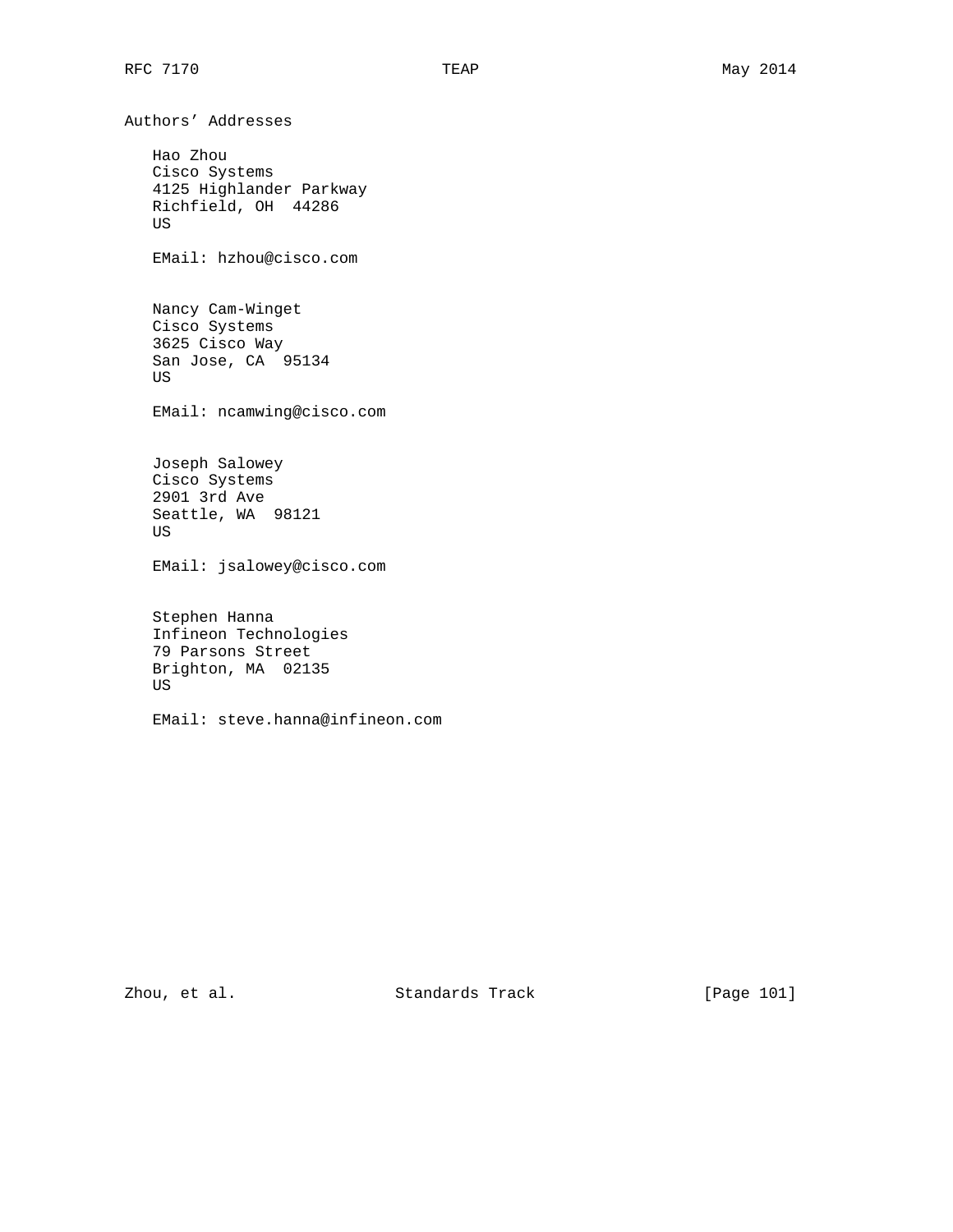## Authors' Addresses

Hao Zhou
Cisco Systems
4125 Highlander Parkway
Richfield, OH  44286
US

EMail: hzhou@cisco.com

Nancy Cam-Winget
Cisco Systems
3625 Cisco Way
San Jose, CA  95134
US

EMail: ncamwing@cisco.com

Joseph Salowey
Cisco Systems
2901 3rd Ave
Seattle, WA  98121
US

EMail: jsalowey@cisco.com

Stephen Hanna
Infineon Technologies
79 Parsons Street
Brighton, MA  02135
US

EMail: steve.hanna@infineon.com